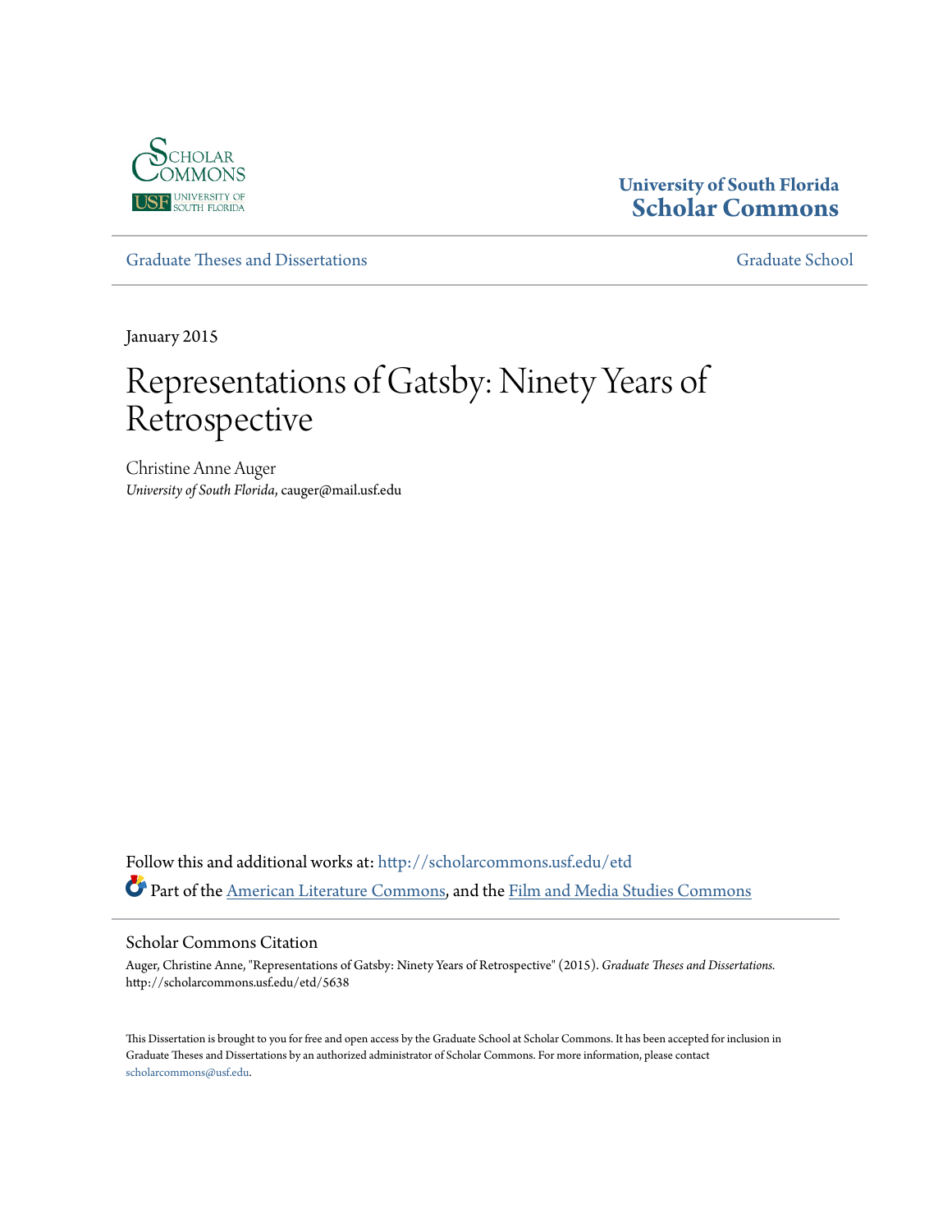Scholar Commons
USF University of South Florida

**University of South Florida**
**Scholar Commons**

Graduate Theses and Dissertations | Graduate School

January 2015

# Representations of Gatsby: Ninety Years of Retrospective

Christine Anne Auger
*University of South Florida*, cauger@mail.usf.edu

Follow this and additional works at: http://scholarcommons.usf.edu/etd

Part of the American Literature Commons, and the Film and Media Studies Commons

## Scholar Commons Citation

Auger, Christine Anne, "Representations of Gatsby: Ninety Years of Retrospective" (2015). *Graduate Theses and Dissertations.* http://scholarcommons.usf.edu/etd/5638

This Dissertation is brought to you for free and open access by the Graduate School at Scholar Commons. It has been accepted for inclusion in Graduate Theses and Dissertations by an authorized administrator of Scholar Commons. For more information, please contact scholarcommons@usf.edu.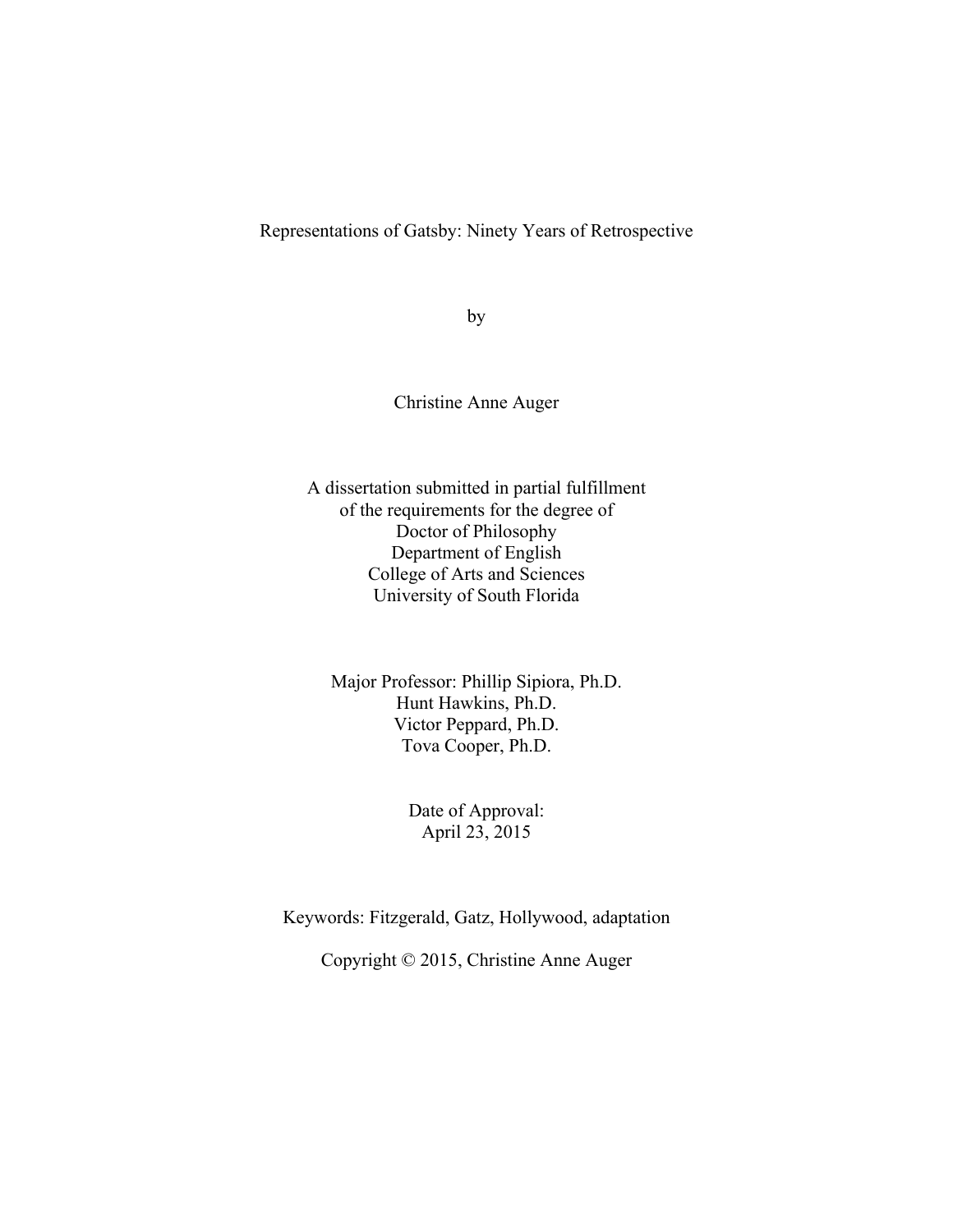Representations of Gatsby: Ninety Years of Retrospective

by

Christine Anne Auger

A dissertation submitted in partial fulfillment
of the requirements for the degree of
Doctor of Philosophy
Department of English
College of Arts and Sciences
University of South Florida

Major Professor: Phillip Sipiora, Ph.D.
Hunt Hawkins, Ph.D.
Victor Peppard, Ph.D.
Tova Cooper, Ph.D.

Date of Approval:
April 23, 2015

Keywords: Fitzgerald, Gatz, Hollywood, adaptation

Copyright © 2015, Christine Anne Auger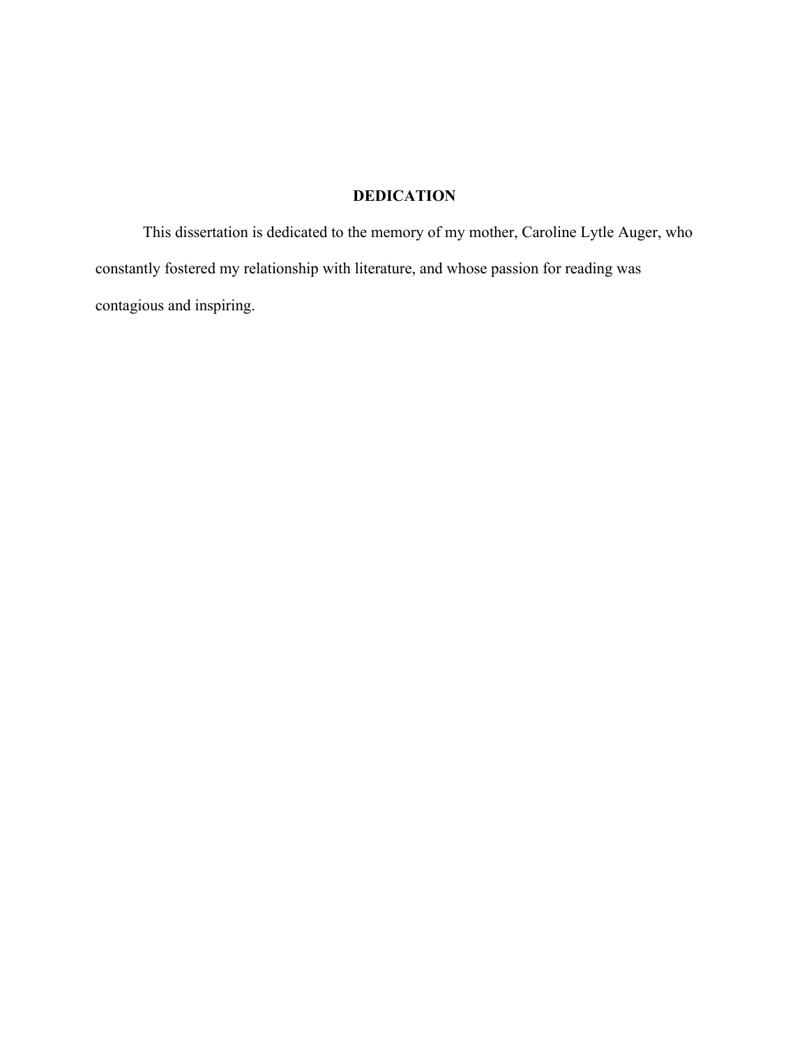## DEDICATION

This dissertation is dedicated to the memory of my mother, Caroline Lytle Auger, who constantly fostered my relationship with literature, and whose passion for reading was contagious and inspiring.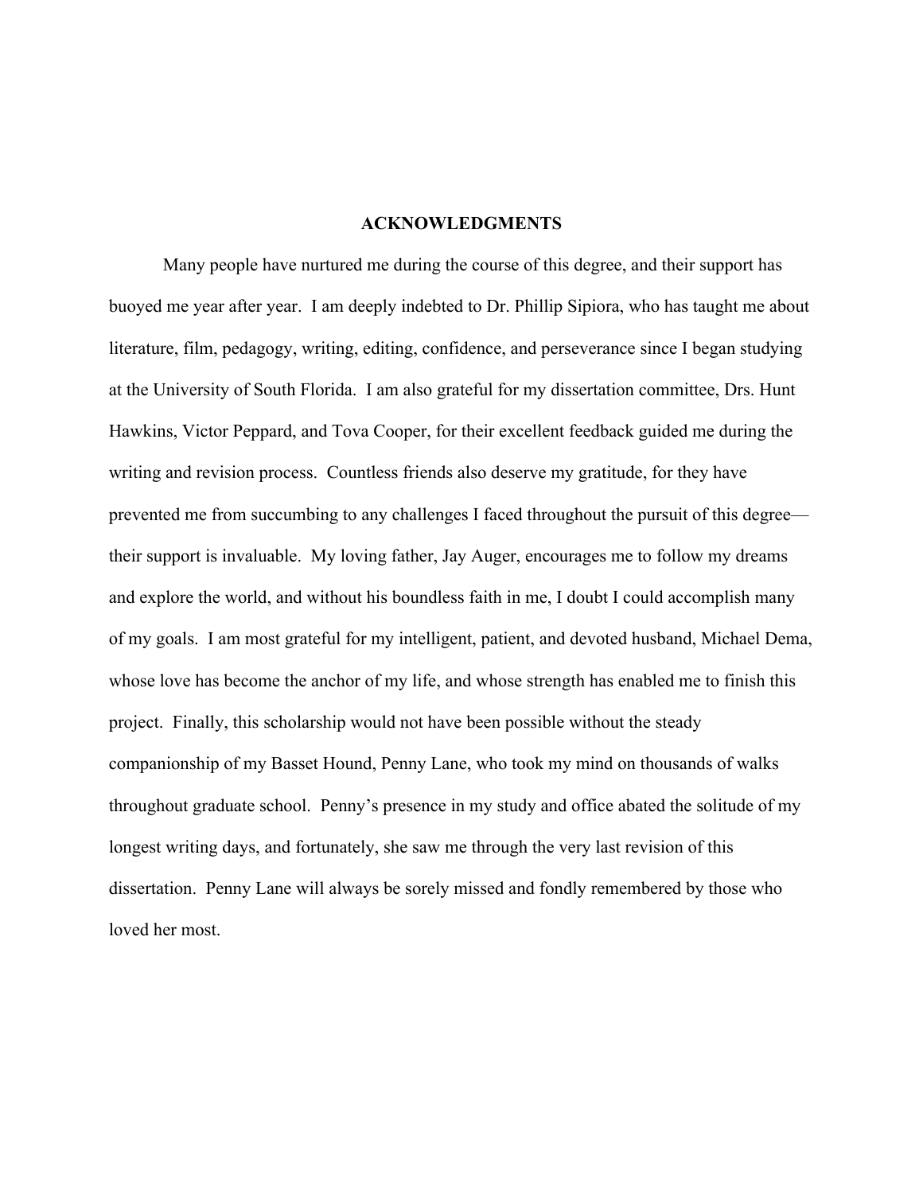# ACKNOWLEDGMENTS

Many people have nurtured me during the course of this degree, and their support has buoyed me year after year. I am deeply indebted to Dr. Phillip Sipiora, who has taught me about literature, film, pedagogy, writing, editing, confidence, and perseverance since I began studying at the University of South Florida. I am also grateful for my dissertation committee, Drs. Hunt Hawkins, Victor Peppard, and Tova Cooper, for their excellent feedback guided me during the writing and revision process. Countless friends also deserve my gratitude, for they have prevented me from succumbing to any challenges I faced throughout the pursuit of this degree—their support is invaluable. My loving father, Jay Auger, encourages me to follow my dreams and explore the world, and without his boundless faith in me, I doubt I could accomplish many of my goals. I am most grateful for my intelligent, patient, and devoted husband, Michael Dema, whose love has become the anchor of my life, and whose strength has enabled me to finish this project. Finally, this scholarship would not have been possible without the steady companionship of my Basset Hound, Penny Lane, who took my mind on thousands of walks throughout graduate school. Penny's presence in my study and office abated the solitude of my longest writing days, and fortunately, she saw me through the very last revision of this dissertation. Penny Lane will always be sorely missed and fondly remembered by those who loved her most.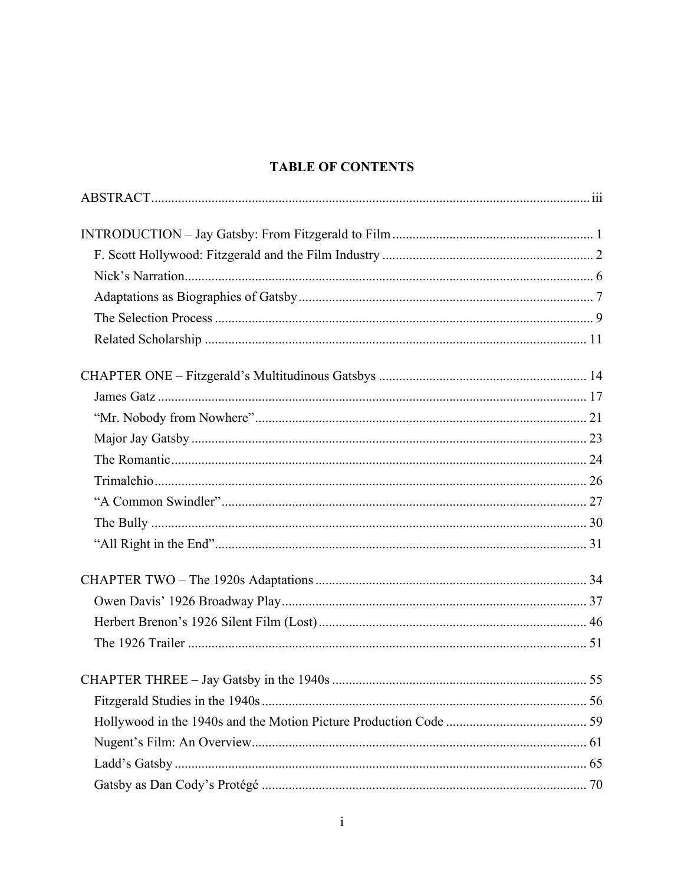## TABLE OF CONTENTS

ABSTRACT .......... iii

INTRODUCTION – Jay Gatsby: From Fitzgerald to Film .......... 1
- F. Scott Hollywood: Fitzgerald and the Film Industry .......... 2
- Nick's Narration .......... 6
- Adaptations as Biographies of Gatsby .......... 7
- The Selection Process .......... 9
- Related Scholarship .......... 11

CHAPTER ONE – Fitzgerald's Multitudinous Gatsbys .......... 14
- James Gatz .......... 17
- "Mr. Nobody from Nowhere" .......... 21
- Major Jay Gatsby .......... 23
- The Romantic .......... 24
- Trimalchio .......... 26
- "A Common Swindler" .......... 27
- The Bully .......... 30
- "All Right in the End" .......... 31

CHAPTER TWO – The 1920s Adaptations .......... 34
- Owen Davis' 1926 Broadway Play .......... 37
- Herbert Brenon's 1926 Silent Film (Lost) .......... 46
- The 1926 Trailer .......... 51

CHAPTER THREE – Jay Gatsby in the 1940s .......... 55
- Fitzgerald Studies in the 1940s .......... 56
- Hollywood in the 1940s and the Motion Picture Production Code .......... 59
- Nugent's Film: An Overview .......... 61
- Ladd's Gatsby .......... 65
- Gatsby as Dan Cody's Protégé .......... 70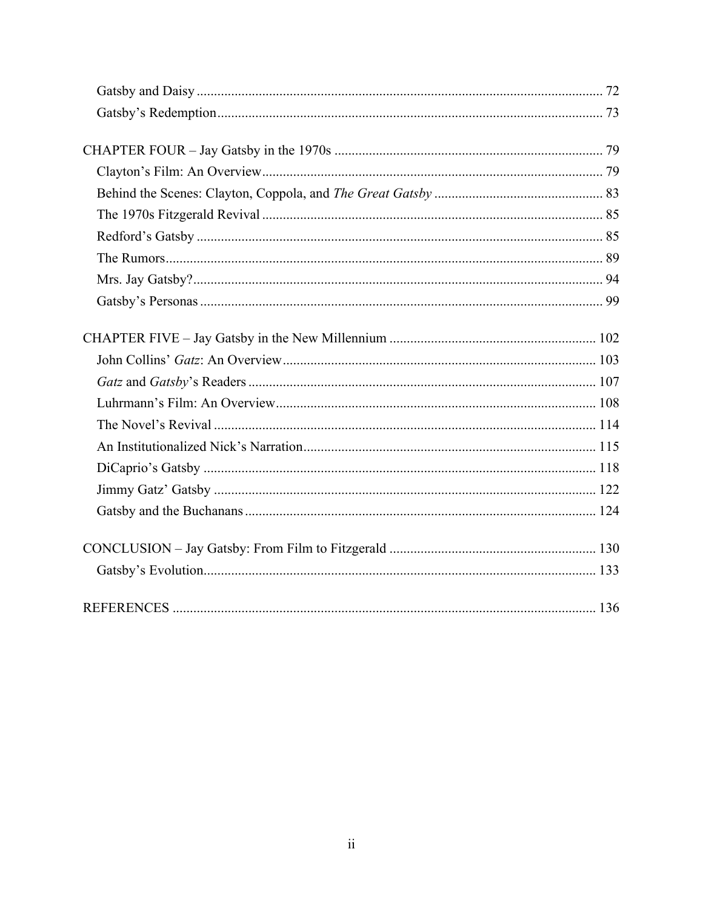Gatsby and Daisy ..................................................................................................................... 72
Gatsby's Redemption............................................................................................................... 73

CHAPTER FOUR – Jay Gatsby in the 1970s ............................................................................. 79
Clayton's Film: An Overview.................................................................................................. 79
Behind the Scenes: Clayton, Coppola, and *The Great Gatsby* ................................................ 83
The 1970s Fitzgerald Revival .................................................................................................. 85
Redford's Gatsby ..................................................................................................................... 85
The Rumors.............................................................................................................................. 89
Mrs. Jay Gatsby?...................................................................................................................... 94
Gatsby's Personas .................................................................................................................... 99

CHAPTER FIVE – Jay Gatsby in the New Millennium ............................................................ 102
John Collins' *Gatz*: An Overview........................................................................................... 103
*Gatz* and *Gatsby*'s Readers .................................................................................................... 107
Luhrmann's Film: An Overview............................................................................................. 108
The Novel's Revival ............................................................................................................... 114
An Institutionalized Nick's Narration..................................................................................... 115
DiCaprio's Gatsby .................................................................................................................. 118
Jimmy Gatz' Gatsby ............................................................................................................... 122
Gatsby and the Buchanans...................................................................................................... 124

CONCLUSION – Jay Gatsby: From Film to Fitzgerald ............................................................ 130
Gatsby's Evolution.................................................................................................................. 133

REFERENCES ........................................................................................................................... 136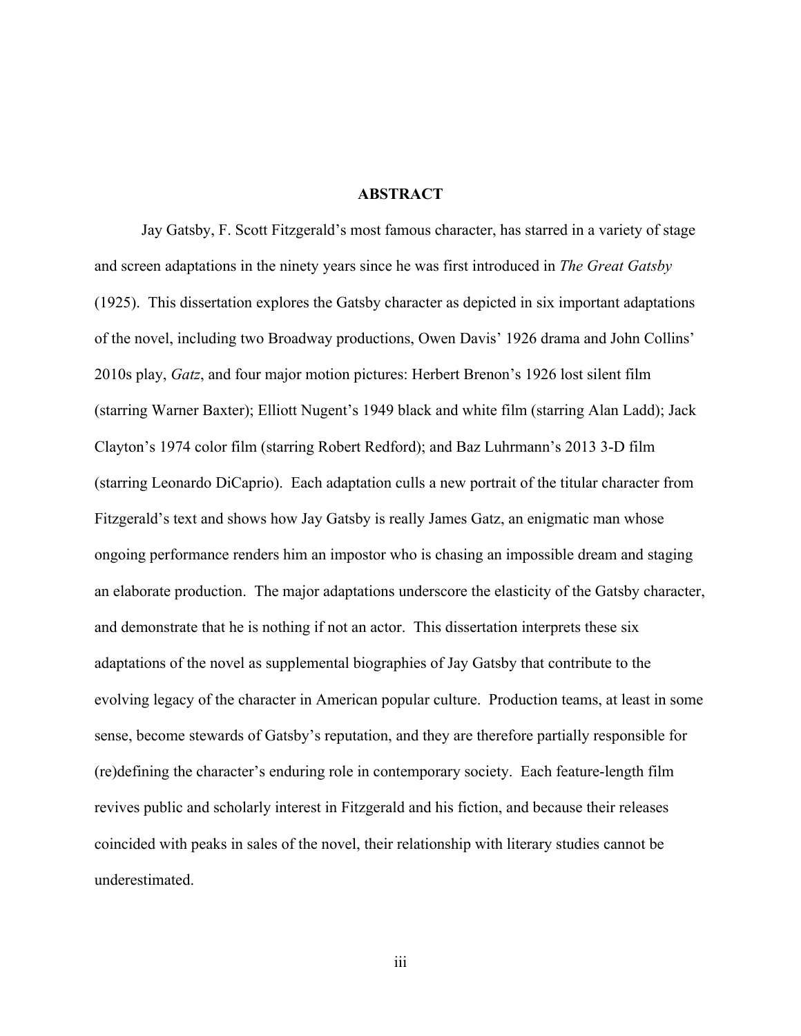## ABSTRACT

Jay Gatsby, F. Scott Fitzgerald's most famous character, has starred in a variety of stage and screen adaptations in the ninety years since he was first introduced in *The Great Gatsby* (1925). This dissertation explores the Gatsby character as depicted in six important adaptations of the novel, including two Broadway productions, Owen Davis' 1926 drama and John Collins' 2010s play, *Gatz*, and four major motion pictures: Herbert Brenon's 1926 lost silent film (starring Warner Baxter); Elliott Nugent's 1949 black and white film (starring Alan Ladd); Jack Clayton's 1974 color film (starring Robert Redford); and Baz Luhrmann's 2013 3-D film (starring Leonardo DiCaprio). Each adaptation culls a new portrait of the titular character from Fitzgerald's text and shows how Jay Gatsby is really James Gatz, an enigmatic man whose ongoing performance renders him an impostor who is chasing an impossible dream and staging an elaborate production. The major adaptations underscore the elasticity of the Gatsby character, and demonstrate that he is nothing if not an actor. This dissertation interprets these six adaptations of the novel as supplemental biographies of Jay Gatsby that contribute to the evolving legacy of the character in American popular culture. Production teams, at least in some sense, become stewards of Gatsby's reputation, and they are therefore partially responsible for (re)defining the character's enduring role in contemporary society. Each feature-length film revives public and scholarly interest in Fitzgerald and his fiction, and because their releases coincided with peaks in sales of the novel, their relationship with literary studies cannot be underestimated.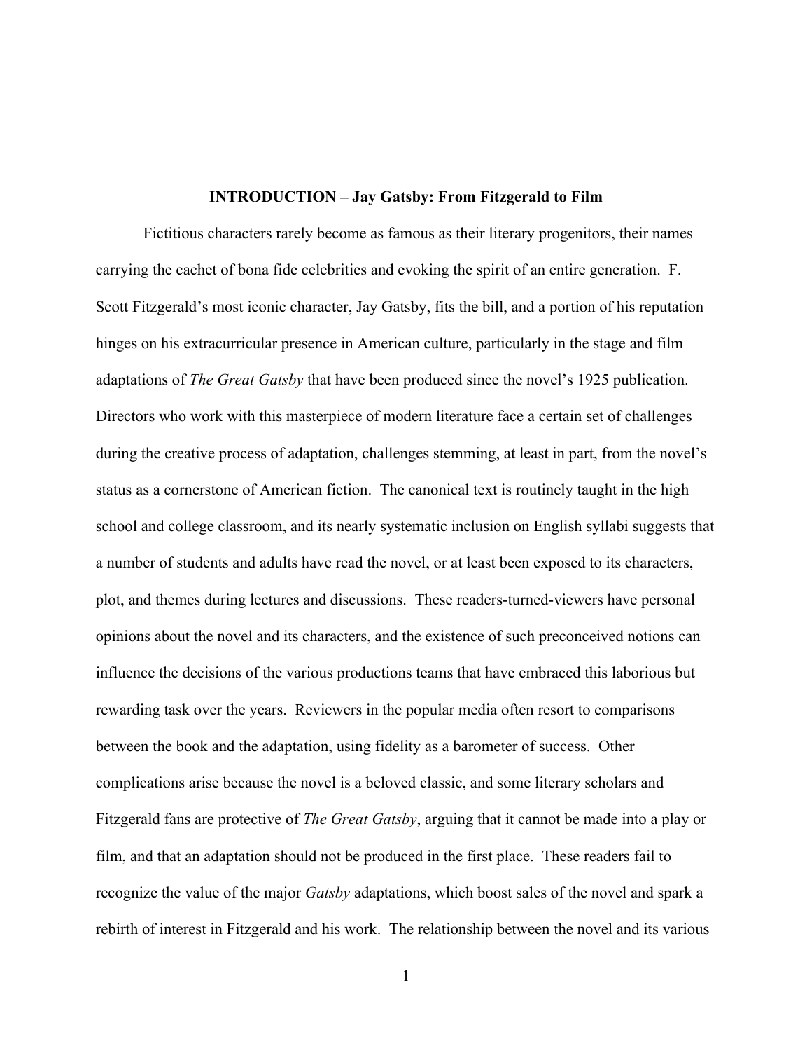## INTRODUCTION – Jay Gatsby: From Fitzgerald to Film

Fictitious characters rarely become as famous as their literary progenitors, their names carrying the cachet of bona fide celebrities and evoking the spirit of an entire generation. F. Scott Fitzgerald's most iconic character, Jay Gatsby, fits the bill, and a portion of his reputation hinges on his extracurricular presence in American culture, particularly in the stage and film adaptations of *The Great Gatsby* that have been produced since the novel's 1925 publication. Directors who work with this masterpiece of modern literature face a certain set of challenges during the creative process of adaptation, challenges stemming, at least in part, from the novel's status as a cornerstone of American fiction. The canonical text is routinely taught in the high school and college classroom, and its nearly systematic inclusion on English syllabi suggests that a number of students and adults have read the novel, or at least been exposed to its characters, plot, and themes during lectures and discussions. These readers-turned-viewers have personal opinions about the novel and its characters, and the existence of such preconceived notions can influence the decisions of the various productions teams that have embraced this laborious but rewarding task over the years. Reviewers in the popular media often resort to comparisons between the book and the adaptation, using fidelity as a barometer of success. Other complications arise because the novel is a beloved classic, and some literary scholars and Fitzgerald fans are protective of *The Great Gatsby*, arguing that it cannot be made into a play or film, and that an adaptation should not be produced in the first place. These readers fail to recognize the value of the major *Gatsby* adaptations, which boost sales of the novel and spark a rebirth of interest in Fitzgerald and his work. The relationship between the novel and its various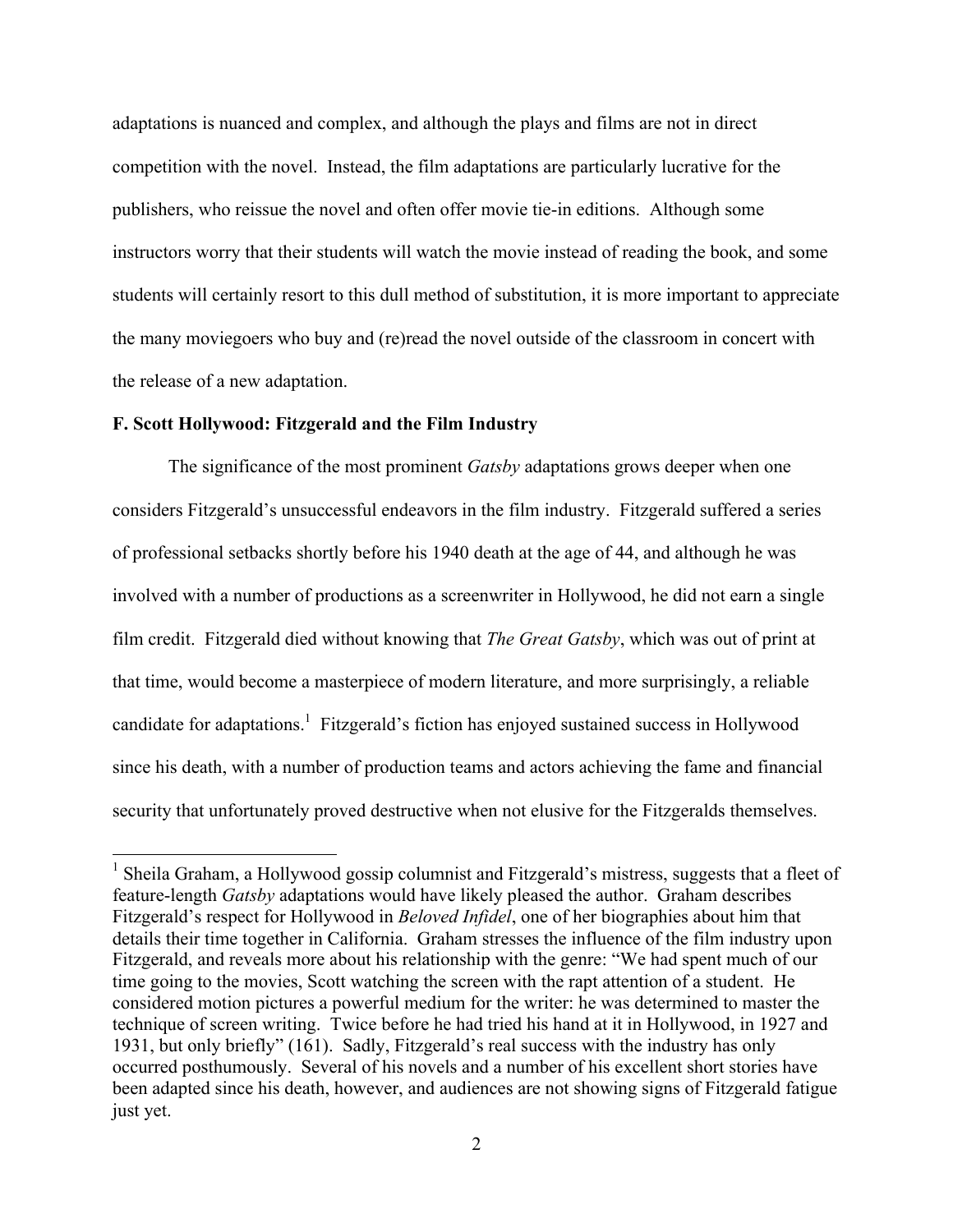adaptations is nuanced and complex, and although the plays and films are not in direct competition with the novel. Instead, the film adaptations are particularly lucrative for the publishers, who reissue the novel and often offer movie tie-in editions. Although some instructors worry that their students will watch the movie instead of reading the book, and some students will certainly resort to this dull method of substitution, it is more important to appreciate the many moviegoers who buy and (re)read the novel outside of the classroom in concert with the release of a new adaptation.

**F. Scott Hollywood: Fitzgerald and the Film Industry**

The significance of the most prominent *Gatsby* adaptations grows deeper when one considers Fitzgerald's unsuccessful endeavors in the film industry. Fitzgerald suffered a series of professional setbacks shortly before his 1940 death at the age of 44, and although he was involved with a number of productions as a screenwriter in Hollywood, he did not earn a single film credit. Fitzgerald died without knowing that *The Great Gatsby*, which was out of print at that time, would become a masterpiece of modern literature, and more surprisingly, a reliable candidate for adaptations.[1] Fitzgerald's fiction has enjoyed sustained success in Hollywood since his death, with a number of production teams and actors achieving the fame and financial security that unfortunately proved destructive when not elusive for the Fitzgeralds themselves.

---

[1] Sheila Graham, a Hollywood gossip columnist and Fitzgerald's mistress, suggests that a fleet of feature-length *Gatsby* adaptations would have likely pleased the author. Graham describes Fitzgerald's respect for Hollywood in *Beloved Infidel*, one of her biographies about him that details their time together in California. Graham stresses the influence of the film industry upon Fitzgerald, and reveals more about his relationship with the genre: "We had spent much of our time going to the movies, Scott watching the screen with the rapt attention of a student. He considered motion pictures a powerful medium for the writer: he was determined to master the technique of screen writing. Twice before he had tried his hand at it in Hollywood, in 1927 and 1931, but only briefly" (161). Sadly, Fitzgerald's real success with the industry has only occurred posthumously. Several of his novels and a number of his excellent short stories have been adapted since his death, however, and audiences are not showing signs of Fitzgerald fatigue just yet.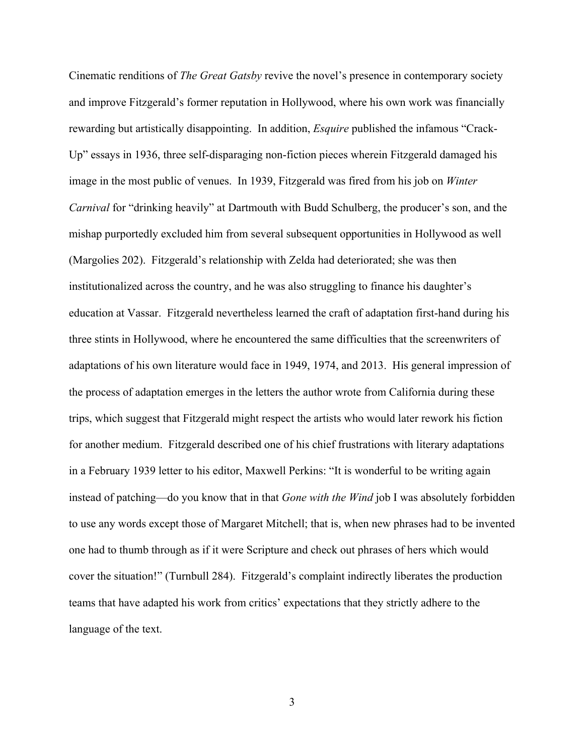Cinematic renditions of *The Great Gatsby* revive the novel's presence in contemporary society and improve Fitzgerald's former reputation in Hollywood, where his own work was financially rewarding but artistically disappointing. In addition, *Esquire* published the infamous "Crack-Up" essays in 1936, three self-disparaging non-fiction pieces wherein Fitzgerald damaged his image in the most public of venues. In 1939, Fitzgerald was fired from his job on *Winter Carnival* for "drinking heavily" at Dartmouth with Budd Schulberg, the producer's son, and the mishap purportedly excluded him from several subsequent opportunities in Hollywood as well (Margolies 202). Fitzgerald's relationship with Zelda had deteriorated; she was then institutionalized across the country, and he was also struggling to finance his daughter's education at Vassar. Fitzgerald nevertheless learned the craft of adaptation first-hand during his three stints in Hollywood, where he encountered the same difficulties that the screenwriters of adaptations of his own literature would face in 1949, 1974, and 2013. His general impression of the process of adaptation emerges in the letters the author wrote from California during these trips, which suggest that Fitzgerald might respect the artists who would later rework his fiction for another medium. Fitzgerald described one of his chief frustrations with literary adaptations in a February 1939 letter to his editor, Maxwell Perkins: "It is wonderful to be writing again instead of patching—do you know that in that *Gone with the Wind* job I was absolutely forbidden to use any words except those of Margaret Mitchell; that is, when new phrases had to be invented one had to thumb through as if it were Scripture and check out phrases of hers which would cover the situation!" (Turnbull 284). Fitzgerald's complaint indirectly liberates the production teams that have adapted his work from critics' expectations that they strictly adhere to the language of the text.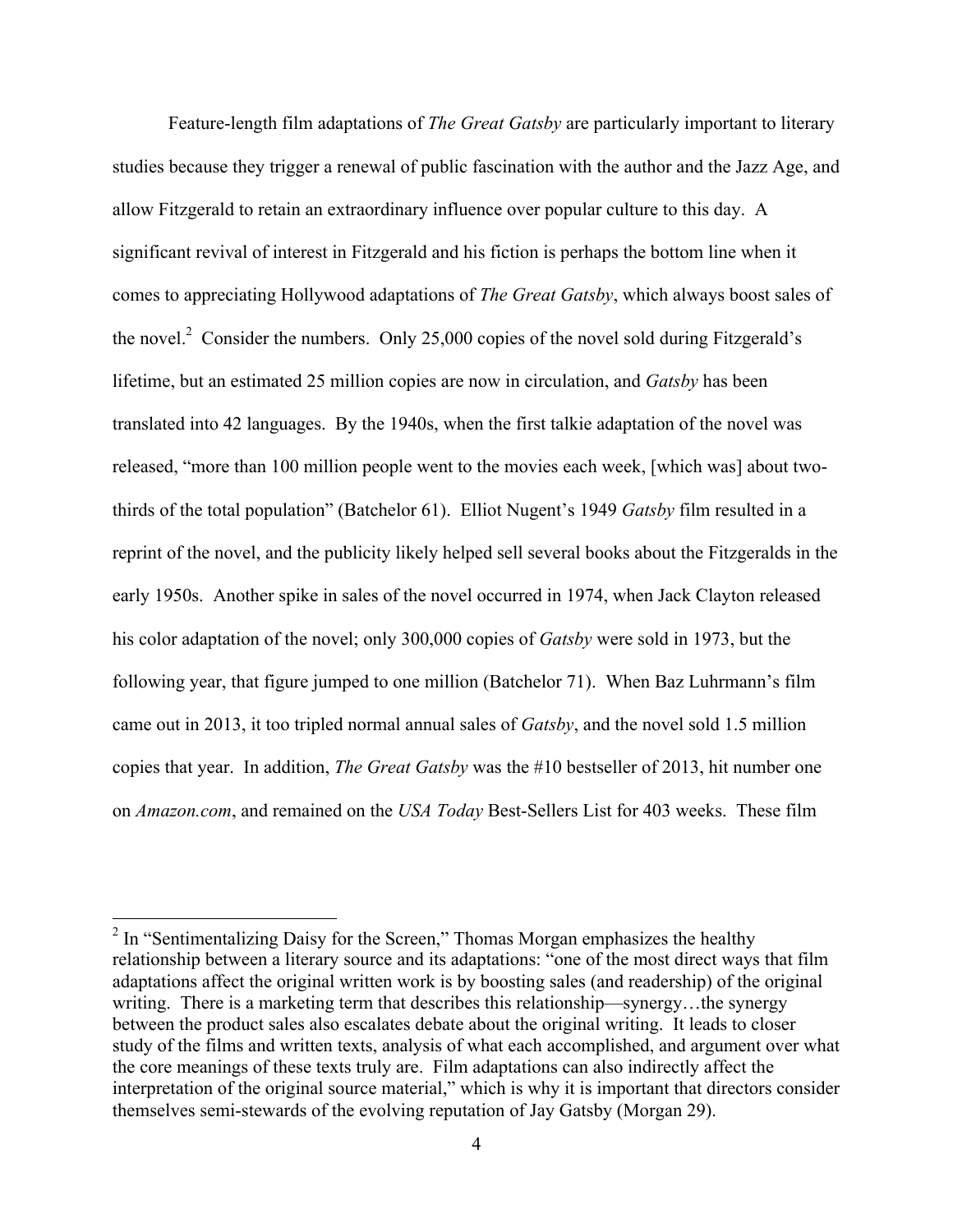Feature-length film adaptations of *The Great Gatsby* are particularly important to literary studies because they trigger a renewal of public fascination with the author and the Jazz Age, and allow Fitzgerald to retain an extraordinary influence over popular culture to this day. A significant revival of interest in Fitzgerald and his fiction is perhaps the bottom line when it comes to appreciating Hollywood adaptations of *The Great Gatsby*, which always boost sales of the novel.[2] Consider the numbers. Only 25,000 copies of the novel sold during Fitzgerald's lifetime, but an estimated 25 million copies are now in circulation, and *Gatsby* has been translated into 42 languages. By the 1940s, when the first talkie adaptation of the novel was released, "more than 100 million people went to the movies each week, [which was] about two-thirds of the total population" (Batchelor 61). Elliot Nugent's 1949 *Gatsby* film resulted in a reprint of the novel, and the publicity likely helped sell several books about the Fitzgeralds in the early 1950s. Another spike in sales of the novel occurred in 1974, when Jack Clayton released his color adaptation of the novel; only 300,000 copies of *Gatsby* were sold in 1973, but the following year, that figure jumped to one million (Batchelor 71). When Baz Luhrmann's film came out in 2013, it too tripled normal annual sales of *Gatsby*, and the novel sold 1.5 million copies that year. In addition, *The Great Gatsby* was the #10 bestseller of 2013, hit number one on *Amazon.com*, and remained on the *USA Today* Best-Sellers List for 403 weeks. These film

---

[2] In "Sentimentalizing Daisy for the Screen," Thomas Morgan emphasizes the healthy relationship between a literary source and its adaptations: "one of the most direct ways that film adaptations affect the original written work is by boosting sales (and readership) of the original writing. There is a marketing term that describes this relationship—synergy…the synergy between the product sales also escalates debate about the original writing. It leads to closer study of the films and written texts, analysis of what each accomplished, and argument over what the core meanings of these texts truly are. Film adaptations can also indirectly affect the interpretation of the original source material," which is why it is important that directors consider themselves semi-stewards of the evolving reputation of Jay Gatsby (Morgan 29).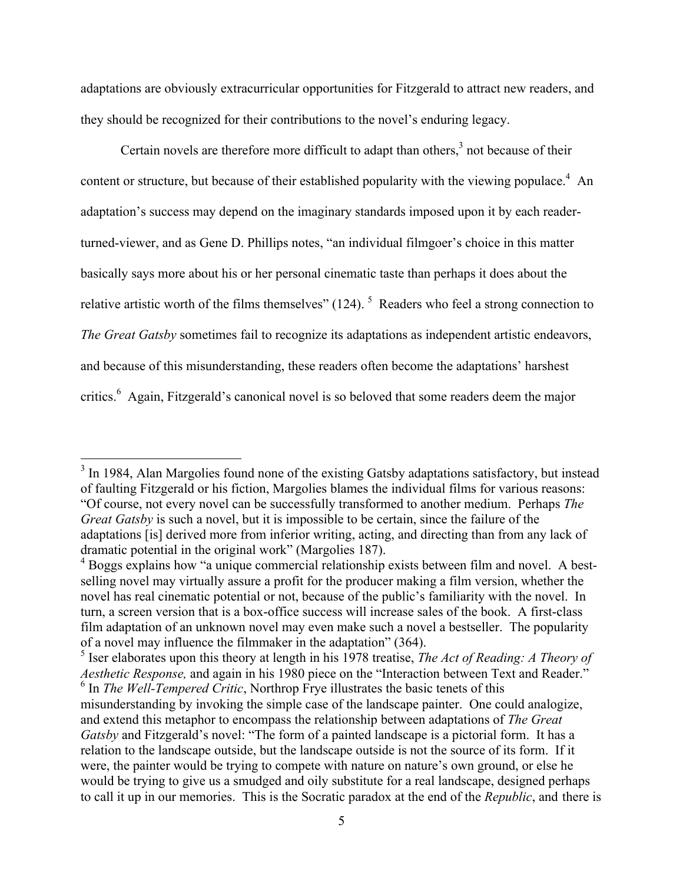adaptations are obviously extracurricular opportunities for Fitzgerald to attract new readers, and they should be recognized for their contributions to the novel's enduring legacy.

Certain novels are therefore more difficult to adapt than others,[3] not because of their content or structure, but because of their established popularity with the viewing populace.[4] An adaptation's success may depend on the imaginary standards imposed upon it by each reader-turned-viewer, and as Gene D. Phillips notes, "an individual filmgoer's choice in this matter basically says more about his or her personal cinematic taste than perhaps it does about the relative artistic worth of the films themselves" (124).[5] Readers who feel a strong connection to *The Great Gatsby* sometimes fail to recognize its adaptations as independent artistic endeavors, and because of this misunderstanding, these readers often become the adaptations' harshest critics.[6] Again, Fitzgerald's canonical novel is so beloved that some readers deem the major

---

[3] In 1984, Alan Margolies found none of the existing Gatsby adaptations satisfactory, but instead of faulting Fitzgerald or his fiction, Margolies blames the individual films for various reasons: "Of course, not every novel can be successfully transformed to another medium. Perhaps *The Great Gatsby* is such a novel, but it is impossible to be certain, since the failure of the adaptations [is] derived more from inferior writing, acting, and directing than from any lack of dramatic potential in the original work" (Margolies 187).

[4] Boggs explains how "a unique commercial relationship exists between film and novel. A best-selling novel may virtually assure a profit for the producer making a film version, whether the novel has real cinematic potential or not, because of the public's familiarity with the novel. In turn, a screen version that is a box-office success will increase sales of the book. A first-class film adaptation of an unknown novel may even make such a novel a bestseller. The popularity of a novel may influence the filmmaker in the adaptation" (364).

[5] Iser elaborates upon this theory at length in his 1978 treatise, *The Act of Reading: A Theory of Aesthetic Response,* and again in his 1980 piece on the "Interaction between Text and Reader."

[6] In *The Well-Tempered Critic*, Northrop Frye illustrates the basic tenets of this misunderstanding by invoking the simple case of the landscape painter. One could analogize, and extend this metaphor to encompass the relationship between adaptations of *The Great Gatsby* and Fitzgerald's novel: "The form of a painted landscape is a pictorial form. It has a relation to the landscape outside, but the landscape outside is not the source of its form. If it were, the painter would be trying to compete with nature on nature's own ground, or else he would be trying to give us a smudged and oily substitute for a real landscape, designed perhaps to call it up in our memories. This is the Socratic paradox at the end of the *Republic*, and there is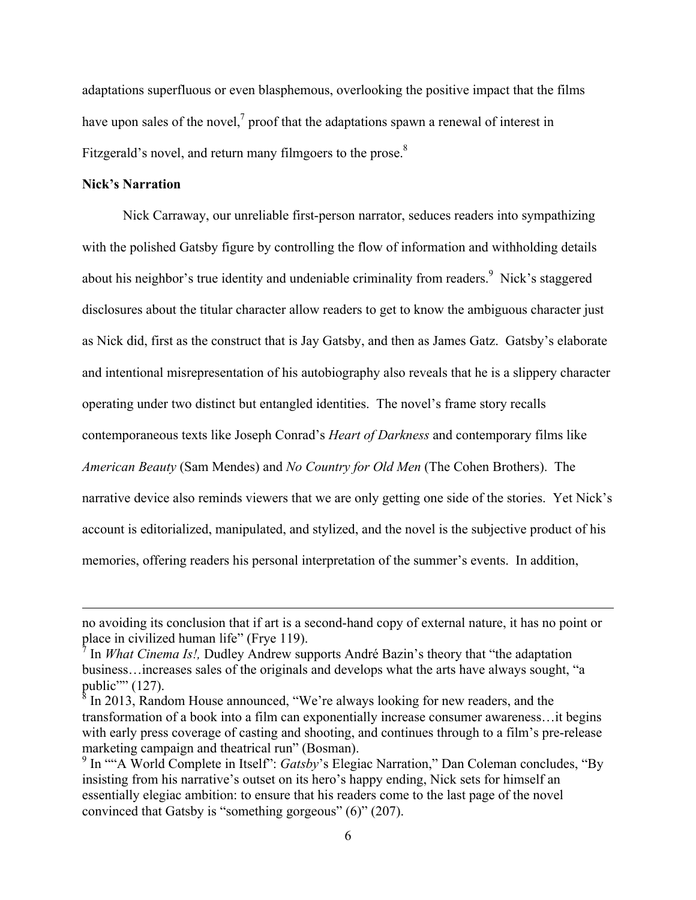adaptations superfluous or even blasphemous, overlooking the positive impact that the films have upon sales of the novel,[7] proof that the adaptations spawn a renewal of interest in Fitzgerald's novel, and return many filmgoers to the prose.[8]

**Nick's Narration**

Nick Carraway, our unreliable first-person narrator, seduces readers into sympathizing with the polished Gatsby figure by controlling the flow of information and withholding details about his neighbor's true identity and undeniable criminality from readers.[9] Nick's staggered disclosures about the titular character allow readers to get to know the ambiguous character just as Nick did, first as the construct that is Jay Gatsby, and then as James Gatz. Gatsby's elaborate and intentional misrepresentation of his autobiography also reveals that he is a slippery character operating under two distinct but entangled identities. The novel's frame story recalls contemporaneous texts like Joseph Conrad's *Heart of Darkness* and contemporary films like *American Beauty* (Sam Mendes) and *No Country for Old Men* (The Cohen Brothers). The narrative device also reminds viewers that we are only getting one side of the stories. Yet Nick's account is editorialized, manipulated, and stylized, and the novel is the subjective product of his memories, offering readers his personal interpretation of the summer's events. In addition,

---

no avoiding its conclusion that if art is a second-hand copy of external nature, it has no point or place in civilized human life" (Frye 119).

[7] In *What Cinema Is!,* Dudley Andrew supports André Bazin's theory that "the adaptation business…increases sales of the originals and develops what the arts have always sought, "a public"" (127).

[8] In 2013, Random House announced, "We're always looking for new readers, and the transformation of a book into a film can exponentially increase consumer awareness…it begins with early press coverage of casting and shooting, and continues through to a film's pre-release marketing campaign and theatrical run" (Bosman).

[9] In ""A World Complete in Itself": *Gatsby*'s Elegiac Narration," Dan Coleman concludes, "By insisting from his narrative's outset on its hero's happy ending, Nick sets for himself an essentially elegiac ambition: to ensure that his readers come to the last page of the novel convinced that Gatsby is "something gorgeous" (6)" (207).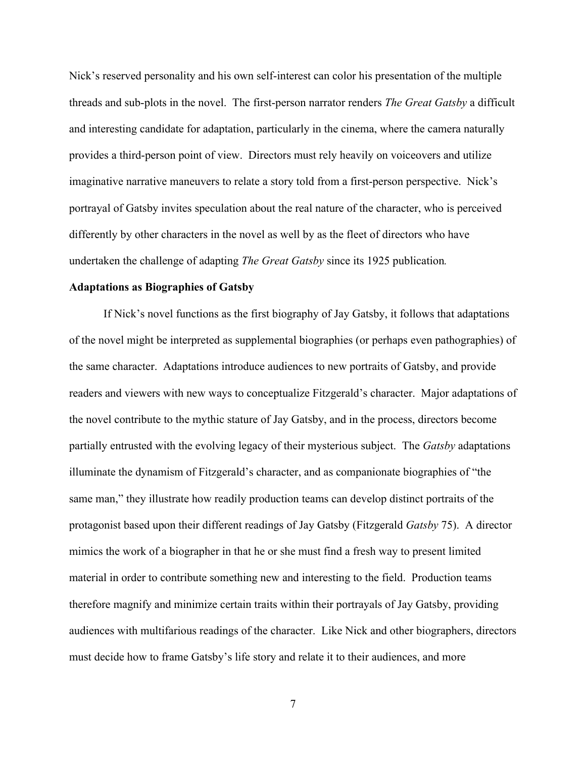Nick's reserved personality and his own self-interest can color his presentation of the multiple threads and sub-plots in the novel. The first-person narrator renders *The Great Gatsby* a difficult and interesting candidate for adaptation, particularly in the cinema, where the camera naturally provides a third-person point of view. Directors must rely heavily on voiceovers and utilize imaginative narrative maneuvers to relate a story told from a first-person perspective. Nick's portrayal of Gatsby invites speculation about the real nature of the character, who is perceived differently by other characters in the novel as well by as the fleet of directors who have undertaken the challenge of adapting *The Great Gatsby* since its 1925 publication.

**Adaptations as Biographies of Gatsby**

If Nick's novel functions as the first biography of Jay Gatsby, it follows that adaptations of the novel might be interpreted as supplemental biographies (or perhaps even pathographies) of the same character. Adaptations introduce audiences to new portraits of Gatsby, and provide readers and viewers with new ways to conceptualize Fitzgerald's character. Major adaptations of the novel contribute to the mythic stature of Jay Gatsby, and in the process, directors become partially entrusted with the evolving legacy of their mysterious subject. The *Gatsby* adaptations illuminate the dynamism of Fitzgerald's character, and as companionate biographies of "the same man," they illustrate how readily production teams can develop distinct portraits of the protagonist based upon their different readings of Jay Gatsby (Fitzgerald *Gatsby* 75). A director mimics the work of a biographer in that he or she must find a fresh way to present limited material in order to contribute something new and interesting to the field. Production teams therefore magnify and minimize certain traits within their portrayals of Jay Gatsby, providing audiences with multifarious readings of the character. Like Nick and other biographers, directors must decide how to frame Gatsby's life story and relate it to their audiences, and more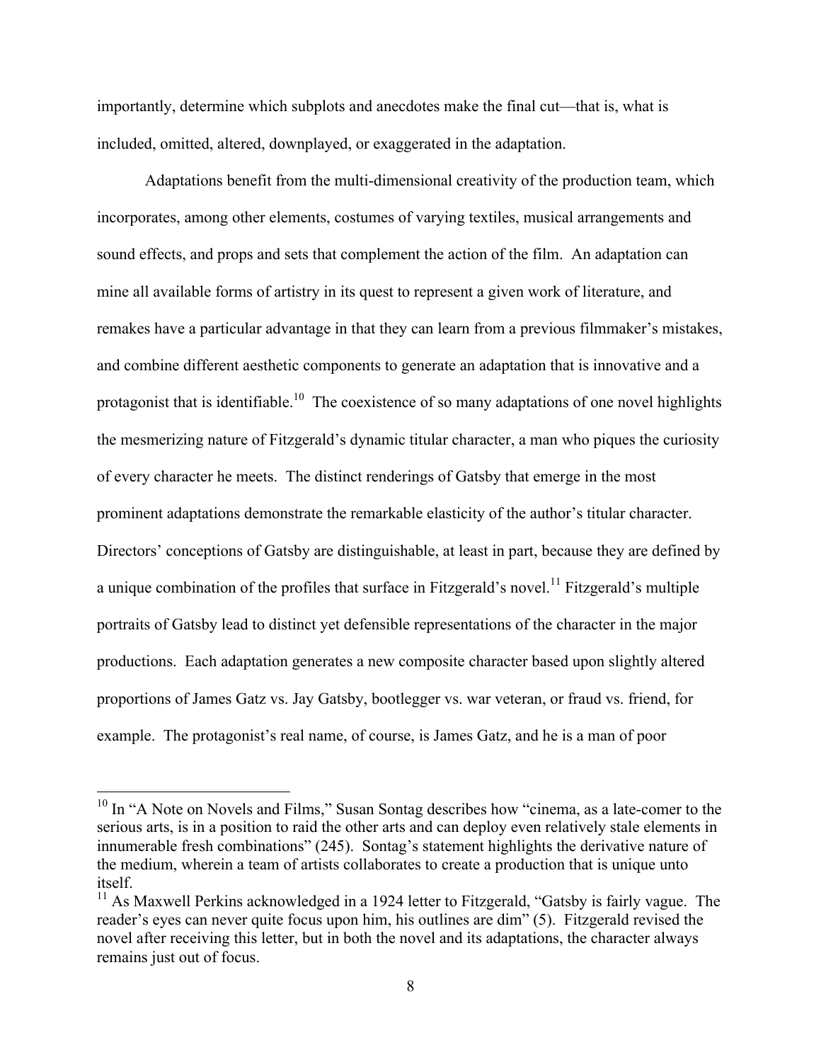importantly, determine which subplots and anecdotes make the final cut—that is, what is included, omitted, altered, downplayed, or exaggerated in the adaptation.

Adaptations benefit from the multi-dimensional creativity of the production team, which incorporates, among other elements, costumes of varying textiles, musical arrangements and sound effects, and props and sets that complement the action of the film. An adaptation can mine all available forms of artistry in its quest to represent a given work of literature, and remakes have a particular advantage in that they can learn from a previous filmmaker's mistakes, and combine different aesthetic components to generate an adaptation that is innovative and a protagonist that is identifiable.[10] The coexistence of so many adaptations of one novel highlights the mesmerizing nature of Fitzgerald's dynamic titular character, a man who piques the curiosity of every character he meets. The distinct renderings of Gatsby that emerge in the most prominent adaptations demonstrate the remarkable elasticity of the author's titular character. Directors' conceptions of Gatsby are distinguishable, at least in part, because they are defined by a unique combination of the profiles that surface in Fitzgerald's novel.[11] Fitzgerald's multiple portraits of Gatsby lead to distinct yet defensible representations of the character in the major productions. Each adaptation generates a new composite character based upon slightly altered proportions of James Gatz vs. Jay Gatsby, bootlegger vs. war veteran, or fraud vs. friend, for example. The protagonist's real name, of course, is James Gatz, and he is a man of poor

---

[10] In "A Note on Novels and Films," Susan Sontag describes how "cinema, as a late-comer to the serious arts, is in a position to raid the other arts and can deploy even relatively stale elements in innumerable fresh combinations" (245). Sontag's statement highlights the derivative nature of the medium, wherein a team of artists collaborates to create a production that is unique unto itself.

[11] As Maxwell Perkins acknowledged in a 1924 letter to Fitzgerald, "Gatsby is fairly vague. The reader's eyes can never quite focus upon him, his outlines are dim" (5). Fitzgerald revised the novel after receiving this letter, but in both the novel and its adaptations, the character always remains just out of focus.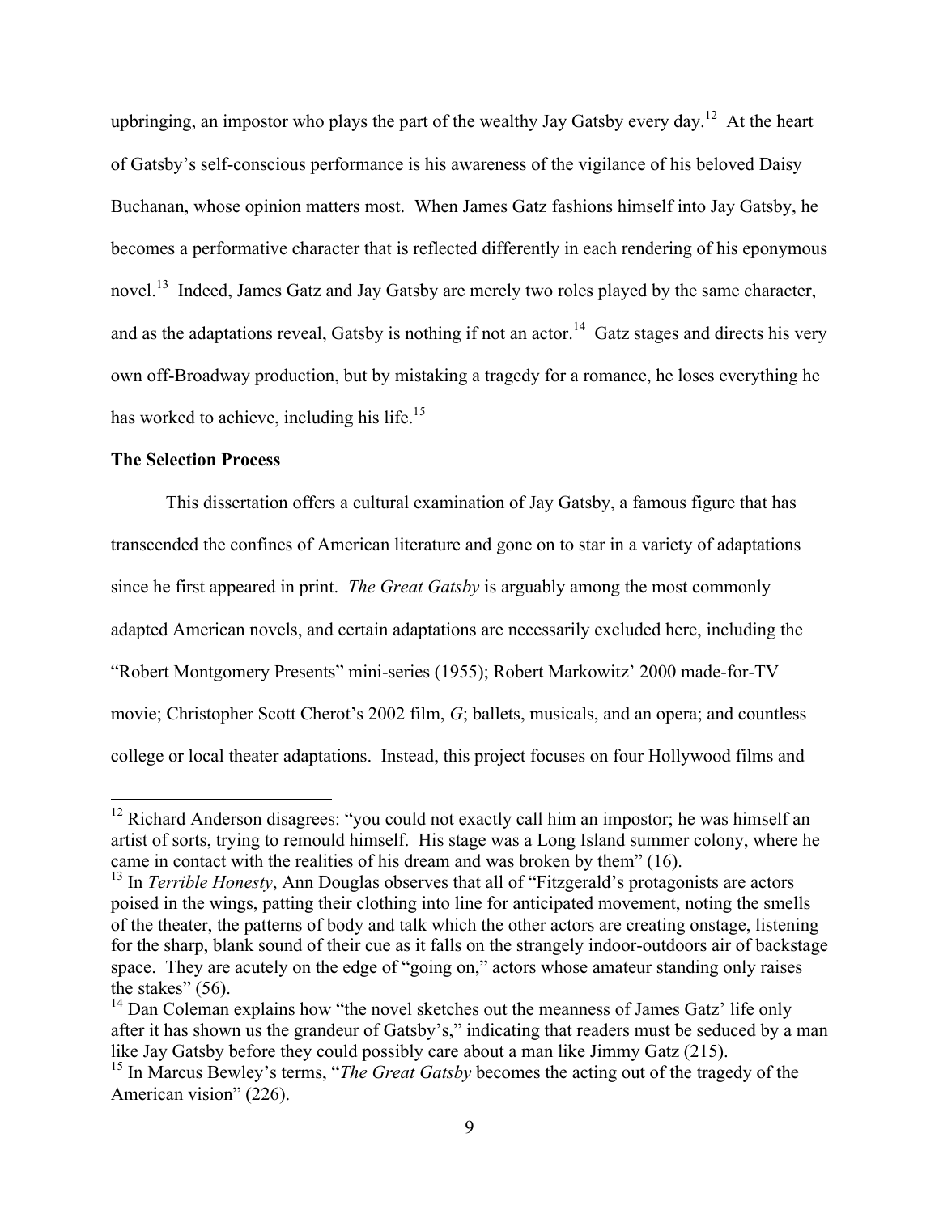upbringing, an impostor who plays the part of the wealthy Jay Gatsby every day.[12] At the heart of Gatsby's self-conscious performance is his awareness of the vigilance of his beloved Daisy Buchanan, whose opinion matters most. When James Gatz fashions himself into Jay Gatsby, he becomes a performative character that is reflected differently in each rendering of his eponymous novel.[13] Indeed, James Gatz and Jay Gatsby are merely two roles played by the same character, and as the adaptations reveal, Gatsby is nothing if not an actor.[14] Gatz stages and directs his very own off-Broadway production, but by mistaking a tragedy for a romance, he loses everything he has worked to achieve, including his life.[15]

**The Selection Process**

This dissertation offers a cultural examination of Jay Gatsby, a famous figure that has transcended the confines of American literature and gone on to star in a variety of adaptations since he first appeared in print. *The Great Gatsby* is arguably among the most commonly adapted American novels, and certain adaptations are necessarily excluded here, including the "Robert Montgomery Presents" mini-series (1955); Robert Markowitz' 2000 made-for-TV movie; Christopher Scott Cherot's 2002 film, *G*; ballets, musicals, and an opera; and countless college or local theater adaptations. Instead, this project focuses on four Hollywood films and

---

[12] Richard Anderson disagrees: "you could not exactly call him an impostor; he was himself an artist of sorts, trying to remould himself. His stage was a Long Island summer colony, where he came in contact with the realities of his dream and was broken by them" (16).

[13] In *Terrible Honesty*, Ann Douglas observes that all of "Fitzgerald's protagonists are actors poised in the wings, patting their clothing into line for anticipated movement, noting the smells of the theater, the patterns of body and talk which the other actors are creating onstage, listening for the sharp, blank sound of their cue as it falls on the strangely indoor-outdoors air of backstage space. They are acutely on the edge of "going on," actors whose amateur standing only raises the stakes" (56).

[14] Dan Coleman explains how "the novel sketches out the meanness of James Gatz' life only after it has shown us the grandeur of Gatsby's," indicating that readers must be seduced by a man like Jay Gatsby before they could possibly care about a man like Jimmy Gatz (215).

[15] In Marcus Bewley's terms, "*The Great Gatsby* becomes the acting out of the tragedy of the American vision" (226).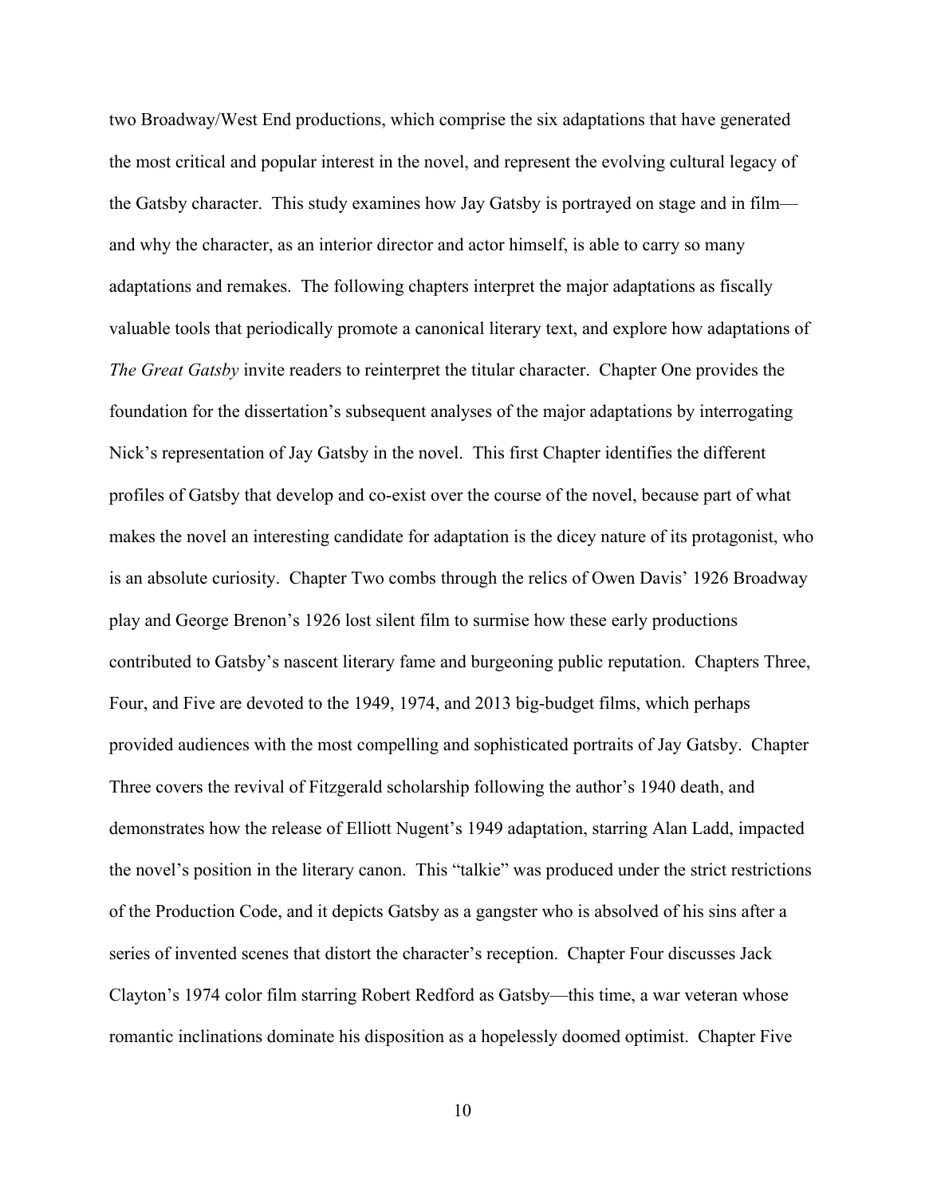two Broadway/West End productions, which comprise the six adaptations that have generated the most critical and popular interest in the novel, and represent the evolving cultural legacy of the Gatsby character. This study examines how Jay Gatsby is portrayed on stage and in film—and why the character, as an interior director and actor himself, is able to carry so many adaptations and remakes. The following chapters interpret the major adaptations as fiscally valuable tools that periodically promote a canonical literary text, and explore how adaptations of *The Great Gatsby* invite readers to reinterpret the titular character. Chapter One provides the foundation for the dissertation's subsequent analyses of the major adaptations by interrogating Nick's representation of Jay Gatsby in the novel. This first Chapter identifies the different profiles of Gatsby that develop and co-exist over the course of the novel, because part of what makes the novel an interesting candidate for adaptation is the dicey nature of its protagonist, who is an absolute curiosity. Chapter Two combs through the relics of Owen Davis' 1926 Broadway play and George Brenon's 1926 lost silent film to surmise how these early productions contributed to Gatsby's nascent literary fame and burgeoning public reputation. Chapters Three, Four, and Five are devoted to the 1949, 1974, and 2013 big-budget films, which perhaps provided audiences with the most compelling and sophisticated portraits of Jay Gatsby. Chapter Three covers the revival of Fitzgerald scholarship following the author's 1940 death, and demonstrates how the release of Elliott Nugent's 1949 adaptation, starring Alan Ladd, impacted the novel's position in the literary canon. This "talkie" was produced under the strict restrictions of the Production Code, and it depicts Gatsby as a gangster who is absolved of his sins after a series of invented scenes that distort the character's reception. Chapter Four discusses Jack Clayton's 1974 color film starring Robert Redford as Gatsby—this time, a war veteran whose romantic inclinations dominate his disposition as a hopelessly doomed optimist. Chapter Five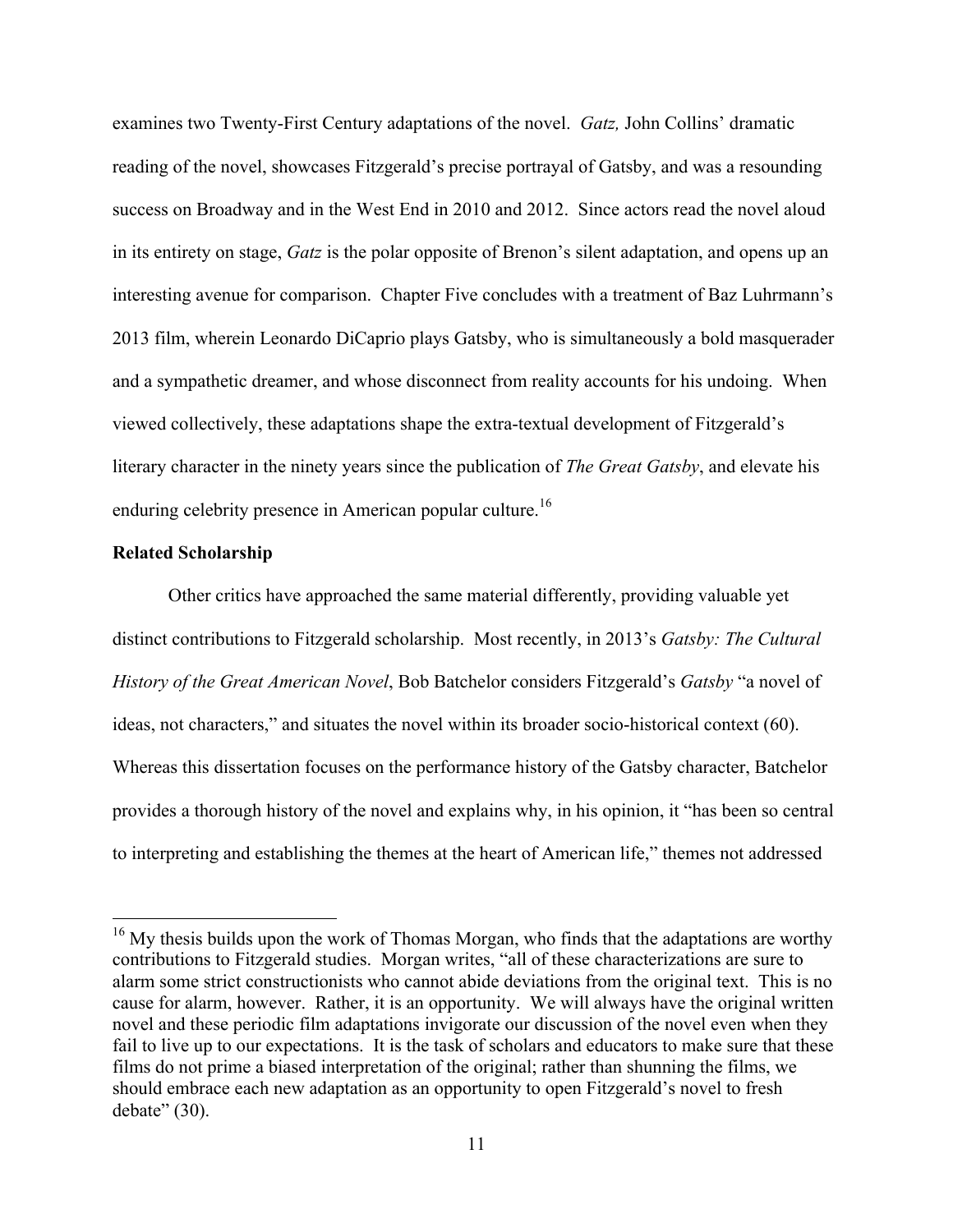examines two Twenty-First Century adaptations of the novel. *Gatz,* John Collins' dramatic reading of the novel, showcases Fitzgerald's precise portrayal of Gatsby, and was a resounding success on Broadway and in the West End in 2010 and 2012. Since actors read the novel aloud in its entirety on stage, *Gatz* is the polar opposite of Brenon's silent adaptation, and opens up an interesting avenue for comparison. Chapter Five concludes with a treatment of Baz Luhrmann's 2013 film, wherein Leonardo DiCaprio plays Gatsby, who is simultaneously a bold masquerader and a sympathetic dreamer, and whose disconnect from reality accounts for his undoing. When viewed collectively, these adaptations shape the extra-textual development of Fitzgerald's literary character in the ninety years since the publication of *The Great Gatsby*, and elevate his enduring celebrity presence in American popular culture.[16]

**Related Scholarship**

Other critics have approached the same material differently, providing valuable yet distinct contributions to Fitzgerald scholarship. Most recently, in 2013's *Gatsby: The Cultural History of the Great American Novel*, Bob Batchelor considers Fitzgerald's *Gatsby* "a novel of ideas, not characters," and situates the novel within its broader socio-historical context (60). Whereas this dissertation focuses on the performance history of the Gatsby character, Batchelor provides a thorough history of the novel and explains why, in his opinion, it "has been so central to interpreting and establishing the themes at the heart of American life," themes not addressed

[16] My thesis builds upon the work of Thomas Morgan, who finds that the adaptations are worthy contributions to Fitzgerald studies. Morgan writes, "all of these characterizations are sure to alarm some strict constructionists who cannot abide deviations from the original text. This is no cause for alarm, however. Rather, it is an opportunity. We will always have the original written novel and these periodic film adaptations invigorate our discussion of the novel even when they fail to live up to our expectations. It is the task of scholars and educators to make sure that these films do not prime a biased interpretation of the original; rather than shunning the films, we should embrace each new adaptation as an opportunity to open Fitzgerald's novel to fresh debate" (30).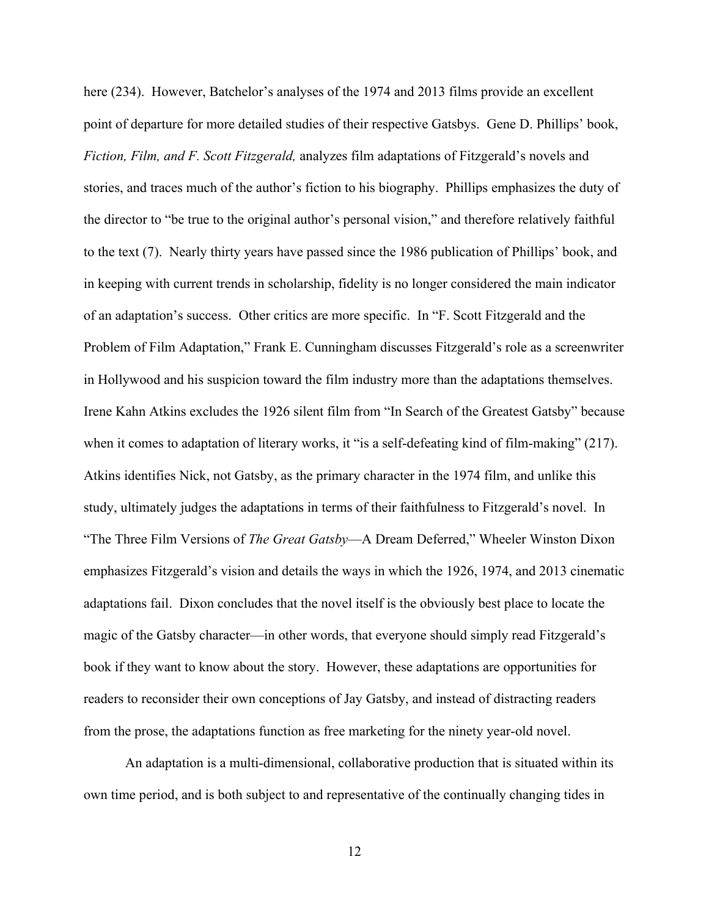here (234). However, Batchelor's analyses of the 1974 and 2013 films provide an excellent point of departure for more detailed studies of their respective Gatsbys. Gene D. Phillips' book, *Fiction, Film, and F. Scott Fitzgerald,* analyzes film adaptations of Fitzgerald's novels and stories, and traces much of the author's fiction to his biography. Phillips emphasizes the duty of the director to "be true to the original author's personal vision," and therefore relatively faithful to the text (7). Nearly thirty years have passed since the 1986 publication of Phillips' book, and in keeping with current trends in scholarship, fidelity is no longer considered the main indicator of an adaptation's success. Other critics are more specific. In "F. Scott Fitzgerald and the Problem of Film Adaptation," Frank E. Cunningham discusses Fitzgerald's role as a screenwriter in Hollywood and his suspicion toward the film industry more than the adaptations themselves. Irene Kahn Atkins excludes the 1926 silent film from "In Search of the Greatest Gatsby" because when it comes to adaptation of literary works, it "is a self-defeating kind of film-making" (217). Atkins identifies Nick, not Gatsby, as the primary character in the 1974 film, and unlike this study, ultimately judges the adaptations in terms of their faithfulness to Fitzgerald's novel. In "The Three Film Versions of *The Great Gatsby*—A Dream Deferred," Wheeler Winston Dixon emphasizes Fitzgerald's vision and details the ways in which the 1926, 1974, and 2013 cinematic adaptations fail. Dixon concludes that the novel itself is the obviously best place to locate the magic of the Gatsby character—in other words, that everyone should simply read Fitzgerald's book if they want to know about the story. However, these adaptations are opportunities for readers to reconsider their own conceptions of Jay Gatsby, and instead of distracting readers from the prose, the adaptations function as free marketing for the ninety year-old novel.

An adaptation is a multi-dimensional, collaborative production that is situated within its own time period, and is both subject to and representative of the continually changing tides in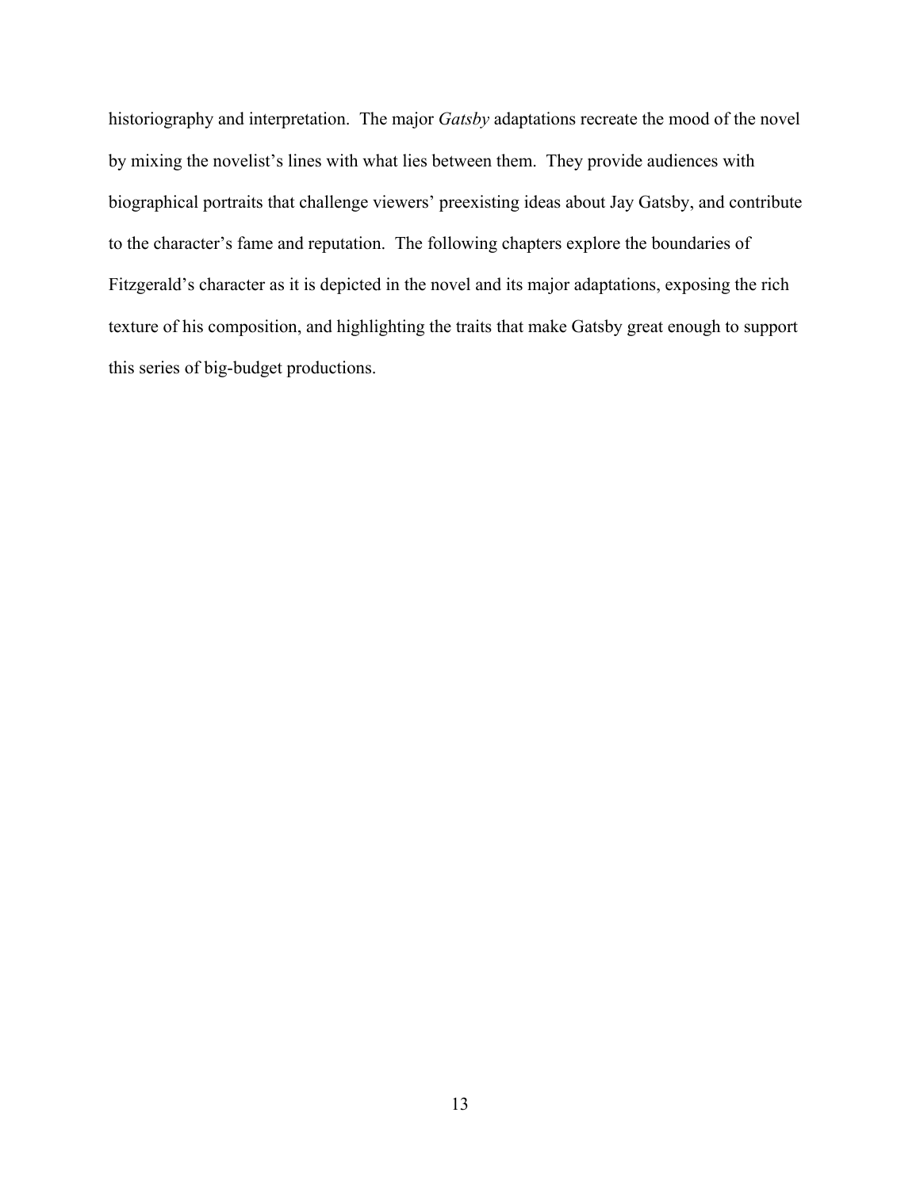historiography and interpretation.  The major *Gatsby* adaptations recreate the mood of the novel by mixing the novelist's lines with what lies between them.  They provide audiences with biographical portraits that challenge viewers' preexisting ideas about Jay Gatsby, and contribute to the character's fame and reputation.  The following chapters explore the boundaries of Fitzgerald's character as it is depicted in the novel and its major adaptations, exposing the rich texture of his composition, and highlighting the traits that make Gatsby great enough to support this series of big-budget productions.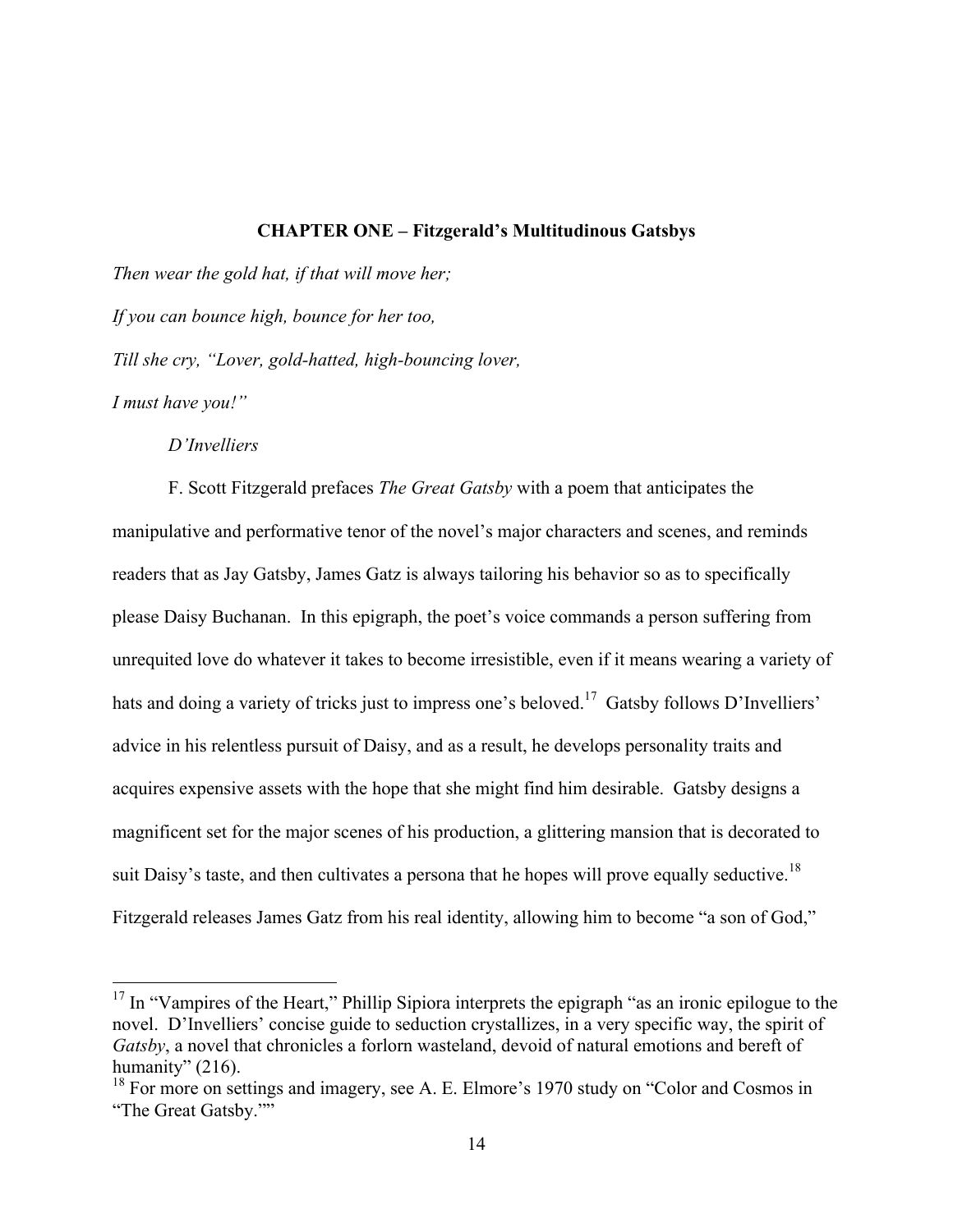## CHAPTER ONE – Fitzgerald's Multitudinous Gatsbys

*Then wear the gold hat, if that will move her;*

*If you can bounce high, bounce for her too,*

*Till she cry, "Lover, gold-hatted, high-bouncing lover,*

*I must have you!"*

*D'Invelliers*

F. Scott Fitzgerald prefaces *The Great Gatsby* with a poem that anticipates the manipulative and performative tenor of the novel's major characters and scenes, and reminds readers that as Jay Gatsby, James Gatz is always tailoring his behavior so as to specifically please Daisy Buchanan. In this epigraph, the poet's voice commands a person suffering from unrequited love do whatever it takes to become irresistible, even if it means wearing a variety of hats and doing a variety of tricks just to impress one's beloved.[17] Gatsby follows D'Invelliers' advice in his relentless pursuit of Daisy, and as a result, he develops personality traits and acquires expensive assets with the hope that she might find him desirable. Gatsby designs a magnificent set for the major scenes of his production, a glittering mansion that is decorated to suit Daisy's taste, and then cultivates a persona that he hopes will prove equally seductive.[18] Fitzgerald releases James Gatz from his real identity, allowing him to become "a son of God,"

---

[17] In "Vampires of the Heart," Phillip Sipiora interprets the epigraph "as an ironic epilogue to the novel. D'Invelliers' concise guide to seduction crystallizes, in a very specific way, the spirit of *Gatsby*, a novel that chronicles a forlorn wasteland, devoid of natural emotions and bereft of humanity" (216).

[18] For more on settings and imagery, see A. E. Elmore's 1970 study on "Color and Cosmos in "The Great Gatsby.""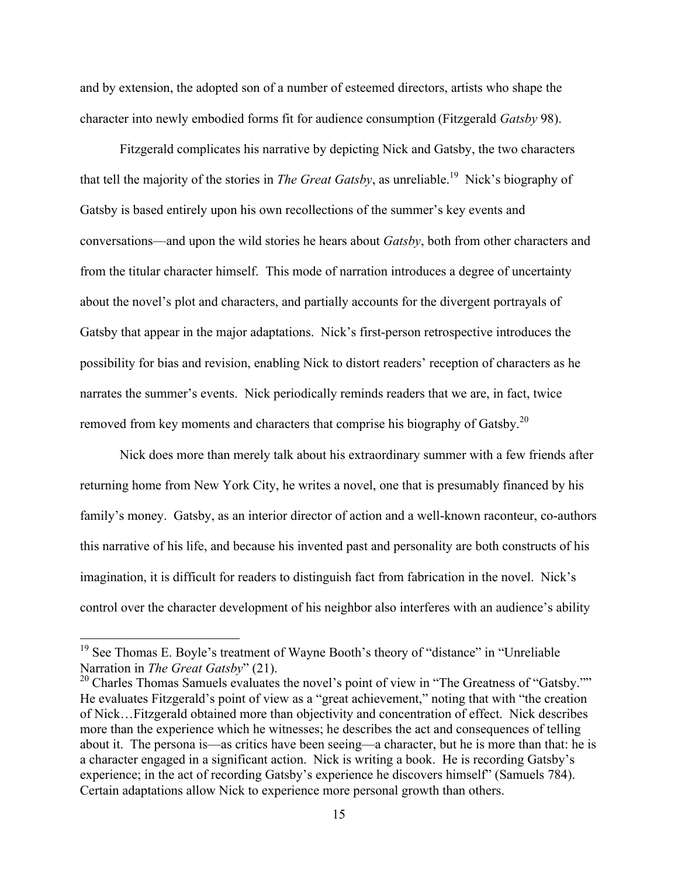and by extension, the adopted son of a number of esteemed directors, artists who shape the character into newly embodied forms fit for audience consumption (Fitzgerald *Gatsby* 98).

Fitzgerald complicates his narrative by depicting Nick and Gatsby, the two characters that tell the majority of the stories in *The Great Gatsby*, as unreliable.[19] Nick's biography of Gatsby is based entirely upon his own recollections of the summer's key events and conversations—and upon the wild stories he hears about *Gatsby*, both from other characters and from the titular character himself. This mode of narration introduces a degree of uncertainty about the novel's plot and characters, and partially accounts for the divergent portrayals of Gatsby that appear in the major adaptations. Nick's first-person retrospective introduces the possibility for bias and revision, enabling Nick to distort readers' reception of characters as he narrates the summer's events. Nick periodically reminds readers that we are, in fact, twice removed from key moments and characters that comprise his biography of Gatsby.[20]

Nick does more than merely talk about his extraordinary summer with a few friends after returning home from New York City, he writes a novel, one that is presumably financed by his family's money. Gatsby, as an interior director of action and a well-known raconteur, co-authors this narrative of his life, and because his invented past and personality are both constructs of his imagination, it is difficult for readers to distinguish fact from fabrication in the novel. Nick's control over the character development of his neighbor also interferes with an audience's ability

[19] See Thomas E. Boyle's treatment of Wayne Booth's theory of "distance" in "Unreliable Narration in *The Great Gatsby*" (21).

[20] Charles Thomas Samuels evaluates the novel's point of view in "The Greatness of "Gatsby."" He evaluates Fitzgerald's point of view as a "great achievement," noting that with "the creation of Nick…Fitzgerald obtained more than objectivity and concentration of effect. Nick describes more than the experience which he witnesses; he describes the act and consequences of telling about it. The persona is—as critics have been seeing—a character, but he is more than that: he is a character engaged in a significant action. Nick is writing a book. He is recording Gatsby's experience; in the act of recording Gatsby's experience he discovers himself" (Samuels 784). Certain adaptations allow Nick to experience more personal growth than others.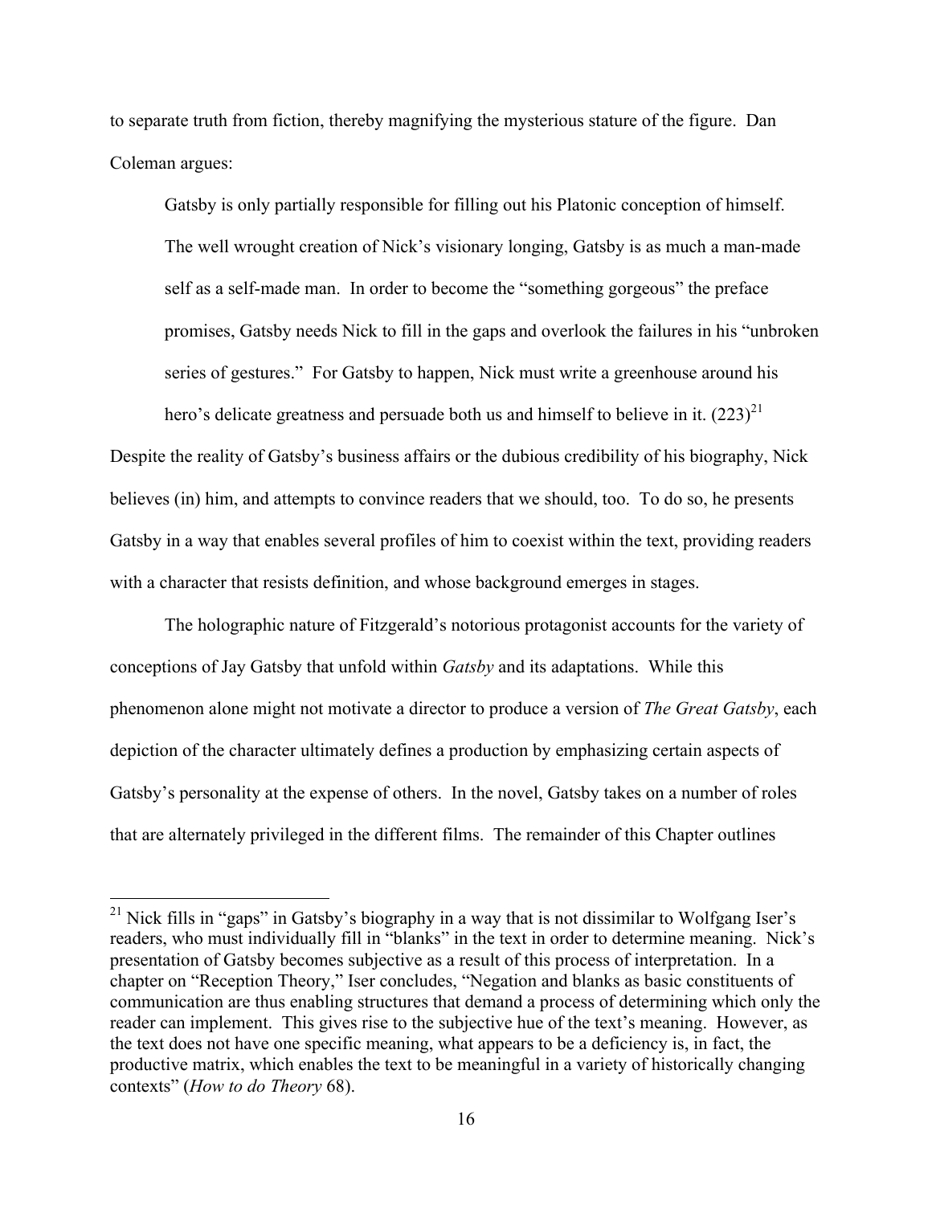to separate truth from fiction, thereby magnifying the mysterious stature of the figure. Dan Coleman argues:

> Gatsby is only partially responsible for filling out his Platonic conception of himself. The well wrought creation of Nick's visionary longing, Gatsby is as much a man-made self as a self-made man. In order to become the "something gorgeous" the preface promises, Gatsby needs Nick to fill in the gaps and overlook the failures in his "unbroken series of gestures." For Gatsby to happen, Nick must write a greenhouse around his hero's delicate greatness and persuade both us and himself to believe in it. (223)[21]

Despite the reality of Gatsby's business affairs or the dubious credibility of his biography, Nick believes (in) him, and attempts to convince readers that we should, too. To do so, he presents Gatsby in a way that enables several profiles of him to coexist within the text, providing readers with a character that resists definition, and whose background emerges in stages.

The holographic nature of Fitzgerald's notorious protagonist accounts for the variety of conceptions of Jay Gatsby that unfold within *Gatsby* and its adaptations. While this phenomenon alone might not motivate a director to produce a version of *The Great Gatsby*, each depiction of the character ultimately defines a production by emphasizing certain aspects of Gatsby's personality at the expense of others. In the novel, Gatsby takes on a number of roles that are alternately privileged in the different films. The remainder of this Chapter outlines

---

[21] Nick fills in "gaps" in Gatsby's biography in a way that is not dissimilar to Wolfgang Iser's readers, who must individually fill in "blanks" in the text in order to determine meaning. Nick's presentation of Gatsby becomes subjective as a result of this process of interpretation. In a chapter on "Reception Theory," Iser concludes, "Negation and blanks as basic constituents of communication are thus enabling structures that demand a process of determining which only the reader can implement. This gives rise to the subjective hue of the text's meaning. However, as the text does not have one specific meaning, what appears to be a deficiency is, in fact, the productive matrix, which enables the text to be meaningful in a variety of historically changing contexts" (*How to do Theory* 68).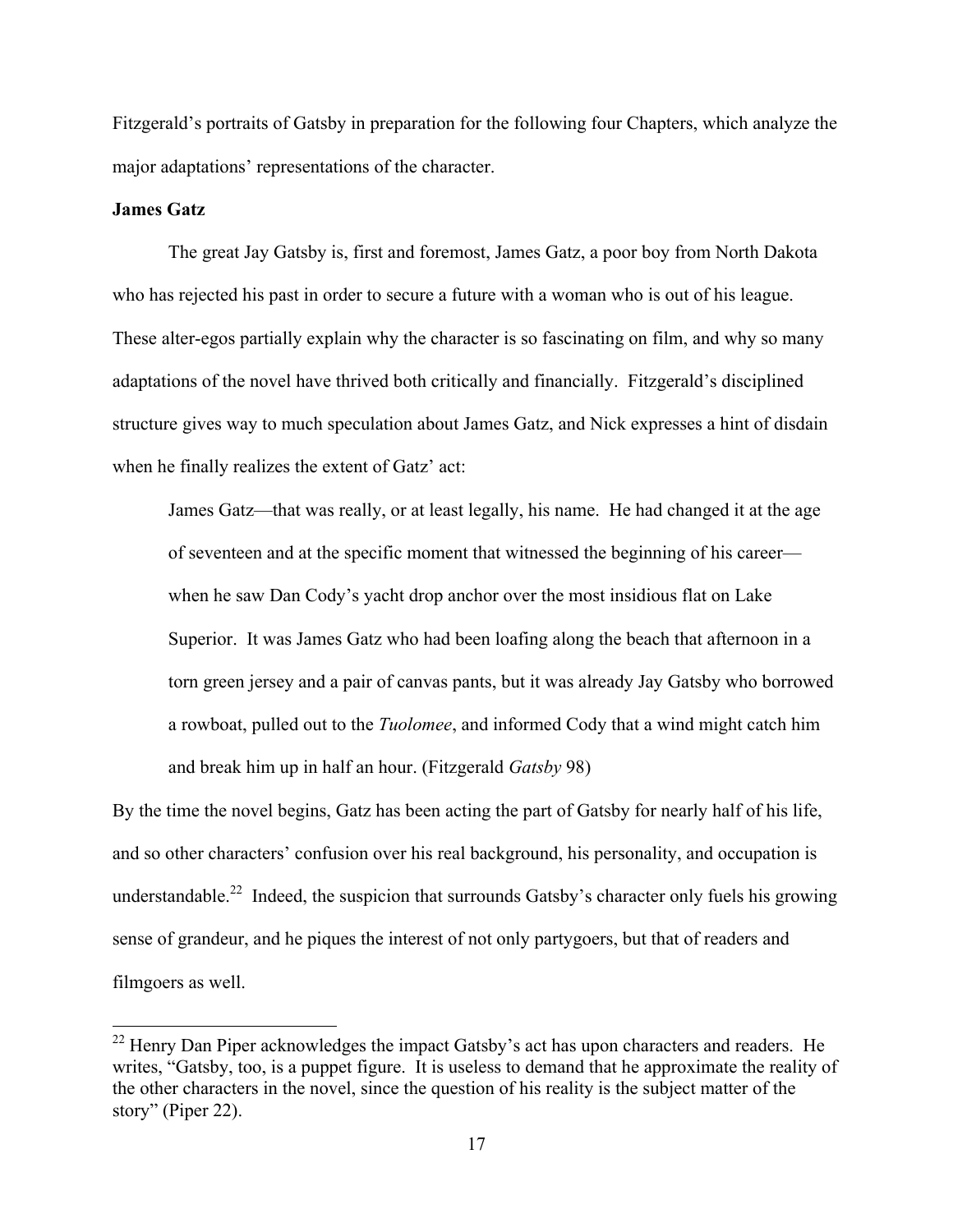Fitzgerald's portraits of Gatsby in preparation for the following four Chapters, which analyze the major adaptations' representations of the character.

**James Gatz**

The great Jay Gatsby is, first and foremost, James Gatz, a poor boy from North Dakota who has rejected his past in order to secure a future with a woman who is out of his league. These alter-egos partially explain why the character is so fascinating on film, and why so many adaptations of the novel have thrived both critically and financially. Fitzgerald's disciplined structure gives way to much speculation about James Gatz, and Nick expresses a hint of disdain when he finally realizes the extent of Gatz' act:

> James Gatz—that was really, or at least legally, his name. He had changed it at the age of seventeen and at the specific moment that witnessed the beginning of his career—when he saw Dan Cody's yacht drop anchor over the most insidious flat on Lake Superior. It was James Gatz who had been loafing along the beach that afternoon in a torn green jersey and a pair of canvas pants, but it was already Jay Gatsby who borrowed a rowboat, pulled out to the *Tuolomee*, and informed Cody that a wind might catch him and break him up in half an hour. (Fitzgerald *Gatsby* 98)

By the time the novel begins, Gatz has been acting the part of Gatsby for nearly half of his life, and so other characters' confusion over his real background, his personality, and occupation is understandable.[22] Indeed, the suspicion that surrounds Gatsby's character only fuels his growing sense of grandeur, and he piques the interest of not only partygoers, but that of readers and filmgoers as well.

---

[22] Henry Dan Piper acknowledges the impact Gatsby's act has upon characters and readers. He writes, "Gatsby, too, is a puppet figure. It is useless to demand that he approximate the reality of the other characters in the novel, since the question of his reality is the subject matter of the story" (Piper 22).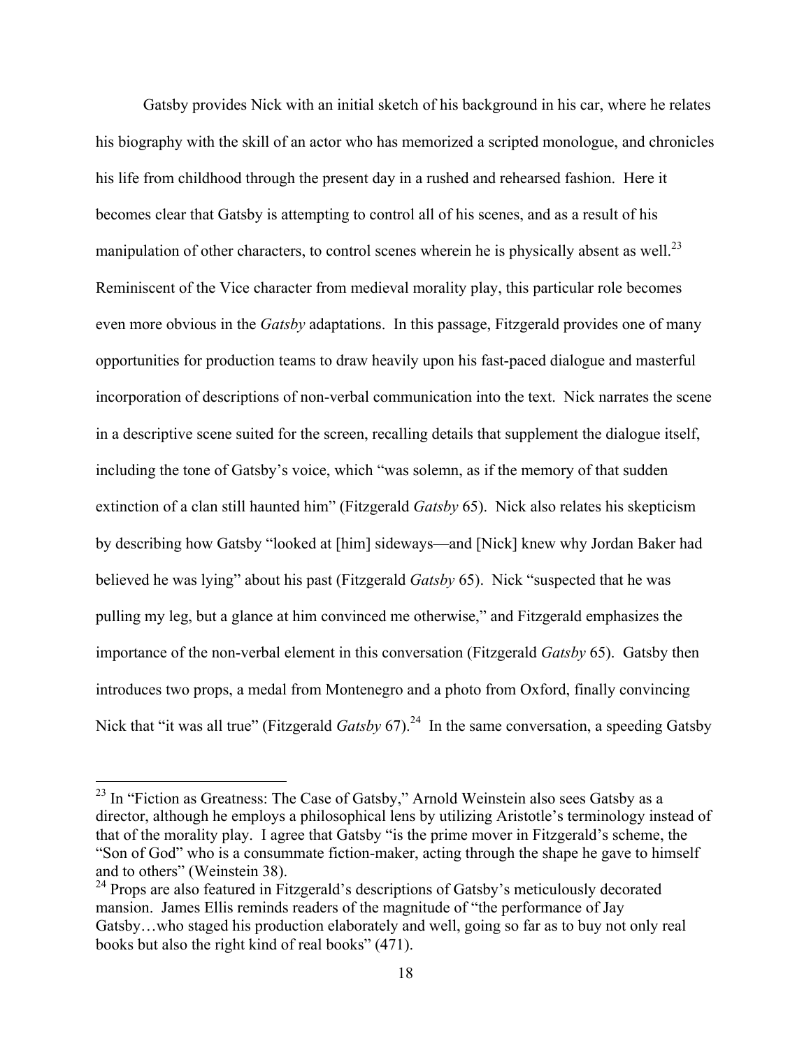Gatsby provides Nick with an initial sketch of his background in his car, where he relates his biography with the skill of an actor who has memorized a scripted monologue, and chronicles his life from childhood through the present day in a rushed and rehearsed fashion. Here it becomes clear that Gatsby is attempting to control all of his scenes, and as a result of his manipulation of other characters, to control scenes wherein he is physically absent as well.[23] Reminiscent of the Vice character from medieval morality play, this particular role becomes even more obvious in the *Gatsby* adaptations. In this passage, Fitzgerald provides one of many opportunities for production teams to draw heavily upon his fast-paced dialogue and masterful incorporation of descriptions of non-verbal communication into the text. Nick narrates the scene in a descriptive scene suited for the screen, recalling details that supplement the dialogue itself, including the tone of Gatsby's voice, which "was solemn, as if the memory of that sudden extinction of a clan still haunted him" (Fitzgerald *Gatsby* 65). Nick also relates his skepticism by describing how Gatsby "looked at [him] sideways—and [Nick] knew why Jordan Baker had believed he was lying" about his past (Fitzgerald *Gatsby* 65). Nick "suspected that he was pulling my leg, but a glance at him convinced me otherwise," and Fitzgerald emphasizes the importance of the non-verbal element in this conversation (Fitzgerald *Gatsby* 65). Gatsby then introduces two props, a medal from Montenegro and a photo from Oxford, finally convincing Nick that "it was all true" (Fitzgerald *Gatsby* 67).[24] In the same conversation, a speeding Gatsby

---

[23] In "Fiction as Greatness: The Case of Gatsby," Arnold Weinstein also sees Gatsby as a director, although he employs a philosophical lens by utilizing Aristotle's terminology instead of that of the morality play. I agree that Gatsby "is the prime mover in Fitzgerald's scheme, the "Son of God" who is a consummate fiction-maker, acting through the shape he gave to himself and to others" (Weinstein 38).

[24] Props are also featured in Fitzgerald's descriptions of Gatsby's meticulously decorated mansion. James Ellis reminds readers of the magnitude of "the performance of Jay Gatsby…who staged his production elaborately and well, going so far as to buy not only real books but also the right kind of real books" (471).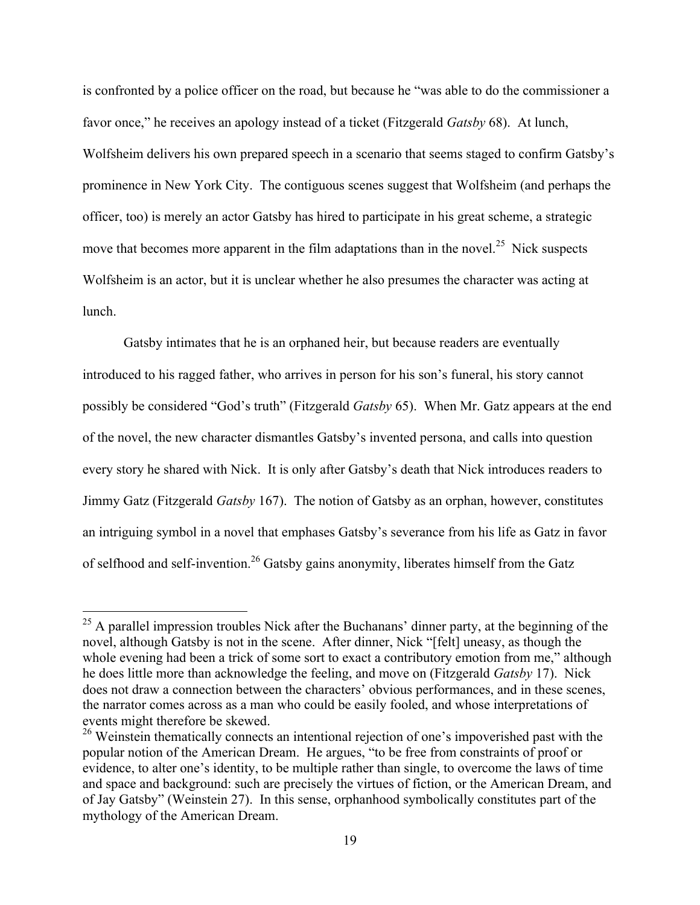is confronted by a police officer on the road, but because he "was able to do the commissioner a favor once," he receives an apology instead of a ticket (Fitzgerald *Gatsby* 68). At lunch, Wolfsheim delivers his own prepared speech in a scenario that seems staged to confirm Gatsby's prominence in New York City. The contiguous scenes suggest that Wolfsheim (and perhaps the officer, too) is merely an actor Gatsby has hired to participate in his great scheme, a strategic move that becomes more apparent in the film adaptations than in the novel.[25] Nick suspects Wolfsheim is an actor, but it is unclear whether he also presumes the character was acting at lunch.

Gatsby intimates that he is an orphaned heir, but because readers are eventually introduced to his ragged father, who arrives in person for his son's funeral, his story cannot possibly be considered "God's truth" (Fitzgerald *Gatsby* 65). When Mr. Gatz appears at the end of the novel, the new character dismantles Gatsby's invented persona, and calls into question every story he shared with Nick. It is only after Gatsby's death that Nick introduces readers to Jimmy Gatz (Fitzgerald *Gatsby* 167). The notion of Gatsby as an orphan, however, constitutes an intriguing symbol in a novel that emphases Gatsby's severance from his life as Gatz in favor of selfhood and self-invention.[26] Gatsby gains anonymity, liberates himself from the Gatz

---

[25] A parallel impression troubles Nick after the Buchanans' dinner party, at the beginning of the novel, although Gatsby is not in the scene. After dinner, Nick "[felt] uneasy, as though the whole evening had been a trick of some sort to exact a contributory emotion from me," although he does little more than acknowledge the feeling, and move on (Fitzgerald *Gatsby* 17). Nick does not draw a connection between the characters' obvious performances, and in these scenes, the narrator comes across as a man who could be easily fooled, and whose interpretations of events might therefore be skewed.

[26] Weinstein thematically connects an intentional rejection of one's impoverished past with the popular notion of the American Dream. He argues, "to be free from constraints of proof or evidence, to alter one's identity, to be multiple rather than single, to overcome the laws of time and space and background: such are precisely the virtues of fiction, or the American Dream, and of Jay Gatsby" (Weinstein 27). In this sense, orphanhood symbolically constitutes part of the mythology of the American Dream.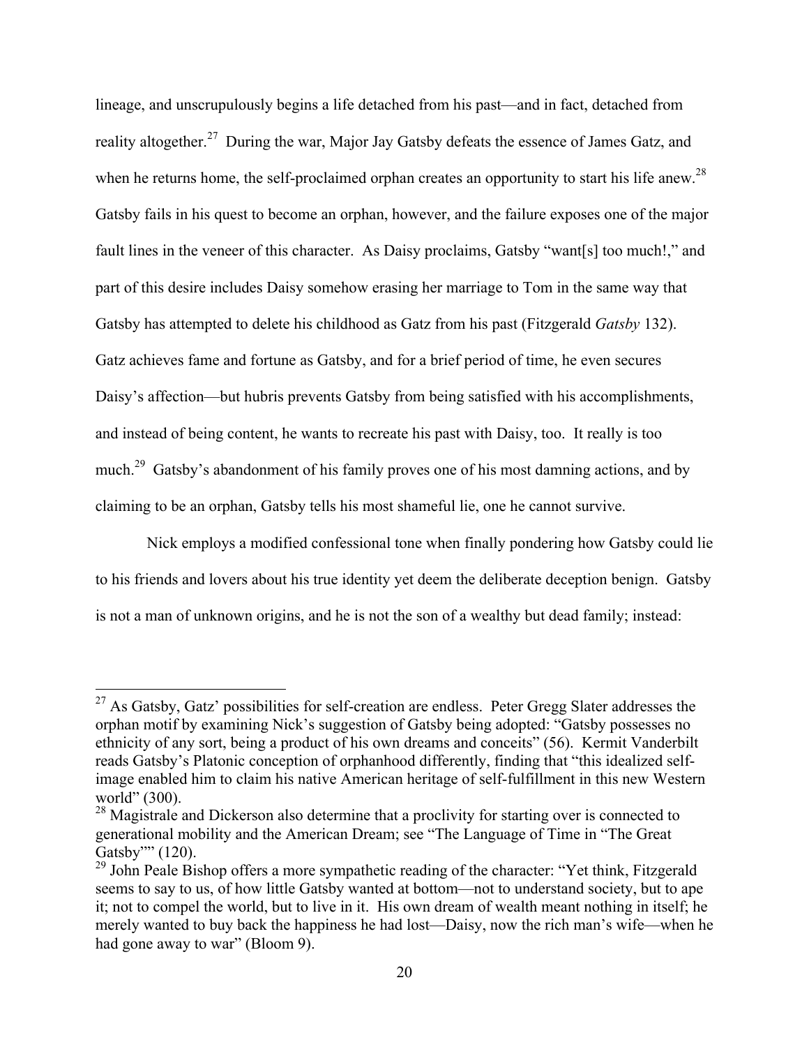lineage, and unscrupulously begins a life detached from his past—and in fact, detached from reality altogether.[27] During the war, Major Jay Gatsby defeats the essence of James Gatz, and when he returns home, the self-proclaimed orphan creates an opportunity to start his life anew.[28] Gatsby fails in his quest to become an orphan, however, and the failure exposes one of the major fault lines in the veneer of this character. As Daisy proclaims, Gatsby "want[s] too much!," and part of this desire includes Daisy somehow erasing her marriage to Tom in the same way that Gatsby has attempted to delete his childhood as Gatz from his past (Fitzgerald *Gatsby* 132). Gatz achieves fame and fortune as Gatsby, and for a brief period of time, he even secures Daisy's affection—but hubris prevents Gatsby from being satisfied with his accomplishments, and instead of being content, he wants to recreate his past with Daisy, too. It really is too much.[29] Gatsby's abandonment of his family proves one of his most damning actions, and by claiming to be an orphan, Gatsby tells his most shameful lie, one he cannot survive.

Nick employs a modified confessional tone when finally pondering how Gatsby could lie to his friends and lovers about his true identity yet deem the deliberate deception benign. Gatsby is not a man of unknown origins, and he is not the son of a wealthy but dead family; instead:

---

[27] As Gatsby, Gatz' possibilities for self-creation are endless. Peter Gregg Slater addresses the orphan motif by examining Nick's suggestion of Gatsby being adopted: "Gatsby possesses no ethnicity of any sort, being a product of his own dreams and conceits" (56). Kermit Vanderbilt reads Gatsby's Platonic conception of orphanhood differently, finding that "this idealized self-image enabled him to claim his native American heritage of self-fulfillment in this new Western world" (300).

[28] Magistrale and Dickerson also determine that a proclivity for starting over is connected to generational mobility and the American Dream; see "The Language of Time in "The Great Gatsby"" (120).

[29] John Peale Bishop offers a more sympathetic reading of the character: "Yet think, Fitzgerald seems to say to us, of how little Gatsby wanted at bottom—not to understand society, but to ape it; not to compel the world, but to live in it. His own dream of wealth meant nothing in itself; he merely wanted to buy back the happiness he had lost—Daisy, now the rich man's wife—when he had gone away to war" (Bloom 9).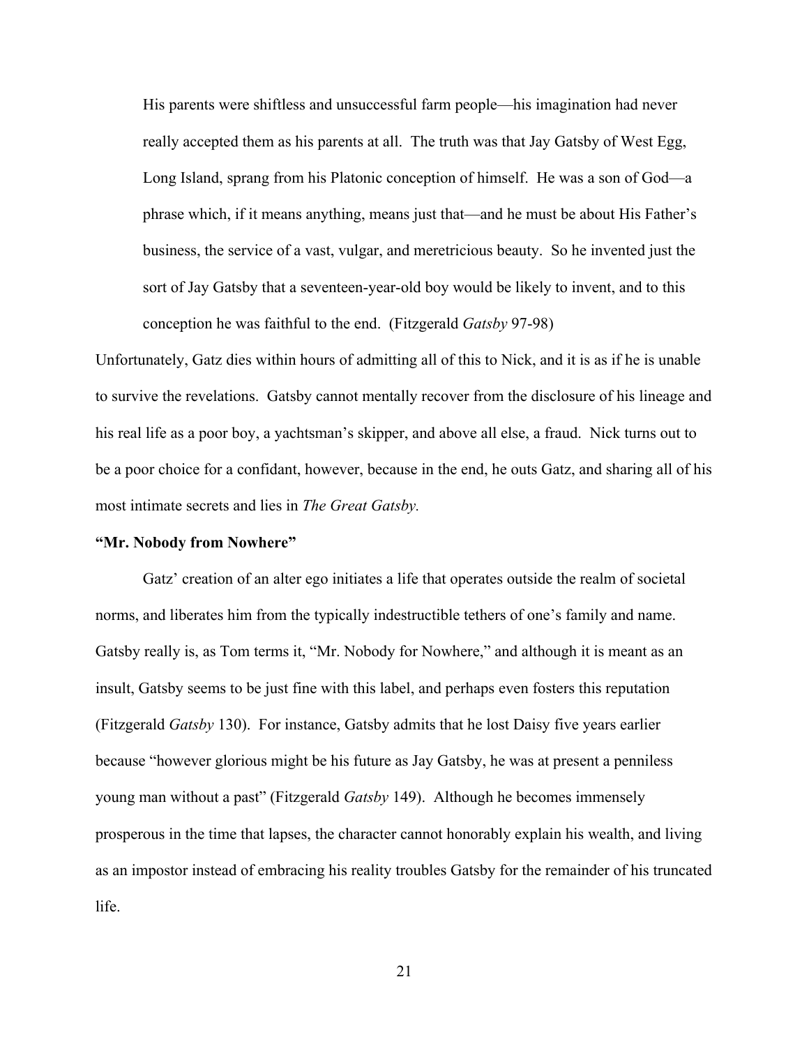> His parents were shiftless and unsuccessful farm people—his imagination had never really accepted them as his parents at all. The truth was that Jay Gatsby of West Egg, Long Island, sprang from his Platonic conception of himself. He was a son of God—a phrase which, if it means anything, means just that—and he must be about His Father's business, the service of a vast, vulgar, and meretricious beauty. So he invented just the sort of Jay Gatsby that a seventeen-year-old boy would be likely to invent, and to this conception he was faithful to the end. (Fitzgerald *Gatsby* 97-98)

Unfortunately, Gatz dies within hours of admitting all of this to Nick, and it is as if he is unable to survive the revelations. Gatsby cannot mentally recover from the disclosure of his lineage and his real life as a poor boy, a yachtsman's skipper, and above all else, a fraud. Nick turns out to be a poor choice for a confidant, however, because in the end, he outs Gatz, and sharing all of his most intimate secrets and lies in *The Great Gatsby.*

### "Mr. Nobody from Nowhere"

Gatz' creation of an alter ego initiates a life that operates outside the realm of societal norms, and liberates him from the typically indestructible tethers of one's family and name. Gatsby really is, as Tom terms it, "Mr. Nobody for Nowhere," and although it is meant as an insult, Gatsby seems to be just fine with this label, and perhaps even fosters this reputation (Fitzgerald *Gatsby* 130). For instance, Gatsby admits that he lost Daisy five years earlier because "however glorious might be his future as Jay Gatsby, he was at present a penniless young man without a past" (Fitzgerald *Gatsby* 149). Although he becomes immensely prosperous in the time that lapses, the character cannot honorably explain his wealth, and living as an impostor instead of embracing his reality troubles Gatsby for the remainder of his truncated life.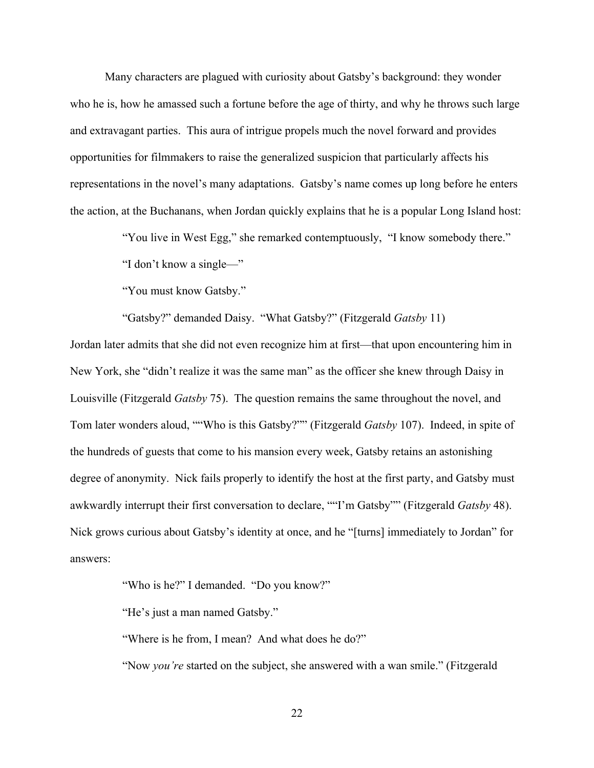Many characters are plagued with curiosity about Gatsby's background: they wonder who he is, how he amassed such a fortune before the age of thirty, and why he throws such large and extravagant parties. This aura of intrigue propels much the novel forward and provides opportunities for filmmakers to raise the generalized suspicion that particularly affects his representations in the novel's many adaptations. Gatsby's name comes up long before he enters the action, at the Buchanans, when Jordan quickly explains that he is a popular Long Island host:

> "You live in West Egg," she remarked contemptuously, "I know somebody there."
>
> "I don't know a single—"
>
> "You must know Gatsby."
>
> "Gatsby?" demanded Daisy. "What Gatsby?" (Fitzgerald *Gatsby* 11)

Jordan later admits that she did not even recognize him at first—that upon encountering him in New York, she "didn't realize it was the same man" as the officer she knew through Daisy in Louisville (Fitzgerald *Gatsby* 75). The question remains the same throughout the novel, and Tom later wonders aloud, ""Who is this Gatsby?"" (Fitzgerald *Gatsby* 107). Indeed, in spite of the hundreds of guests that come to his mansion every week, Gatsby retains an astonishing degree of anonymity. Nick fails properly to identify the host at the first party, and Gatsby must awkwardly interrupt their first conversation to declare, ""I'm Gatsby"" (Fitzgerald *Gatsby* 48). Nick grows curious about Gatsby's identity at once, and he "[turns] immediately to Jordan" for answers:

> "Who is he?" I demanded. "Do you know?"
>
> "He's just a man named Gatsby."
>
> "Where is he from, I mean? And what does he do?"
>
> "Now *you're* started on the subject, she answered with a wan smile." (Fitzgerald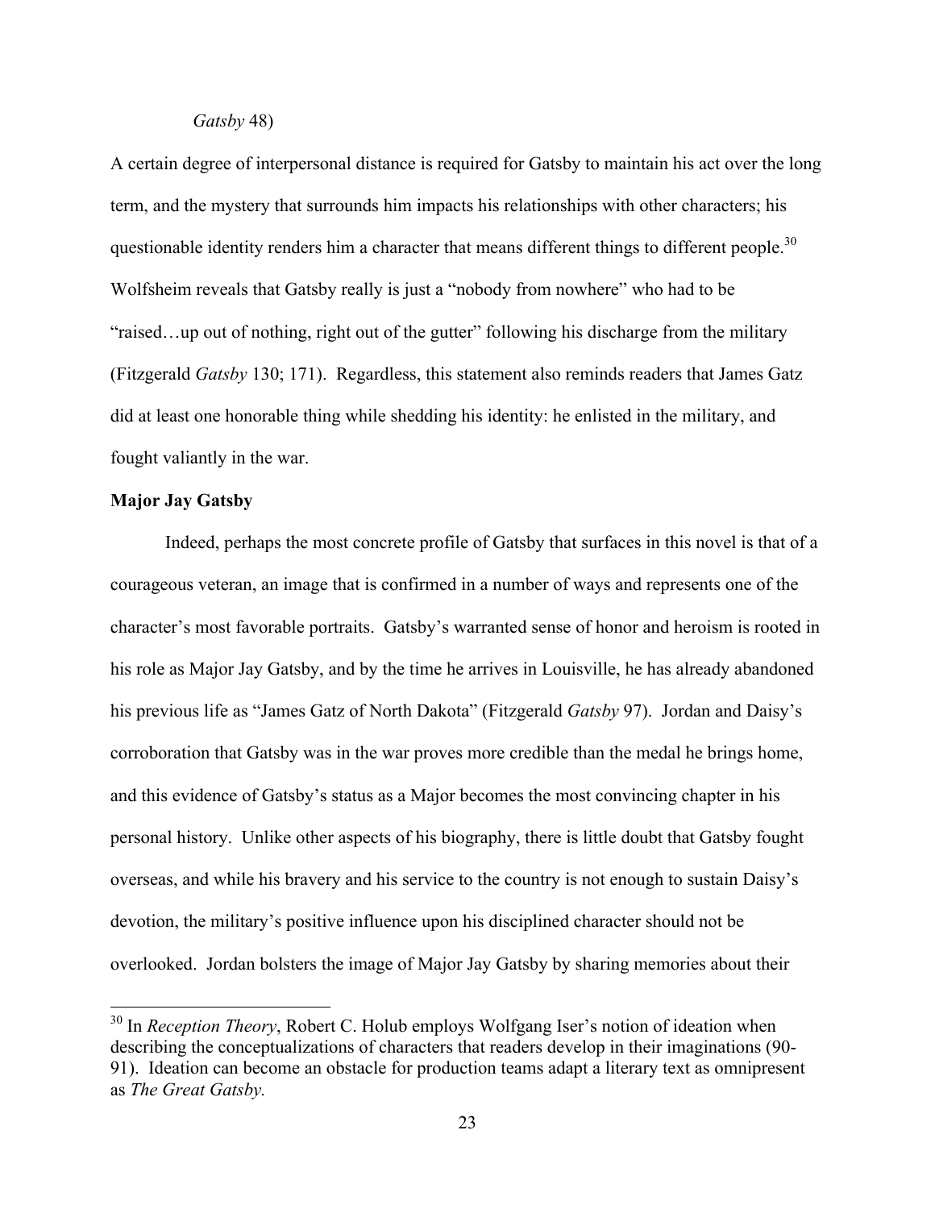*Gatsby* 48)

A certain degree of interpersonal distance is required for Gatsby to maintain his act over the long term, and the mystery that surrounds him impacts his relationships with other characters; his questionable identity renders him a character that means different things to different people.[30] Wolfsheim reveals that Gatsby really is just a "nobody from nowhere" who had to be "raised…up out of nothing, right out of the gutter" following his discharge from the military (Fitzgerald *Gatsby* 130; 171). Regardless, this statement also reminds readers that James Gatz did at least one honorable thing while shedding his identity: he enlisted in the military, and fought valiantly in the war.

**Major Jay Gatsby**

Indeed, perhaps the most concrete profile of Gatsby that surfaces in this novel is that of a courageous veteran, an image that is confirmed in a number of ways and represents one of the character's most favorable portraits. Gatsby's warranted sense of honor and heroism is rooted in his role as Major Jay Gatsby, and by the time he arrives in Louisville, he has already abandoned his previous life as "James Gatz of North Dakota" (Fitzgerald *Gatsby* 97). Jordan and Daisy's corroboration that Gatsby was in the war proves more credible than the medal he brings home, and this evidence of Gatsby's status as a Major becomes the most convincing chapter in his personal history. Unlike other aspects of his biography, there is little doubt that Gatsby fought overseas, and while his bravery and his service to the country is not enough to sustain Daisy's devotion, the military's positive influence upon his disciplined character should not be overlooked. Jordan bolsters the image of Major Jay Gatsby by sharing memories about their

[30] In *Reception Theory*, Robert C. Holub employs Wolfgang Iser's notion of ideation when describing the conceptualizations of characters that readers develop in their imaginations (90-91). Ideation can become an obstacle for production teams adapt a literary text as omnipresent as *The Great Gatsby*.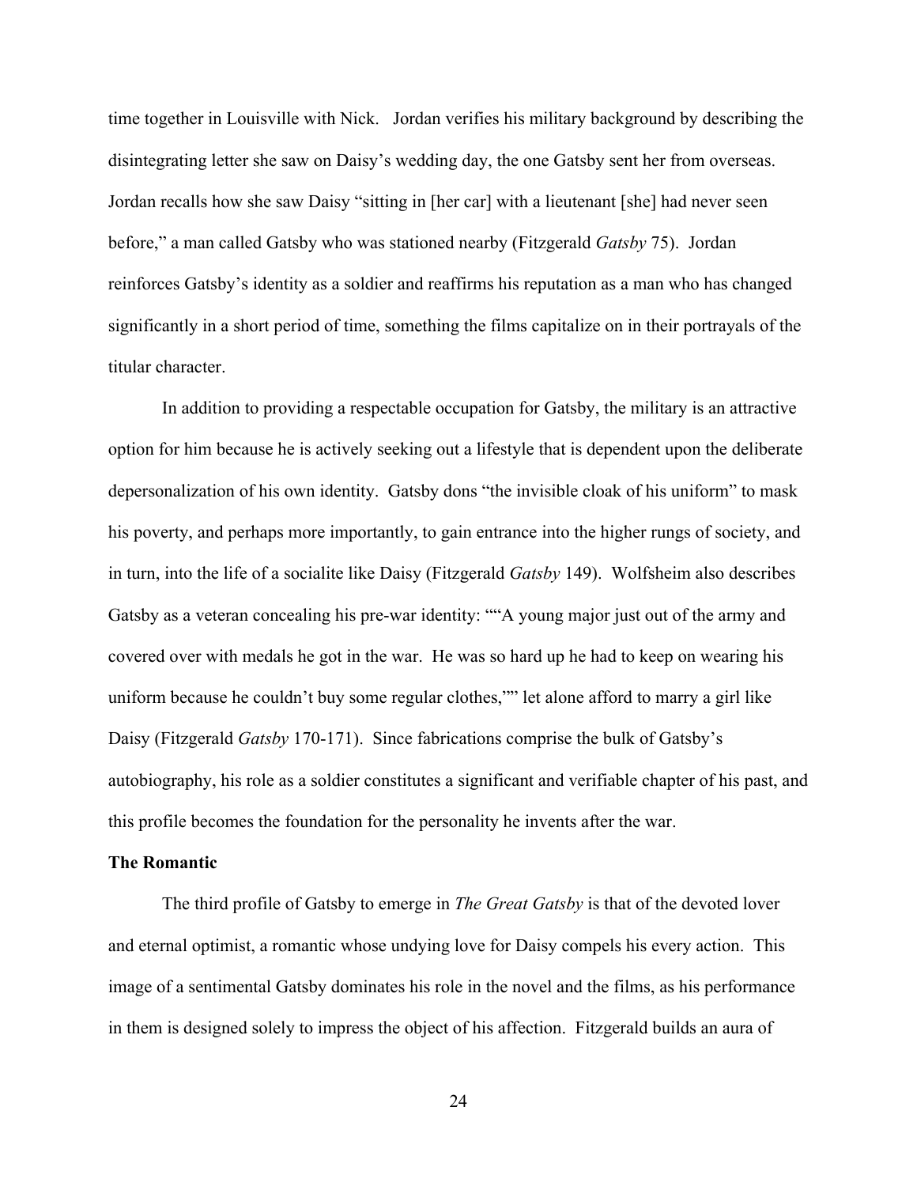time together in Louisville with Nick. Jordan verifies his military background by describing the disintegrating letter she saw on Daisy's wedding day, the one Gatsby sent her from overseas. Jordan recalls how she saw Daisy "sitting in [her car] with a lieutenant [she] had never seen before," a man called Gatsby who was stationed nearby (Fitzgerald *Gatsby* 75). Jordan reinforces Gatsby's identity as a soldier and reaffirms his reputation as a man who has changed significantly in a short period of time, something the films capitalize on in their portrayals of the titular character.

In addition to providing a respectable occupation for Gatsby, the military is an attractive option for him because he is actively seeking out a lifestyle that is dependent upon the deliberate depersonalization of his own identity. Gatsby dons "the invisible cloak of his uniform" to mask his poverty, and perhaps more importantly, to gain entrance into the higher rungs of society, and in turn, into the life of a socialite like Daisy (Fitzgerald *Gatsby* 149). Wolfsheim also describes Gatsby as a veteran concealing his pre-war identity: ""A young major just out of the army and covered over with medals he got in the war. He was so hard up he had to keep on wearing his uniform because he couldn't buy some regular clothes,"" let alone afford to marry a girl like Daisy (Fitzgerald *Gatsby* 170-171). Since fabrications comprise the bulk of Gatsby's autobiography, his role as a soldier constitutes a significant and verifiable chapter of his past, and this profile becomes the foundation for the personality he invents after the war.

**The Romantic**

The third profile of Gatsby to emerge in *The Great Gatsby* is that of the devoted lover and eternal optimist, a romantic whose undying love for Daisy compels his every action. This image of a sentimental Gatsby dominates his role in the novel and the films, as his performance in them is designed solely to impress the object of his affection. Fitzgerald builds an aura of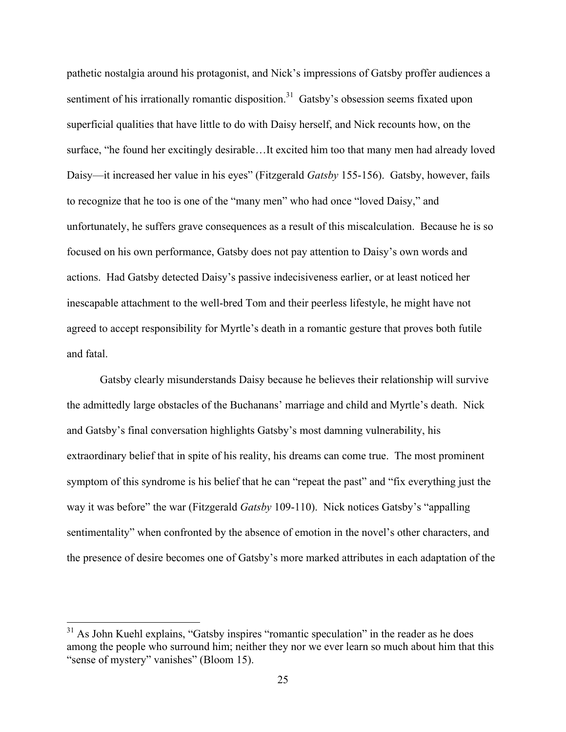pathetic nostalgia around his protagonist, and Nick's impressions of Gatsby proffer audiences a sentiment of his irrationally romantic disposition.[31] Gatsby's obsession seems fixated upon superficial qualities that have little to do with Daisy herself, and Nick recounts how, on the surface, "he found her excitingly desirable…It excited him too that many men had already loved Daisy—it increased her value in his eyes" (Fitzgerald *Gatsby* 155-156). Gatsby, however, fails to recognize that he too is one of the "many men" who had once "loved Daisy," and unfortunately, he suffers grave consequences as a result of this miscalculation. Because he is so focused on his own performance, Gatsby does not pay attention to Daisy's own words and actions. Had Gatsby detected Daisy's passive indecisiveness earlier, or at least noticed her inescapable attachment to the well-bred Tom and their peerless lifestyle, he might have not agreed to accept responsibility for Myrtle's death in a romantic gesture that proves both futile and fatal.

Gatsby clearly misunderstands Daisy because he believes their relationship will survive the admittedly large obstacles of the Buchanans' marriage and child and Myrtle's death. Nick and Gatsby's final conversation highlights Gatsby's most damning vulnerability, his extraordinary belief that in spite of his reality, his dreams can come true. The most prominent symptom of this syndrome is his belief that he can "repeat the past" and "fix everything just the way it was before" the war (Fitzgerald *Gatsby* 109-110). Nick notices Gatsby's "appalling sentimentality" when confronted by the absence of emotion in the novel's other characters, and the presence of desire becomes one of Gatsby's more marked attributes in each adaptation of the

---

[31] As John Kuehl explains, "Gatsby inspires "romantic speculation" in the reader as he does among the people who surround him; neither they nor we ever learn so much about him that this "sense of mystery" vanishes" (Bloom 15).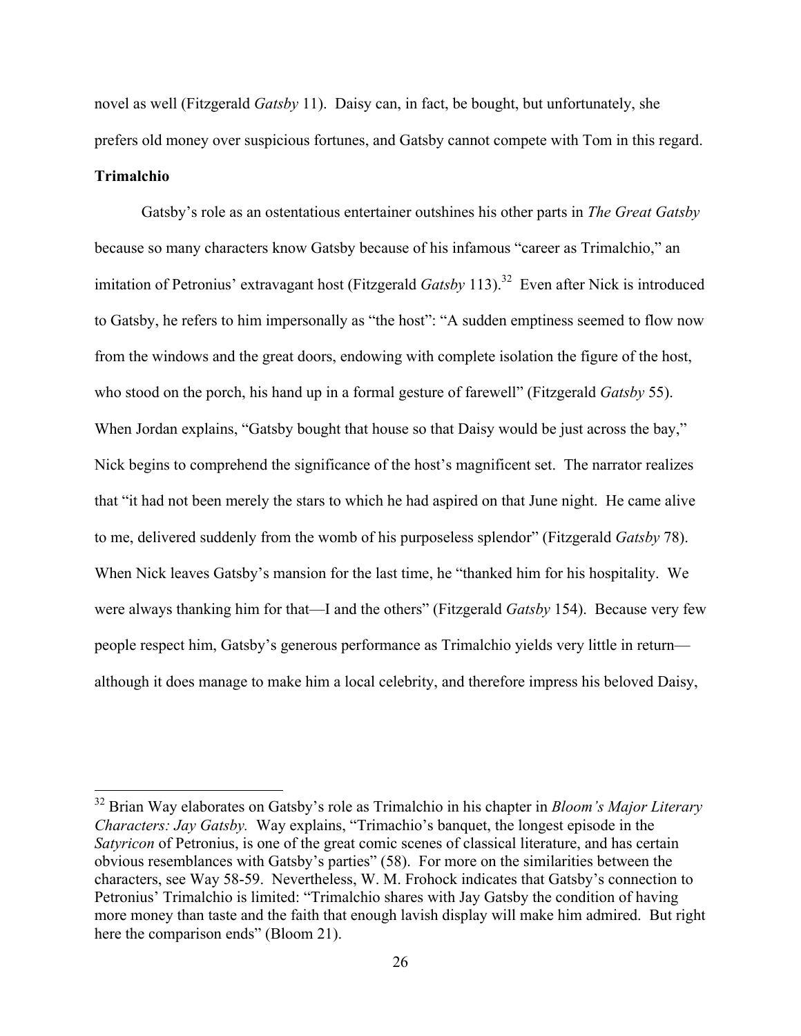novel as well (Fitzgerald *Gatsby* 11). Daisy can, in fact, be bought, but unfortunately, she prefers old money over suspicious fortunes, and Gatsby cannot compete with Tom in this regard.

**Trimalchio**

Gatsby's role as an ostentatious entertainer outshines his other parts in *The Great Gatsby* because so many characters know Gatsby because of his infamous "career as Trimalchio," an imitation of Petronius' extravagant host (Fitzgerald *Gatsby* 113).[32] Even after Nick is introduced to Gatsby, he refers to him impersonally as "the host": "A sudden emptiness seemed to flow now from the windows and the great doors, endowing with complete isolation the figure of the host, who stood on the porch, his hand up in a formal gesture of farewell" (Fitzgerald *Gatsby* 55). When Jordan explains, "Gatsby bought that house so that Daisy would be just across the bay," Nick begins to comprehend the significance of the host's magnificent set. The narrator realizes that "it had not been merely the stars to which he had aspired on that June night. He came alive to me, delivered suddenly from the womb of his purposeless splendor" (Fitzgerald *Gatsby* 78). When Nick leaves Gatsby's mansion for the last time, he "thanked him for his hospitality. We were always thanking him for that—I and the others" (Fitzgerald *Gatsby* 154). Because very few people respect him, Gatsby's generous performance as Trimalchio yields very little in return—although it does manage to make him a local celebrity, and therefore impress his beloved Daisy,

---

[32] Brian Way elaborates on Gatsby's role as Trimalchio in his chapter in *Bloom's Major Literary Characters: Jay Gatsby.* Way explains, "Trimachio's banquet, the longest episode in the *Satyricon* of Petronius, is one of the great comic scenes of classical literature, and has certain obvious resemblances with Gatsby's parties" (58). For more on the similarities between the characters, see Way 58-59. Nevertheless, W. M. Frohock indicates that Gatsby's connection to Petronius' Trimalchio is limited: "Trimalchio shares with Jay Gatsby the condition of having more money than taste and the faith that enough lavish display will make him admired. But right here the comparison ends" (Bloom 21).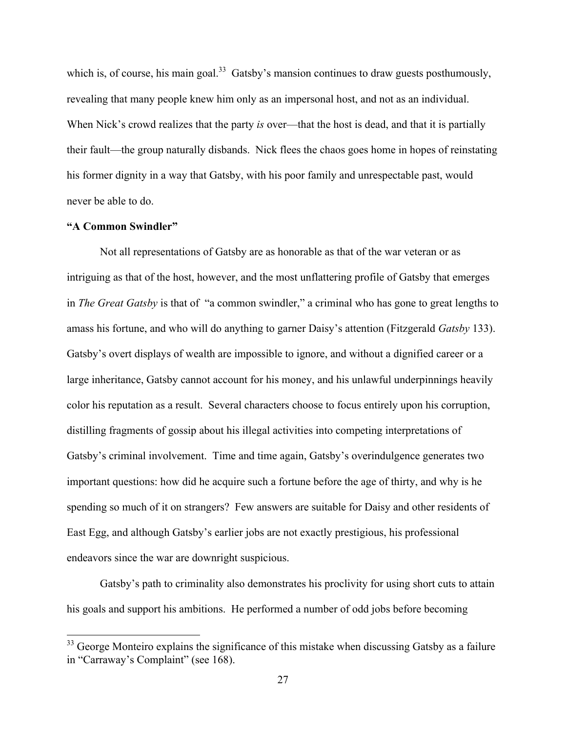which is, of course, his main goal.[33] Gatsby's mansion continues to draw guests posthumously, revealing that many people knew him only as an impersonal host, and not as an individual. When Nick's crowd realizes that the party *is* over—that the host is dead, and that it is partially their fault—the group naturally disbands. Nick flees the chaos goes home in hopes of reinstating his former dignity in a way that Gatsby, with his poor family and unrespectable past, would never be able to do.

**"A Common Swindler"**

Not all representations of Gatsby are as honorable as that of the war veteran or as intriguing as that of the host, however, and the most unflattering profile of Gatsby that emerges in *The Great Gatsby* is that of "a common swindler," a criminal who has gone to great lengths to amass his fortune, and who will do anything to garner Daisy's attention (Fitzgerald *Gatsby* 133). Gatsby's overt displays of wealth are impossible to ignore, and without a dignified career or a large inheritance, Gatsby cannot account for his money, and his unlawful underpinnings heavily color his reputation as a result. Several characters choose to focus entirely upon his corruption, distilling fragments of gossip about his illegal activities into competing interpretations of Gatsby's criminal involvement. Time and time again, Gatsby's overindulgence generates two important questions: how did he acquire such a fortune before the age of thirty, and why is he spending so much of it on strangers? Few answers are suitable for Daisy and other residents of East Egg, and although Gatsby's earlier jobs are not exactly prestigious, his professional endeavors since the war are downright suspicious.

Gatsby's path to criminality also demonstrates his proclivity for using short cuts to attain his goals and support his ambitions. He performed a number of odd jobs before becoming

[33] George Monteiro explains the significance of this mistake when discussing Gatsby as a failure in "Carraway's Complaint" (see 168).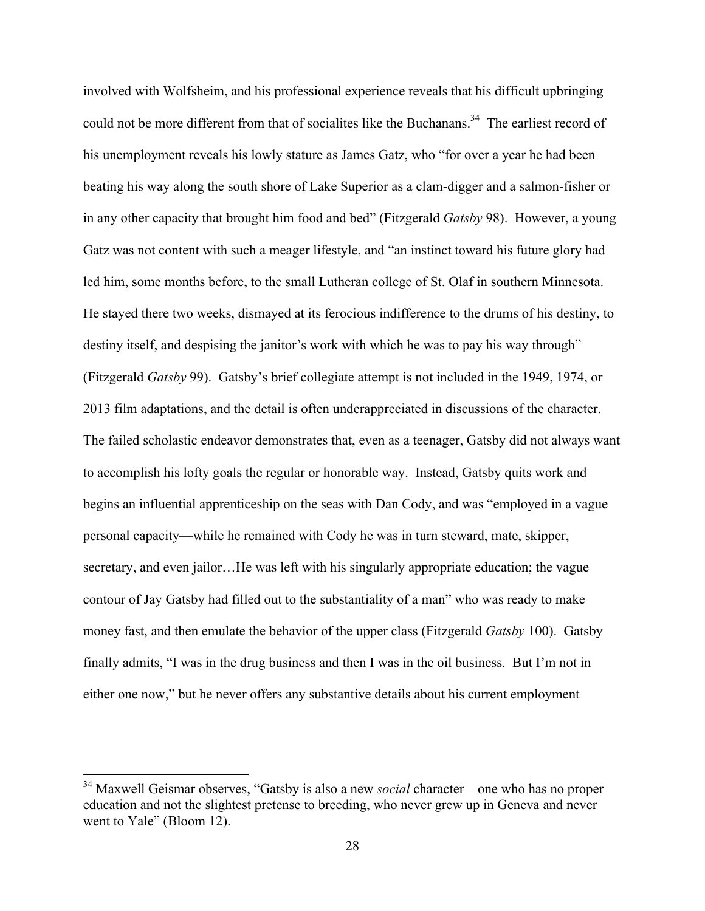involved with Wolfsheim, and his professional experience reveals that his difficult upbringing could not be more different from that of socialites like the Buchanans.[34] The earliest record of his unemployment reveals his lowly stature as James Gatz, who "for over a year he had been beating his way along the south shore of Lake Superior as a clam-digger and a salmon-fisher or in any other capacity that brought him food and bed" (Fitzgerald *Gatsby* 98). However, a young Gatz was not content with such a meager lifestyle, and "an instinct toward his future glory had led him, some months before, to the small Lutheran college of St. Olaf in southern Minnesota. He stayed there two weeks, dismayed at its ferocious indifference to the drums of his destiny, to destiny itself, and despising the janitor's work with which he was to pay his way through" (Fitzgerald *Gatsby* 99). Gatsby's brief collegiate attempt is not included in the 1949, 1974, or 2013 film adaptations, and the detail is often underappreciated in discussions of the character. The failed scholastic endeavor demonstrates that, even as a teenager, Gatsby did not always want to accomplish his lofty goals the regular or honorable way. Instead, Gatsby quits work and begins an influential apprenticeship on the seas with Dan Cody, and was "employed in a vague personal capacity—while he remained with Cody he was in turn steward, mate, skipper, secretary, and even jailor…He was left with his singularly appropriate education; the vague contour of Jay Gatsby had filled out to the substantiality of a man" who was ready to make money fast, and then emulate the behavior of the upper class (Fitzgerald *Gatsby* 100). Gatsby finally admits, "I was in the drug business and then I was in the oil business. But I'm not in either one now," but he never offers any substantive details about his current employment

---

[34] Maxwell Geismar observes, "Gatsby is also a new *social* character—one who has no proper education and not the slightest pretense to breeding, who never grew up in Geneva and never went to Yale" (Bloom 12).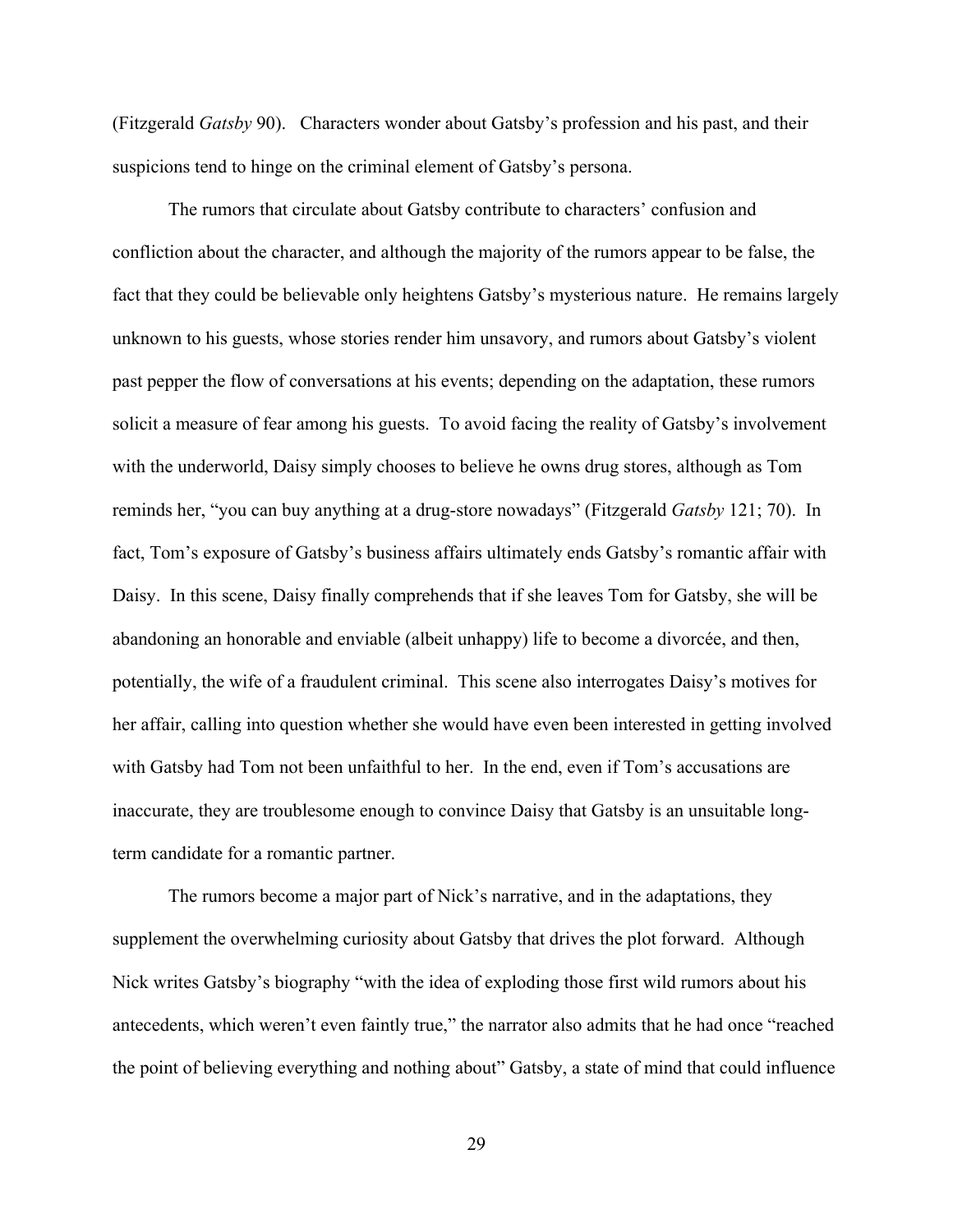(Fitzgerald *Gatsby* 90). Characters wonder about Gatsby's profession and his past, and their suspicions tend to hinge on the criminal element of Gatsby's persona.

The rumors that circulate about Gatsby contribute to characters' confusion and confliction about the character, and although the majority of the rumors appear to be false, the fact that they could be believable only heightens Gatsby's mysterious nature. He remains largely unknown to his guests, whose stories render him unsavory, and rumors about Gatsby's violent past pepper the flow of conversations at his events; depending on the adaptation, these rumors solicit a measure of fear among his guests. To avoid facing the reality of Gatsby's involvement with the underworld, Daisy simply chooses to believe he owns drug stores, although as Tom reminds her, "you can buy anything at a drug-store nowadays" (Fitzgerald *Gatsby* 121; 70). In fact, Tom's exposure of Gatsby's business affairs ultimately ends Gatsby's romantic affair with Daisy. In this scene, Daisy finally comprehends that if she leaves Tom for Gatsby, she will be abandoning an honorable and enviable (albeit unhappy) life to become a divorcée, and then, potentially, the wife of a fraudulent criminal. This scene also interrogates Daisy's motives for her affair, calling into question whether she would have even been interested in getting involved with Gatsby had Tom not been unfaithful to her. In the end, even if Tom's accusations are inaccurate, they are troublesome enough to convince Daisy that Gatsby is an unsuitable long-term candidate for a romantic partner.

The rumors become a major part of Nick's narrative, and in the adaptations, they supplement the overwhelming curiosity about Gatsby that drives the plot forward. Although Nick writes Gatsby's biography "with the idea of exploding those first wild rumors about his antecedents, which weren't even faintly true," the narrator also admits that he had once "reached the point of believing everything and nothing about" Gatsby, a state of mind that could influence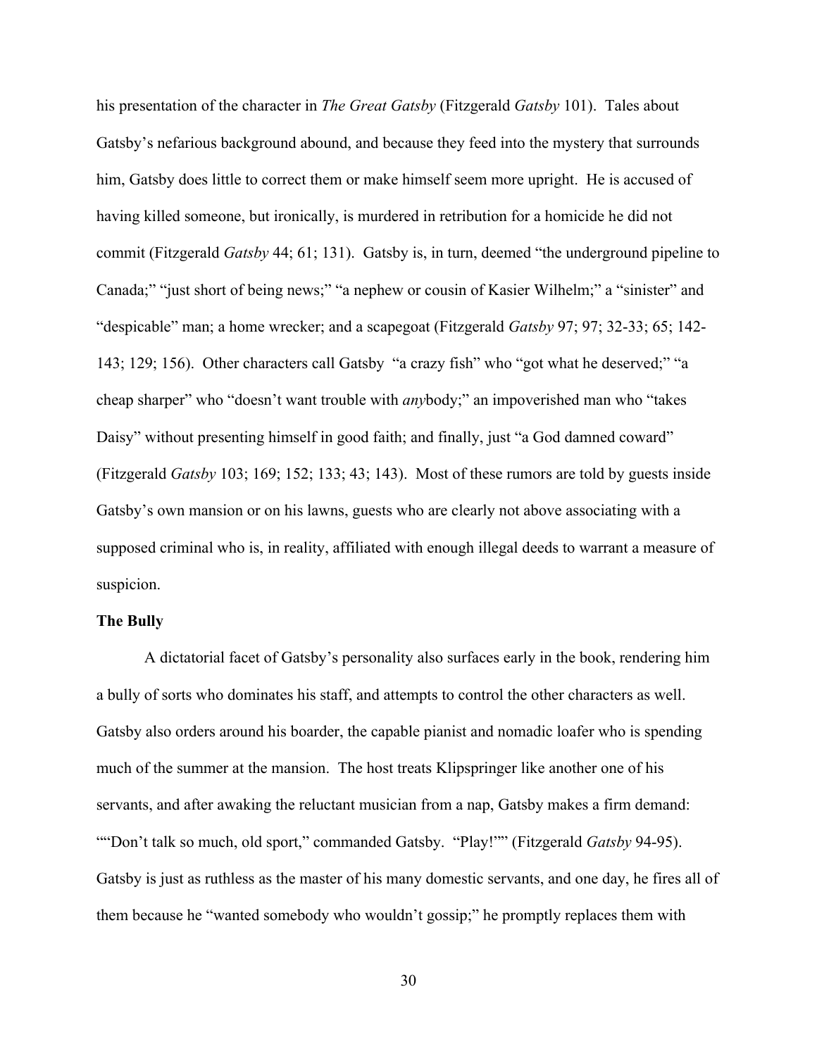his presentation of the character in *The Great Gatsby* (Fitzgerald *Gatsby* 101). Tales about Gatsby's nefarious background abound, and because they feed into the mystery that surrounds him, Gatsby does little to correct them or make himself seem more upright. He is accused of having killed someone, but ironically, is murdered in retribution for a homicide he did not commit (Fitzgerald *Gatsby* 44; 61; 131). Gatsby is, in turn, deemed "the underground pipeline to Canada;" "just short of being news;" "a nephew or cousin of Kasier Wilhelm;" a "sinister" and "despicable" man; a home wrecker; and a scapegoat (Fitzgerald *Gatsby* 97; 97; 32-33; 65; 142-143; 129; 156). Other characters call Gatsby "a crazy fish" who "got what he deserved;" "a cheap sharper" who "doesn't want trouble with *any*body;" an impoverished man who "takes Daisy" without presenting himself in good faith; and finally, just "a God damned coward" (Fitzgerald *Gatsby* 103; 169; 152; 133; 43; 143). Most of these rumors are told by guests inside Gatsby's own mansion or on his lawns, guests who are clearly not above associating with a supposed criminal who is, in reality, affiliated with enough illegal deeds to warrant a measure of suspicion.

**The Bully**

A dictatorial facet of Gatsby's personality also surfaces early in the book, rendering him a bully of sorts who dominates his staff, and attempts to control the other characters as well. Gatsby also orders around his boarder, the capable pianist and nomadic loafer who is spending much of the summer at the mansion. The host treats Klipspringer like another one of his servants, and after awaking the reluctant musician from a nap, Gatsby makes a firm demand: ""Don't talk so much, old sport," commanded Gatsby. "Play!"" (Fitzgerald *Gatsby* 94-95). Gatsby is just as ruthless as the master of his many domestic servants, and one day, he fires all of them because he "wanted somebody who wouldn't gossip;" he promptly replaces them with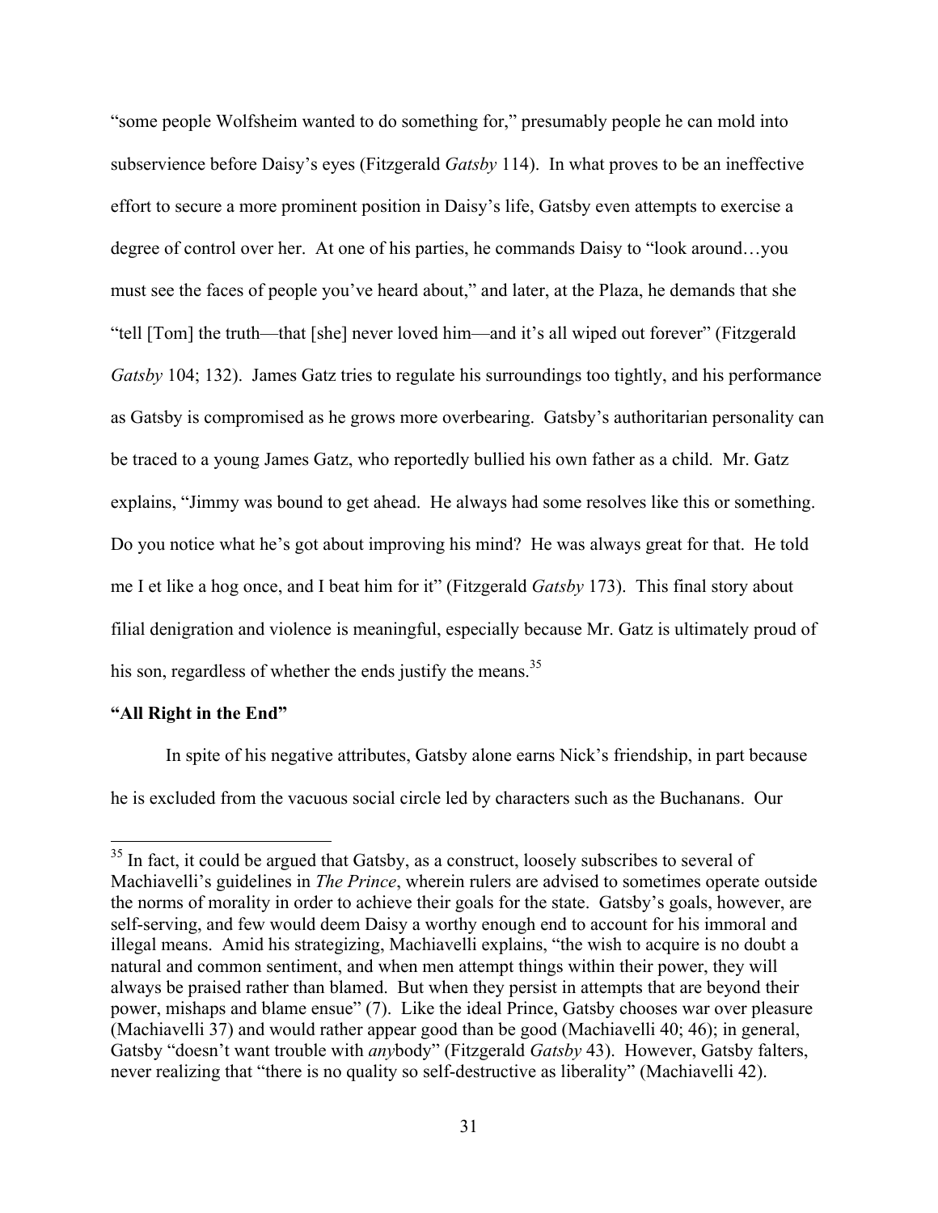"some people Wolfsheim wanted to do something for," presumably people he can mold into subservience before Daisy's eyes (Fitzgerald *Gatsby* 114). In what proves to be an ineffective effort to secure a more prominent position in Daisy's life, Gatsby even attempts to exercise a degree of control over her. At one of his parties, he commands Daisy to "look around…you must see the faces of people you've heard about," and later, at the Plaza, he demands that she "tell [Tom] the truth—that [she] never loved him—and it's all wiped out forever" (Fitzgerald *Gatsby* 104; 132). James Gatz tries to regulate his surroundings too tightly, and his performance as Gatsby is compromised as he grows more overbearing. Gatsby's authoritarian personality can be traced to a young James Gatz, who reportedly bullied his own father as a child. Mr. Gatz explains, "Jimmy was bound to get ahead. He always had some resolves like this or something. Do you notice what he's got about improving his mind? He was always great for that. He told me I et like a hog once, and I beat him for it" (Fitzgerald *Gatsby* 173). This final story about filial denigration and violence is meaningful, especially because Mr. Gatz is ultimately proud of his son, regardless of whether the ends justify the means.[35]

**"All Right in the End"**

In spite of his negative attributes, Gatsby alone earns Nick's friendship, in part because he is excluded from the vacuous social circle led by characters such as the Buchanans. Our

[35] In fact, it could be argued that Gatsby, as a construct, loosely subscribes to several of Machiavelli's guidelines in *The Prince*, wherein rulers are advised to sometimes operate outside the norms of morality in order to achieve their goals for the state. Gatsby's goals, however, are self-serving, and few would deem Daisy a worthy enough end to account for his immoral and illegal means. Amid his strategizing, Machiavelli explains, "the wish to acquire is no doubt a natural and common sentiment, and when men attempt things within their power, they will always be praised rather than blamed. But when they persist in attempts that are beyond their power, mishaps and blame ensue" (7). Like the ideal Prince, Gatsby chooses war over pleasure (Machiavelli 37) and would rather appear good than be good (Machiavelli 40; 46); in general, Gatsby "doesn't want trouble with *any*body" (Fitzgerald *Gatsby* 43). However, Gatsby falters, never realizing that "there is no quality so self-destructive as liberality" (Machiavelli 42).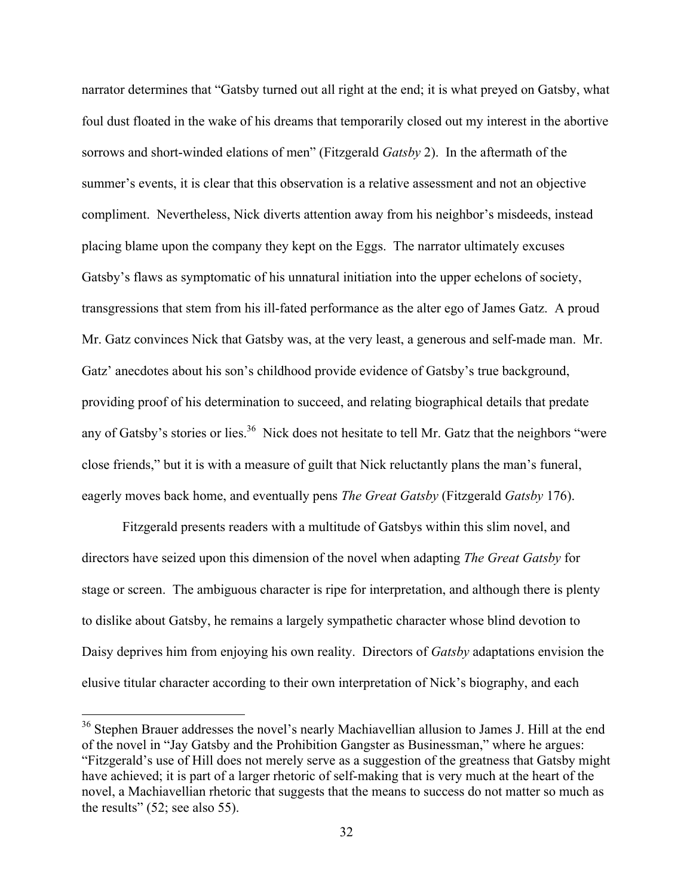narrator determines that "Gatsby turned out all right at the end; it is what preyed on Gatsby, what foul dust floated in the wake of his dreams that temporarily closed out my interest in the abortive sorrows and short-winded elations of men" (Fitzgerald *Gatsby* 2). In the aftermath of the summer's events, it is clear that this observation is a relative assessment and not an objective compliment. Nevertheless, Nick diverts attention away from his neighbor's misdeeds, instead placing blame upon the company they kept on the Eggs. The narrator ultimately excuses Gatsby's flaws as symptomatic of his unnatural initiation into the upper echelons of society, transgressions that stem from his ill-fated performance as the alter ego of James Gatz. A proud Mr. Gatz convinces Nick that Gatsby was, at the very least, a generous and self-made man. Mr. Gatz' anecdotes about his son's childhood provide evidence of Gatsby's true background, providing proof of his determination to succeed, and relating biographical details that predate any of Gatsby's stories or lies.[36] Nick does not hesitate to tell Mr. Gatz that the neighbors "were close friends," but it is with a measure of guilt that Nick reluctantly plans the man's funeral, eagerly moves back home, and eventually pens *The Great Gatsby* (Fitzgerald *Gatsby* 176).

Fitzgerald presents readers with a multitude of Gatsbys within this slim novel, and directors have seized upon this dimension of the novel when adapting *The Great Gatsby* for stage or screen. The ambiguous character is ripe for interpretation, and although there is plenty to dislike about Gatsby, he remains a largely sympathetic character whose blind devotion to Daisy deprives him from enjoying his own reality. Directors of *Gatsby* adaptations envision the elusive titular character according to their own interpretation of Nick's biography, and each

[36] Stephen Brauer addresses the novel's nearly Machiavellian allusion to James J. Hill at the end of the novel in "Jay Gatsby and the Prohibition Gangster as Businessman," where he argues: "Fitzgerald's use of Hill does not merely serve as a suggestion of the greatness that Gatsby might have achieved; it is part of a larger rhetoric of self-making that is very much at the heart of the novel, a Machiavellian rhetoric that suggests that the means to success do not matter so much as the results" (52; see also 55).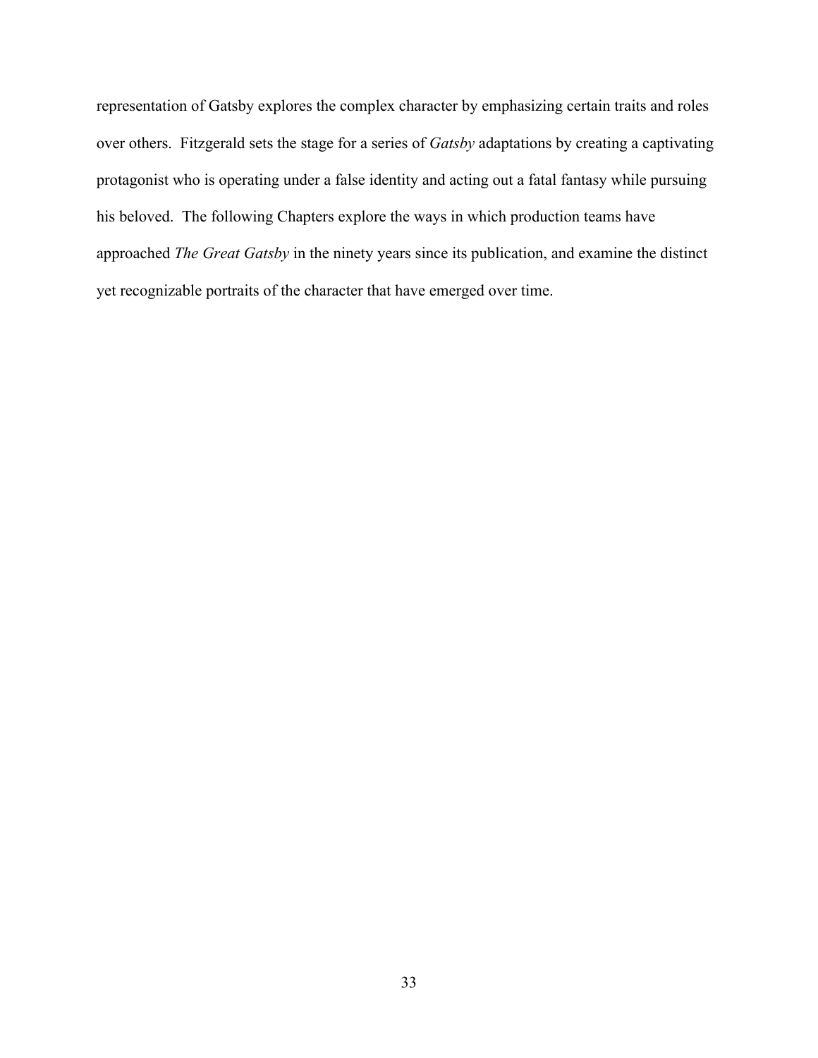representation of Gatsby explores the complex character by emphasizing certain traits and roles over others. Fitzgerald sets the stage for a series of *Gatsby* adaptations by creating a captivating protagonist who is operating under a false identity and acting out a fatal fantasy while pursuing his beloved. The following Chapters explore the ways in which production teams have approached *The Great Gatsby* in the ninety years since its publication, and examine the distinct yet recognizable portraits of the character that have emerged over time.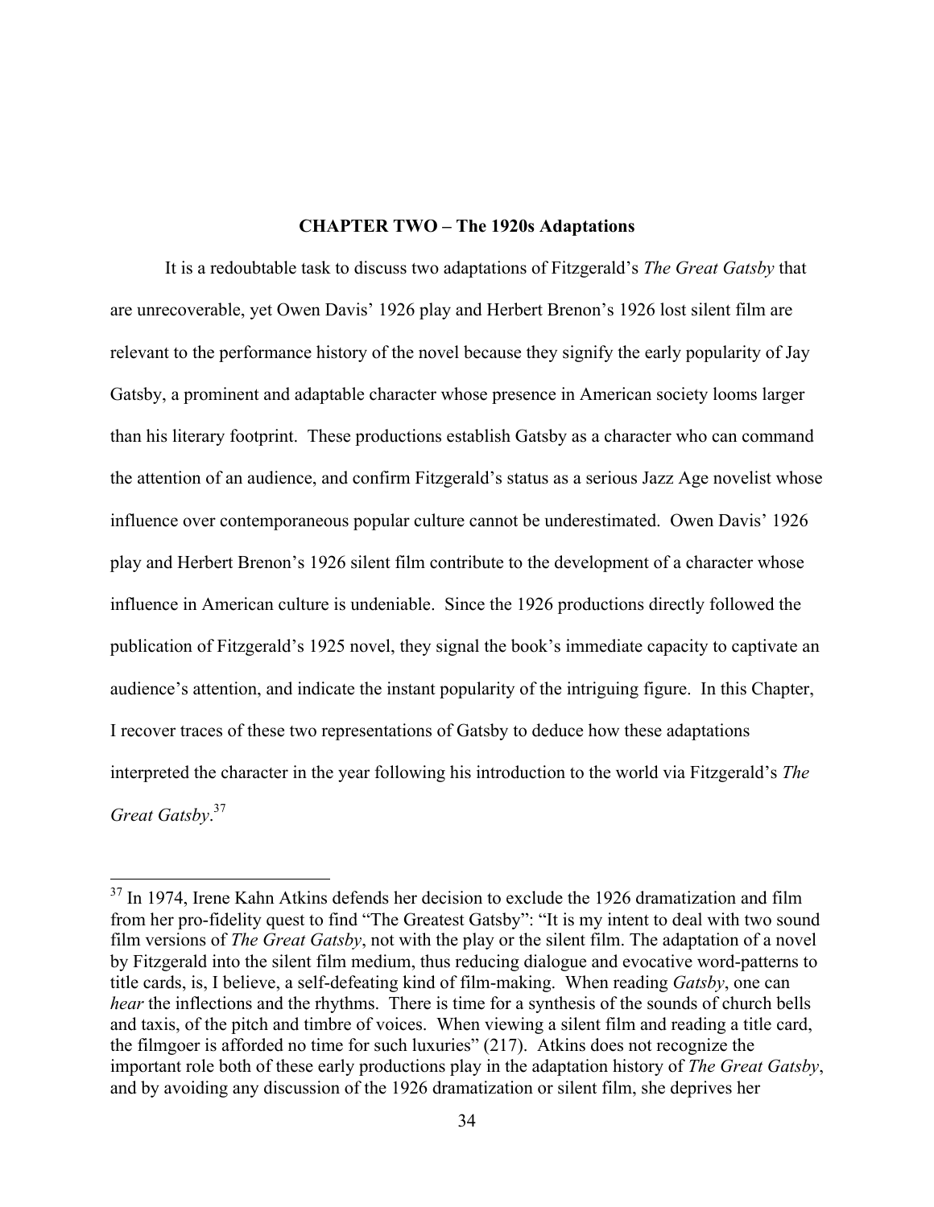## CHAPTER TWO – The 1920s Adaptations

It is a redoubtable task to discuss two adaptations of Fitzgerald's *The Great Gatsby* that are unrecoverable, yet Owen Davis' 1926 play and Herbert Brenon's 1926 lost silent film are relevant to the performance history of the novel because they signify the early popularity of Jay Gatsby, a prominent and adaptable character whose presence in American society looms larger than his literary footprint. These productions establish Gatsby as a character who can command the attention of an audience, and confirm Fitzgerald's status as a serious Jazz Age novelist whose influence over contemporaneous popular culture cannot be underestimated. Owen Davis' 1926 play and Herbert Brenon's 1926 silent film contribute to the development of a character whose influence in American culture is undeniable. Since the 1926 productions directly followed the publication of Fitzgerald's 1925 novel, they signal the book's immediate capacity to captivate an audience's attention, and indicate the instant popularity of the intriguing figure. In this Chapter, I recover traces of these two representations of Gatsby to deduce how these adaptations interpreted the character in the year following his introduction to the world via Fitzgerald's *The Great Gatsby*.[37]

---

[37] In 1974, Irene Kahn Atkins defends her decision to exclude the 1926 dramatization and film from her pro-fidelity quest to find "The Greatest Gatsby": "It is my intent to deal with two sound film versions of *The Great Gatsby*, not with the play or the silent film. The adaptation of a novel by Fitzgerald into the silent film medium, thus reducing dialogue and evocative word-patterns to title cards, is, I believe, a self-defeating kind of film-making. When reading *Gatsby*, one can *hear* the inflections and the rhythms. There is time for a synthesis of the sounds of church bells and taxis, of the pitch and timbre of voices. When viewing a silent film and reading a title card, the filmgoer is afforded no time for such luxuries" (217). Atkins does not recognize the important role both of these early productions play in the adaptation history of *The Great Gatsby*, and by avoiding any discussion of the 1926 dramatization or silent film, she deprives her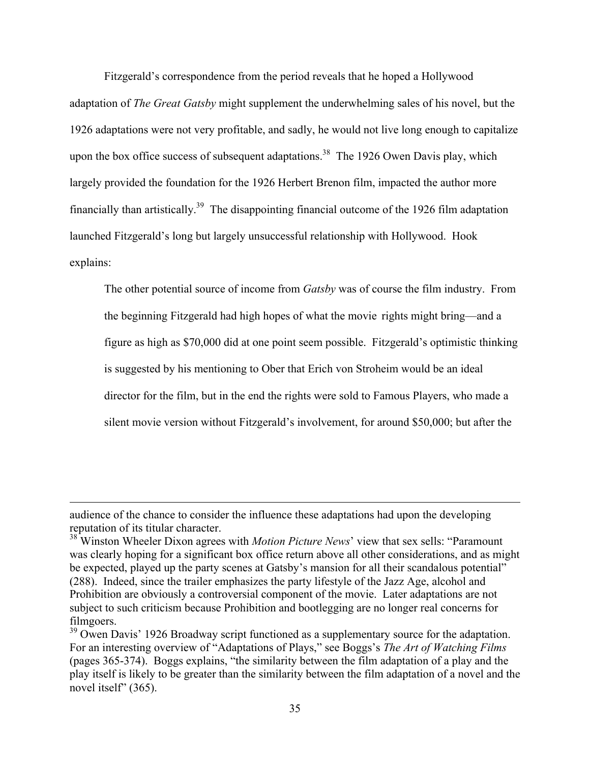Fitzgerald's correspondence from the period reveals that he hoped a Hollywood adaptation of *The Great Gatsby* might supplement the underwhelming sales of his novel, but the 1926 adaptations were not very profitable, and sadly, he would not live long enough to capitalize upon the box office success of subsequent adaptations.[38] The 1926 Owen Davis play, which largely provided the foundation for the 1926 Herbert Brenon film, impacted the author more financially than artistically.[39] The disappointing financial outcome of the 1926 film adaptation launched Fitzgerald's long but largely unsuccessful relationship with Hollywood. Hook explains:

> The other potential source of income from *Gatsby* was of course the film industry. From the beginning Fitzgerald had high hopes of what the movie rights might bring—and a figure as high as $70,000 did at one point seem possible. Fitzgerald's optimistic thinking is suggested by his mentioning to Ober that Erich von Stroheim would be an ideal director for the film, but in the end the rights were sold to Famous Players, who made a silent movie version without Fitzgerald's involvement, for around $50,000; but after the

---

audience of the chance to consider the influence these adaptations had upon the developing reputation of its titular character.

[38] Winston Wheeler Dixon agrees with *Motion Picture News*' view that sex sells: "Paramount was clearly hoping for a significant box office return above all other considerations, and as might be expected, played up the party scenes at Gatsby's mansion for all their scandalous potential" (288). Indeed, since the trailer emphasizes the party lifestyle of the Jazz Age, alcohol and Prohibition are obviously a controversial component of the movie. Later adaptations are not subject to such criticism because Prohibition and bootlegging are no longer real concerns for filmgoers.

[39] Owen Davis' 1926 Broadway script functioned as a supplementary source for the adaptation. For an interesting overview of "Adaptations of Plays," see Boggs's *The Art of Watching Films* (pages 365-374). Boggs explains, "the similarity between the film adaptation of a play and the play itself is likely to be greater than the similarity between the film adaptation of a novel and the novel itself" (365).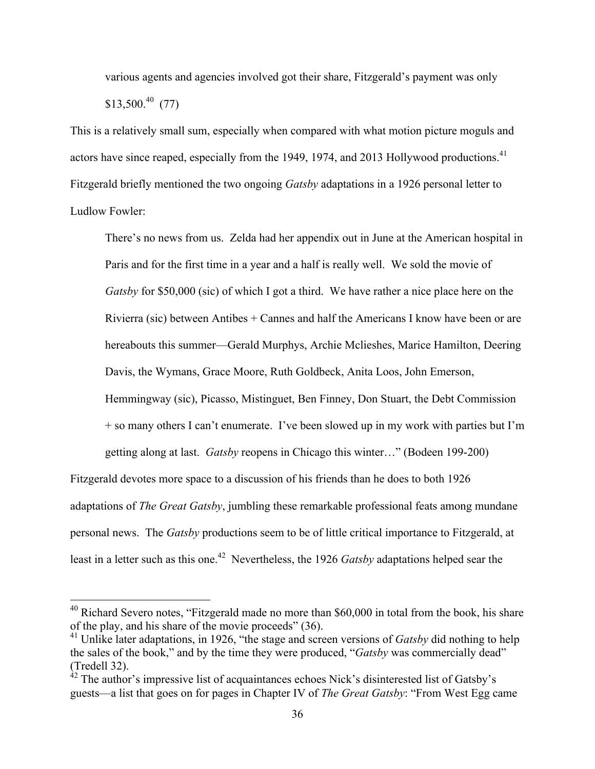various agents and agencies involved got their share, Fitzgerald's payment was only $13,500.[40] (77)

This is a relatively small sum, especially when compared with what motion picture moguls and actors have since reaped, especially from the 1949, 1974, and 2013 Hollywood productions.[41] Fitzgerald briefly mentioned the two ongoing *Gatsby* adaptations in a 1926 personal letter to Ludlow Fowler:

> There's no news from us. Zelda had her appendix out in June at the American hospital in Paris and for the first time in a year and a half is really well. We sold the movie of *Gatsby* for $50,000 (sic) of which I got a third. We have rather a nice place here on the Rivierra (sic) between Antibes + Cannes and half the Americans I know have been or are hereabouts this summer—Gerald Murphys, Archie Mclieshes, Marice Hamilton, Deering Davis, the Wymans, Grace Moore, Ruth Goldbeck, Anita Loos, John Emerson, Hemmingway (sic), Picasso, Mistinguet, Ben Finney, Don Stuart, the Debt Commission + so many others I can't enumerate. I've been slowed up in my work with parties but I'm getting along at last. *Gatsby* reopens in Chicago this winter…" (Bodeen 199-200)

Fitzgerald devotes more space to a discussion of his friends than he does to both 1926 adaptations of *The Great Gatsby*, jumbling these remarkable professional feats among mundane personal news. The *Gatsby* productions seem to be of little critical importance to Fitzgerald, at least in a letter such as this one.[42] Nevertheless, the 1926 *Gatsby* adaptations helped sear the

---

[40] Richard Severo notes, "Fitzgerald made no more than $60,000 in total from the book, his share of the play, and his share of the movie proceeds" (36).

[41] Unlike later adaptations, in 1926, "the stage and screen versions of *Gatsby* did nothing to help the sales of the book," and by the time they were produced, "*Gatsby* was commercially dead" (Tredell 32).

[42] The author's impressive list of acquaintances echoes Nick's disinterested list of Gatsby's guests—a list that goes on for pages in Chapter IV of *The Great Gatsby*: "From West Egg came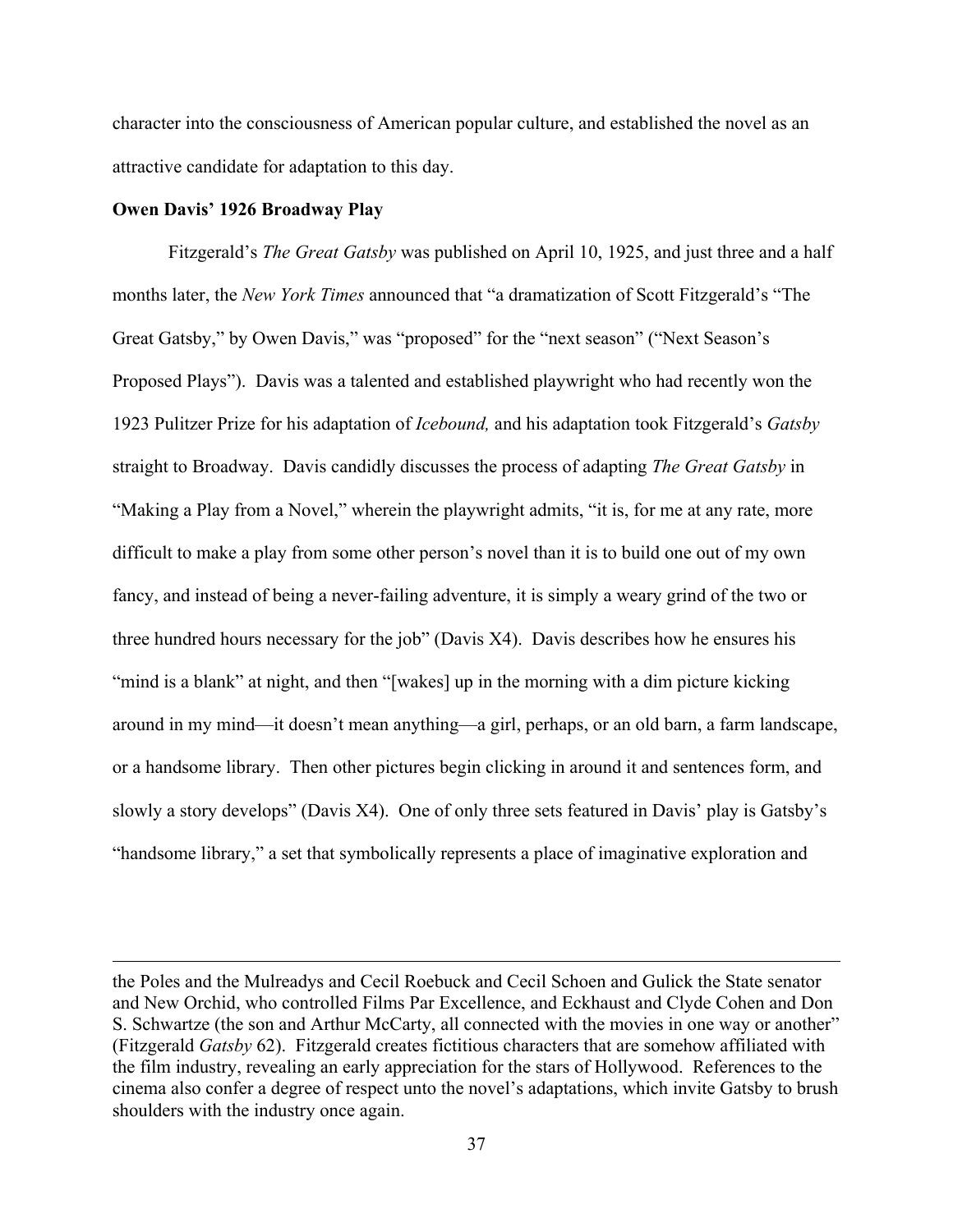character into the consciousness of American popular culture, and established the novel as an attractive candidate for adaptation to this day.

**Owen Davis' 1926 Broadway Play**

Fitzgerald's *The Great Gatsby* was published on April 10, 1925, and just three and a half months later, the *New York Times* announced that "a dramatization of Scott Fitzgerald's "The Great Gatsby," by Owen Davis," was "proposed" for the "next season" ("Next Season's Proposed Plays"). Davis was a talented and established playwright who had recently won the 1923 Pulitzer Prize for his adaptation of *Icebound,* and his adaptation took Fitzgerald's *Gatsby* straight to Broadway. Davis candidly discusses the process of adapting *The Great Gatsby* in "Making a Play from a Novel," wherein the playwright admits, "it is, for me at any rate, more difficult to make a play from some other person's novel than it is to build one out of my own fancy, and instead of being a never-failing adventure, it is simply a weary grind of the two or three hundred hours necessary for the job" (Davis X4). Davis describes how he ensures his "mind is a blank" at night, and then "[wakes] up in the morning with a dim picture kicking around in my mind—it doesn't mean anything—a girl, perhaps, or an old barn, a farm landscape, or a handsome library. Then other pictures begin clicking in around it and sentences form, and slowly a story develops" (Davis X4). One of only three sets featured in Davis' play is Gatsby's "handsome library," a set that symbolically represents a place of imaginative exploration and

---

the Poles and the Mulreadys and Cecil Roebuck and Cecil Schoen and Gulick the State senator and New Orchid, who controlled Films Par Excellence, and Eckhaust and Clyde Cohen and Don S. Schwartze (the son and Arthur McCarty, all connected with the movies in one way or another" (Fitzgerald *Gatsby* 62). Fitzgerald creates fictitious characters that are somehow affiliated with the film industry, revealing an early appreciation for the stars of Hollywood. References to the cinema also confer a degree of respect unto the novel's adaptations, which invite Gatsby to brush shoulders with the industry once again.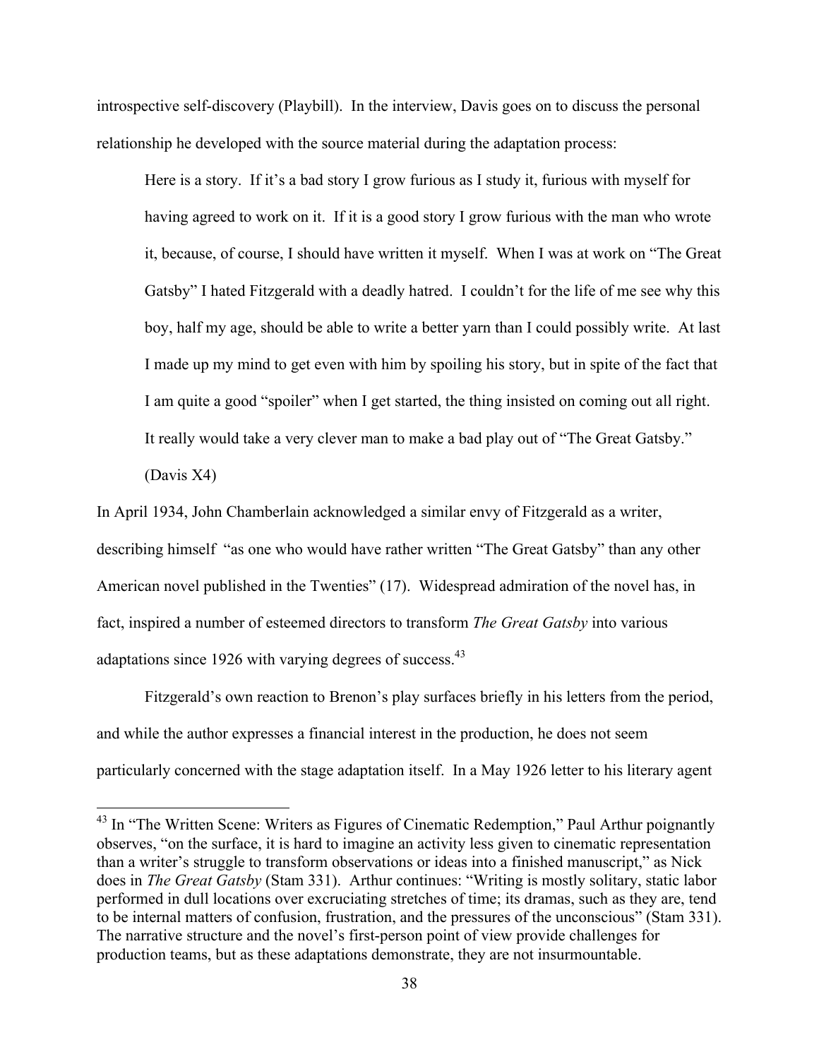introspective self-discovery (Playbill). In the interview, Davis goes on to discuss the personal relationship he developed with the source material during the adaptation process:

> Here is a story. If it's a bad story I grow furious as I study it, furious with myself for having agreed to work on it. If it is a good story I grow furious with the man who wrote it, because, of course, I should have written it myself. When I was at work on "The Great Gatsby" I hated Fitzgerald with a deadly hatred. I couldn't for the life of me see why this boy, half my age, should be able to write a better yarn than I could possibly write. At last I made up my mind to get even with him by spoiling his story, but in spite of the fact that I am quite a good "spoiler" when I get started, the thing insisted on coming out all right. It really would take a very clever man to make a bad play out of "The Great Gatsby." (Davis X4)

In April 1934, John Chamberlain acknowledged a similar envy of Fitzgerald as a writer, describing himself "as one who would have rather written "The Great Gatsby" than any other American novel published in the Twenties" (17). Widespread admiration of the novel has, in fact, inspired a number of esteemed directors to transform *The Great Gatsby* into various adaptations since 1926 with varying degrees of success.[43]

Fitzgerald's own reaction to Brenon's play surfaces briefly in his letters from the period, and while the author expresses a financial interest in the production, he does not seem particularly concerned with the stage adaptation itself. In a May 1926 letter to his literary agent

---

[43] In "The Written Scene: Writers as Figures of Cinematic Redemption," Paul Arthur poignantly observes, "on the surface, it is hard to imagine an activity less given to cinematic representation than a writer's struggle to transform observations or ideas into a finished manuscript," as Nick does in *The Great Gatsby* (Stam 331). Arthur continues: "Writing is mostly solitary, static labor performed in dull locations over excruciating stretches of time; its dramas, such as they are, tend to be internal matters of confusion, frustration, and the pressures of the unconscious" (Stam 331). The narrative structure and the novel's first-person point of view provide challenges for production teams, but as these adaptations demonstrate, they are not insurmountable.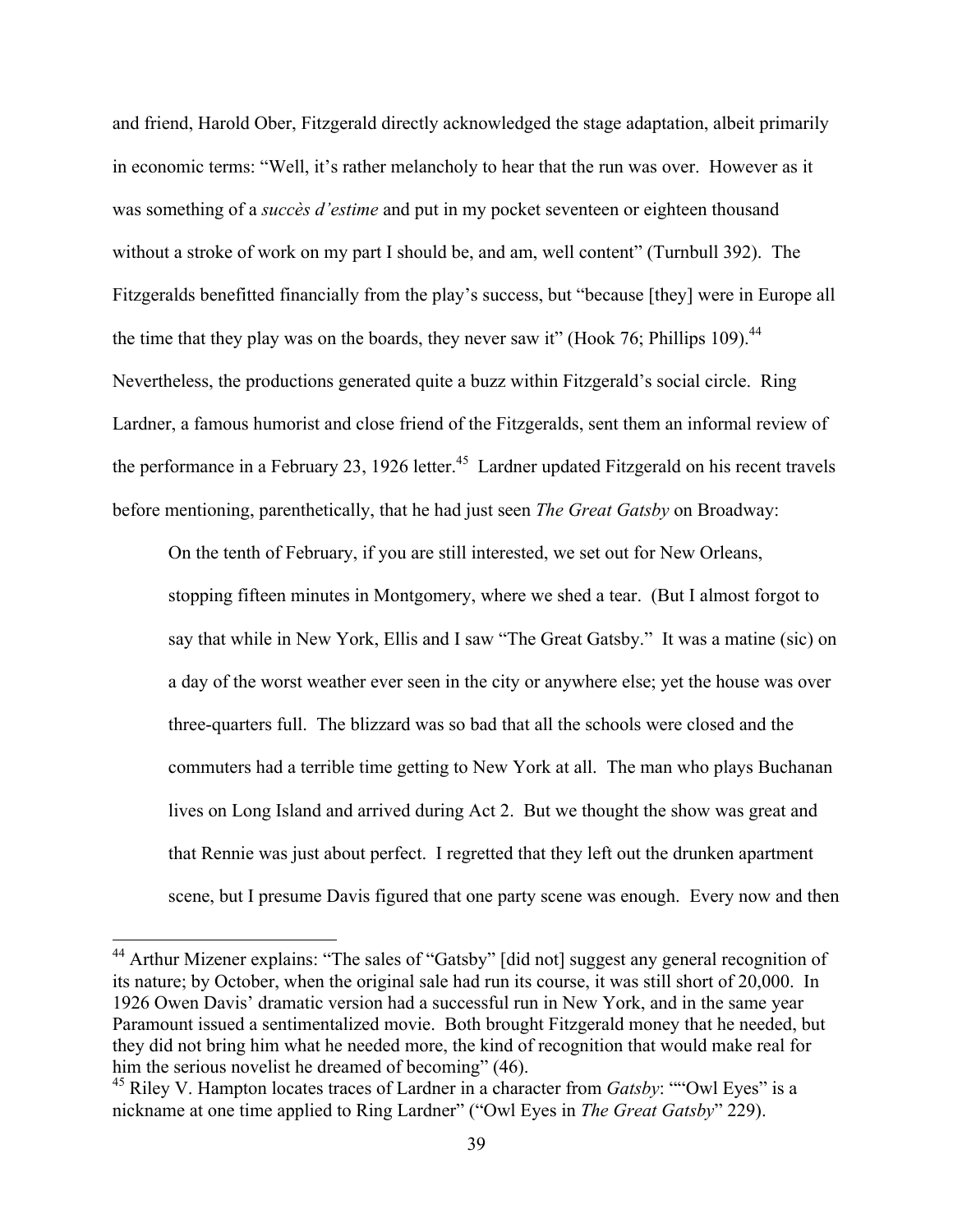and friend, Harold Ober, Fitzgerald directly acknowledged the stage adaptation, albeit primarily in economic terms: "Well, it's rather melancholy to hear that the run was over. However as it was something of a *succès d'estime* and put in my pocket seventeen or eighteen thousand without a stroke of work on my part I should be, and am, well content" (Turnbull 392). The Fitzgeralds benefitted financially from the play's success, but "because [they] were in Europe all the time that they play was on the boards, they never saw it" (Hook 76; Phillips 109).[44] Nevertheless, the productions generated quite a buzz within Fitzgerald's social circle. Ring Lardner, a famous humorist and close friend of the Fitzgeralds, sent them an informal review of the performance in a February 23, 1926 letter.[45] Lardner updated Fitzgerald on his recent travels before mentioning, parenthetically, that he had just seen *The Great Gatsby* on Broadway:

> On the tenth of February, if you are still interested, we set out for New Orleans, stopping fifteen minutes in Montgomery, where we shed a tear. (But I almost forgot to say that while in New York, Ellis and I saw "The Great Gatsby." It was a matine (sic) on a day of the worst weather ever seen in the city or anywhere else; yet the house was over three-quarters full. The blizzard was so bad that all the schools were closed and the commuters had a terrible time getting to New York at all. The man who plays Buchanan lives on Long Island and arrived during Act 2. But we thought the show was great and that Rennie was just about perfect. I regretted that they left out the drunken apartment scene, but I presume Davis figured that one party scene was enough. Every now and then

---

[44] Arthur Mizener explains: "The sales of "Gatsby" [did not] suggest any general recognition of its nature; by October, when the original sale had run its course, it was still short of 20,000. In 1926 Owen Davis' dramatic version had a successful run in New York, and in the same year Paramount issued a sentimentalized movie. Both brought Fitzgerald money that he needed, but they did not bring him what he needed more, the kind of recognition that would make real for him the serious novelist he dreamed of becoming" (46).

[45] Riley V. Hampton locates traces of Lardner in a character from *Gatsby*: ""Owl Eyes" is a nickname at one time applied to Ring Lardner" ("Owl Eyes in *The Great Gatsby*" 229).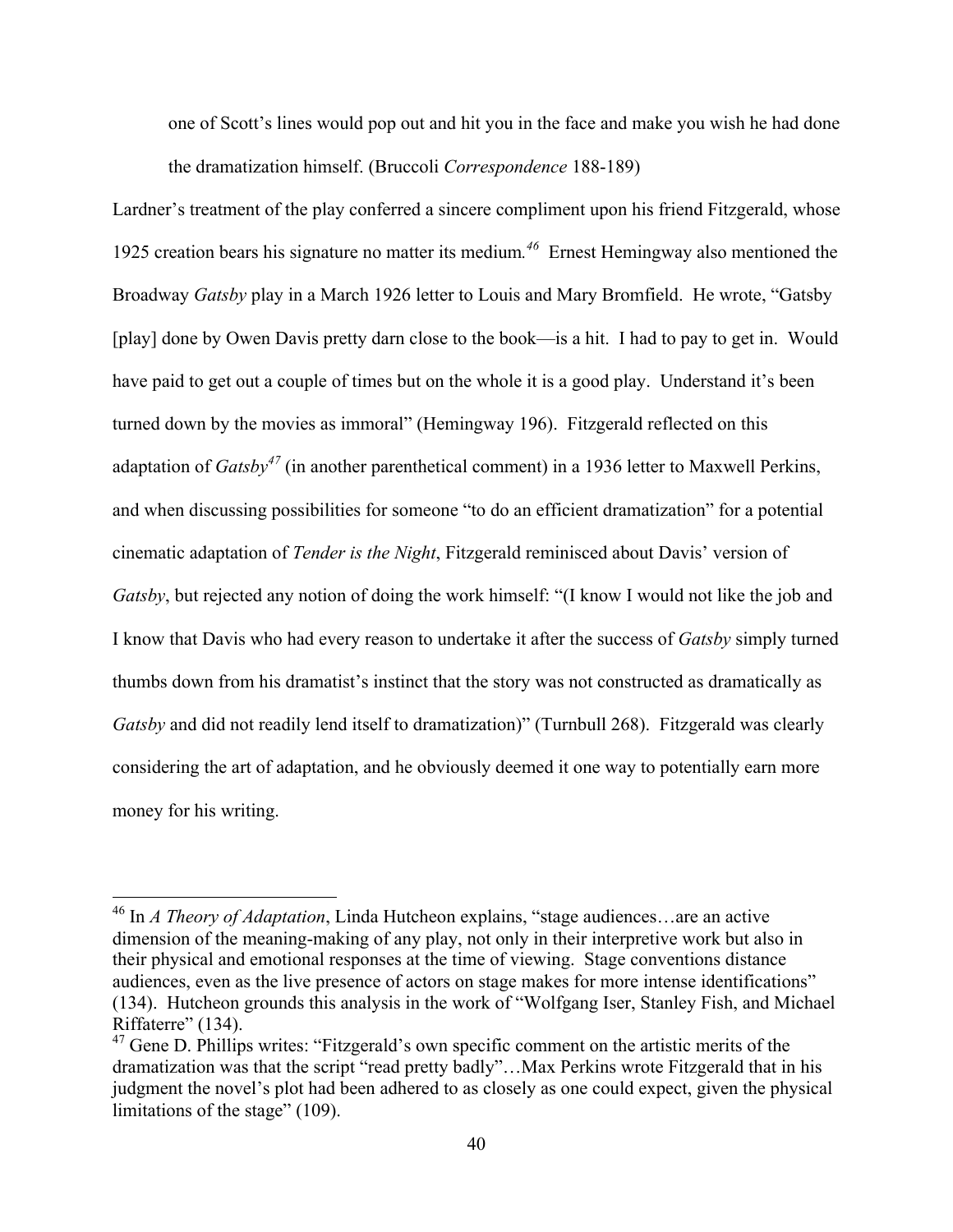> one of Scott's lines would pop out and hit you in the face and make you wish he had done the dramatization himself. (Bruccoli *Correspondence* 188-189)

Lardner's treatment of the play conferred a sincere compliment upon his friend Fitzgerald, whose 1925 creation bears his signature no matter its medium.[46] Ernest Hemingway also mentioned the Broadway *Gatsby* play in a March 1926 letter to Louis and Mary Bromfield. He wrote, "Gatsby [play] done by Owen Davis pretty darn close to the book—is a hit. I had to pay to get in. Would have paid to get out a couple of times but on the whole it is a good play. Understand it's been turned down by the movies as immoral" (Hemingway 196). Fitzgerald reflected on this adaptation of *Gatsby*[47] (in another parenthetical comment) in a 1936 letter to Maxwell Perkins, and when discussing possibilities for someone "to do an efficient dramatization" for a potential cinematic adaptation of *Tender is the Night*, Fitzgerald reminisced about Davis' version of *Gatsby*, but rejected any notion of doing the work himself: "(I know I would not like the job and I know that Davis who had every reason to undertake it after the success of *Gatsby* simply turned thumbs down from his dramatist's instinct that the story was not constructed as dramatically as *Gatsby* and did not readily lend itself to dramatization)" (Turnbull 268). Fitzgerald was clearly considering the art of adaptation, and he obviously deemed it one way to potentially earn more money for his writing.

---

[46] In *A Theory of Adaptation*, Linda Hutcheon explains, "stage audiences…are an active dimension of the meaning-making of any play, not only in their interpretive work but also in their physical and emotional responses at the time of viewing. Stage conventions distance audiences, even as the live presence of actors on stage makes for more intense identifications" (134). Hutcheon grounds this analysis in the work of "Wolfgang Iser, Stanley Fish, and Michael Riffaterre" (134).

[47] Gene D. Phillips writes: "Fitzgerald's own specific comment on the artistic merits of the dramatization was that the script "read pretty badly"…Max Perkins wrote Fitzgerald that in his judgment the novel's plot had been adhered to as closely as one could expect, given the physical limitations of the stage" (109).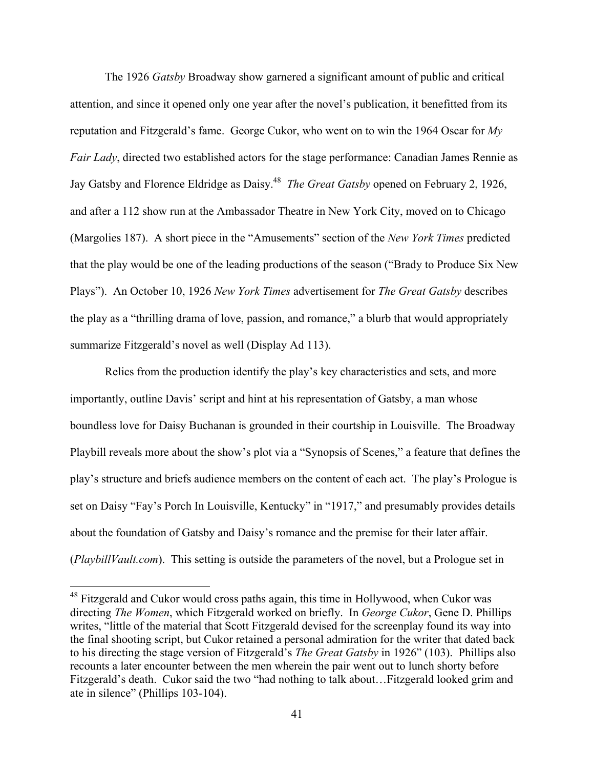The 1926 *Gatsby* Broadway show garnered a significant amount of public and critical attention, and since it opened only one year after the novel's publication, it benefitted from its reputation and Fitzgerald's fame. George Cukor, who went on to win the 1964 Oscar for *My Fair Lady*, directed two established actors for the stage performance: Canadian James Rennie as Jay Gatsby and Florence Eldridge as Daisy.[48] *The Great Gatsby* opened on February 2, 1926, and after a 112 show run at the Ambassador Theatre in New York City, moved on to Chicago (Margolies 187). A short piece in the "Amusements" section of the *New York Times* predicted that the play would be one of the leading productions of the season ("Brady to Produce Six New Plays"). An October 10, 1926 *New York Times* advertisement for *The Great Gatsby* describes the play as a "thrilling drama of love, passion, and romance," a blurb that would appropriately summarize Fitzgerald's novel as well (Display Ad 113).

Relics from the production identify the play's key characteristics and sets, and more importantly, outline Davis' script and hint at his representation of Gatsby, a man whose boundless love for Daisy Buchanan is grounded in their courtship in Louisville. The Broadway Playbill reveals more about the show's plot via a "Synopsis of Scenes," a feature that defines the play's structure and briefs audience members on the content of each act. The play's Prologue is set on Daisy "Fay's Porch In Louisville, Kentucky" in "1917," and presumably provides details about the foundation of Gatsby and Daisy's romance and the premise for their later affair. (*PlaybillVault.com*). This setting is outside the parameters of the novel, but a Prologue set in

---

[48] Fitzgerald and Cukor would cross paths again, this time in Hollywood, when Cukor was directing *The Women*, which Fitzgerald worked on briefly. In *George Cukor*, Gene D. Phillips writes, "little of the material that Scott Fitzgerald devised for the screenplay found its way into the final shooting script, but Cukor retained a personal admiration for the writer that dated back to his directing the stage version of Fitzgerald's *The Great Gatsby* in 1926" (103). Phillips also recounts a later encounter between the men wherein the pair went out to lunch shorty before Fitzgerald's death. Cukor said the two "had nothing to talk about…Fitzgerald looked grim and ate in silence" (Phillips 103-104).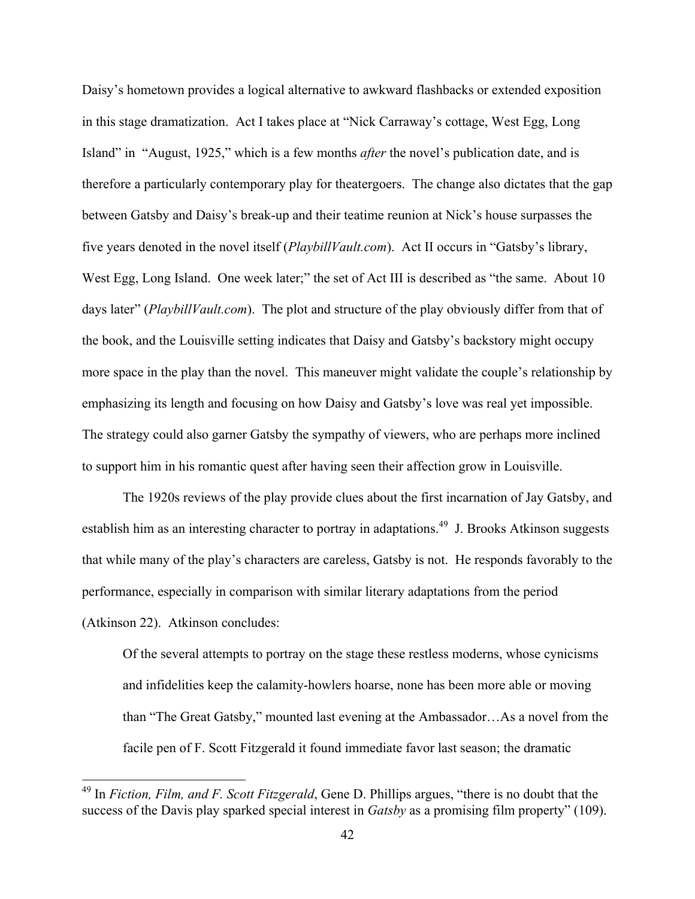Daisy's hometown provides a logical alternative to awkward flashbacks or extended exposition in this stage dramatization. Act I takes place at "Nick Carraway's cottage, West Egg, Long Island" in "August, 1925," which is a few months *after* the novel's publication date, and is therefore a particularly contemporary play for theatergoers. The change also dictates that the gap between Gatsby and Daisy's break-up and their teatime reunion at Nick's house surpasses the five years denoted in the novel itself (*PlaybillVault.com*). Act II occurs in "Gatsby's library, West Egg, Long Island. One week later;" the set of Act III is described as "the same. About 10 days later" (*PlaybillVault.com*). The plot and structure of the play obviously differ from that of the book, and the Louisville setting indicates that Daisy and Gatsby's backstory might occupy more space in the play than the novel. This maneuver might validate the couple's relationship by emphasizing its length and focusing on how Daisy and Gatsby's love was real yet impossible. The strategy could also garner Gatsby the sympathy of viewers, who are perhaps more inclined to support him in his romantic quest after having seen their affection grow in Louisville.

The 1920s reviews of the play provide clues about the first incarnation of Jay Gatsby, and establish him as an interesting character to portray in adaptations.[49] J. Brooks Atkinson suggests that while many of the play's characters are careless, Gatsby is not. He responds favorably to the performance, especially in comparison with similar literary adaptations from the period (Atkinson 22). Atkinson concludes:

> Of the several attempts to portray on the stage these restless moderns, whose cynicisms and infidelities keep the calamity-howlers hoarse, none has been more able or moving than "The Great Gatsby," mounted last evening at the Ambassador…As a novel from the facile pen of F. Scott Fitzgerald it found immediate favor last season; the dramatic

[49] In *Fiction, Film, and F. Scott Fitzgerald*, Gene D. Phillips argues, "there is no doubt that the success of the Davis play sparked special interest in *Gatsby* as a promising film property" (109).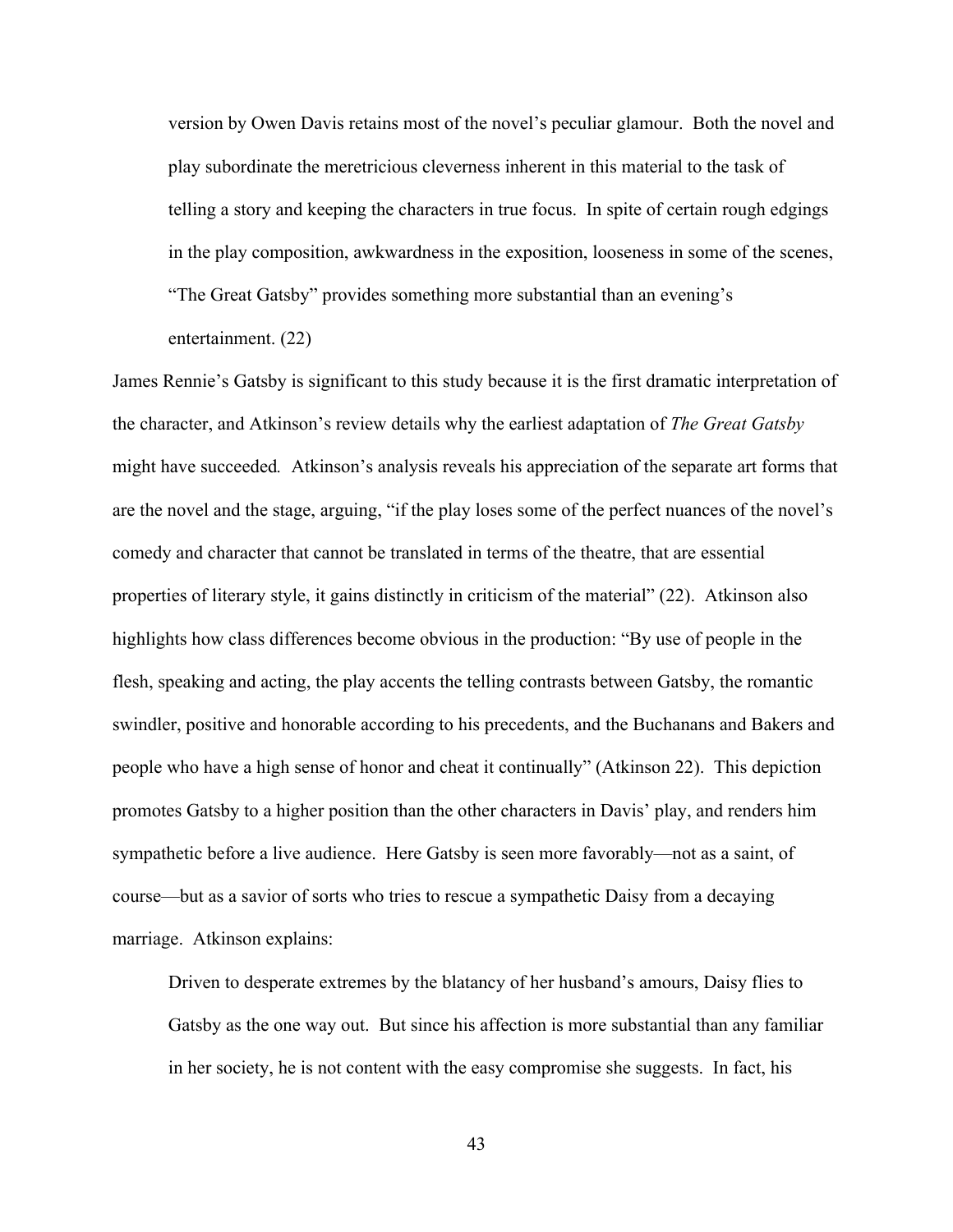> version by Owen Davis retains most of the novel's peculiar glamour. Both the novel and play subordinate the meretricious cleverness inherent in this material to the task of telling a story and keeping the characters in true focus. In spite of certain rough edgings in the play composition, awkwardness in the exposition, looseness in some of the scenes, "The Great Gatsby" provides something more substantial than an evening's entertainment. (22)

James Rennie's Gatsby is significant to this study because it is the first dramatic interpretation of the character, and Atkinson's review details why the earliest adaptation of *The Great Gatsby* might have succeeded. Atkinson's analysis reveals his appreciation of the separate art forms that are the novel and the stage, arguing, "if the play loses some of the perfect nuances of the novel's comedy and character that cannot be translated in terms of the theatre, that are essential properties of literary style, it gains distinctly in criticism of the material" (22). Atkinson also highlights how class differences become obvious in the production: "By use of people in the flesh, speaking and acting, the play accents the telling contrasts between Gatsby, the romantic swindler, positive and honorable according to his precedents, and the Buchanans and Bakers and people who have a high sense of honor and cheat it continually" (Atkinson 22). This depiction promotes Gatsby to a higher position than the other characters in Davis' play, and renders him sympathetic before a live audience. Here Gatsby is seen more favorably—not as a saint, of course—but as a savior of sorts who tries to rescue a sympathetic Daisy from a decaying marriage. Atkinson explains:

> Driven to desperate extremes by the blatancy of her husband's amours, Daisy flies to Gatsby as the one way out. But since his affection is more substantial than any familiar in her society, he is not content with the easy compromise she suggests. In fact, his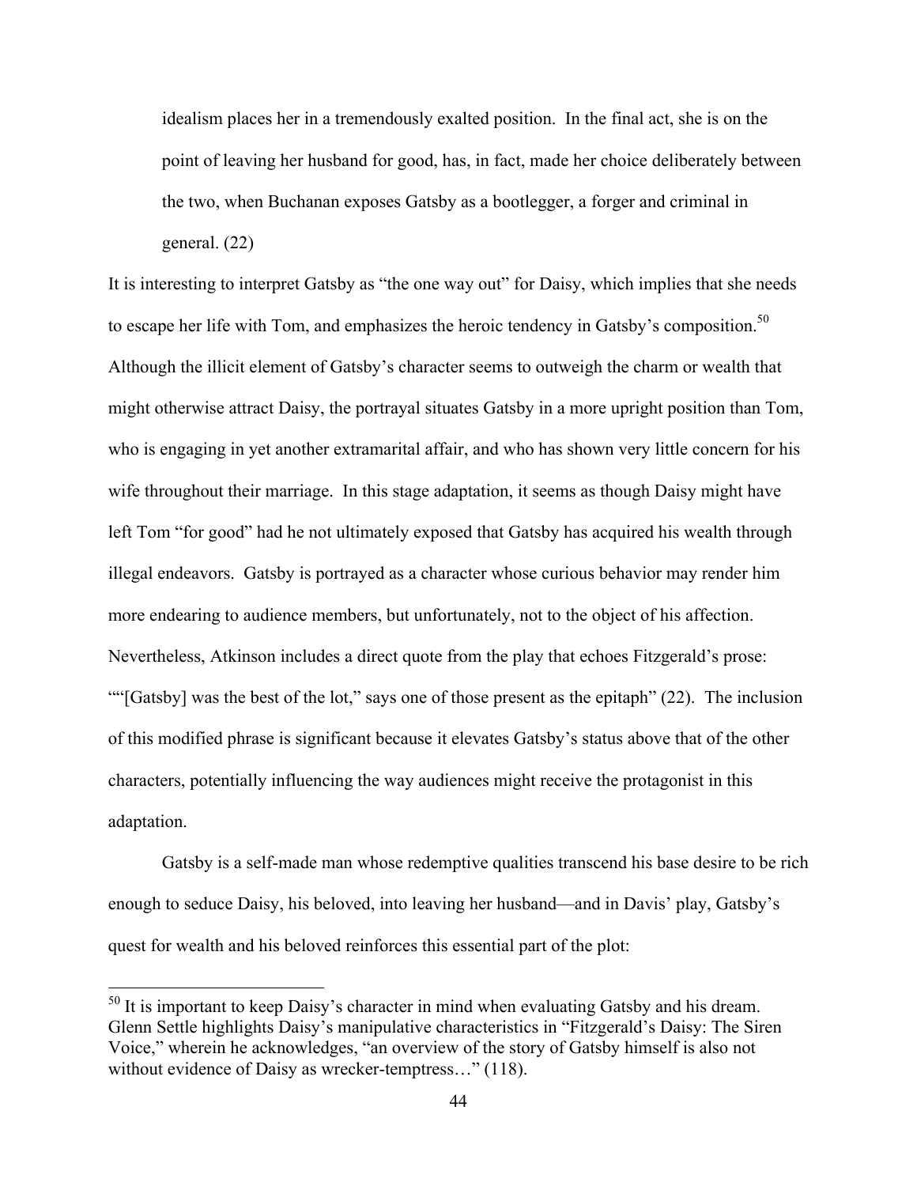idealism places her in a tremendously exalted position. In the final act, she is on the point of leaving her husband for good, has, in fact, made her choice deliberately between the two, when Buchanan exposes Gatsby as a bootlegger, a forger and criminal in general. (22)

It is interesting to interpret Gatsby as "the one way out" for Daisy, which implies that she needs to escape her life with Tom, and emphasizes the heroic tendency in Gatsby's composition.[50] Although the illicit element of Gatsby's character seems to outweigh the charm or wealth that might otherwise attract Daisy, the portrayal situates Gatsby in a more upright position than Tom, who is engaging in yet another extramarital affair, and who has shown very little concern for his wife throughout their marriage. In this stage adaptation, it seems as though Daisy might have left Tom "for good" had he not ultimately exposed that Gatsby has acquired his wealth through illegal endeavors. Gatsby is portrayed as a character whose curious behavior may render him more endearing to audience members, but unfortunately, not to the object of his affection. Nevertheless, Atkinson includes a direct quote from the play that echoes Fitzgerald's prose: ""[Gatsby] was the best of the lot," says one of those present as the epitaph" (22). The inclusion of this modified phrase is significant because it elevates Gatsby's status above that of the other characters, potentially influencing the way audiences might receive the protagonist in this adaptation.

Gatsby is a self-made man whose redemptive qualities transcend his base desire to be rich enough to seduce Daisy, his beloved, into leaving her husband—and in Davis' play, Gatsby's quest for wealth and his beloved reinforces this essential part of the plot:

---

[50] It is important to keep Daisy's character in mind when evaluating Gatsby and his dream. Glenn Settle highlights Daisy's manipulative characteristics in "Fitzgerald's Daisy: The Siren Voice," wherein he acknowledges, "an overview of the story of Gatsby himself is also not without evidence of Daisy as wrecker-temptress…" (118).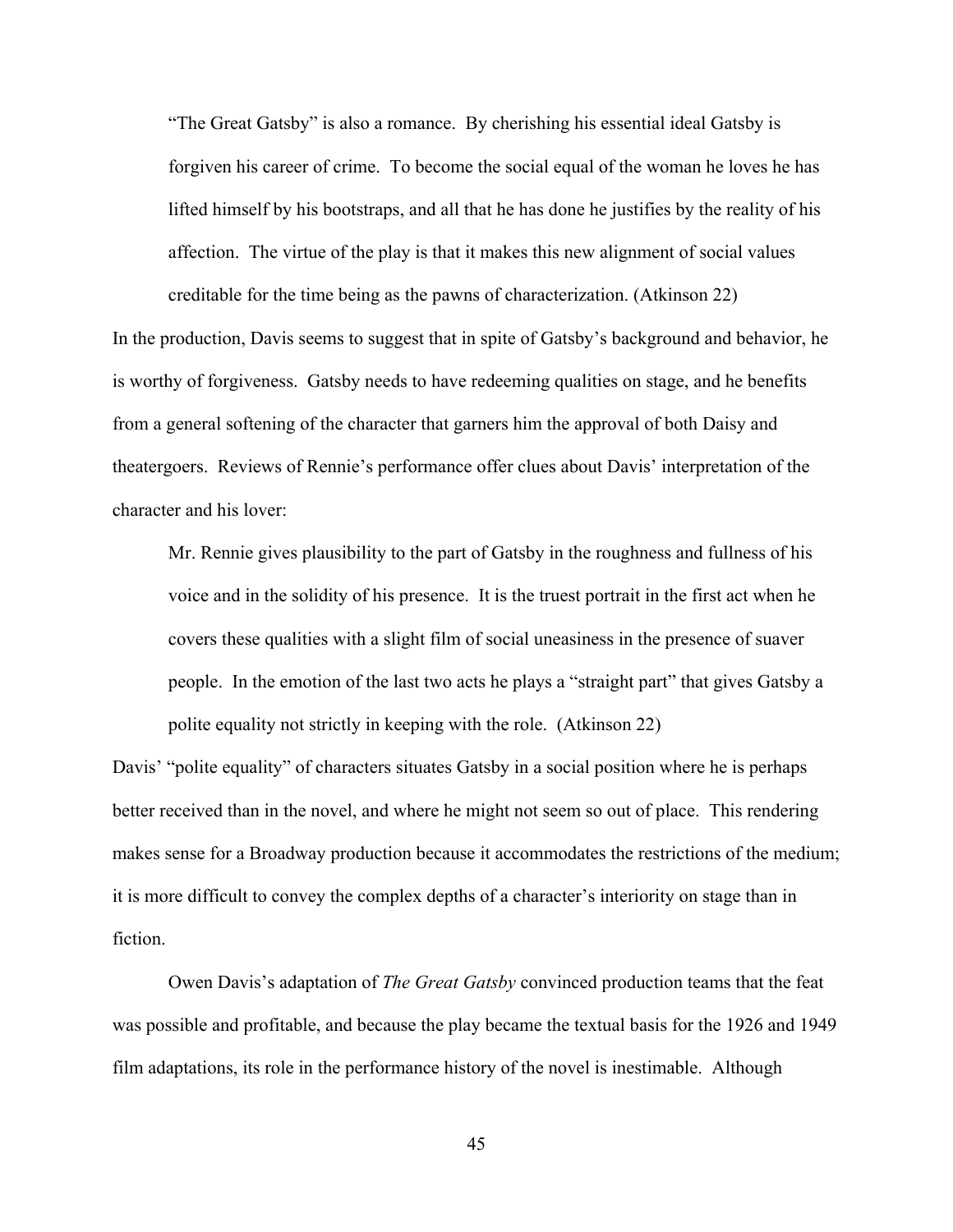> "The Great Gatsby" is also a romance. By cherishing his essential ideal Gatsby is forgiven his career of crime. To become the social equal of the woman he loves he has lifted himself by his bootstraps, and all that he has done he justifies by the reality of his affection. The virtue of the play is that it makes this new alignment of social values creditable for the time being as the pawns of characterization. (Atkinson 22)

In the production, Davis seems to suggest that in spite of Gatsby's background and behavior, he is worthy of forgiveness. Gatsby needs to have redeeming qualities on stage, and he benefits from a general softening of the character that garners him the approval of both Daisy and theatergoers. Reviews of Rennie's performance offer clues about Davis' interpretation of the character and his lover:

> Mr. Rennie gives plausibility to the part of Gatsby in the roughness and fullness of his voice and in the solidity of his presence. It is the truest portrait in the first act when he covers these qualities with a slight film of social uneasiness in the presence of suaver people. In the emotion of the last two acts he plays a "straight part" that gives Gatsby a polite equality not strictly in keeping with the role. (Atkinson 22)

Davis' "polite equality" of characters situates Gatsby in a social position where he is perhaps better received than in the novel, and where he might not seem so out of place. This rendering makes sense for a Broadway production because it accommodates the restrictions of the medium; it is more difficult to convey the complex depths of a character's interiority on stage than in fiction.

Owen Davis's adaptation of *The Great Gatsby* convinced production teams that the feat was possible and profitable, and because the play became the textual basis for the 1926 and 1949 film adaptations, its role in the performance history of the novel is inestimable. Although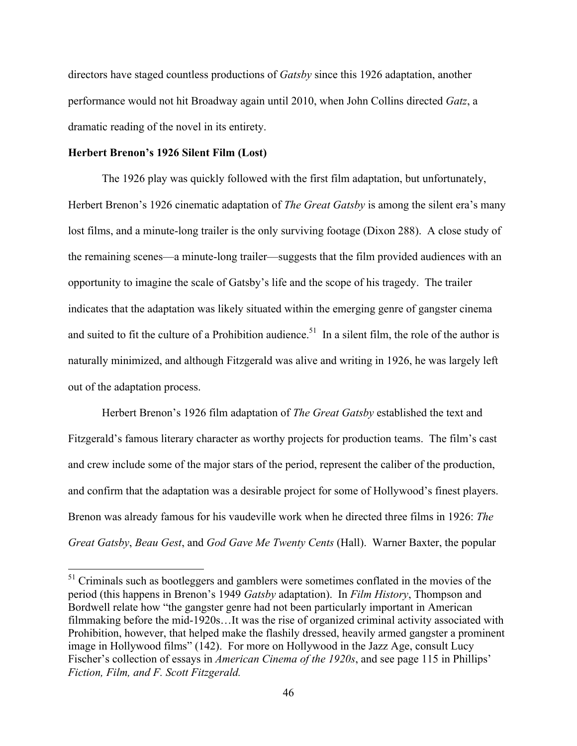directors have staged countless productions of *Gatsby* since this 1926 adaptation, another performance would not hit Broadway again until 2010, when John Collins directed *Gatz*, a dramatic reading of the novel in its entirety.

**Herbert Brenon's 1926 Silent Film (Lost)**

The 1926 play was quickly followed with the first film adaptation, but unfortunately, Herbert Brenon's 1926 cinematic adaptation of *The Great Gatsby* is among the silent era's many lost films, and a minute-long trailer is the only surviving footage (Dixon 288). A close study of the remaining scenes—a minute-long trailer—suggests that the film provided audiences with an opportunity to imagine the scale of Gatsby's life and the scope of his tragedy. The trailer indicates that the adaptation was likely situated within the emerging genre of gangster cinema and suited to fit the culture of a Prohibition audience.[51] In a silent film, the role of the author is naturally minimized, and although Fitzgerald was alive and writing in 1926, he was largely left out of the adaptation process.

Herbert Brenon's 1926 film adaptation of *The Great Gatsby* established the text and Fitzgerald's famous literary character as worthy projects for production teams. The film's cast and crew include some of the major stars of the period, represent the caliber of the production, and confirm that the adaptation was a desirable project for some of Hollywood's finest players. Brenon was already famous for his vaudeville work when he directed three films in 1926: *The Great Gatsby*, *Beau Gest*, and *God Gave Me Twenty Cents* (Hall). Warner Baxter, the popular

[51] Criminals such as bootleggers and gamblers were sometimes conflated in the movies of the period (this happens in Brenon's 1949 *Gatsby* adaptation). In *Film History*, Thompson and Bordwell relate how "the gangster genre had not been particularly important in American filmmaking before the mid-1920s…It was the rise of organized criminal activity associated with Prohibition, however, that helped make the flashily dressed, heavily armed gangster a prominent image in Hollywood films" (142). For more on Hollywood in the Jazz Age, consult Lucy Fischer's collection of essays in *American Cinema of the 1920s*, and see page 115 in Phillips' *Fiction, Film, and F. Scott Fitzgerald.*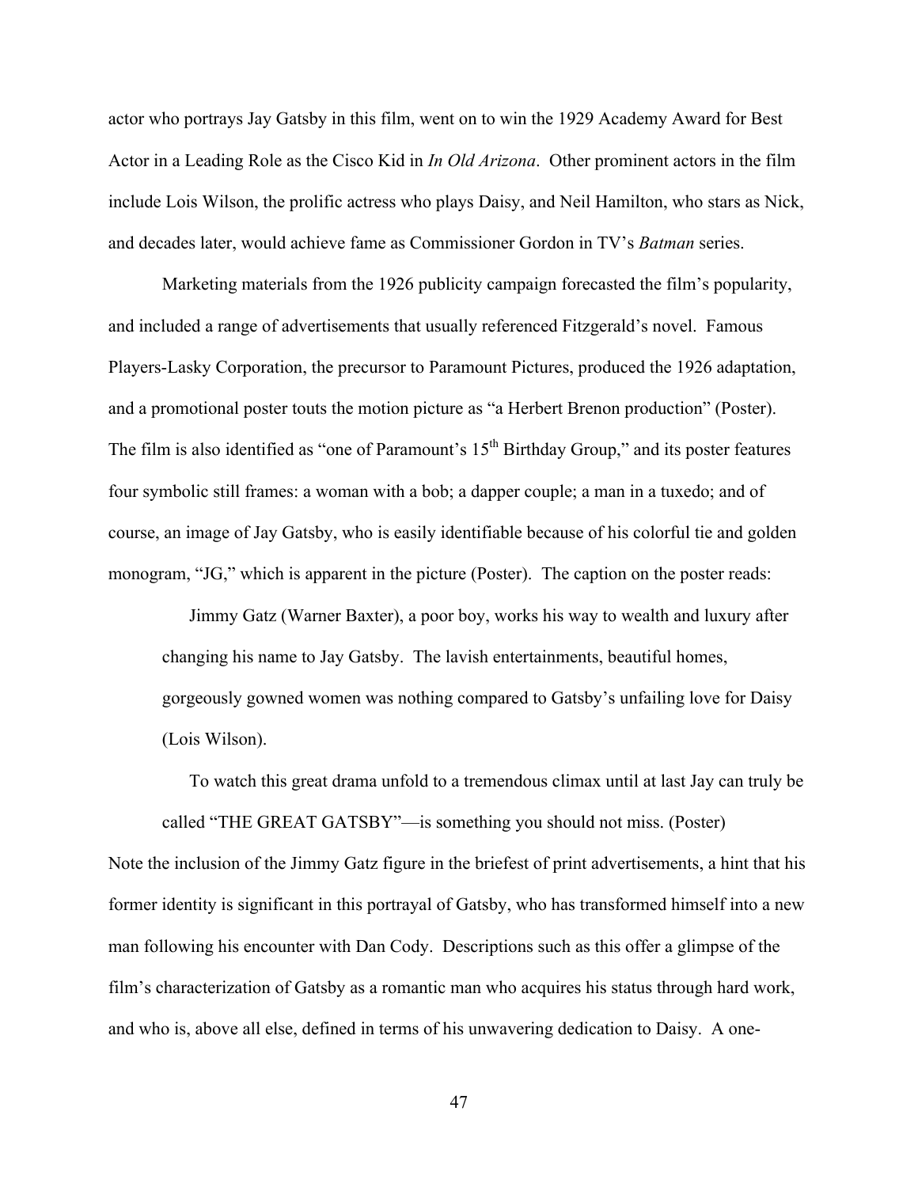actor who portrays Jay Gatsby in this film, went on to win the 1929 Academy Award for Best Actor in a Leading Role as the Cisco Kid in *In Old Arizona*. Other prominent actors in the film include Lois Wilson, the prolific actress who plays Daisy, and Neil Hamilton, who stars as Nick, and decades later, would achieve fame as Commissioner Gordon in TV's *Batman* series.

Marketing materials from the 1926 publicity campaign forecasted the film's popularity, and included a range of advertisements that usually referenced Fitzgerald's novel. Famous Players-Lasky Corporation, the precursor to Paramount Pictures, produced the 1926 adaptation, and a promotional poster touts the motion picture as "a Herbert Brenon production" (Poster). The film is also identified as "one of Paramount's 15th Birthday Group," and its poster features four symbolic still frames: a woman with a bob; a dapper couple; a man in a tuxedo; and of course, an image of Jay Gatsby, who is easily identifiable because of his colorful tie and golden monogram, "JG," which is apparent in the picture (Poster). The caption on the poster reads:

> Jimmy Gatz (Warner Baxter), a poor boy, works his way to wealth and luxury after changing his name to Jay Gatsby. The lavish entertainments, beautiful homes, gorgeously gowned women was nothing compared to Gatsby's unfailing love for Daisy (Lois Wilson).
>
> To watch this great drama unfold to a tremendous climax until at last Jay can truly be called "THE GREAT GATSBY"—is something you should not miss. (Poster)

Note the inclusion of the Jimmy Gatz figure in the briefest of print advertisements, a hint that his former identity is significant in this portrayal of Gatsby, who has transformed himself into a new man following his encounter with Dan Cody. Descriptions such as this offer a glimpse of the film's characterization of Gatsby as a romantic man who acquires his status through hard work, and who is, above all else, defined in terms of his unwavering dedication to Daisy. A one-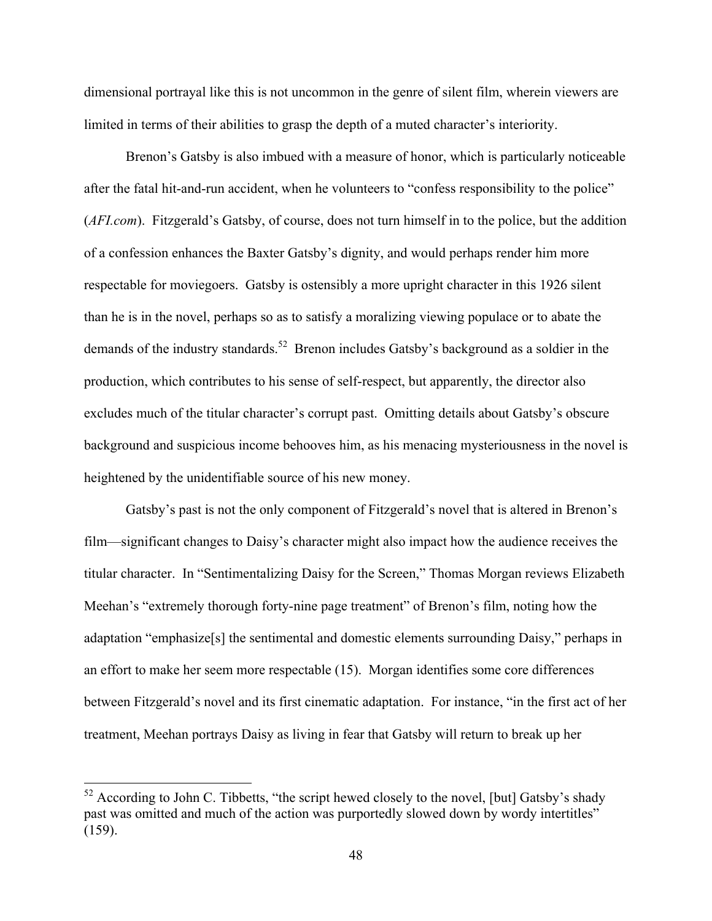dimensional portrayal like this is not uncommon in the genre of silent film, wherein viewers are limited in terms of their abilities to grasp the depth of a muted character's interiority.

Brenon's Gatsby is also imbued with a measure of honor, which is particularly noticeable after the fatal hit-and-run accident, when he volunteers to "confess responsibility to the police" (*AFI.com*). Fitzgerald's Gatsby, of course, does not turn himself in to the police, but the addition of a confession enhances the Baxter Gatsby's dignity, and would perhaps render him more respectable for moviegoers. Gatsby is ostensibly a more upright character in this 1926 silent than he is in the novel, perhaps so as to satisfy a moralizing viewing populace or to abate the demands of the industry standards.[52] Brenon includes Gatsby's background as a soldier in the production, which contributes to his sense of self-respect, but apparently, the director also excludes much of the titular character's corrupt past. Omitting details about Gatsby's obscure background and suspicious income behooves him, as his menacing mysteriousness in the novel is heightened by the unidentifiable source of his new money.

Gatsby's past is not the only component of Fitzgerald's novel that is altered in Brenon's film—significant changes to Daisy's character might also impact how the audience receives the titular character. In "Sentimentalizing Daisy for the Screen," Thomas Morgan reviews Elizabeth Meehan's "extremely thorough forty-nine page treatment" of Brenon's film, noting how the adaptation "emphasize[s] the sentimental and domestic elements surrounding Daisy," perhaps in an effort to make her seem more respectable (15). Morgan identifies some core differences between Fitzgerald's novel and its first cinematic adaptation. For instance, "in the first act of her treatment, Meehan portrays Daisy as living in fear that Gatsby will return to break up her

---

[52] According to John C. Tibbetts, "the script hewed closely to the novel, [but] Gatsby's shady past was omitted and much of the action was purportedly slowed down by wordy intertitles" (159).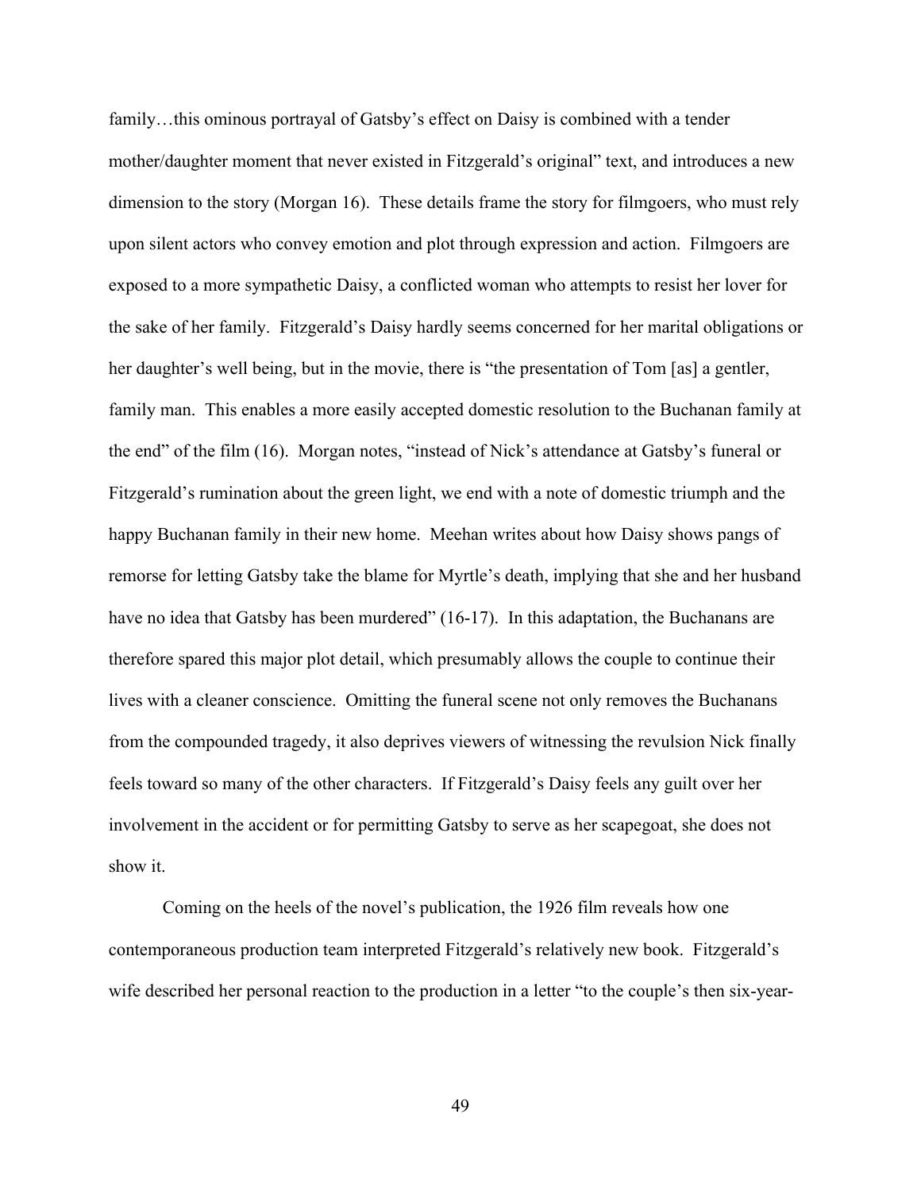family…this ominous portrayal of Gatsby's effect on Daisy is combined with a tender mother/daughter moment that never existed in Fitzgerald's original" text, and introduces a new dimension to the story (Morgan 16). These details frame the story for filmgoers, who must rely upon silent actors who convey emotion and plot through expression and action. Filmgoers are exposed to a more sympathetic Daisy, a conflicted woman who attempts to resist her lover for the sake of her family. Fitzgerald's Daisy hardly seems concerned for her marital obligations or her daughter's well being, but in the movie, there is "the presentation of Tom [as] a gentler, family man. This enables a more easily accepted domestic resolution to the Buchanan family at the end" of the film (16). Morgan notes, "instead of Nick's attendance at Gatsby's funeral or Fitzgerald's rumination about the green light, we end with a note of domestic triumph and the happy Buchanan family in their new home. Meehan writes about how Daisy shows pangs of remorse for letting Gatsby take the blame for Myrtle's death, implying that she and her husband have no idea that Gatsby has been murdered" (16-17). In this adaptation, the Buchanans are therefore spared this major plot detail, which presumably allows the couple to continue their lives with a cleaner conscience. Omitting the funeral scene not only removes the Buchanans from the compounded tragedy, it also deprives viewers of witnessing the revulsion Nick finally feels toward so many of the other characters. If Fitzgerald's Daisy feels any guilt over her involvement in the accident or for permitting Gatsby to serve as her scapegoat, she does not show it.

Coming on the heels of the novel's publication, the 1926 film reveals how one contemporaneous production team interpreted Fitzgerald's relatively new book. Fitzgerald's wife described her personal reaction to the production in a letter "to the couple's then six-year-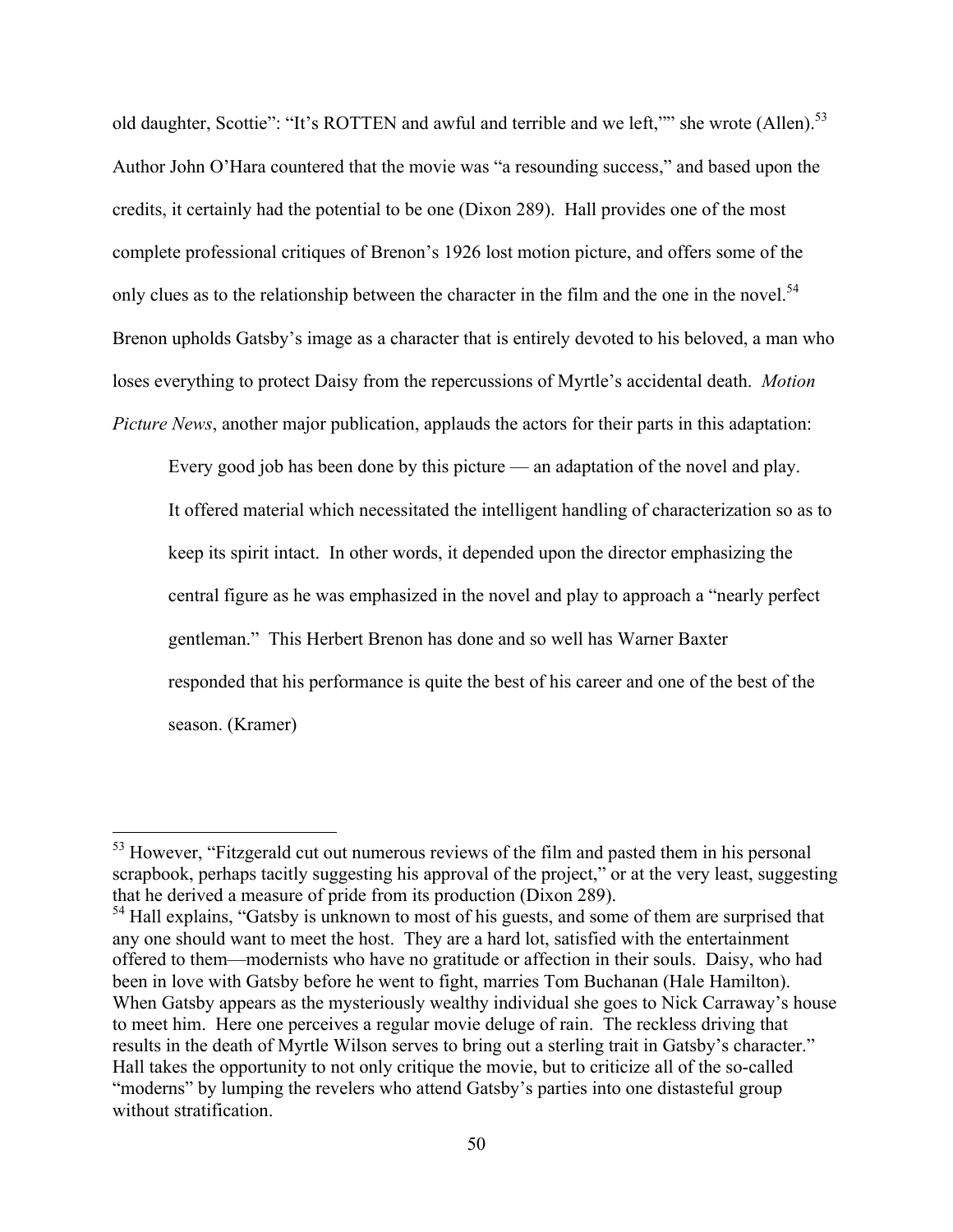old daughter, Scottie": "It's ROTTEN and awful and terrible and we left,"" she wrote (Allen).[53] Author John O'Hara countered that the movie was "a resounding success," and based upon the credits, it certainly had the potential to be one (Dixon 289). Hall provides one of the most complete professional critiques of Brenon's 1926 lost motion picture, and offers some of the only clues as to the relationship between the character in the film and the one in the novel.[54] Brenon upholds Gatsby's image as a character that is entirely devoted to his beloved, a man who loses everything to protect Daisy from the repercussions of Myrtle's accidental death. *Motion Picture News*, another major publication, applauds the actors for their parts in this adaptation:

> Every good job has been done by this picture — an adaptation of the novel and play. It offered material which necessitated the intelligent handling of characterization so as to keep its spirit intact. In other words, it depended upon the director emphasizing the central figure as he was emphasized in the novel and play to approach a "nearly perfect gentleman." This Herbert Brenon has done and so well has Warner Baxter responded that his performance is quite the best of his career and one of the best of the season. (Kramer)

---

[53] However, "Fitzgerald cut out numerous reviews of the film and pasted them in his personal scrapbook, perhaps tacitly suggesting his approval of the project," or at the very least, suggesting that he derived a measure of pride from its production (Dixon 289).

[54] Hall explains, "Gatsby is unknown to most of his guests, and some of them are surprised that any one should want to meet the host. They are a hard lot, satisfied with the entertainment offered to them—modernists who have no gratitude or affection in their souls. Daisy, who had been in love with Gatsby before he went to fight, marries Tom Buchanan (Hale Hamilton). When Gatsby appears as the mysteriously wealthy individual she goes to Nick Carraway's house to meet him. Here one perceives a regular movie deluge of rain. The reckless driving that results in the death of Myrtle Wilson serves to bring out a sterling trait in Gatsby's character." Hall takes the opportunity to not only critique the movie, but to criticize all of the so-called "moderns" by lumping the revelers who attend Gatsby's parties into one distasteful group without stratification.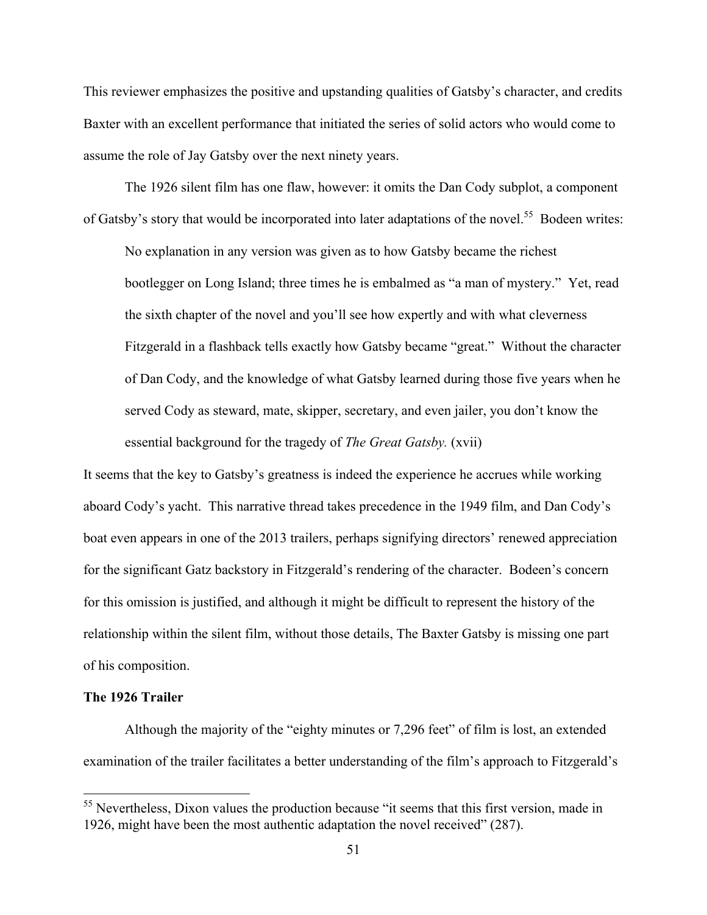This reviewer emphasizes the positive and upstanding qualities of Gatsby's character, and credits Baxter with an excellent performance that initiated the series of solid actors who would come to assume the role of Jay Gatsby over the next ninety years.

The 1926 silent film has one flaw, however: it omits the Dan Cody subplot, a component of Gatsby's story that would be incorporated into later adaptations of the novel.[55] Bodeen writes:

> No explanation in any version was given as to how Gatsby became the richest bootlegger on Long Island; three times he is embalmed as "a man of mystery." Yet, read the sixth chapter of the novel and you'll see how expertly and with what cleverness Fitzgerald in a flashback tells exactly how Gatsby became "great." Without the character of Dan Cody, and the knowledge of what Gatsby learned during those five years when he served Cody as steward, mate, skipper, secretary, and even jailer, you don't know the essential background for the tragedy of *The Great Gatsby.* (xvii)

It seems that the key to Gatsby's greatness is indeed the experience he accrues while working aboard Cody's yacht. This narrative thread takes precedence in the 1949 film, and Dan Cody's boat even appears in one of the 2013 trailers, perhaps signifying directors' renewed appreciation for the significant Gatz backstory in Fitzgerald's rendering of the character. Bodeen's concern for this omission is justified, and although it might be difficult to represent the history of the relationship within the silent film, without those details, The Baxter Gatsby is missing one part of his composition.

**The 1926 Trailer**

Although the majority of the "eighty minutes or 7,296 feet" of film is lost, an extended examination of the trailer facilitates a better understanding of the film's approach to Fitzgerald's

[55] Nevertheless, Dixon values the production because "it seems that this first version, made in 1926, might have been the most authentic adaptation the novel received" (287).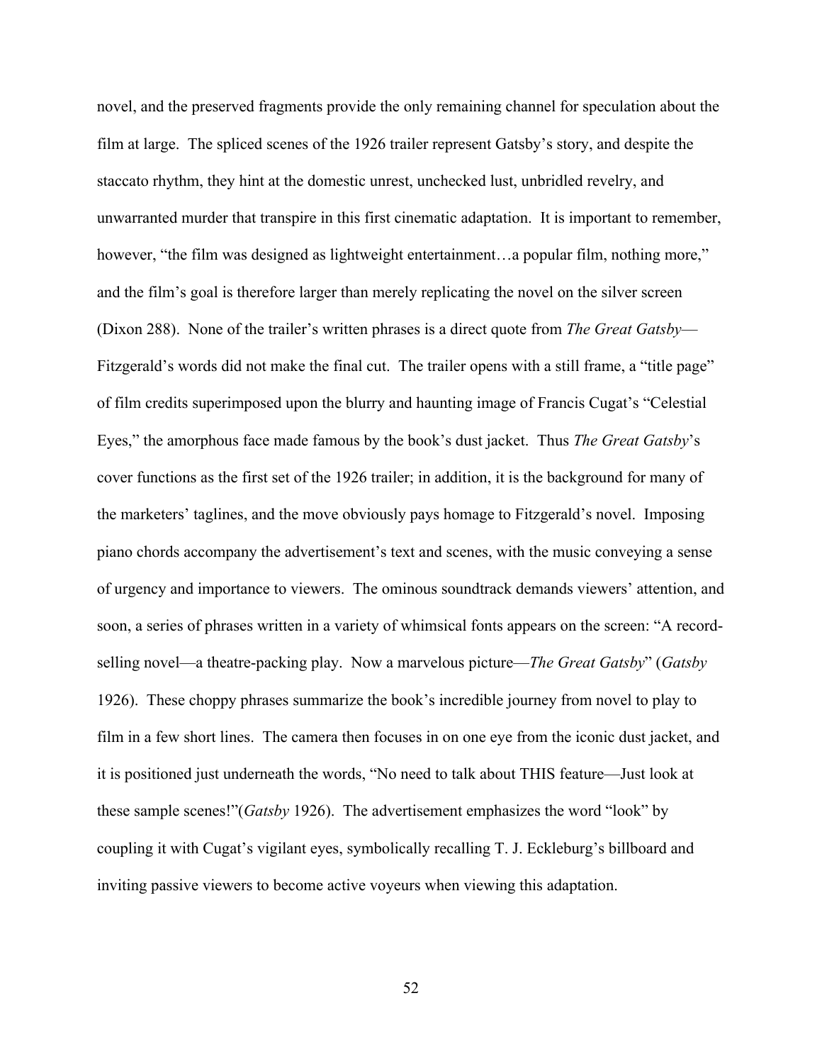novel, and the preserved fragments provide the only remaining channel for speculation about the film at large. The spliced scenes of the 1926 trailer represent Gatsby's story, and despite the staccato rhythm, they hint at the domestic unrest, unchecked lust, unbridled revelry, and unwarranted murder that transpire in this first cinematic adaptation. It is important to remember, however, "the film was designed as lightweight entertainment…a popular film, nothing more," and the film's goal is therefore larger than merely replicating the novel on the silver screen (Dixon 288). None of the trailer's written phrases is a direct quote from *The Great Gatsby*—Fitzgerald's words did not make the final cut. The trailer opens with a still frame, a "title page" of film credits superimposed upon the blurry and haunting image of Francis Cugat's "Celestial Eyes," the amorphous face made famous by the book's dust jacket. Thus *The Great Gatsby*'s cover functions as the first set of the 1926 trailer; in addition, it is the background for many of the marketers' taglines, and the move obviously pays homage to Fitzgerald's novel. Imposing piano chords accompany the advertisement's text and scenes, with the music conveying a sense of urgency and importance to viewers. The ominous soundtrack demands viewers' attention, and soon, a series of phrases written in a variety of whimsical fonts appears on the screen: "A record-selling novel—a theatre-packing play. Now a marvelous picture—*The Great Gatsby*" (*Gatsby* 1926). These choppy phrases summarize the book's incredible journey from novel to play to film in a few short lines. The camera then focuses in on one eye from the iconic dust jacket, and it is positioned just underneath the words, "No need to talk about THIS feature—Just look at these sample scenes!"(*Gatsby* 1926). The advertisement emphasizes the word "look" by coupling it with Cugat's vigilant eyes, symbolically recalling T. J. Eckleburg's billboard and inviting passive viewers to become active voyeurs when viewing this adaptation.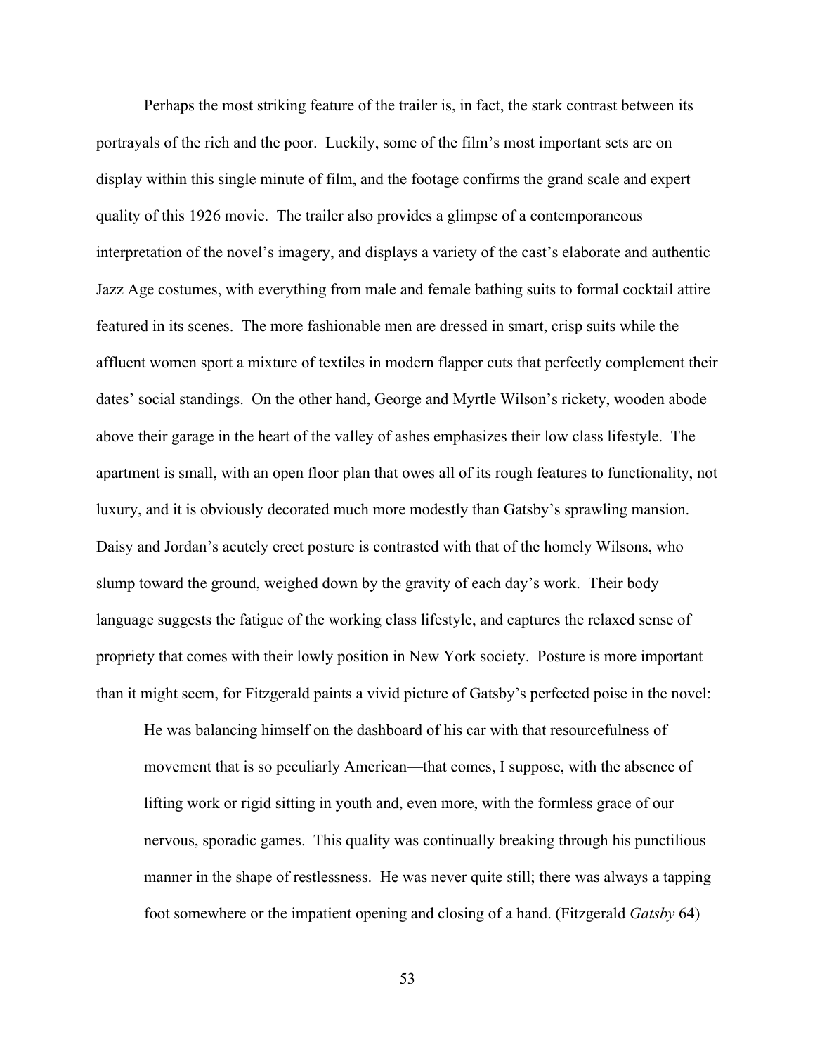Perhaps the most striking feature of the trailer is, in fact, the stark contrast between its portrayals of the rich and the poor. Luckily, some of the film's most important sets are on display within this single minute of film, and the footage confirms the grand scale and expert quality of this 1926 movie. The trailer also provides a glimpse of a contemporaneous interpretation of the novel's imagery, and displays a variety of the cast's elaborate and authentic Jazz Age costumes, with everything from male and female bathing suits to formal cocktail attire featured in its scenes. The more fashionable men are dressed in smart, crisp suits while the affluent women sport a mixture of textiles in modern flapper cuts that perfectly complement their dates' social standings. On the other hand, George and Myrtle Wilson's rickety, wooden abode above their garage in the heart of the valley of ashes emphasizes their low class lifestyle. The apartment is small, with an open floor plan that owes all of its rough features to functionality, not luxury, and it is obviously decorated much more modestly than Gatsby's sprawling mansion. Daisy and Jordan's acutely erect posture is contrasted with that of the homely Wilsons, who slump toward the ground, weighed down by the gravity of each day's work. Their body language suggests the fatigue of the working class lifestyle, and captures the relaxed sense of propriety that comes with their lowly position in New York society. Posture is more important than it might seem, for Fitzgerald paints a vivid picture of Gatsby's perfected poise in the novel:

> He was balancing himself on the dashboard of his car with that resourcefulness of movement that is so peculiarly American—that comes, I suppose, with the absence of lifting work or rigid sitting in youth and, even more, with the formless grace of our nervous, sporadic games. This quality was continually breaking through his punctilious manner in the shape of restlessness. He was never quite still; there was always a tapping foot somewhere or the impatient opening and closing of a hand. (Fitzgerald *Gatsby* 64)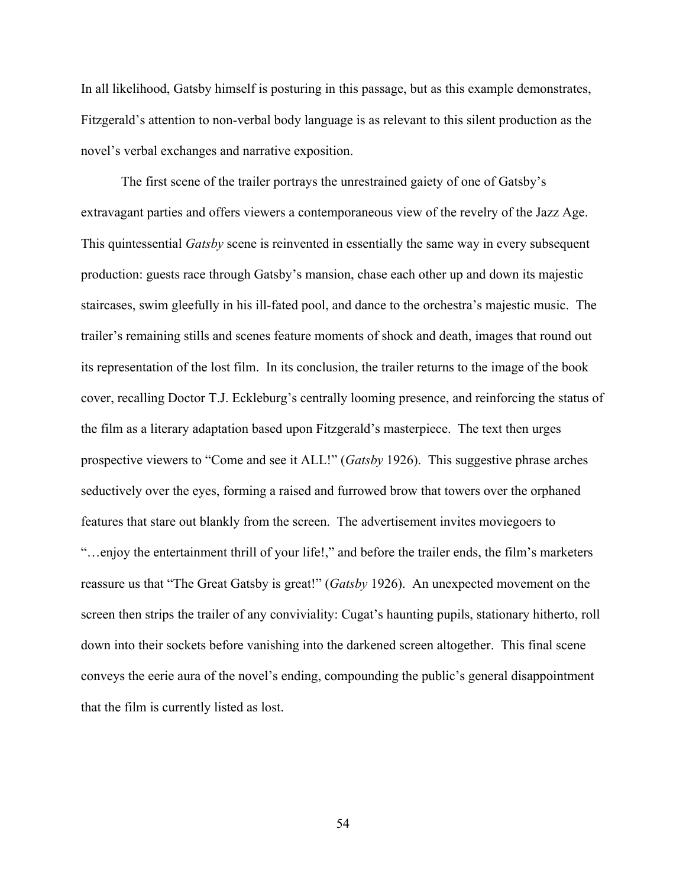In all likelihood, Gatsby himself is posturing in this passage, but as this example demonstrates, Fitzgerald's attention to non-verbal body language is as relevant to this silent production as the novel's verbal exchanges and narrative exposition.

The first scene of the trailer portrays the unrestrained gaiety of one of Gatsby's extravagant parties and offers viewers a contemporaneous view of the revelry of the Jazz Age. This quintessential *Gatsby* scene is reinvented in essentially the same way in every subsequent production: guests race through Gatsby's mansion, chase each other up and down its majestic staircases, swim gleefully in his ill-fated pool, and dance to the orchestra's majestic music. The trailer's remaining stills and scenes feature moments of shock and death, images that round out its representation of the lost film. In its conclusion, the trailer returns to the image of the book cover, recalling Doctor T.J. Eckleburg's centrally looming presence, and reinforcing the status of the film as a literary adaptation based upon Fitzgerald's masterpiece. The text then urges prospective viewers to "Come and see it ALL!" (*Gatsby* 1926). This suggestive phrase arches seductively over the eyes, forming a raised and furrowed brow that towers over the orphaned features that stare out blankly from the screen. The advertisement invites moviegoers to "…enjoy the entertainment thrill of your life!," and before the trailer ends, the film's marketers reassure us that "The Great Gatsby is great!" (*Gatsby* 1926). An unexpected movement on the screen then strips the trailer of any conviviality: Cugat's haunting pupils, stationary hitherto, roll down into their sockets before vanishing into the darkened screen altogether. This final scene conveys the eerie aura of the novel's ending, compounding the public's general disappointment that the film is currently listed as lost.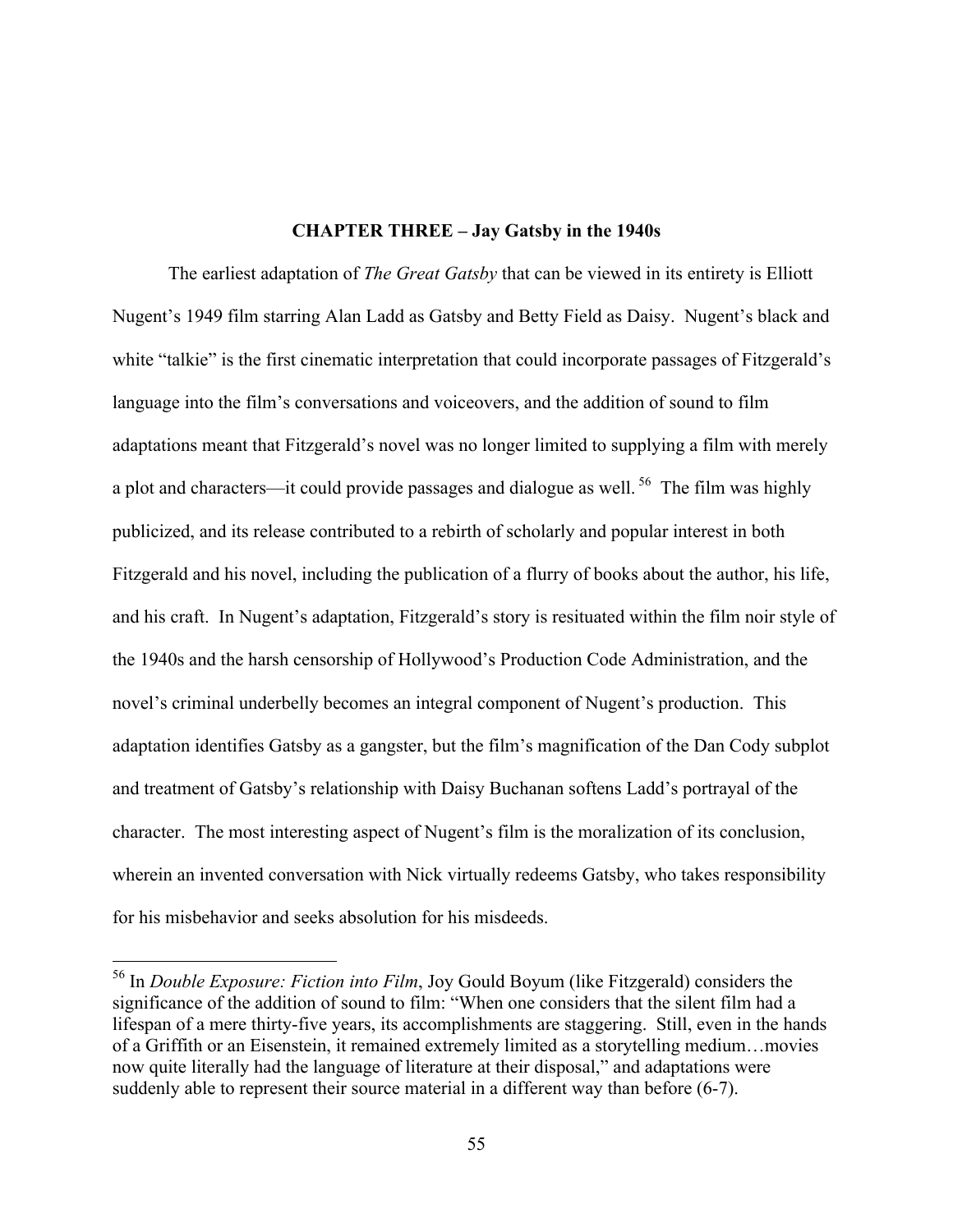## CHAPTER THREE – Jay Gatsby in the 1940s

The earliest adaptation of *The Great Gatsby* that can be viewed in its entirety is Elliott Nugent's 1949 film starring Alan Ladd as Gatsby and Betty Field as Daisy. Nugent's black and white "talkie" is the first cinematic interpretation that could incorporate passages of Fitzgerald's language into the film's conversations and voiceovers, and the addition of sound to film adaptations meant that Fitzgerald's novel was no longer limited to supplying a film with merely a plot and characters—it could provide passages and dialogue as well.[56] The film was highly publicized, and its release contributed to a rebirth of scholarly and popular interest in both Fitzgerald and his novel, including the publication of a flurry of books about the author, his life, and his craft. In Nugent's adaptation, Fitzgerald's story is resituated within the film noir style of the 1940s and the harsh censorship of Hollywood's Production Code Administration, and the novel's criminal underbelly becomes an integral component of Nugent's production. This adaptation identifies Gatsby as a gangster, but the film's magnification of the Dan Cody subplot and treatment of Gatsby's relationship with Daisy Buchanan softens Ladd's portrayal of the character. The most interesting aspect of Nugent's film is the moralization of its conclusion, wherein an invented conversation with Nick virtually redeems Gatsby, who takes responsibility for his misbehavior and seeks absolution for his misdeeds.

---

[56] In *Double Exposure: Fiction into Film*, Joy Gould Boyum (like Fitzgerald) considers the significance of the addition of sound to film: "When one considers that the silent film had a lifespan of a mere thirty-five years, its accomplishments are staggering. Still, even in the hands of a Griffith or an Eisenstein, it remained extremely limited as a storytelling medium…movies now quite literally had the language of literature at their disposal," and adaptations were suddenly able to represent their source material in a different way than before (6-7).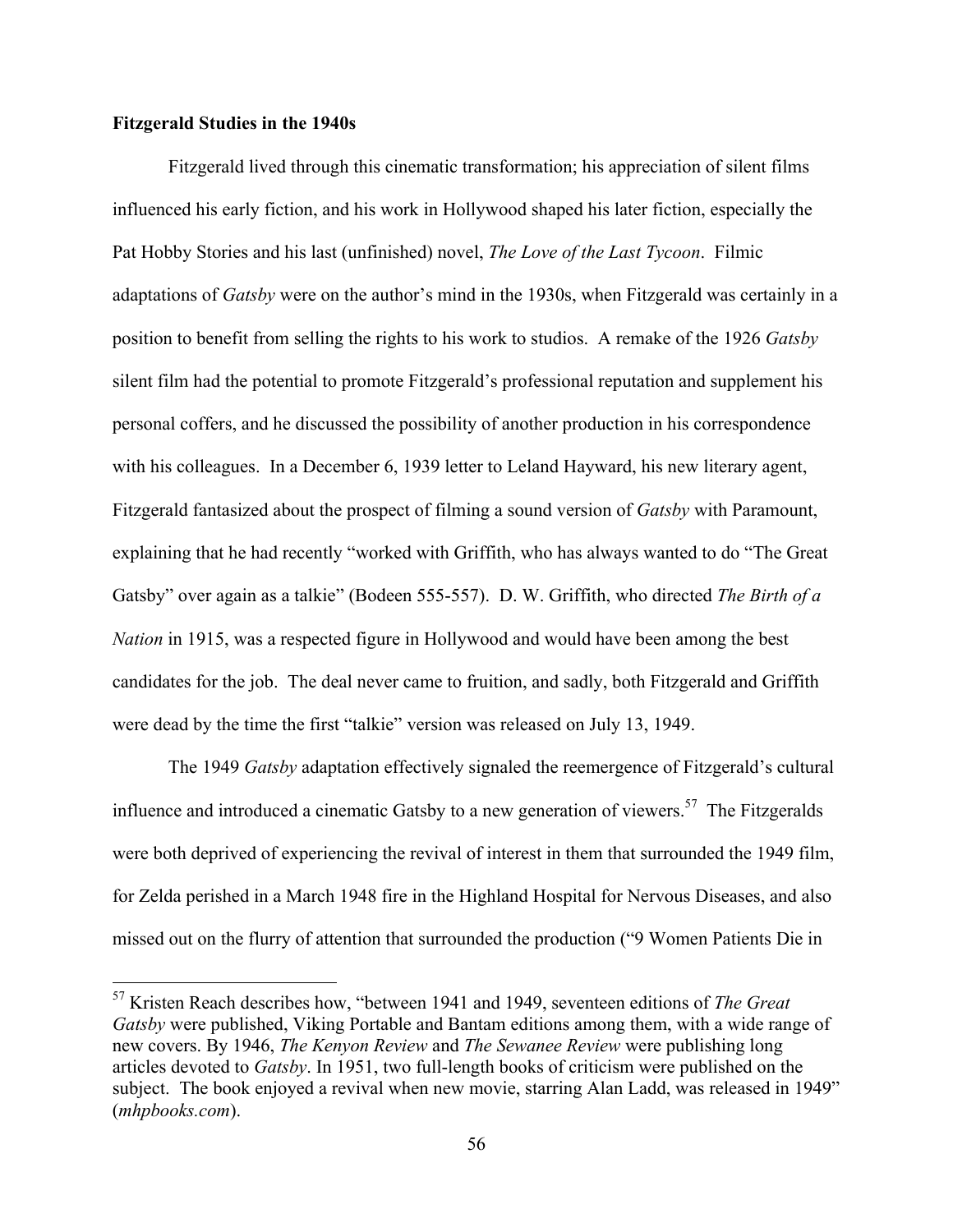**Fitzgerald Studies in the 1940s**

Fitzgerald lived through this cinematic transformation; his appreciation of silent films influenced his early fiction, and his work in Hollywood shaped his later fiction, especially the Pat Hobby Stories and his last (unfinished) novel, *The Love of the Last Tycoon*. Filmic adaptations of *Gatsby* were on the author's mind in the 1930s, when Fitzgerald was certainly in a position to benefit from selling the rights to his work to studios. A remake of the 1926 *Gatsby* silent film had the potential to promote Fitzgerald's professional reputation and supplement his personal coffers, and he discussed the possibility of another production in his correspondence with his colleagues. In a December 6, 1939 letter to Leland Hayward, his new literary agent, Fitzgerald fantasized about the prospect of filming a sound version of *Gatsby* with Paramount, explaining that he had recently "worked with Griffith, who has always wanted to do "The Great Gatsby" over again as a talkie" (Bodeen 555-557). D. W. Griffith, who directed *The Birth of a Nation* in 1915, was a respected figure in Hollywood and would have been among the best candidates for the job. The deal never came to fruition, and sadly, both Fitzgerald and Griffith were dead by the time the first "talkie" version was released on July 13, 1949.

The 1949 *Gatsby* adaptation effectively signaled the reemergence of Fitzgerald's cultural influence and introduced a cinematic Gatsby to a new generation of viewers.[57] The Fitzgeralds were both deprived of experiencing the revival of interest in them that surrounded the 1949 film, for Zelda perished in a March 1948 fire in the Highland Hospital for Nervous Diseases, and also missed out on the flurry of attention that surrounded the production ("9 Women Patients Die in

---

[57] Kristen Reach describes how, "between 1941 and 1949, seventeen editions of *The Great Gatsby* were published, Viking Portable and Bantam editions among them, with a wide range of new covers. By 1946, *The Kenyon Review* and *The Sewanee Review* were publishing long articles devoted to *Gatsby*. In 1951, two full-length books of criticism were published on the subject. The book enjoyed a revival when new movie, starring Alan Ladd, was released in 1949" (*mhpbooks.com*).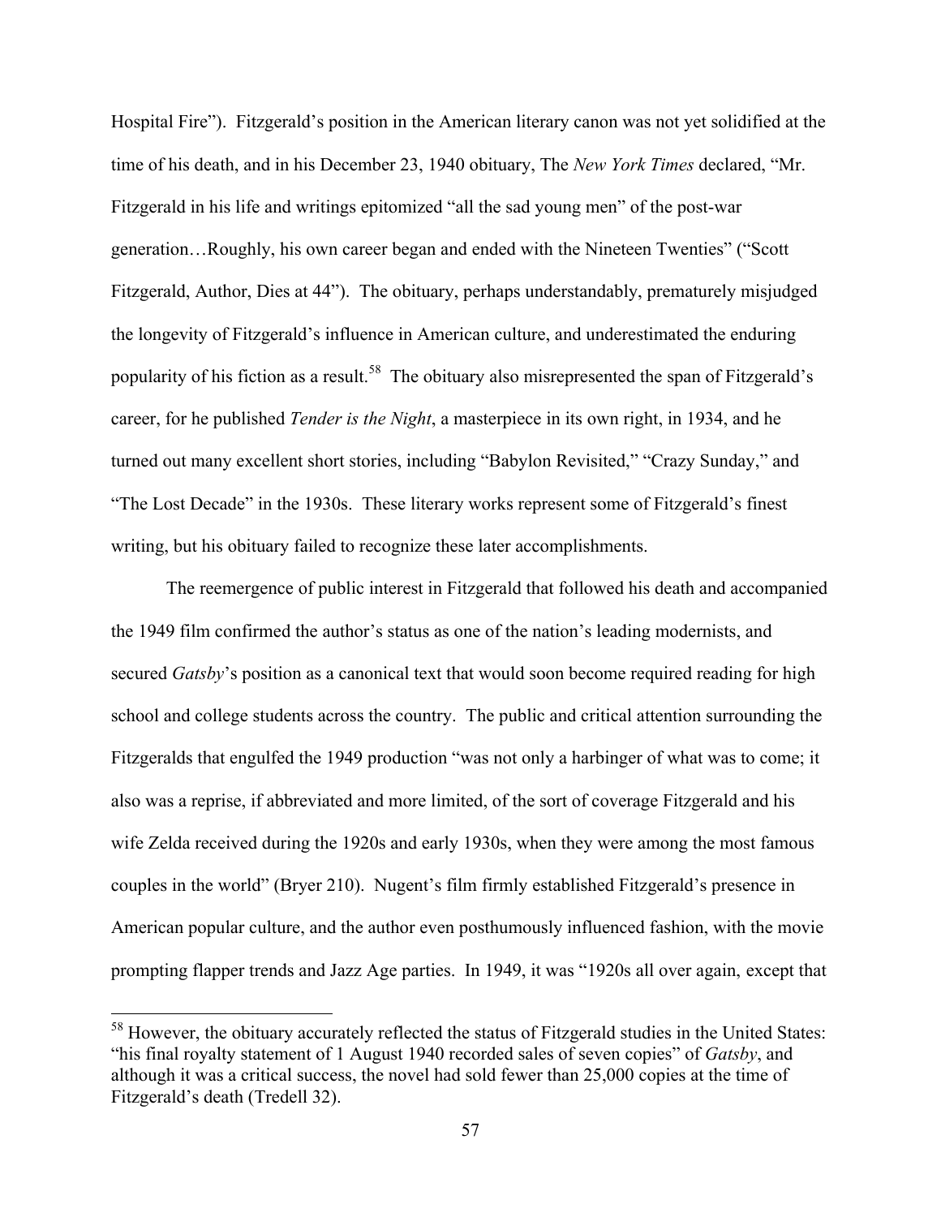Hospital Fire"). Fitzgerald's position in the American literary canon was not yet solidified at the time of his death, and in his December 23, 1940 obituary, The *New York Times* declared, "Mr. Fitzgerald in his life and writings epitomized "all the sad young men" of the post-war generation…Roughly, his own career began and ended with the Nineteen Twenties" ("Scott Fitzgerald, Author, Dies at 44"). The obituary, perhaps understandably, prematurely misjudged the longevity of Fitzgerald's influence in American culture, and underestimated the enduring popularity of his fiction as a result.[58] The obituary also misrepresented the span of Fitzgerald's career, for he published *Tender is the Night*, a masterpiece in its own right, in 1934, and he turned out many excellent short stories, including "Babylon Revisited," "Crazy Sunday," and "The Lost Decade" in the 1930s. These literary works represent some of Fitzgerald's finest writing, but his obituary failed to recognize these later accomplishments.

The reemergence of public interest in Fitzgerald that followed his death and accompanied the 1949 film confirmed the author's status as one of the nation's leading modernists, and secured *Gatsby*'s position as a canonical text that would soon become required reading for high school and college students across the country. The public and critical attention surrounding the Fitzgeralds that engulfed the 1949 production "was not only a harbinger of what was to come; it also was a reprise, if abbreviated and more limited, of the sort of coverage Fitzgerald and his wife Zelda received during the 1920s and early 1930s, when they were among the most famous couples in the world" (Bryer 210). Nugent's film firmly established Fitzgerald's presence in American popular culture, and the author even posthumously influenced fashion, with the movie prompting flapper trends and Jazz Age parties. In 1949, it was "1920s all over again, except that

[58] However, the obituary accurately reflected the status of Fitzgerald studies in the United States: "his final royalty statement of 1 August 1940 recorded sales of seven copies" of *Gatsby*, and although it was a critical success, the novel had sold fewer than 25,000 copies at the time of Fitzgerald's death (Tredell 32).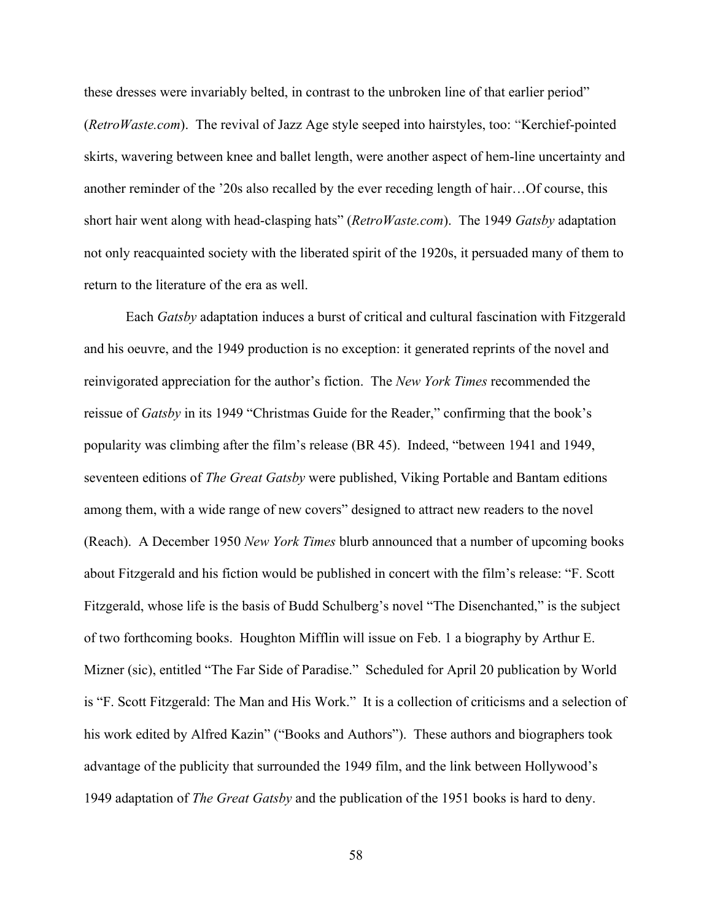these dresses were invariably belted, in contrast to the unbroken line of that earlier period" (*RetroWaste.com*). The revival of Jazz Age style seeped into hairstyles, too: "Kerchief-pointed skirts, wavering between knee and ballet length, were another aspect of hem-line uncertainty and another reminder of the '20s also recalled by the ever receding length of hair…Of course, this short hair went along with head-clasping hats" (*RetroWaste.com*). The 1949 *Gatsby* adaptation not only reacquainted society with the liberated spirit of the 1920s, it persuaded many of them to return to the literature of the era as well.

Each *Gatsby* adaptation induces a burst of critical and cultural fascination with Fitzgerald and his oeuvre, and the 1949 production is no exception: it generated reprints of the novel and reinvigorated appreciation for the author's fiction. The *New York Times* recommended the reissue of *Gatsby* in its 1949 "Christmas Guide for the Reader," confirming that the book's popularity was climbing after the film's release (BR 45). Indeed, "between 1941 and 1949, seventeen editions of *The Great Gatsby* were published, Viking Portable and Bantam editions among them, with a wide range of new covers" designed to attract new readers to the novel (Reach). A December 1950 *New York Times* blurb announced that a number of upcoming books about Fitzgerald and his fiction would be published in concert with the film's release: "F. Scott Fitzgerald, whose life is the basis of Budd Schulberg's novel "The Disenchanted," is the subject of two forthcoming books. Houghton Mifflin will issue on Feb. 1 a biography by Arthur E. Mizner (sic), entitled "The Far Side of Paradise." Scheduled for April 20 publication by World is "F. Scott Fitzgerald: The Man and His Work." It is a collection of criticisms and a selection of his work edited by Alfred Kazin" ("Books and Authors"). These authors and biographers took advantage of the publicity that surrounded the 1949 film, and the link between Hollywood's 1949 adaptation of *The Great Gatsby* and the publication of the 1951 books is hard to deny.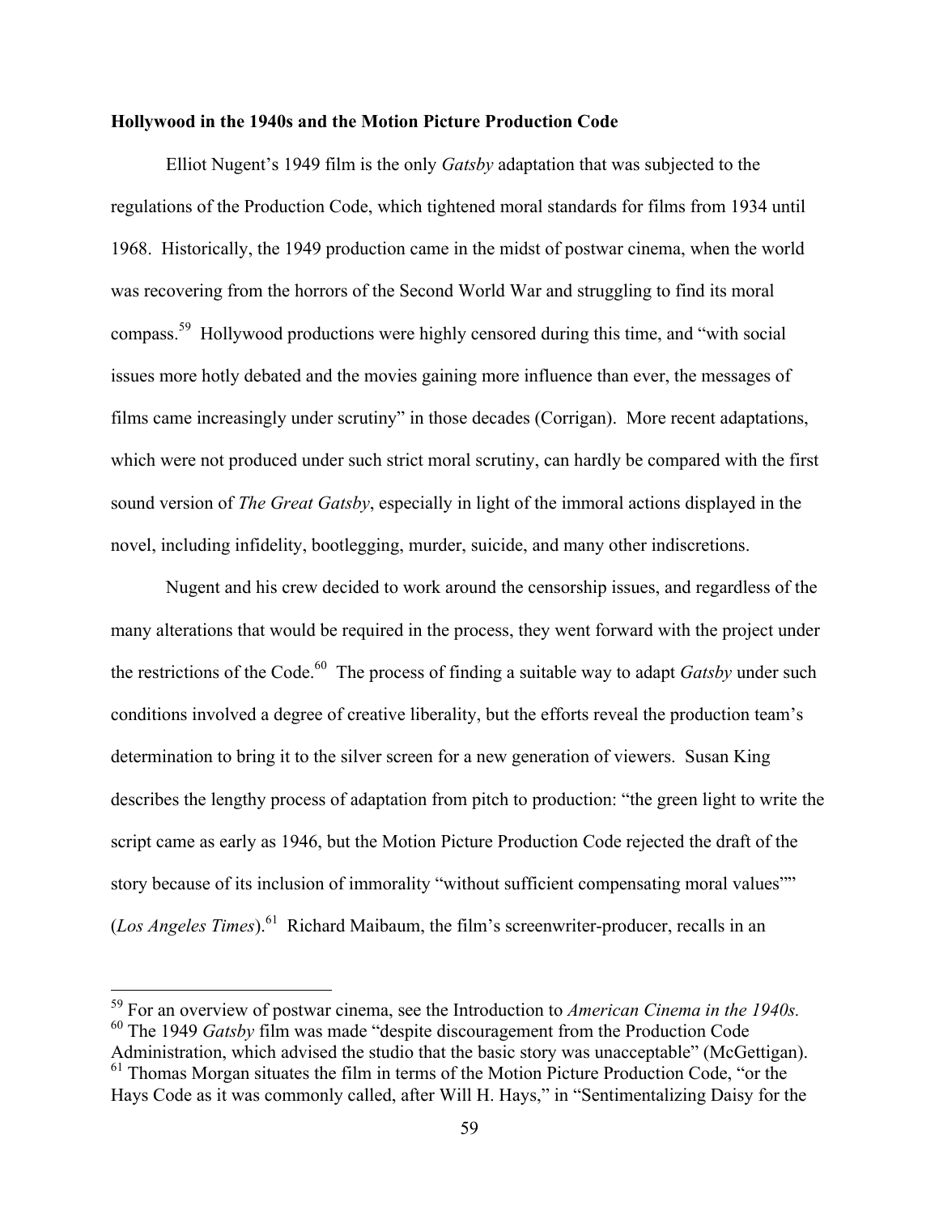**Hollywood in the 1940s and the Motion Picture Production Code**

Elliot Nugent's 1949 film is the only *Gatsby* adaptation that was subjected to the regulations of the Production Code, which tightened moral standards for films from 1934 until 1968. Historically, the 1949 production came in the midst of postwar cinema, when the world was recovering from the horrors of the Second World War and struggling to find its moral compass.[59] Hollywood productions were highly censored during this time, and "with social issues more hotly debated and the movies gaining more influence than ever, the messages of films came increasingly under scrutiny" in those decades (Corrigan). More recent adaptations, which were not produced under such strict moral scrutiny, can hardly be compared with the first sound version of *The Great Gatsby*, especially in light of the immoral actions displayed in the novel, including infidelity, bootlegging, murder, suicide, and many other indiscretions.

Nugent and his crew decided to work around the censorship issues, and regardless of the many alterations that would be required in the process, they went forward with the project under the restrictions of the Code.[60] The process of finding a suitable way to adapt *Gatsby* under such conditions involved a degree of creative liberality, but the efforts reveal the production team's determination to bring it to the silver screen for a new generation of viewers. Susan King describes the lengthy process of adaptation from pitch to production: "the green light to write the script came as early as 1946, but the Motion Picture Production Code rejected the draft of the story because of its inclusion of immorality "without sufficient compensating moral values"" (*Los Angeles Times*).[61] Richard Maibaum, the film's screenwriter-producer, recalls in an

---

[59] For an overview of postwar cinema, see the Introduction to *American Cinema in the 1940s.*

[60] The 1949 *Gatsby* film was made "despite discouragement from the Production Code Administration, which advised the studio that the basic story was unacceptable" (McGettigan).

[61] Thomas Morgan situates the film in terms of the Motion Picture Production Code, "or the Hays Code as it was commonly called, after Will H. Hays," in "Sentimentalizing Daisy for the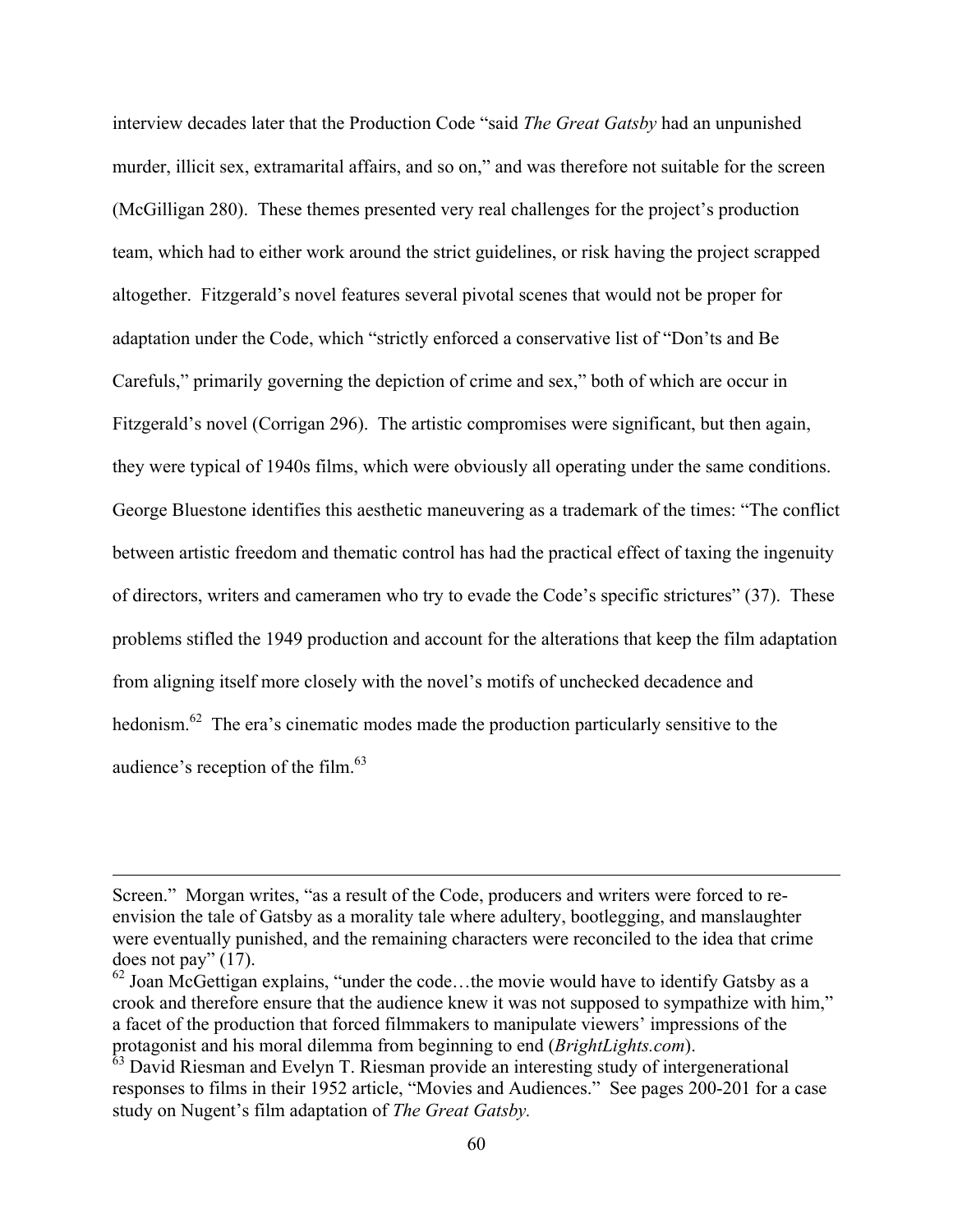interview decades later that the Production Code "said *The Great Gatsby* had an unpunished murder, illicit sex, extramarital affairs, and so on," and was therefore not suitable for the screen (McGilligan 280). These themes presented very real challenges for the project's production team, which had to either work around the strict guidelines, or risk having the project scrapped altogether. Fitzgerald's novel features several pivotal scenes that would not be proper for adaptation under the Code, which "strictly enforced a conservative list of "Don'ts and Be Carefuls," primarily governing the depiction of crime and sex," both of which are occur in Fitzgerald's novel (Corrigan 296). The artistic compromises were significant, but then again, they were typical of 1940s films, which were obviously all operating under the same conditions. George Bluestone identifies this aesthetic maneuvering as a trademark of the times: "The conflict between artistic freedom and thematic control has had the practical effect of taxing the ingenuity of directors, writers and cameramen who try to evade the Code's specific strictures" (37). These problems stifled the 1949 production and account for the alterations that keep the film adaptation from aligning itself more closely with the novel's motifs of unchecked decadence and hedonism.[62] The era's cinematic modes made the production particularly sensitive to the audience's reception of the film.[63]

---

Screen." Morgan writes, "as a result of the Code, producers and writers were forced to re-envision the tale of Gatsby as a morality tale where adultery, bootlegging, and manslaughter were eventually punished, and the remaining characters were reconciled to the idea that crime does not pay" (17).

[62] Joan McGettigan explains, "under the code…the movie would have to identify Gatsby as a crook and therefore ensure that the audience knew it was not supposed to sympathize with him," a facet of the production that forced filmmakers to manipulate viewers' impressions of the protagonist and his moral dilemma from beginning to end (*BrightLights.com*).

[63] David Riesman and Evelyn T. Riesman provide an interesting study of intergenerational responses to films in their 1952 article, "Movies and Audiences." See pages 200-201 for a case study on Nugent's film adaptation of *The Great Gatsby.*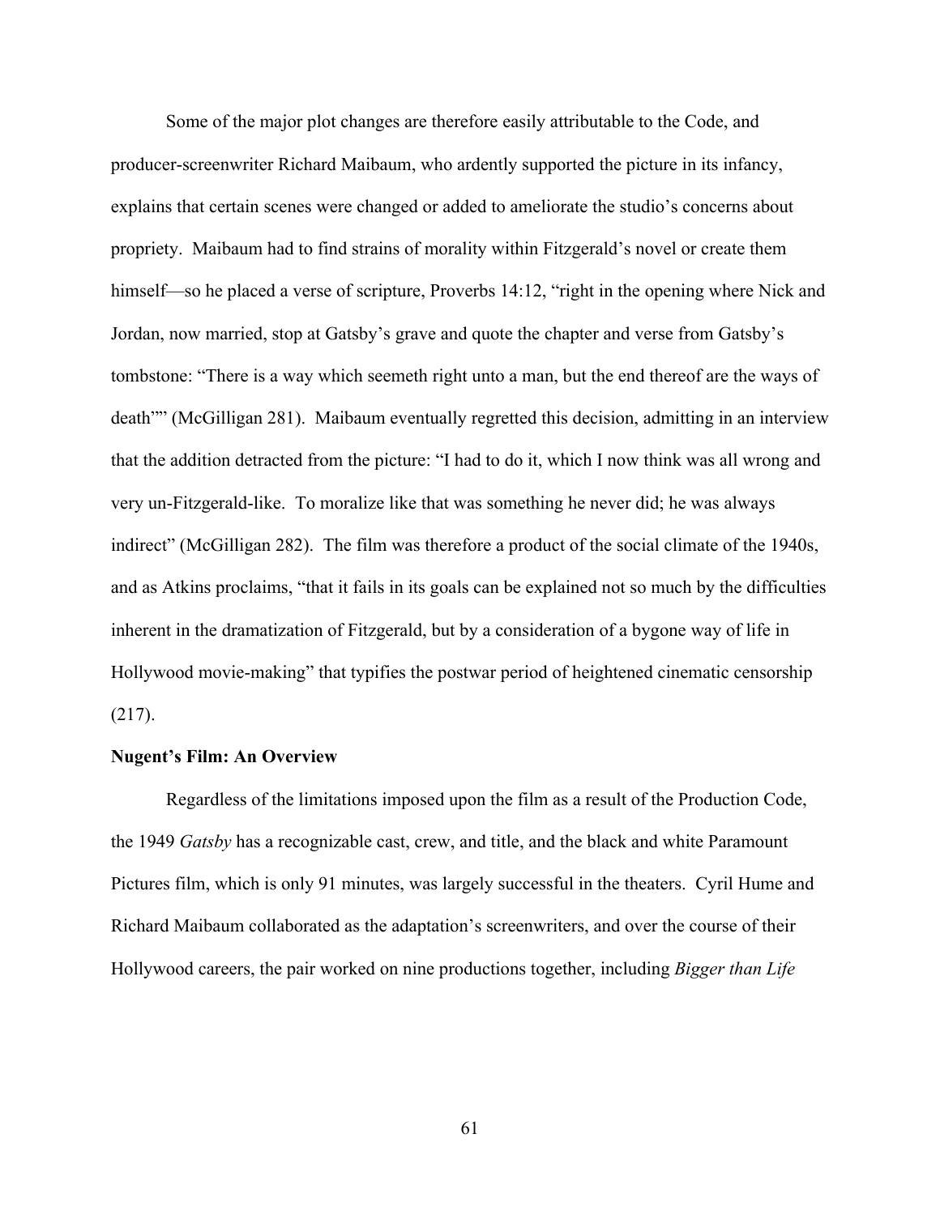Some of the major plot changes are therefore easily attributable to the Code, and producer-screenwriter Richard Maibaum, who ardently supported the picture in its infancy, explains that certain scenes were changed or added to ameliorate the studio's concerns about propriety. Maibaum had to find strains of morality within Fitzgerald's novel or create them himself—so he placed a verse of scripture, Proverbs 14:12, "right in the opening where Nick and Jordan, now married, stop at Gatsby's grave and quote the chapter and verse from Gatsby's tombstone: "There is a way which seemeth right unto a man, but the end thereof are the ways of death"" (McGilligan 281). Maibaum eventually regretted this decision, admitting in an interview that the addition detracted from the picture: "I had to do it, which I now think was all wrong and very un-Fitzgerald-like. To moralize like that was something he never did; he was always indirect" (McGilligan 282). The film was therefore a product of the social climate of the 1940s, and as Atkins proclaims, "that it fails in its goals can be explained not so much by the difficulties inherent in the dramatization of Fitzgerald, but by a consideration of a bygone way of life in Hollywood movie-making" that typifies the postwar period of heightened cinematic censorship (217).

**Nugent's Film: An Overview**

Regardless of the limitations imposed upon the film as a result of the Production Code, the 1949 *Gatsby* has a recognizable cast, crew, and title, and the black and white Paramount Pictures film, which is only 91 minutes, was largely successful in the theaters. Cyril Hume and Richard Maibaum collaborated as the adaptation's screenwriters, and over the course of their Hollywood careers, the pair worked on nine productions together, including *Bigger than Life*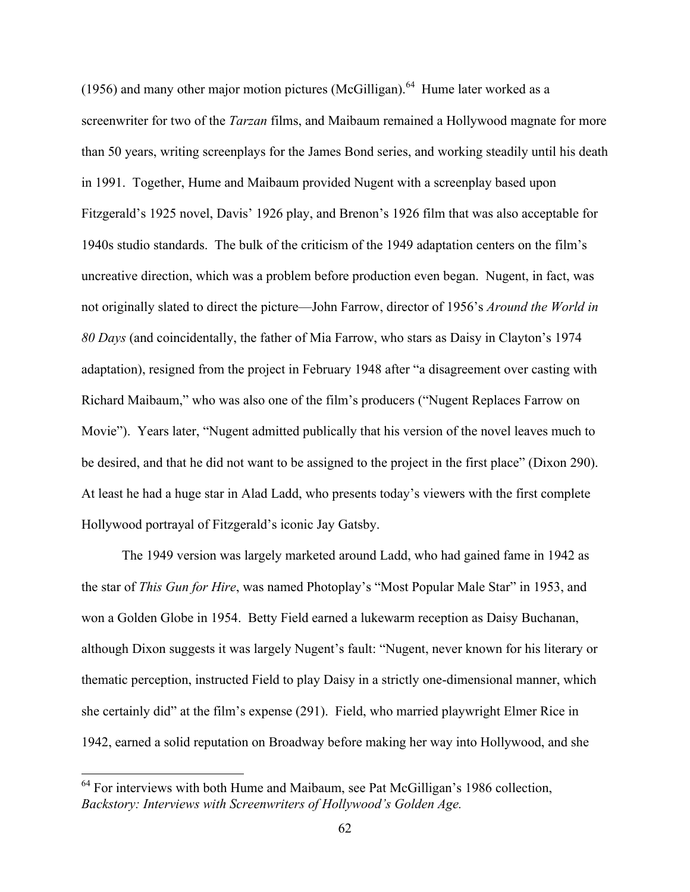(1956) and many other major motion pictures (McGilligan).[64] Hume later worked as a screenwriter for two of the *Tarzan* films, and Maibaum remained a Hollywood magnate for more than 50 years, writing screenplays for the James Bond series, and working steadily until his death in 1991. Together, Hume and Maibaum provided Nugent with a screenplay based upon Fitzgerald's 1925 novel, Davis' 1926 play, and Brenon's 1926 film that was also acceptable for 1940s studio standards. The bulk of the criticism of the 1949 adaptation centers on the film's uncreative direction, which was a problem before production even began. Nugent, in fact, was not originally slated to direct the picture—John Farrow, director of 1956's *Around the World in 80 Days* (and coincidentally, the father of Mia Farrow, who stars as Daisy in Clayton's 1974 adaptation), resigned from the project in February 1948 after "a disagreement over casting with Richard Maibaum," who was also one of the film's producers ("Nugent Replaces Farrow on Movie"). Years later, "Nugent admitted publically that his version of the novel leaves much to be desired, and that he did not want to be assigned to the project in the first place" (Dixon 290). At least he had a huge star in Alad Ladd, who presents today's viewers with the first complete Hollywood portrayal of Fitzgerald's iconic Jay Gatsby.

The 1949 version was largely marketed around Ladd, who had gained fame in 1942 as the star of *This Gun for Hire*, was named Photoplay's "Most Popular Male Star" in 1953, and won a Golden Globe in 1954. Betty Field earned a lukewarm reception as Daisy Buchanan, although Dixon suggests it was largely Nugent's fault: "Nugent, never known for his literary or thematic perception, instructed Field to play Daisy in a strictly one-dimensional manner, which she certainly did" at the film's expense (291). Field, who married playwright Elmer Rice in 1942, earned a solid reputation on Broadway before making her way into Hollywood, and she

[64] For interviews with both Hume and Maibaum, see Pat McGilligan's 1986 collection, *Backstory: Interviews with Screenwriters of Hollywood's Golden Age.*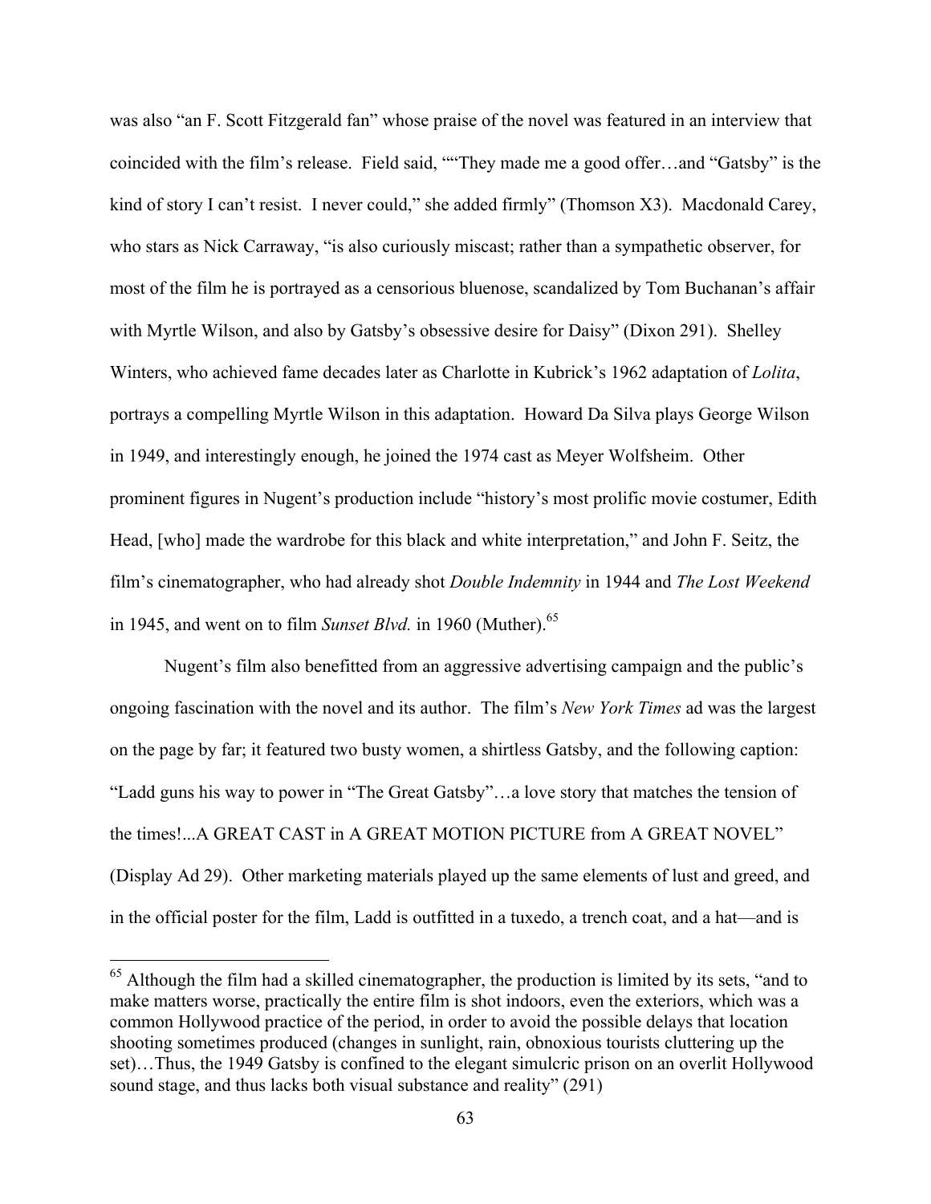was also "an F. Scott Fitzgerald fan" whose praise of the novel was featured in an interview that coincided with the film's release. Field said, ""They made me a good offer…and "Gatsby" is the kind of story I can't resist. I never could," she added firmly" (Thomson X3). Macdonald Carey, who stars as Nick Carraway, "is also curiously miscast; rather than a sympathetic observer, for most of the film he is portrayed as a censorious bluenose, scandalized by Tom Buchanan's affair with Myrtle Wilson, and also by Gatsby's obsessive desire for Daisy" (Dixon 291). Shelley Winters, who achieved fame decades later as Charlotte in Kubrick's 1962 adaptation of *Lolita*, portrays a compelling Myrtle Wilson in this adaptation. Howard Da Silva plays George Wilson in 1949, and interestingly enough, he joined the 1974 cast as Meyer Wolfsheim. Other prominent figures in Nugent's production include "history's most prolific movie costumer, Edith Head, [who] made the wardrobe for this black and white interpretation," and John F. Seitz, the film's cinematographer, who had already shot *Double Indemnity* in 1944 and *The Lost Weekend* in 1945, and went on to film *Sunset Blvd.* in 1960 (Muther).[65]

Nugent's film also benefitted from an aggressive advertising campaign and the public's ongoing fascination with the novel and its author. The film's *New York Times* ad was the largest on the page by far; it featured two busty women, a shirtless Gatsby, and the following caption: "Ladd guns his way to power in "The Great Gatsby"…a love story that matches the tension of the times!...A GREAT CAST in A GREAT MOTION PICTURE from A GREAT NOVEL" (Display Ad 29). Other marketing materials played up the same elements of lust and greed, and in the official poster for the film, Ladd is outfitted in a tuxedo, a trench coat, and a hat—and is

[65] Although the film had a skilled cinematographer, the production is limited by its sets, "and to make matters worse, practically the entire film is shot indoors, even the exteriors, which was a common Hollywood practice of the period, in order to avoid the possible delays that location shooting sometimes produced (changes in sunlight, rain, obnoxious tourists cluttering up the set)…Thus, the 1949 Gatsby is confined to the elegant simulcric prison on an overlit Hollywood sound stage, and thus lacks both visual substance and reality" (291)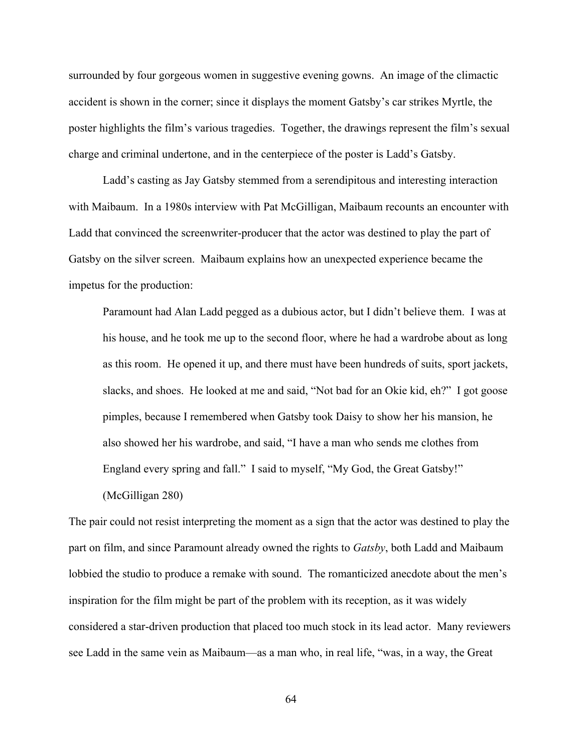surrounded by four gorgeous women in suggestive evening gowns. An image of the climactic accident is shown in the corner; since it displays the moment Gatsby's car strikes Myrtle, the poster highlights the film's various tragedies. Together, the drawings represent the film's sexual charge and criminal undertone, and in the centerpiece of the poster is Ladd's Gatsby.

Ladd's casting as Jay Gatsby stemmed from a serendipitous and interesting interaction with Maibaum. In a 1980s interview with Pat McGilligan, Maibaum recounts an encounter with Ladd that convinced the screenwriter-producer that the actor was destined to play the part of Gatsby on the silver screen. Maibaum explains how an unexpected experience became the impetus for the production:

> Paramount had Alan Ladd pegged as a dubious actor, but I didn't believe them. I was at his house, and he took me up to the second floor, where he had a wardrobe about as long as this room. He opened it up, and there must have been hundreds of suits, sport jackets, slacks, and shoes. He looked at me and said, "Not bad for an Okie kid, eh?" I got goose pimples, because I remembered when Gatsby took Daisy to show her his mansion, he also showed her his wardrobe, and said, "I have a man who sends me clothes from England every spring and fall." I said to myself, "My God, the Great Gatsby!" (McGilligan 280)

The pair could not resist interpreting the moment as a sign that the actor was destined to play the part on film, and since Paramount already owned the rights to *Gatsby*, both Ladd and Maibaum lobbied the studio to produce a remake with sound. The romanticized anecdote about the men's inspiration for the film might be part of the problem with its reception, as it was widely considered a star-driven production that placed too much stock in its lead actor. Many reviewers see Ladd in the same vein as Maibaum—as a man who, in real life, "was, in a way, the Great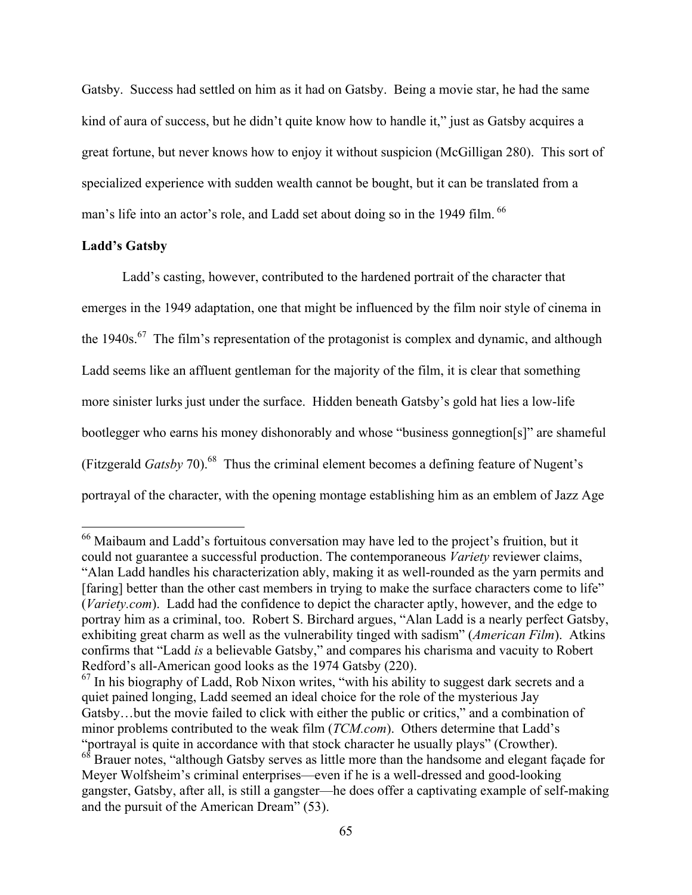Gatsby. Success had settled on him as it had on Gatsby. Being a movie star, he had the same kind of aura of success, but he didn't quite know how to handle it," just as Gatsby acquires a great fortune, but never knows how to enjoy it without suspicion (McGilligan 280). This sort of specialized experience with sudden wealth cannot be bought, but it can be translated from a man's life into an actor's role, and Ladd set about doing so in the 1949 film.[66]

**Ladd's Gatsby**

Ladd's casting, however, contributed to the hardened portrait of the character that emerges in the 1949 adaptation, one that might be influenced by the film noir style of cinema in the 1940s.[67] The film's representation of the protagonist is complex and dynamic, and although Ladd seems like an affluent gentleman for the majority of the film, it is clear that something more sinister lurks just under the surface. Hidden beneath Gatsby's gold hat lies a low-life bootlegger who earns his money dishonorably and whose "business gonnegtion[s]" are shameful (Fitzgerald *Gatsby* 70).[68] Thus the criminal element becomes a defining feature of Nugent's portrayal of the character, with the opening montage establishing him as an emblem of Jazz Age

---

[66] Maibaum and Ladd's fortuitous conversation may have led to the project's fruition, but it could not guarantee a successful production. The contemporaneous *Variety* reviewer claims, "Alan Ladd handles his characterization ably, making it as well-rounded as the yarn permits and [faring] better than the other cast members in trying to make the surface characters come to life" (*Variety.com*). Ladd had the confidence to depict the character aptly, however, and the edge to portray him as a criminal, too. Robert S. Birchard argues, "Alan Ladd is a nearly perfect Gatsby, exhibiting great charm as well as the vulnerability tinged with sadism" (*American Film*). Atkins confirms that "Ladd *is* a believable Gatsby," and compares his charisma and vacuity to Robert Redford's all-American good looks as the 1974 Gatsby (220).

[67] In his biography of Ladd, Rob Nixon writes, "with his ability to suggest dark secrets and a quiet pained longing, Ladd seemed an ideal choice for the role of the mysterious Jay Gatsby…but the movie failed to click with either the public or critics," and a combination of minor problems contributed to the weak film (*TCM.com*). Others determine that Ladd's "portrayal is quite in accordance with that stock character he usually plays" (Crowther).

[68] Brauer notes, "although Gatsby serves as little more than the handsome and elegant façade for Meyer Wolfsheim's criminal enterprises—even if he is a well-dressed and good-looking gangster, Gatsby, after all, is still a gangster—he does offer a captivating example of self-making and the pursuit of the American Dream" (53).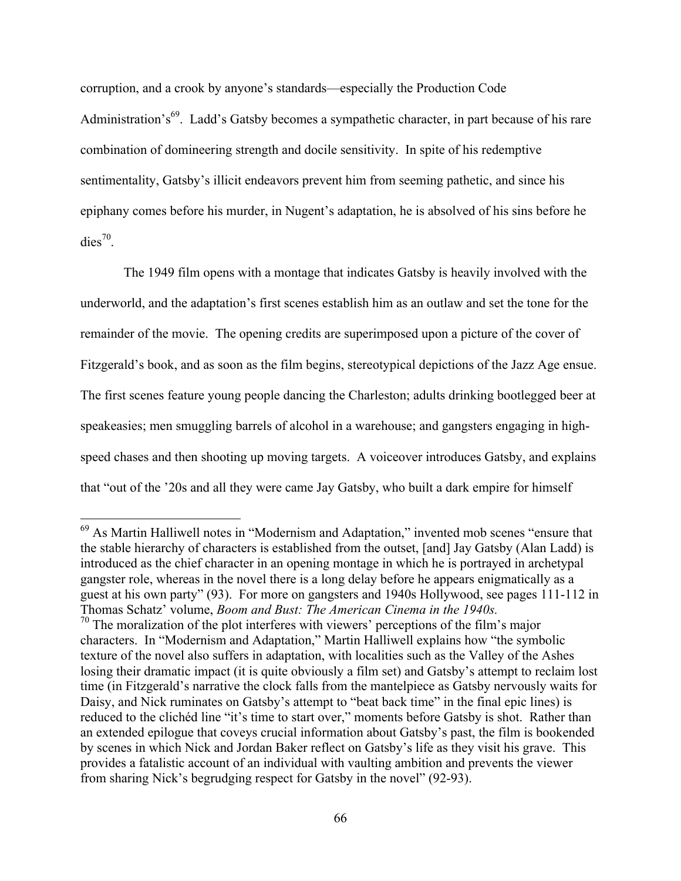corruption, and a crook by anyone's standards—especially the Production Code Administration's[69]. Ladd's Gatsby becomes a sympathetic character, in part because of his rare combination of domineering strength and docile sensitivity. In spite of his redemptive sentimentality, Gatsby's illicit endeavors prevent him from seeming pathetic, and since his epiphany comes before his murder, in Nugent's adaptation, he is absolved of his sins before he dies[70].

The 1949 film opens with a montage that indicates Gatsby is heavily involved with the underworld, and the adaptation's first scenes establish him as an outlaw and set the tone for the remainder of the movie. The opening credits are superimposed upon a picture of the cover of Fitzgerald's book, and as soon as the film begins, stereotypical depictions of the Jazz Age ensue. The first scenes feature young people dancing the Charleston; adults drinking bootlegged beer at speakeasies; men smuggling barrels of alcohol in a warehouse; and gangsters engaging in high-speed chases and then shooting up moving targets. A voiceover introduces Gatsby, and explains that "out of the '20s and all they were came Jay Gatsby, who built a dark empire for himself

---

[69] As Martin Halliwell notes in "Modernism and Adaptation," invented mob scenes "ensure that the stable hierarchy of characters is established from the outset, [and] Jay Gatsby (Alan Ladd) is introduced as the chief character in an opening montage in which he is portrayed in archetypal gangster role, whereas in the novel there is a long delay before he appears enigmatically as a guest at his own party" (93). For more on gangsters and 1940s Hollywood, see pages 111-112 in Thomas Schatz' volume, *Boom and Bust: The American Cinema in the 1940s.*

[70] The moralization of the plot interferes with viewers' perceptions of the film's major characters. In "Modernism and Adaptation," Martin Halliwell explains how "the symbolic texture of the novel also suffers in adaptation, with localities such as the Valley of the Ashes losing their dramatic impact (it is quite obviously a film set) and Gatsby's attempt to reclaim lost time (in Fitzgerald's narrative the clock falls from the mantelpiece as Gatsby nervously waits for Daisy, and Nick ruminates on Gatsby's attempt to "beat back time" in the final epic lines) is reduced to the clichéd line "it's time to start over," moments before Gatsby is shot. Rather than an extended epilogue that coveys crucial information about Gatsby's past, the film is bookended by scenes in which Nick and Jordan Baker reflect on Gatsby's life as they visit his grave. This provides a fatalistic account of an individual with vaulting ambition and prevents the viewer from sharing Nick's begrudging respect for Gatsby in the novel" (92-93).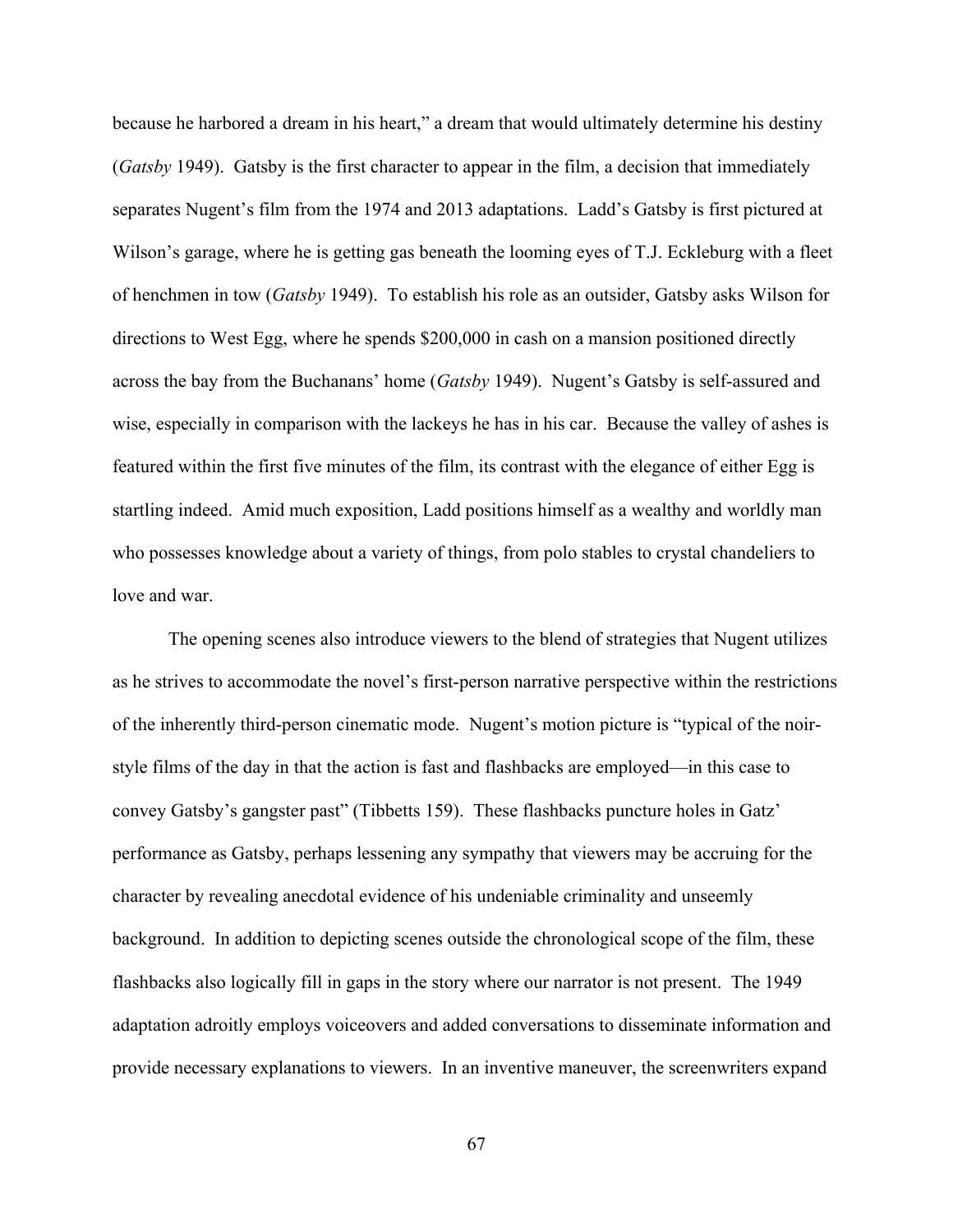because he harbored a dream in his heart," a dream that would ultimately determine his destiny (*Gatsby* 1949). Gatsby is the first character to appear in the film, a decision that immediately separates Nugent's film from the 1974 and 2013 adaptations. Ladd's Gatsby is first pictured at Wilson's garage, where he is getting gas beneath the looming eyes of T.J. Eckleburg with a fleet of henchmen in tow (*Gatsby* 1949). To establish his role as an outsider, Gatsby asks Wilson for directions to West Egg, where he spends $200,000 in cash on a mansion positioned directly across the bay from the Buchanans' home (*Gatsby* 1949). Nugent's Gatsby is self-assured and wise, especially in comparison with the lackeys he has in his car. Because the valley of ashes is featured within the first five minutes of the film, its contrast with the elegance of either Egg is startling indeed. Amid much exposition, Ladd positions himself as a wealthy and worldly man who possesses knowledge about a variety of things, from polo stables to crystal chandeliers to love and war.

The opening scenes also introduce viewers to the blend of strategies that Nugent utilizes as he strives to accommodate the novel's first-person narrative perspective within the restrictions of the inherently third-person cinematic mode. Nugent's motion picture is "typical of the noir-style films of the day in that the action is fast and flashbacks are employed—in this case to convey Gatsby's gangster past" (Tibbetts 159). These flashbacks puncture holes in Gatz' performance as Gatsby, perhaps lessening any sympathy that viewers may be accruing for the character by revealing anecdotal evidence of his undeniable criminality and unseemly background. In addition to depicting scenes outside the chronological scope of the film, these flashbacks also logically fill in gaps in the story where our narrator is not present. The 1949 adaptation adroitly employs voiceovers and added conversations to disseminate information and provide necessary explanations to viewers. In an inventive maneuver, the screenwriters expand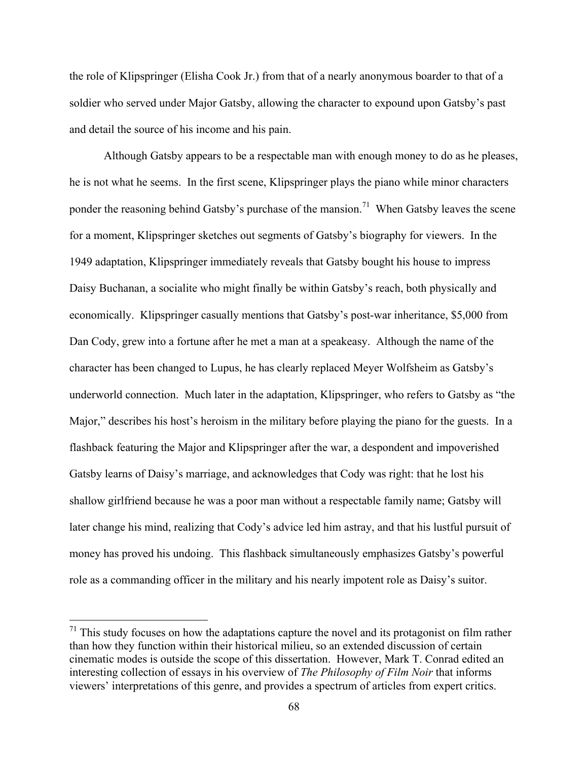the role of Klipspringer (Elisha Cook Jr.) from that of a nearly anonymous boarder to that of a soldier who served under Major Gatsby, allowing the character to expound upon Gatsby's past and detail the source of his income and his pain.

Although Gatsby appears to be a respectable man with enough money to do as he pleases, he is not what he seems. In the first scene, Klipspringer plays the piano while minor characters ponder the reasoning behind Gatsby's purchase of the mansion.[71] When Gatsby leaves the scene for a moment, Klipspringer sketches out segments of Gatsby's biography for viewers. In the 1949 adaptation, Klipspringer immediately reveals that Gatsby bought his house to impress Daisy Buchanan, a socialite who might finally be within Gatsby's reach, both physically and economically. Klipspringer casually mentions that Gatsby's post-war inheritance, $5,000 from Dan Cody, grew into a fortune after he met a man at a speakeasy. Although the name of the character has been changed to Lupus, he has clearly replaced Meyer Wolfsheim as Gatsby's underworld connection. Much later in the adaptation, Klipspringer, who refers to Gatsby as "the Major," describes his host's heroism in the military before playing the piano for the guests. In a flashback featuring the Major and Klipspringer after the war, a despondent and impoverished Gatsby learns of Daisy's marriage, and acknowledges that Cody was right: that he lost his shallow girlfriend because he was a poor man without a respectable family name; Gatsby will later change his mind, realizing that Cody's advice led him astray, and that his lustful pursuit of money has proved his undoing. This flashback simultaneously emphasizes Gatsby's powerful role as a commanding officer in the military and his nearly impotent role as Daisy's suitor.

[71] This study focuses on how the adaptations capture the novel and its protagonist on film rather than how they function within their historical milieu, so an extended discussion of certain cinematic modes is outside the scope of this dissertation. However, Mark T. Conrad edited an interesting collection of essays in his overview of *The Philosophy of Film Noir* that informs viewers' interpretations of this genre, and provides a spectrum of articles from expert critics.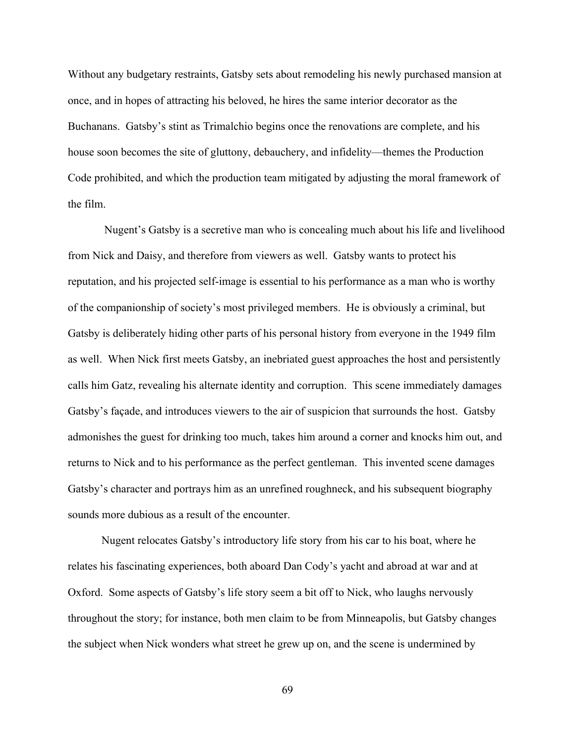Without any budgetary restraints, Gatsby sets about remodeling his newly purchased mansion at once, and in hopes of attracting his beloved, he hires the same interior decorator as the Buchanans. Gatsby's stint as Trimalchio begins once the renovations are complete, and his house soon becomes the site of gluttony, debauchery, and infidelity—themes the Production Code prohibited, and which the production team mitigated by adjusting the moral framework of the film.

Nugent's Gatsby is a secretive man who is concealing much about his life and livelihood from Nick and Daisy, and therefore from viewers as well. Gatsby wants to protect his reputation, and his projected self-image is essential to his performance as a man who is worthy of the companionship of society's most privileged members. He is obviously a criminal, but Gatsby is deliberately hiding other parts of his personal history from everyone in the 1949 film as well. When Nick first meets Gatsby, an inebriated guest approaches the host and persistently calls him Gatz, revealing his alternate identity and corruption. This scene immediately damages Gatsby's façade, and introduces viewers to the air of suspicion that surrounds the host. Gatsby admonishes the guest for drinking too much, takes him around a corner and knocks him out, and returns to Nick and to his performance as the perfect gentleman. This invented scene damages Gatsby's character and portrays him as an unrefined roughneck, and his subsequent biography sounds more dubious as a result of the encounter.

Nugent relocates Gatsby's introductory life story from his car to his boat, where he relates his fascinating experiences, both aboard Dan Cody's yacht and abroad at war and at Oxford. Some aspects of Gatsby's life story seem a bit off to Nick, who laughs nervously throughout the story; for instance, both men claim to be from Minneapolis, but Gatsby changes the subject when Nick wonders what street he grew up on, and the scene is undermined by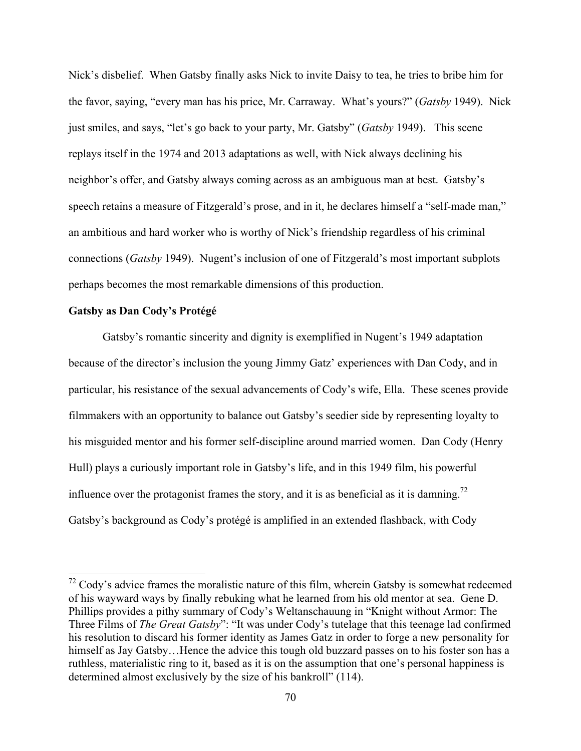Nick's disbelief. When Gatsby finally asks Nick to invite Daisy to tea, he tries to bribe him for the favor, saying, "every man has his price, Mr. Carraway. What's yours?" (*Gatsby* 1949). Nick just smiles, and says, "let's go back to your party, Mr. Gatsby" (*Gatsby* 1949). This scene replays itself in the 1974 and 2013 adaptations as well, with Nick always declining his neighbor's offer, and Gatsby always coming across as an ambiguous man at best. Gatsby's speech retains a measure of Fitzgerald's prose, and in it, he declares himself a "self-made man," an ambitious and hard worker who is worthy of Nick's friendship regardless of his criminal connections (*Gatsby* 1949). Nugent's inclusion of one of Fitzgerald's most important subplots perhaps becomes the most remarkable dimensions of this production.

**Gatsby as Dan Cody's Protégé**

Gatsby's romantic sincerity and dignity is exemplified in Nugent's 1949 adaptation because of the director's inclusion the young Jimmy Gatz' experiences with Dan Cody, and in particular, his resistance of the sexual advancements of Cody's wife, Ella. These scenes provide filmmakers with an opportunity to balance out Gatsby's seedier side by representing loyalty to his misguided mentor and his former self-discipline around married women. Dan Cody (Henry Hull) plays a curiously important role in Gatsby's life, and in this 1949 film, his powerful influence over the protagonist frames the story, and it is as beneficial as it is damning.[72] Gatsby's background as Cody's protégé is amplified in an extended flashback, with Cody

---

[72] Cody's advice frames the moralistic nature of this film, wherein Gatsby is somewhat redeemed of his wayward ways by finally rebuking what he learned from his old mentor at sea. Gene D. Phillips provides a pithy summary of Cody's Weltanschauung in "Knight without Armor: The Three Films of *The Great Gatsby*": "It was under Cody's tutelage that this teenage lad confirmed his resolution to discard his former identity as James Gatz in order to forge a new personality for himself as Jay Gatsby…Hence the advice this tough old buzzard passes on to his foster son has a ruthless, materialistic ring to it, based as it is on the assumption that one's personal happiness is determined almost exclusively by the size of his bankroll" (114).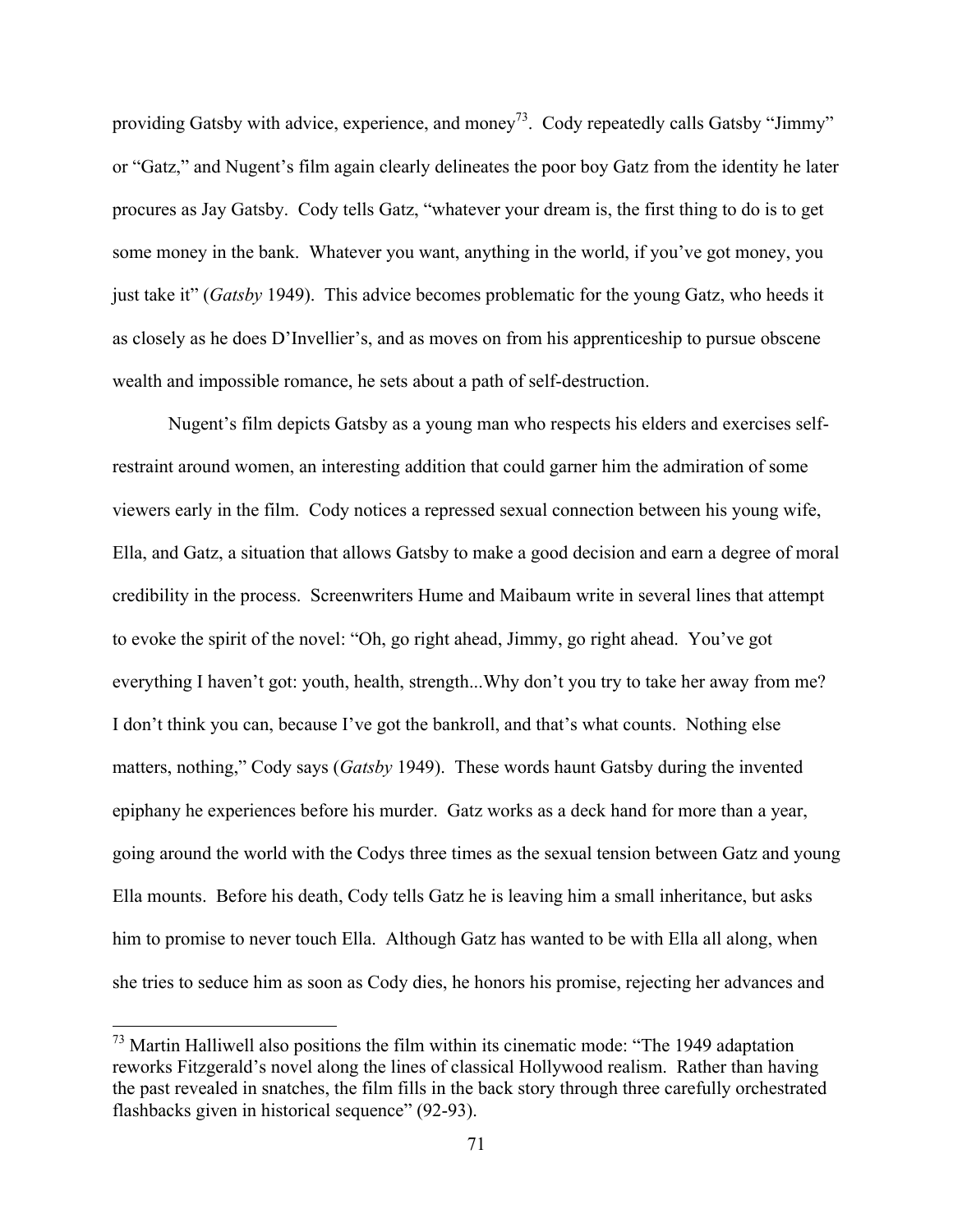providing Gatsby with advice, experience, and money[73]. Cody repeatedly calls Gatsby "Jimmy" or "Gatz," and Nugent's film again clearly delineates the poor boy Gatz from the identity he later procures as Jay Gatsby. Cody tells Gatz, "whatever your dream is, the first thing to do is to get some money in the bank. Whatever you want, anything in the world, if you've got money, you just take it" (*Gatsby* 1949). This advice becomes problematic for the young Gatz, who heeds it as closely as he does D'Invellier's, and as moves on from his apprenticeship to pursue obscene wealth and impossible romance, he sets about a path of self-destruction.

Nugent's film depicts Gatsby as a young man who respects his elders and exercises self-restraint around women, an interesting addition that could garner him the admiration of some viewers early in the film. Cody notices a repressed sexual connection between his young wife, Ella, and Gatz, a situation that allows Gatsby to make a good decision and earn a degree of moral credibility in the process. Screenwriters Hume and Maibaum write in several lines that attempt to evoke the spirit of the novel: "Oh, go right ahead, Jimmy, go right ahead. You've got everything I haven't got: youth, health, strength...Why don't you try to take her away from me? I don't think you can, because I've got the bankroll, and that's what counts. Nothing else matters, nothing," Cody says (*Gatsby* 1949). These words haunt Gatsby during the invented epiphany he experiences before his murder. Gatz works as a deck hand for more than a year, going around the world with the Codys three times as the sexual tension between Gatz and young Ella mounts. Before his death, Cody tells Gatz he is leaving him a small inheritance, but asks him to promise to never touch Ella. Although Gatz has wanted to be with Ella all along, when she tries to seduce him as soon as Cody dies, he honors his promise, rejecting her advances and

[73] Martin Halliwell also positions the film within its cinematic mode: "The 1949 adaptation reworks Fitzgerald's novel along the lines of classical Hollywood realism. Rather than having the past revealed in snatches, the film fills in the back story through three carefully orchestrated flashbacks given in historical sequence" (92-93).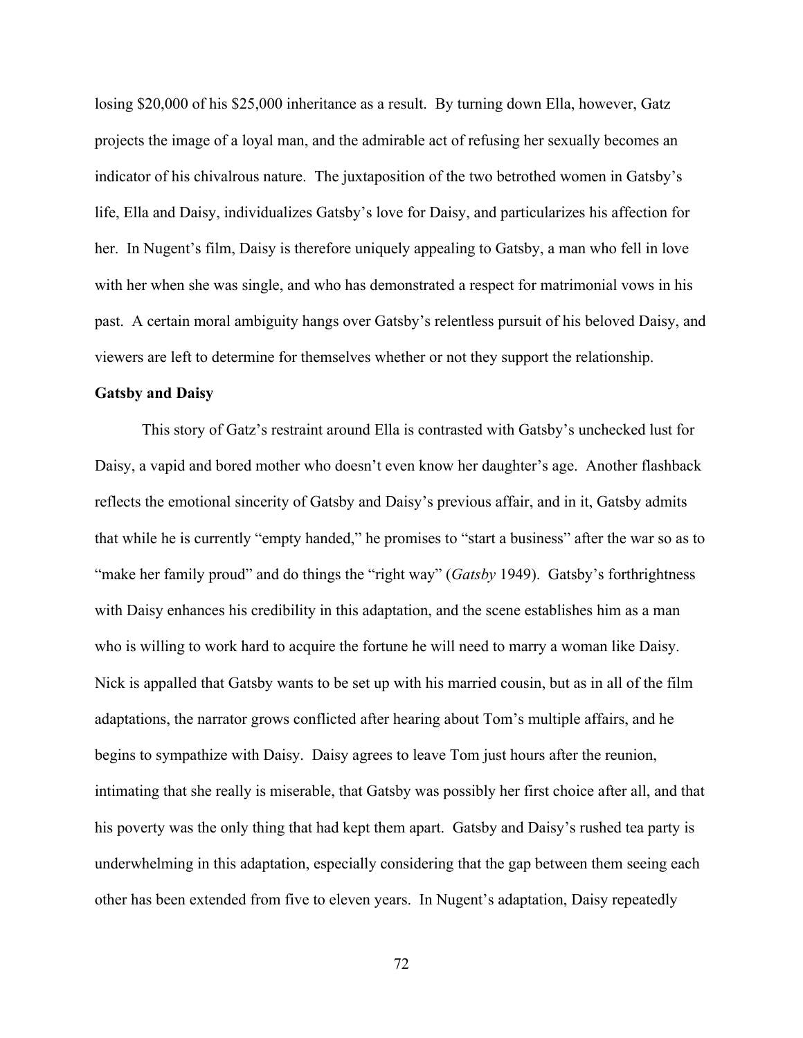losing $20,000 of his $25,000 inheritance as a result. By turning down Ella, however, Gatz projects the image of a loyal man, and the admirable act of refusing her sexually becomes an indicator of his chivalrous nature. The juxtaposition of the two betrothed women in Gatsby's life, Ella and Daisy, individualizes Gatsby's love for Daisy, and particularizes his affection for her. In Nugent's film, Daisy is therefore uniquely appealing to Gatsby, a man who fell in love with her when she was single, and who has demonstrated a respect for matrimonial vows in his past. A certain moral ambiguity hangs over Gatsby's relentless pursuit of his beloved Daisy, and viewers are left to determine for themselves whether or not they support the relationship.

**Gatsby and Daisy**

This story of Gatz's restraint around Ella is contrasted with Gatsby's unchecked lust for Daisy, a vapid and bored mother who doesn't even know her daughter's age. Another flashback reflects the emotional sincerity of Gatsby and Daisy's previous affair, and in it, Gatsby admits that while he is currently "empty handed," he promises to "start a business" after the war so as to "make her family proud" and do things the "right way" (*Gatsby* 1949). Gatsby's forthrightness with Daisy enhances his credibility in this adaptation, and the scene establishes him as a man who is willing to work hard to acquire the fortune he will need to marry a woman like Daisy. Nick is appalled that Gatsby wants to be set up with his married cousin, but as in all of the film adaptations, the narrator grows conflicted after hearing about Tom's multiple affairs, and he begins to sympathize with Daisy. Daisy agrees to leave Tom just hours after the reunion, intimating that she really is miserable, that Gatsby was possibly her first choice after all, and that his poverty was the only thing that had kept them apart. Gatsby and Daisy's rushed tea party is underwhelming in this adaptation, especially considering that the gap between them seeing each other has been extended from five to eleven years. In Nugent's adaptation, Daisy repeatedly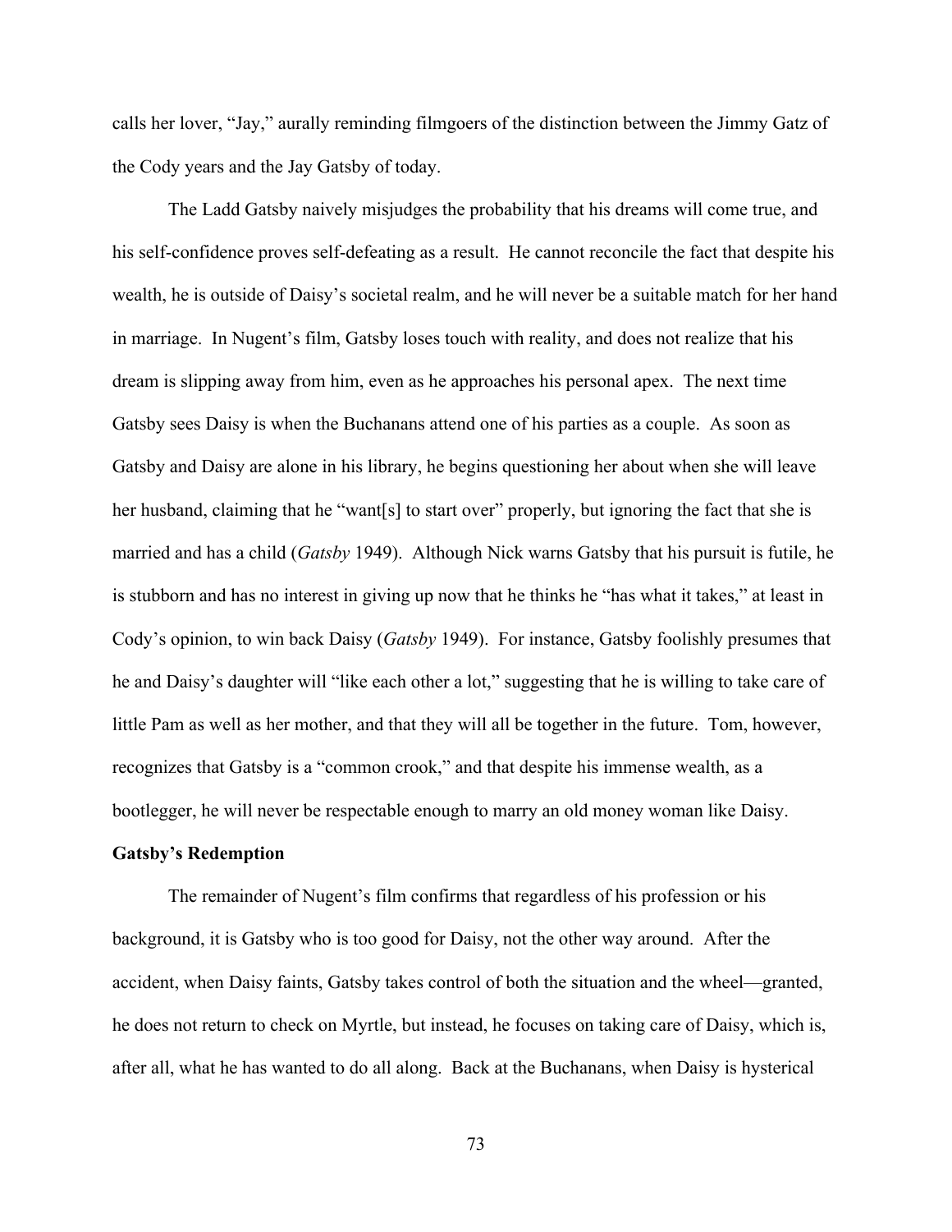calls her lover, "Jay," aurally reminding filmgoers of the distinction between the Jimmy Gatz of the Cody years and the Jay Gatsby of today.

The Ladd Gatsby naively misjudges the probability that his dreams will come true, and his self-confidence proves self-defeating as a result. He cannot reconcile the fact that despite his wealth, he is outside of Daisy's societal realm, and he will never be a suitable match for her hand in marriage. In Nugent's film, Gatsby loses touch with reality, and does not realize that his dream is slipping away from him, even as he approaches his personal apex. The next time Gatsby sees Daisy is when the Buchanans attend one of his parties as a couple. As soon as Gatsby and Daisy are alone in his library, he begins questioning her about when she will leave her husband, claiming that he "want[s] to start over" properly, but ignoring the fact that she is married and has a child (*Gatsby* 1949). Although Nick warns Gatsby that his pursuit is futile, he is stubborn and has no interest in giving up now that he thinks he "has what it takes," at least in Cody's opinion, to win back Daisy (*Gatsby* 1949). For instance, Gatsby foolishly presumes that he and Daisy's daughter will "like each other a lot," suggesting that he is willing to take care of little Pam as well as her mother, and that they will all be together in the future. Tom, however, recognizes that Gatsby is a "common crook," and that despite his immense wealth, as a bootlegger, he will never be respectable enough to marry an old money woman like Daisy.

**Gatsby's Redemption**

The remainder of Nugent's film confirms that regardless of his profession or his background, it is Gatsby who is too good for Daisy, not the other way around. After the accident, when Daisy faints, Gatsby takes control of both the situation and the wheel—granted, he does not return to check on Myrtle, but instead, he focuses on taking care of Daisy, which is, after all, what he has wanted to do all along. Back at the Buchanans, when Daisy is hysterical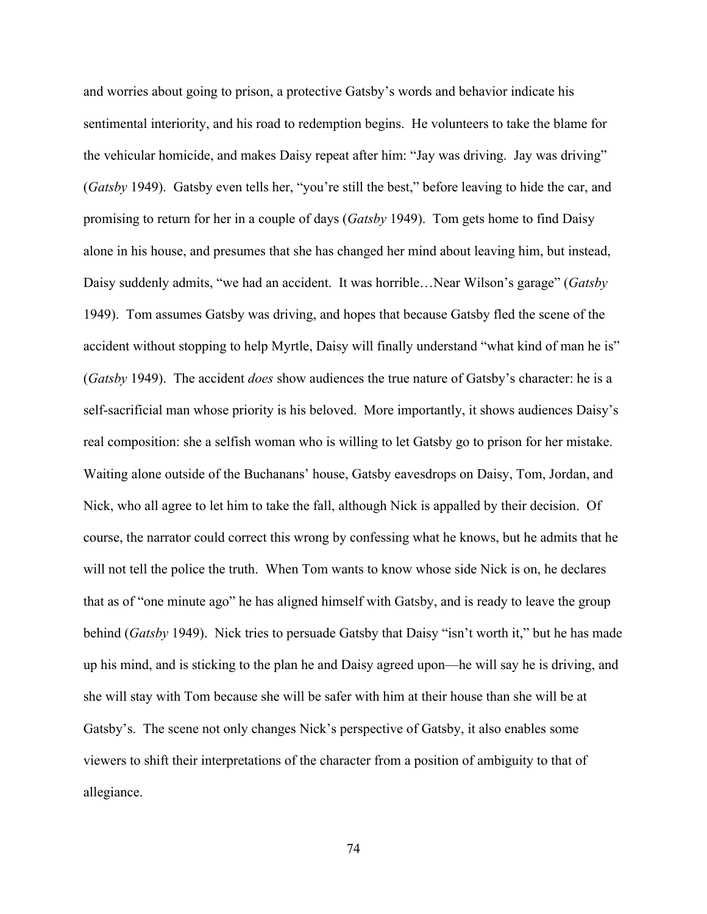and worries about going to prison, a protective Gatsby's words and behavior indicate his sentimental interiority, and his road to redemption begins. He volunteers to take the blame for the vehicular homicide, and makes Daisy repeat after him: "Jay was driving. Jay was driving" (*Gatsby* 1949). Gatsby even tells her, "you're still the best," before leaving to hide the car, and promising to return for her in a couple of days (*Gatsby* 1949). Tom gets home to find Daisy alone in his house, and presumes that she has changed her mind about leaving him, but instead, Daisy suddenly admits, "we had an accident. It was horrible…Near Wilson's garage" (*Gatsby* 1949). Tom assumes Gatsby was driving, and hopes that because Gatsby fled the scene of the accident without stopping to help Myrtle, Daisy will finally understand "what kind of man he is" (*Gatsby* 1949). The accident *does* show audiences the true nature of Gatsby's character: he is a self-sacrificial man whose priority is his beloved. More importantly, it shows audiences Daisy's real composition: she a selfish woman who is willing to let Gatsby go to prison for her mistake. Waiting alone outside of the Buchanans' house, Gatsby eavesdrops on Daisy, Tom, Jordan, and Nick, who all agree to let him to take the fall, although Nick is appalled by their decision. Of course, the narrator could correct this wrong by confessing what he knows, but he admits that he will not tell the police the truth. When Tom wants to know whose side Nick is on, he declares that as of "one minute ago" he has aligned himself with Gatsby, and is ready to leave the group behind (*Gatsby* 1949). Nick tries to persuade Gatsby that Daisy "isn't worth it," but he has made up his mind, and is sticking to the plan he and Daisy agreed upon—he will say he is driving, and she will stay with Tom because she will be safer with him at their house than she will be at Gatsby's. The scene not only changes Nick's perspective of Gatsby, it also enables some viewers to shift their interpretations of the character from a position of ambiguity to that of allegiance.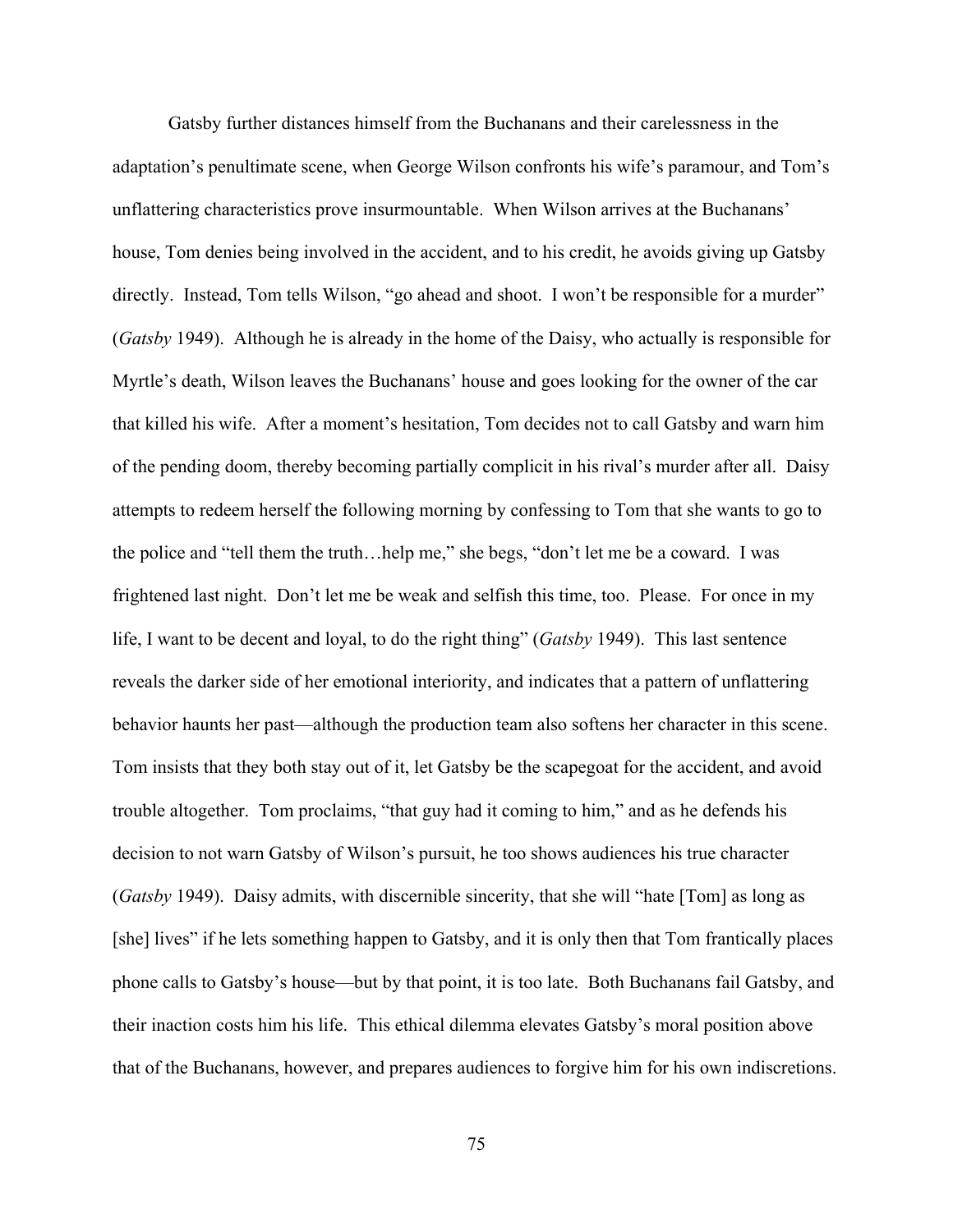Gatsby further distances himself from the Buchanans and their carelessness in the adaptation's penultimate scene, when George Wilson confronts his wife's paramour, and Tom's unflattering characteristics prove insurmountable. When Wilson arrives at the Buchanans' house, Tom denies being involved in the accident, and to his credit, he avoids giving up Gatsby directly. Instead, Tom tells Wilson, "go ahead and shoot. I won't be responsible for a murder" (*Gatsby* 1949). Although he is already in the home of the Daisy, who actually is responsible for Myrtle's death, Wilson leaves the Buchanans' house and goes looking for the owner of the car that killed his wife. After a moment's hesitation, Tom decides not to call Gatsby and warn him of the pending doom, thereby becoming partially complicit in his rival's murder after all. Daisy attempts to redeem herself the following morning by confessing to Tom that she wants to go to the police and "tell them the truth…help me," she begs, "don't let me be a coward. I was frightened last night. Don't let me be weak and selfish this time, too. Please. For once in my life, I want to be decent and loyal, to do the right thing" (*Gatsby* 1949). This last sentence reveals the darker side of her emotional interiority, and indicates that a pattern of unflattering behavior haunts her past—although the production team also softens her character in this scene. Tom insists that they both stay out of it, let Gatsby be the scapegoat for the accident, and avoid trouble altogether. Tom proclaims, "that guy had it coming to him," and as he defends his decision to not warn Gatsby of Wilson's pursuit, he too shows audiences his true character (*Gatsby* 1949). Daisy admits, with discernible sincerity, that she will "hate [Tom] as long as [she] lives" if he lets something happen to Gatsby, and it is only then that Tom frantically places phone calls to Gatsby's house—but by that point, it is too late. Both Buchanans fail Gatsby, and their inaction costs him his life. This ethical dilemma elevates Gatsby's moral position above that of the Buchanans, however, and prepares audiences to forgive him for his own indiscretions.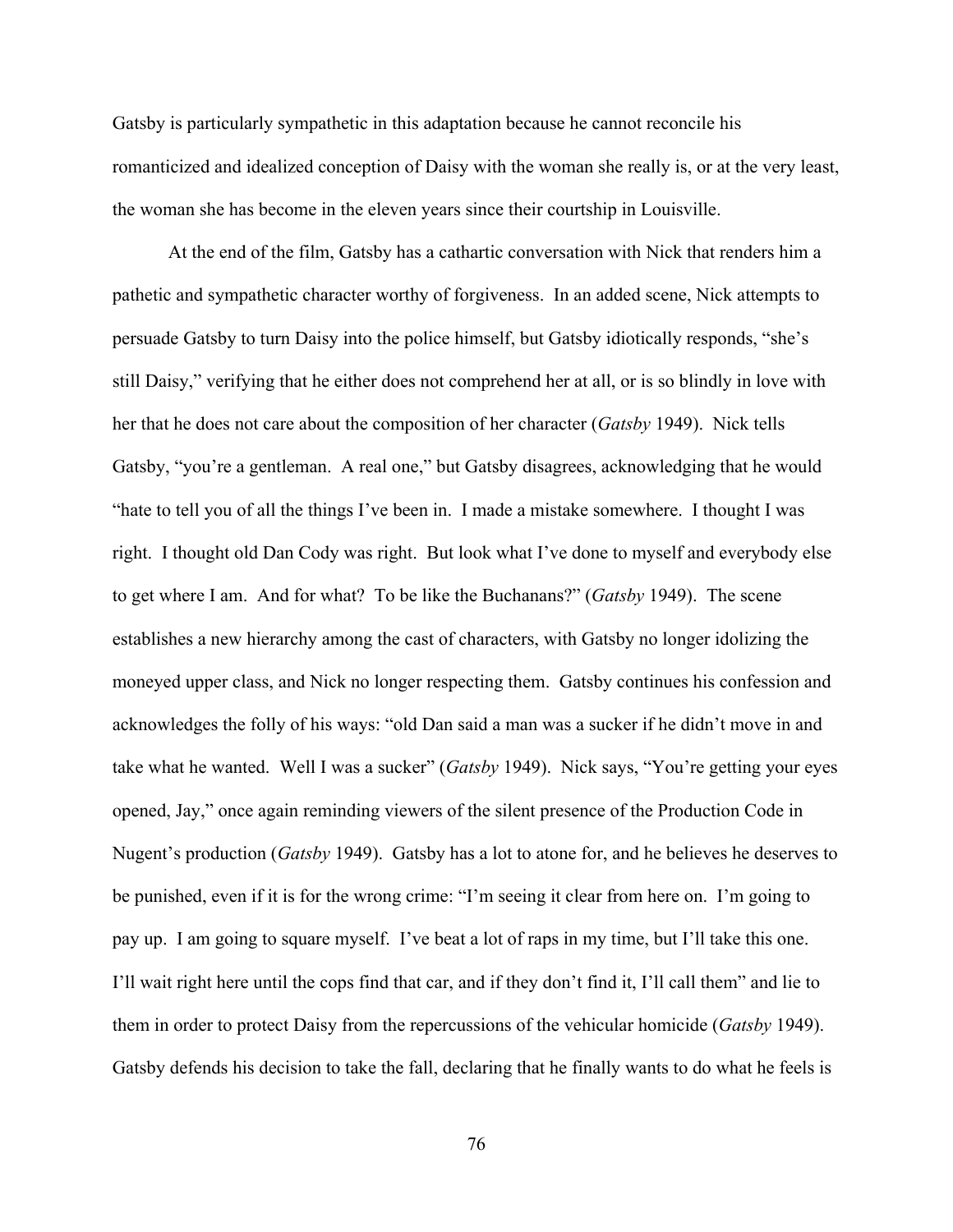Gatsby is particularly sympathetic in this adaptation because he cannot reconcile his romanticized and idealized conception of Daisy with the woman she really is, or at the very least, the woman she has become in the eleven years since their courtship in Louisville.

At the end of the film, Gatsby has a cathartic conversation with Nick that renders him a pathetic and sympathetic character worthy of forgiveness. In an added scene, Nick attempts to persuade Gatsby to turn Daisy into the police himself, but Gatsby idiotically responds, "she's still Daisy," verifying that he either does not comprehend her at all, or is so blindly in love with her that he does not care about the composition of her character (*Gatsby* 1949). Nick tells Gatsby, "you're a gentleman. A real one," but Gatsby disagrees, acknowledging that he would "hate to tell you of all the things I've been in. I made a mistake somewhere. I thought I was right. I thought old Dan Cody was right. But look what I've done to myself and everybody else to get where I am. And for what? To be like the Buchanans?" (*Gatsby* 1949). The scene establishes a new hierarchy among the cast of characters, with Gatsby no longer idolizing the moneyed upper class, and Nick no longer respecting them. Gatsby continues his confession and acknowledges the folly of his ways: "old Dan said a man was a sucker if he didn't move in and take what he wanted. Well I was a sucker" (*Gatsby* 1949). Nick says, "You're getting your eyes opened, Jay," once again reminding viewers of the silent presence of the Production Code in Nugent's production (*Gatsby* 1949). Gatsby has a lot to atone for, and he believes he deserves to be punished, even if it is for the wrong crime: "I'm seeing it clear from here on. I'm going to pay up. I am going to square myself. I've beat a lot of raps in my time, but I'll take this one. I'll wait right here until the cops find that car, and if they don't find it, I'll call them" and lie to them in order to protect Daisy from the repercussions of the vehicular homicide (*Gatsby* 1949). Gatsby defends his decision to take the fall, declaring that he finally wants to do what he feels is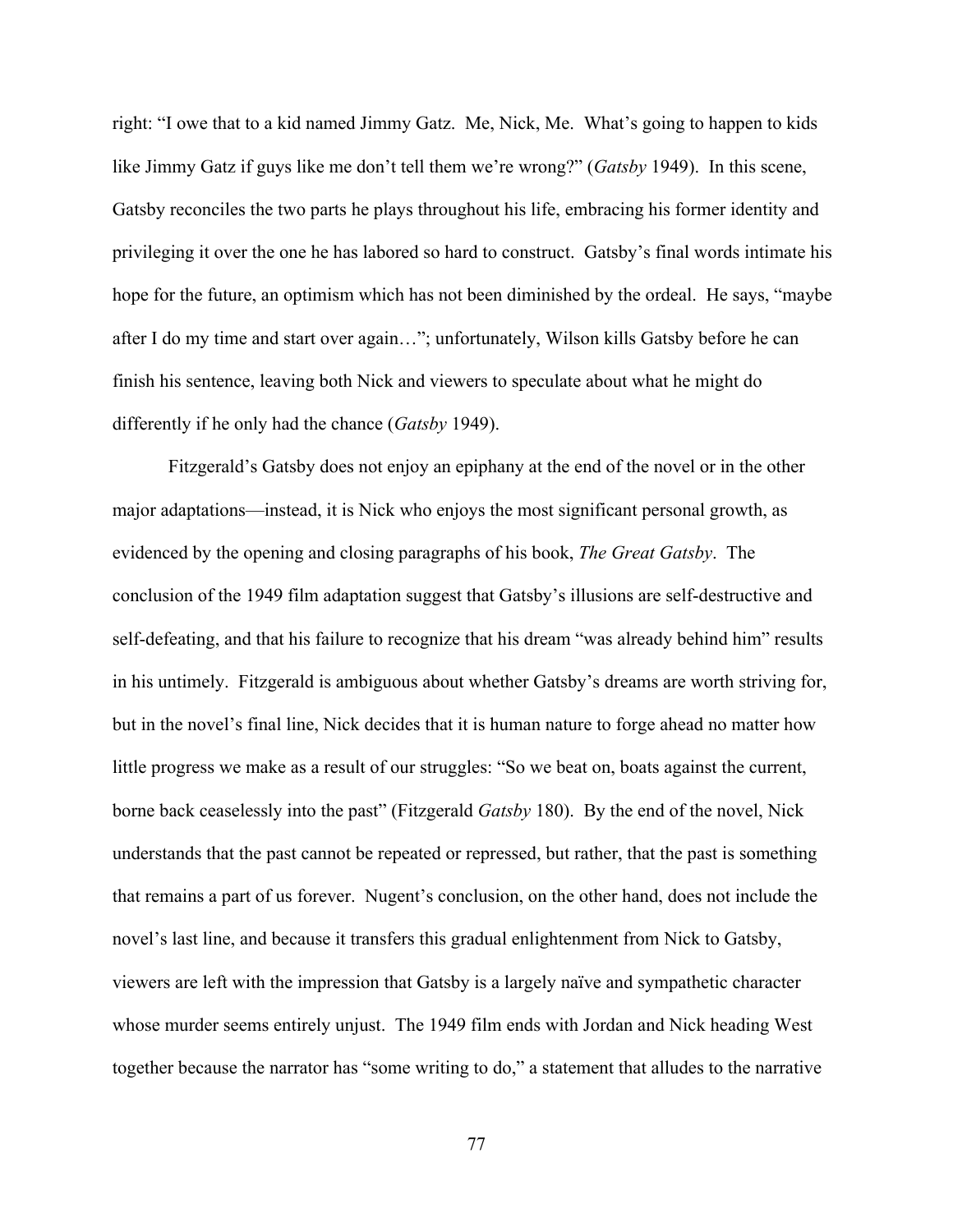right: "I owe that to a kid named Jimmy Gatz. Me, Nick, Me. What's going to happen to kids like Jimmy Gatz if guys like me don't tell them we're wrong?" (*Gatsby* 1949). In this scene, Gatsby reconciles the two parts he plays throughout his life, embracing his former identity and privileging it over the one he has labored so hard to construct. Gatsby's final words intimate his hope for the future, an optimism which has not been diminished by the ordeal. He says, "maybe after I do my time and start over again…"; unfortunately, Wilson kills Gatsby before he can finish his sentence, leaving both Nick and viewers to speculate about what he might do differently if he only had the chance (*Gatsby* 1949).

Fitzgerald's Gatsby does not enjoy an epiphany at the end of the novel or in the other major adaptations—instead, it is Nick who enjoys the most significant personal growth, as evidenced by the opening and closing paragraphs of his book, *The Great Gatsby*. The conclusion of the 1949 film adaptation suggest that Gatsby's illusions are self-destructive and self-defeating, and that his failure to recognize that his dream "was already behind him" results in his untimely. Fitzgerald is ambiguous about whether Gatsby's dreams are worth striving for, but in the novel's final line, Nick decides that it is human nature to forge ahead no matter how little progress we make as a result of our struggles: "So we beat on, boats against the current, borne back ceaselessly into the past" (Fitzgerald *Gatsby* 180). By the end of the novel, Nick understands that the past cannot be repeated or repressed, but rather, that the past is something that remains a part of us forever. Nugent's conclusion, on the other hand, does not include the novel's last line, and because it transfers this gradual enlightenment from Nick to Gatsby, viewers are left with the impression that Gatsby is a largely naïve and sympathetic character whose murder seems entirely unjust. The 1949 film ends with Jordan and Nick heading West together because the narrator has "some writing to do," a statement that alludes to the narrative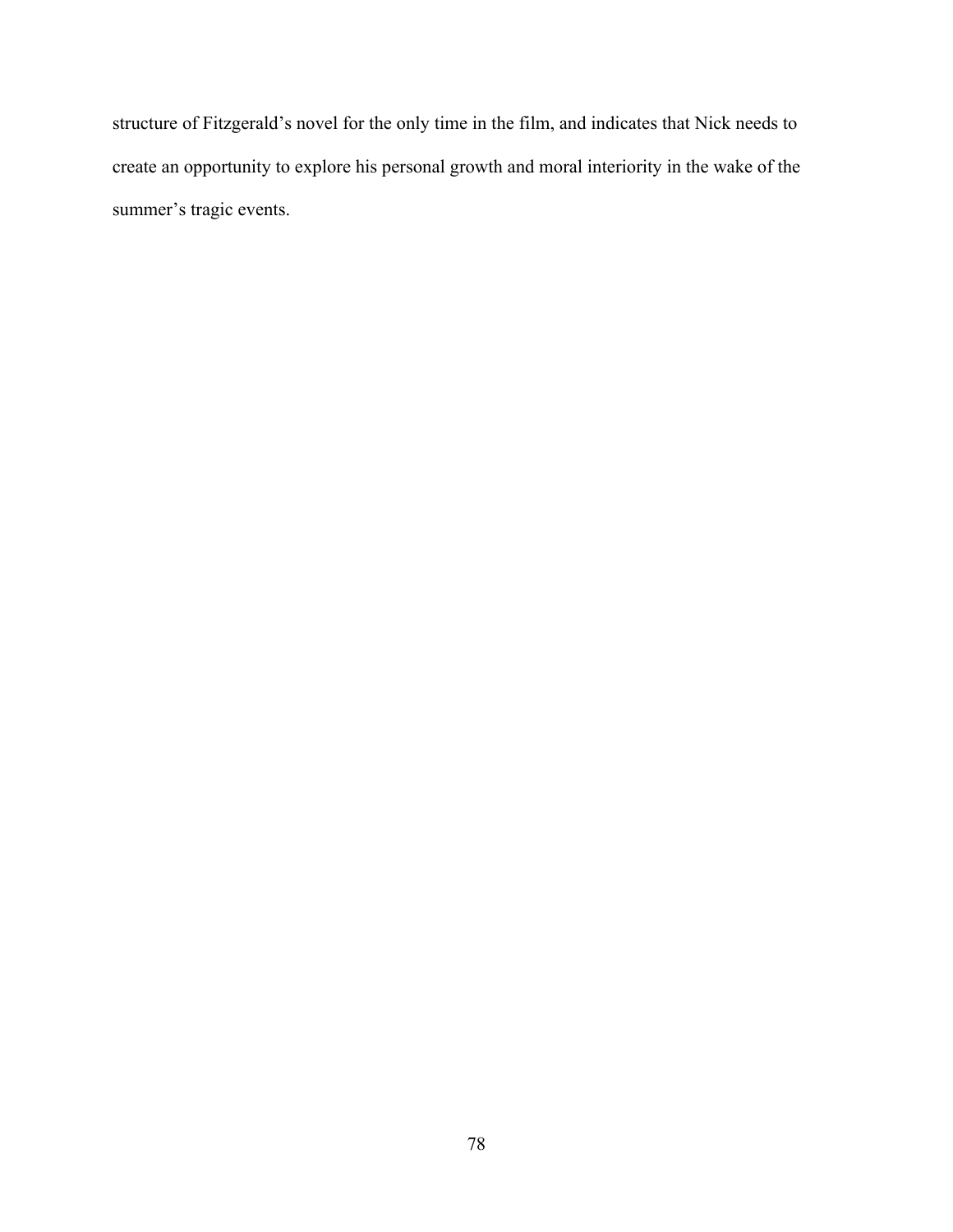structure of Fitzgerald’s novel for the only time in the film, and indicates that Nick needs to create an opportunity to explore his personal growth and moral interiority in the wake of the summer’s tragic events.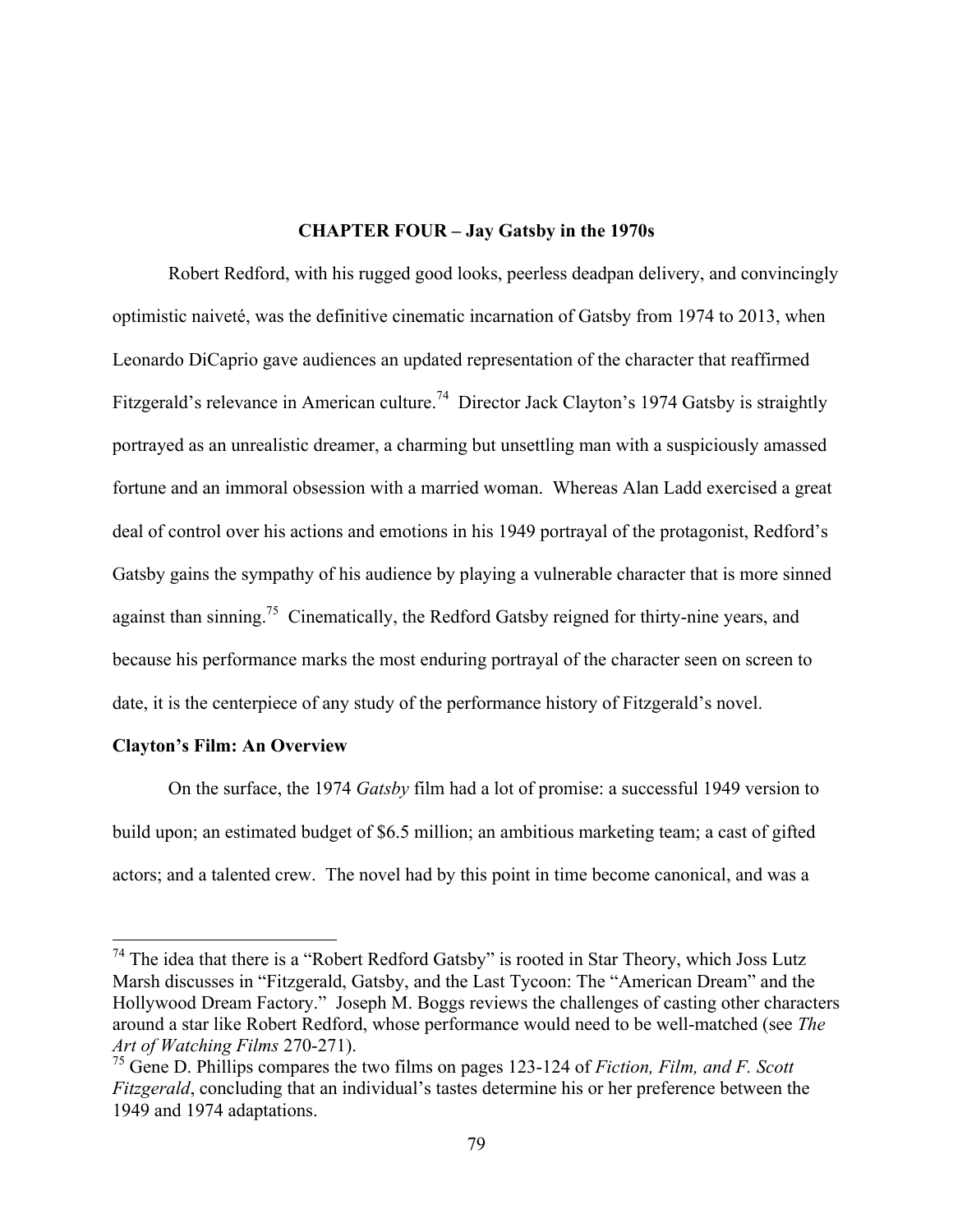## CHAPTER FOUR – Jay Gatsby in the 1970s

Robert Redford, with his rugged good looks, peerless deadpan delivery, and convincingly optimistic naiveté, was the definitive cinematic incarnation of Gatsby from 1974 to 2013, when Leonardo DiCaprio gave audiences an updated representation of the character that reaffirmed Fitzgerald's relevance in American culture.[74] Director Jack Clayton's 1974 Gatsby is straightly portrayed as an unrealistic dreamer, a charming but unsettling man with a suspiciously amassed fortune and an immoral obsession with a married woman. Whereas Alan Ladd exercised a great deal of control over his actions and emotions in his 1949 portrayal of the protagonist, Redford's Gatsby gains the sympathy of his audience by playing a vulnerable character that is more sinned against than sinning.[75] Cinematically, the Redford Gatsby reigned for thirty-nine years, and because his performance marks the most enduring portrayal of the character seen on screen to date, it is the centerpiece of any study of the performance history of Fitzgerald's novel.

### Clayton's Film: An Overview

On the surface, the 1974 *Gatsby* film had a lot of promise: a successful 1949 version to build upon; an estimated budget of $6.5 million; an ambitious marketing team; a cast of gifted actors; and a talented crew. The novel had by this point in time become canonical, and was a

---

[74] The idea that there is a "Robert Redford Gatsby" is rooted in Star Theory, which Joss Lutz Marsh discusses in "Fitzgerald, Gatsby, and the Last Tycoon: The "American Dream" and the Hollywood Dream Factory." Joseph M. Boggs reviews the challenges of casting other characters around a star like Robert Redford, whose performance would need to be well-matched (see *The Art of Watching Films* 270-271).

[75] Gene D. Phillips compares the two films on pages 123-124 of *Fiction, Film, and F. Scott Fitzgerald*, concluding that an individual's tastes determine his or her preference between the 1949 and 1974 adaptations.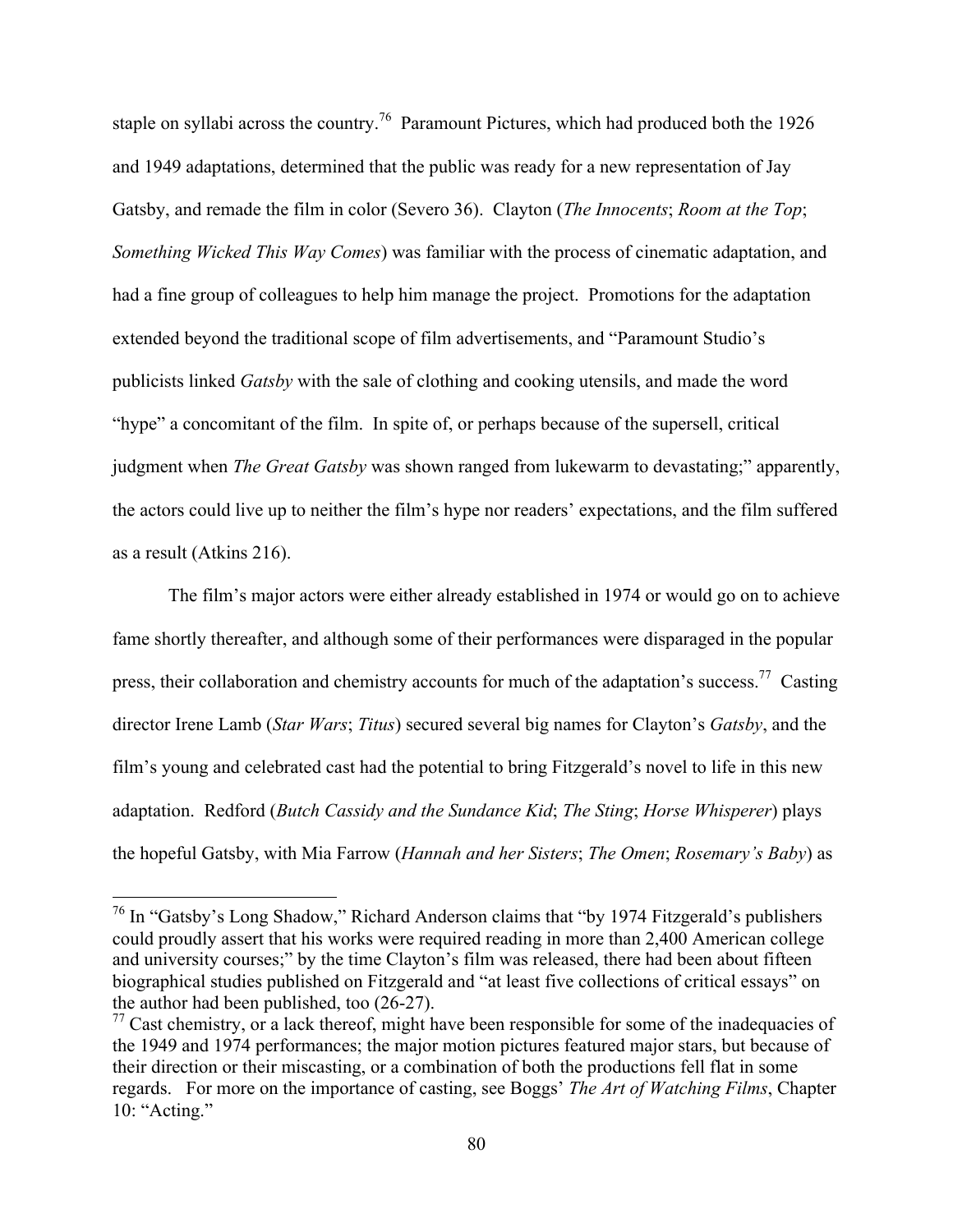staple on syllabi across the country.[76] Paramount Pictures, which had produced both the 1926 and 1949 adaptations, determined that the public was ready for a new representation of Jay Gatsby, and remade the film in color (Severo 36). Clayton (*The Innocents*; *Room at the Top*; *Something Wicked This Way Comes*) was familiar with the process of cinematic adaptation, and had a fine group of colleagues to help him manage the project. Promotions for the adaptation extended beyond the traditional scope of film advertisements, and "Paramount Studio's publicists linked *Gatsby* with the sale of clothing and cooking utensils, and made the word "hype" a concomitant of the film. In spite of, or perhaps because of the supersell, critical judgment when *The Great Gatsby* was shown ranged from lukewarm to devastating;" apparently, the actors could live up to neither the film's hype nor readers' expectations, and the film suffered as a result (Atkins 216).

The film's major actors were either already established in 1974 or would go on to achieve fame shortly thereafter, and although some of their performances were disparaged in the popular press, their collaboration and chemistry accounts for much of the adaptation's success.[77] Casting director Irene Lamb (*Star Wars*; *Titus*) secured several big names for Clayton's *Gatsby*, and the film's young and celebrated cast had the potential to bring Fitzgerald's novel to life in this new adaptation. Redford (*Butch Cassidy and the Sundance Kid*; *The Sting*; *Horse Whisperer*) plays the hopeful Gatsby, with Mia Farrow (*Hannah and her Sisters*; *The Omen*; *Rosemary's Baby*) as

---

[76] In "Gatsby's Long Shadow," Richard Anderson claims that "by 1974 Fitzgerald's publishers could proudly assert that his works were required reading in more than 2,400 American college and university courses;" by the time Clayton's film was released, there had been about fifteen biographical studies published on Fitzgerald and "at least five collections of critical essays" on the author had been published, too (26-27).

[77] Cast chemistry, or a lack thereof, might have been responsible for some of the inadequacies of the 1949 and 1974 performances; the major motion pictures featured major stars, but because of their direction or their miscasting, or a combination of both the productions fell flat in some regards. For more on the importance of casting, see Boggs' *The Art of Watching Films*, Chapter 10: "Acting."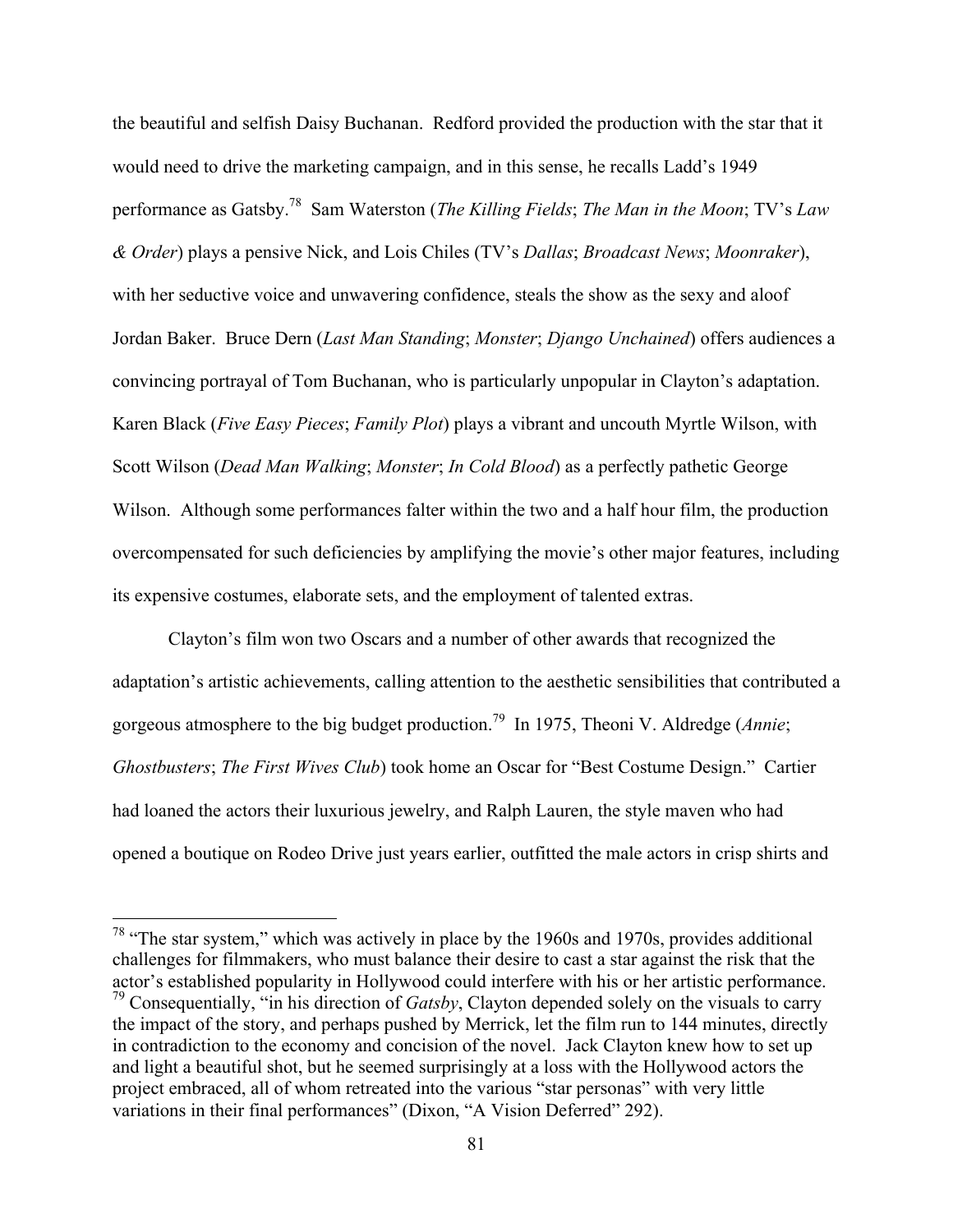the beautiful and selfish Daisy Buchanan. Redford provided the production with the star that it would need to drive the marketing campaign, and in this sense, he recalls Ladd's 1949 performance as Gatsby.[78] Sam Waterston (*The Killing Fields*; *The Man in the Moon*; TV's *Law & Order*) plays a pensive Nick, and Lois Chiles (TV's *Dallas*; *Broadcast News*; *Moonraker*), with her seductive voice and unwavering confidence, steals the show as the sexy and aloof Jordan Baker. Bruce Dern (*Last Man Standing*; *Monster*; *Django Unchained*) offers audiences a convincing portrayal of Tom Buchanan, who is particularly unpopular in Clayton's adaptation. Karen Black (*Five Easy Pieces*; *Family Plot*) plays a vibrant and uncouth Myrtle Wilson, with Scott Wilson (*Dead Man Walking*; *Monster*; *In Cold Blood*) as a perfectly pathetic George Wilson. Although some performances falter within the two and a half hour film, the production overcompensated for such deficiencies by amplifying the movie's other major features, including its expensive costumes, elaborate sets, and the employment of talented extras.

Clayton's film won two Oscars and a number of other awards that recognized the adaptation's artistic achievements, calling attention to the aesthetic sensibilities that contributed a gorgeous atmosphere to the big budget production.[79] In 1975, Theoni V. Aldredge (*Annie*; *Ghostbusters*; *The First Wives Club*) took home an Oscar for "Best Costume Design." Cartier had loaned the actors their luxurious jewelry, and Ralph Lauren, the style maven who had opened a boutique on Rodeo Drive just years earlier, outfitted the male actors in crisp shirts and

---

[78] "The star system," which was actively in place by the 1960s and 1970s, provides additional challenges for filmmakers, who must balance their desire to cast a star against the risk that the actor's established popularity in Hollywood could interfere with his or her artistic performance.

[79] Consequentially, "in his direction of *Gatsby*, Clayton depended solely on the visuals to carry the impact of the story, and perhaps pushed by Merrick, let the film run to 144 minutes, directly in contradiction to the economy and concision of the novel. Jack Clayton knew how to set up and light a beautiful shot, but he seemed surprisingly at a loss with the Hollywood actors the project embraced, all of whom retreated into the various "star personas" with very little variations in their final performances" (Dixon, "A Vision Deferred" 292).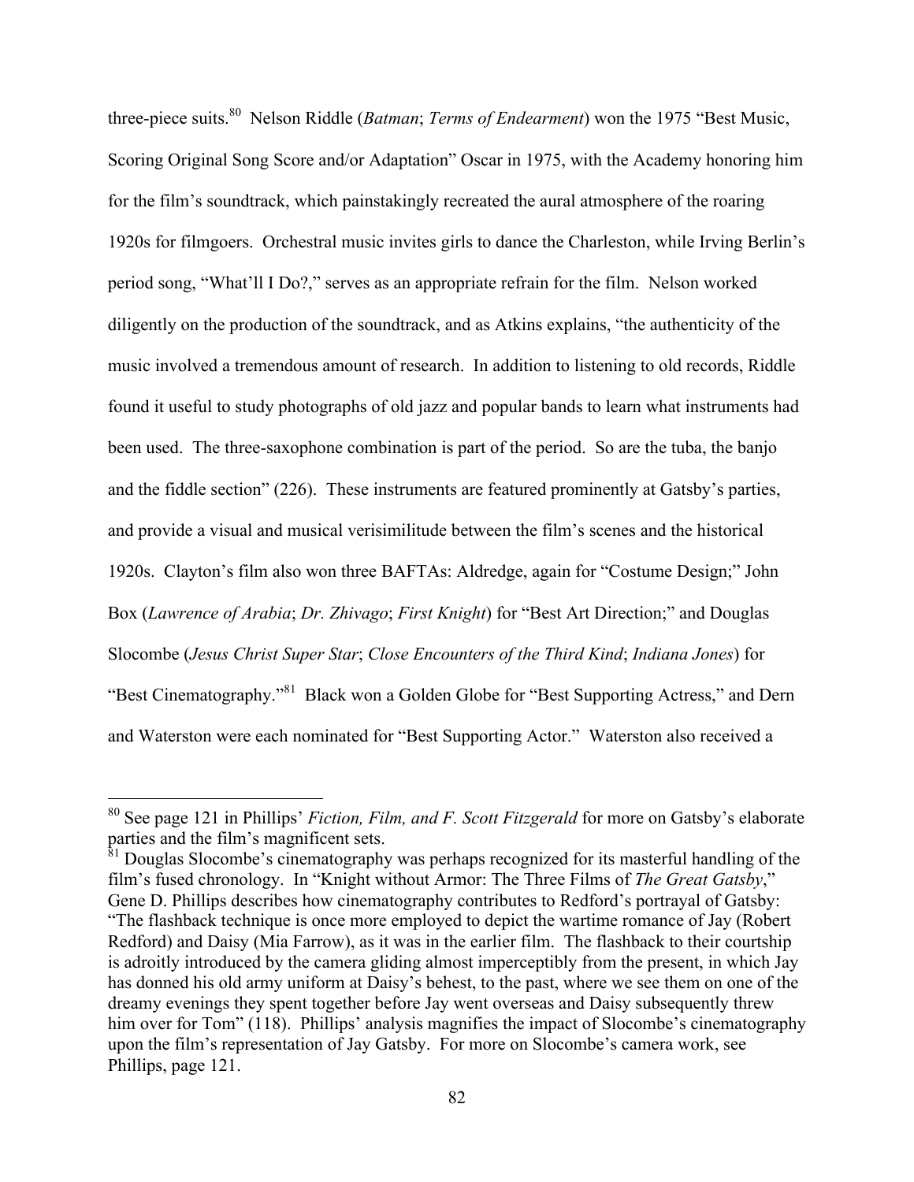three-piece suits.[80] Nelson Riddle (*Batman*; *Terms of Endearment*) won the 1975 "Best Music, Scoring Original Song Score and/or Adaptation" Oscar in 1975, with the Academy honoring him for the film's soundtrack, which painstakingly recreated the aural atmosphere of the roaring 1920s for filmgoers. Orchestral music invites girls to dance the Charleston, while Irving Berlin's period song, "What'll I Do?," serves as an appropriate refrain for the film. Nelson worked diligently on the production of the soundtrack, and as Atkins explains, "the authenticity of the music involved a tremendous amount of research. In addition to listening to old records, Riddle found it useful to study photographs of old jazz and popular bands to learn what instruments had been used. The three-saxophone combination is part of the period. So are the tuba, the banjo and the fiddle section" (226). These instruments are featured prominently at Gatsby's parties, and provide a visual and musical verisimilitude between the film's scenes and the historical 1920s. Clayton's film also won three BAFTAs: Aldredge, again for "Costume Design;" John Box (*Lawrence of Arabia*; *Dr. Zhivago*; *First Knight*) for "Best Art Direction;" and Douglas Slocombe (*Jesus Christ Super Star*; *Close Encounters of the Third Kind*; *Indiana Jones*) for "Best Cinematography."[81] Black won a Golden Globe for "Best Supporting Actress," and Dern and Waterston were each nominated for "Best Supporting Actor." Waterston also received a

---

[80] See page 121 in Phillips' *Fiction, Film, and F. Scott Fitzgerald* for more on Gatsby's elaborate parties and the film's magnificent sets.

[81] Douglas Slocombe's cinematography was perhaps recognized for its masterful handling of the film's fused chronology. In "Knight without Armor: The Three Films of *The Great Gatsby*," Gene D. Phillips describes how cinematography contributes to Redford's portrayal of Gatsby: "The flashback technique is once more employed to depict the wartime romance of Jay (Robert Redford) and Daisy (Mia Farrow), as it was in the earlier film. The flashback to their courtship is adroitly introduced by the camera gliding almost imperceptibly from the present, in which Jay has donned his old army uniform at Daisy's behest, to the past, where we see them on one of the dreamy evenings they spent together before Jay went overseas and Daisy subsequently threw him over for Tom" (118). Phillips' analysis magnifies the impact of Slocombe's cinematography upon the film's representation of Jay Gatsby. For more on Slocombe's camera work, see Phillips, page 121.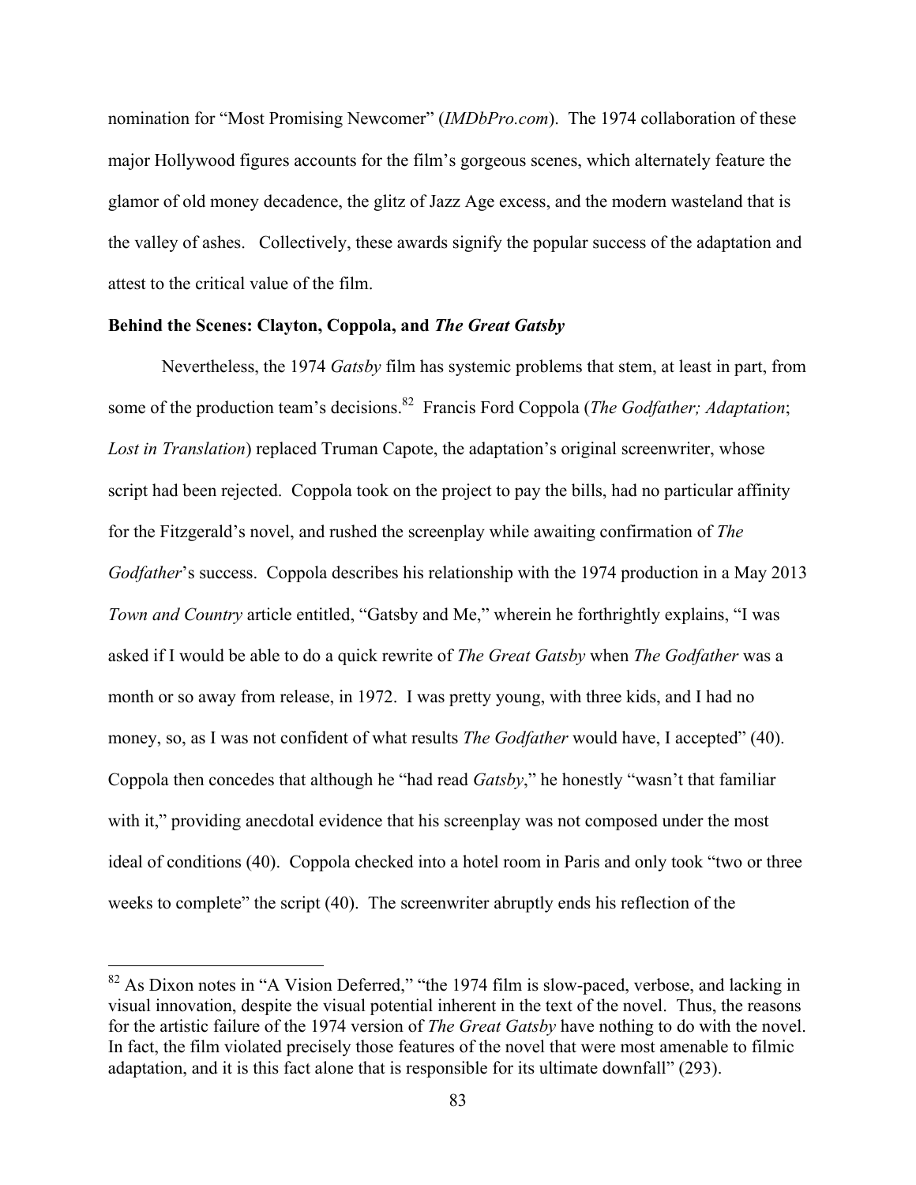nomination for "Most Promising Newcomer" (*IMDbPro.com*). The 1974 collaboration of these major Hollywood figures accounts for the film's gorgeous scenes, which alternately feature the glamor of old money decadence, the glitz of Jazz Age excess, and the modern wasteland that is the valley of ashes. Collectively, these awards signify the popular success of the adaptation and attest to the critical value of the film.

### Behind the Scenes: Clayton, Coppola, and *The Great Gatsby*

Nevertheless, the 1974 *Gatsby* film has systemic problems that stem, at least in part, from some of the production team's decisions.[82] Francis Ford Coppola (*The Godfather; Adaptation*; *Lost in Translation*) replaced Truman Capote, the adaptation's original screenwriter, whose script had been rejected. Coppola took on the project to pay the bills, had no particular affinity for the Fitzgerald's novel, and rushed the screenplay while awaiting confirmation of *The Godfather*'s success. Coppola describes his relationship with the 1974 production in a May 2013 *Town and Country* article entitled, "Gatsby and Me," wherein he forthrightly explains, "I was asked if I would be able to do a quick rewrite of *The Great Gatsby* when *The Godfather* was a month or so away from release, in 1972. I was pretty young, with three kids, and I had no money, so, as I was not confident of what results *The Godfather* would have, I accepted" (40). Coppola then concedes that although he "had read *Gatsby*," he honestly "wasn't that familiar with it," providing anecdotal evidence that his screenplay was not composed under the most ideal of conditions (40). Coppola checked into a hotel room in Paris and only took "two or three weeks to complete" the script (40). The screenwriter abruptly ends his reflection of the

---

[82] As Dixon notes in "A Vision Deferred," "the 1974 film is slow-paced, verbose, and lacking in visual innovation, despite the visual potential inherent in the text of the novel. Thus, the reasons for the artistic failure of the 1974 version of *The Great Gatsby* have nothing to do with the novel. In fact, the film violated precisely those features of the novel that were most amenable to filmic adaptation, and it is this fact alone that is responsible for its ultimate downfall" (293).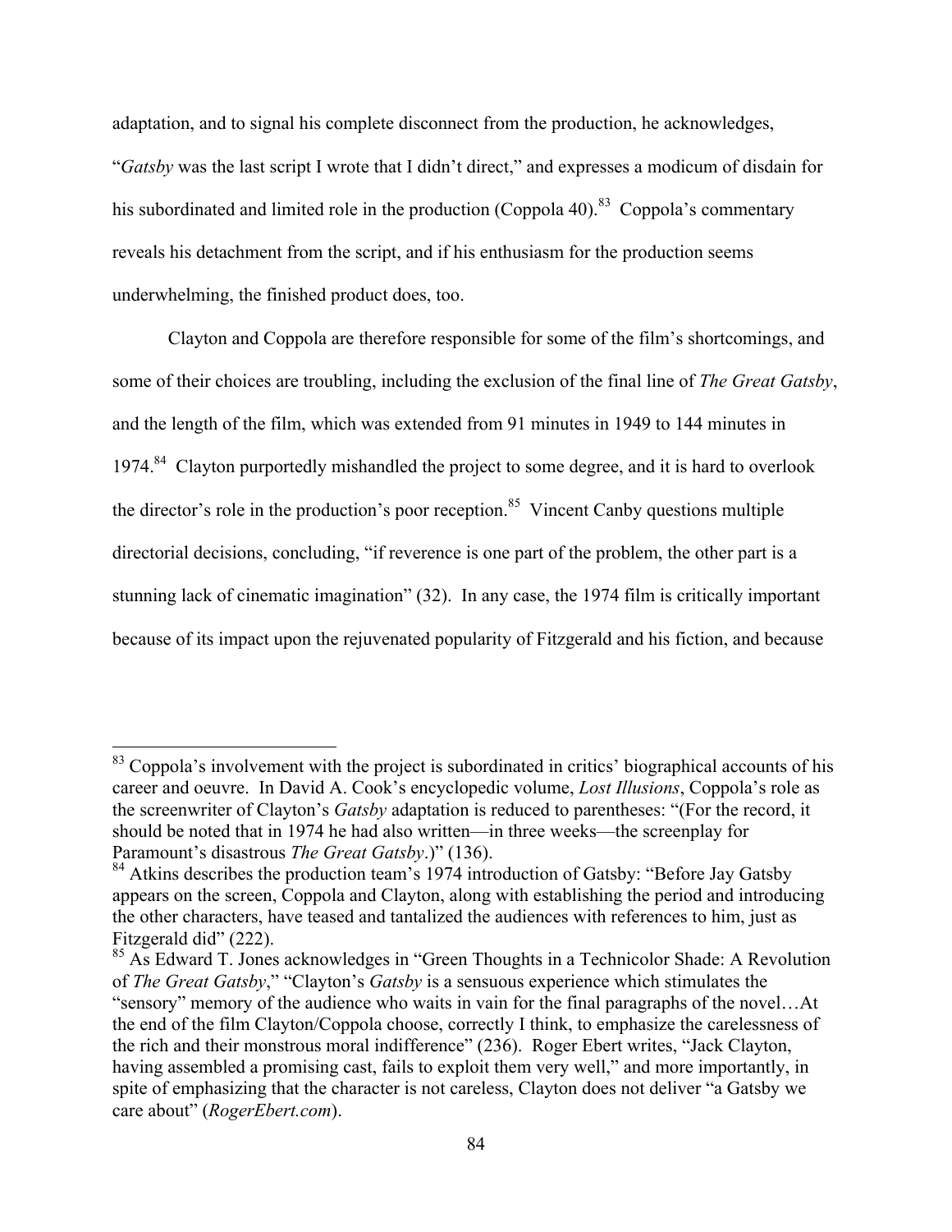adaptation, and to signal his complete disconnect from the production, he acknowledges, "*Gatsby* was the last script I wrote that I didn't direct," and expresses a modicum of disdain for his subordinated and limited role in the production (Coppola 40).[83] Coppola's commentary reveals his detachment from the script, and if his enthusiasm for the production seems underwhelming, the finished product does, too.

Clayton and Coppola are therefore responsible for some of the film's shortcomings, and some of their choices are troubling, including the exclusion of the final line of *The Great Gatsby*, and the length of the film, which was extended from 91 minutes in 1949 to 144 minutes in 1974.[84] Clayton purportedly mishandled the project to some degree, and it is hard to overlook the director's role in the production's poor reception.[85] Vincent Canby questions multiple directorial decisions, concluding, "if reverence is one part of the problem, the other part is a stunning lack of cinematic imagination" (32). In any case, the 1974 film is critically important because of its impact upon the rejuvenated popularity of Fitzgerald and his fiction, and because

---

[83] Coppola's involvement with the project is subordinated in critics' biographical accounts of his career and oeuvre. In David A. Cook's encyclopedic volume, *Lost Illusions*, Coppola's role as the screenwriter of Clayton's *Gatsby* adaptation is reduced to parentheses: "(For the record, it should be noted that in 1974 he had also written—in three weeks—the screenplay for Paramount's disastrous *The Great Gatsby*.)" (136).

[84] Atkins describes the production team's 1974 introduction of Gatsby: "Before Jay Gatsby appears on the screen, Coppola and Clayton, along with establishing the period and introducing the other characters, have teased and tantalized the audiences with references to him, just as Fitzgerald did" (222).

[85] As Edward T. Jones acknowledges in "Green Thoughts in a Technicolor Shade: A Revolution of *The Great Gatsby*," "Clayton's *Gatsby* is a sensuous experience which stimulates the "sensory" memory of the audience who waits in vain for the final paragraphs of the novel…At the end of the film Clayton/Coppola choose, correctly I think, to emphasize the carelessness of the rich and their monstrous moral indifference" (236). Roger Ebert writes, "Jack Clayton, having assembled a promising cast, fails to exploit them very well," and more importantly, in spite of emphasizing that the character is not careless, Clayton does not deliver "a Gatsby we care about" (*RogerEbert.com*).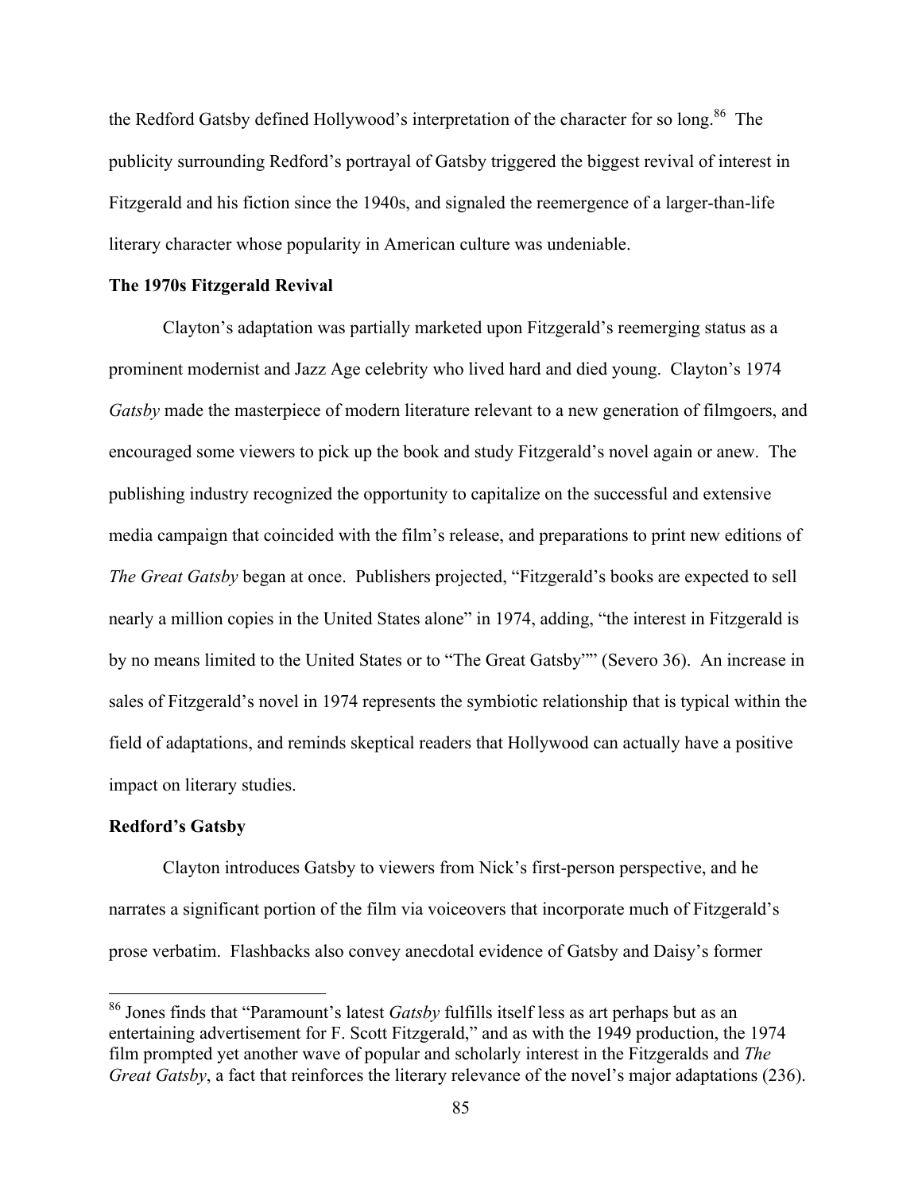the Redford Gatsby defined Hollywood's interpretation of the character for so long.[86] The publicity surrounding Redford's portrayal of Gatsby triggered the biggest revival of interest in Fitzgerald and his fiction since the 1940s, and signaled the reemergence of a larger-than-life literary character whose popularity in American culture was undeniable.

**The 1970s Fitzgerald Revival**

Clayton's adaptation was partially marketed upon Fitzgerald's reemerging status as a prominent modernist and Jazz Age celebrity who lived hard and died young. Clayton's 1974 *Gatsby* made the masterpiece of modern literature relevant to a new generation of filmgoers, and encouraged some viewers to pick up the book and study Fitzgerald's novel again or anew. The publishing industry recognized the opportunity to capitalize on the successful and extensive media campaign that coincided with the film's release, and preparations to print new editions of *The Great Gatsby* began at once. Publishers projected, "Fitzgerald's books are expected to sell nearly a million copies in the United States alone" in 1974, adding, "the interest in Fitzgerald is by no means limited to the United States or to "The Great Gatsby"" (Severo 36). An increase in sales of Fitzgerald's novel in 1974 represents the symbiotic relationship that is typical within the field of adaptations, and reminds skeptical readers that Hollywood can actually have a positive impact on literary studies.

**Redford's Gatsby**

Clayton introduces Gatsby to viewers from Nick's first-person perspective, and he narrates a significant portion of the film via voiceovers that incorporate much of Fitzgerald's prose verbatim. Flashbacks also convey anecdotal evidence of Gatsby and Daisy's former

[86] Jones finds that "Paramount's latest *Gatsby* fulfills itself less as art perhaps but as an entertaining advertisement for F. Scott Fitzgerald," and as with the 1949 production, the 1974 film prompted yet another wave of popular and scholarly interest in the Fitzgeralds and *The Great Gatsby*, a fact that reinforces the literary relevance of the novel's major adaptations (236).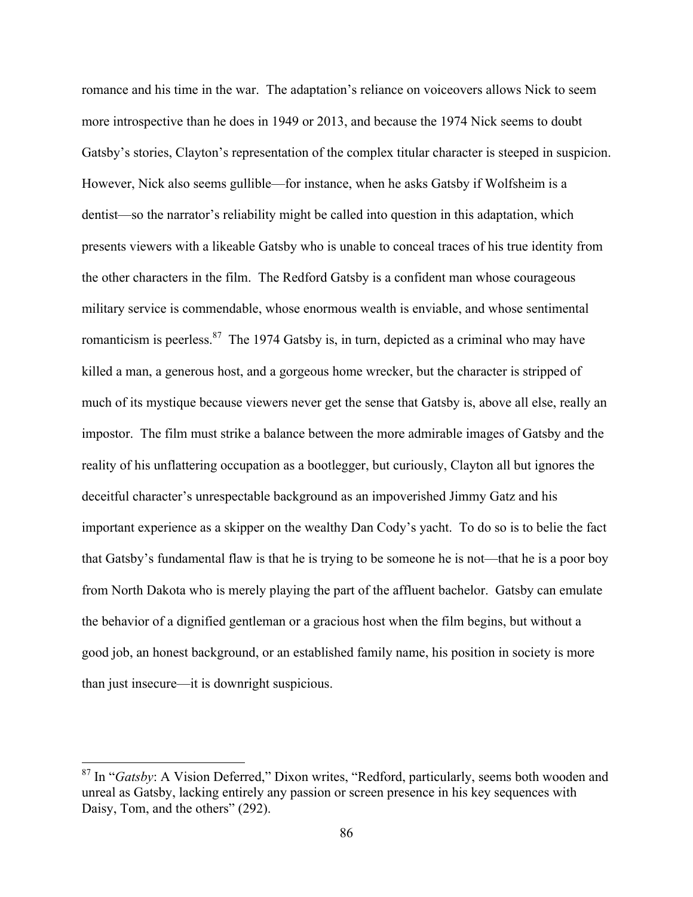romance and his time in the war. The adaptation's reliance on voiceovers allows Nick to seem more introspective than he does in 1949 or 2013, and because the 1974 Nick seems to doubt Gatsby's stories, Clayton's representation of the complex titular character is steeped in suspicion. However, Nick also seems gullible—for instance, when he asks Gatsby if Wolfsheim is a dentist—so the narrator's reliability might be called into question in this adaptation, which presents viewers with a likeable Gatsby who is unable to conceal traces of his true identity from the other characters in the film. The Redford Gatsby is a confident man whose courageous military service is commendable, whose enormous wealth is enviable, and whose sentimental romanticism is peerless.[87] The 1974 Gatsby is, in turn, depicted as a criminal who may have killed a man, a generous host, and a gorgeous home wrecker, but the character is stripped of much of its mystique because viewers never get the sense that Gatsby is, above all else, really an impostor. The film must strike a balance between the more admirable images of Gatsby and the reality of his unflattering occupation as a bootlegger, but curiously, Clayton all but ignores the deceitful character's unrespectable background as an impoverished Jimmy Gatz and his important experience as a skipper on the wealthy Dan Cody's yacht. To do so is to belie the fact that Gatsby's fundamental flaw is that he is trying to be someone he is not—that he is a poor boy from North Dakota who is merely playing the part of the affluent bachelor. Gatsby can emulate the behavior of a dignified gentleman or a gracious host when the film begins, but without a good job, an honest background, or an established family name, his position in society is more than just insecure—it is downright suspicious.

[87] In "*Gatsby*: A Vision Deferred," Dixon writes, "Redford, particularly, seems both wooden and unreal as Gatsby, lacking entirely any passion or screen presence in his key sequences with Daisy, Tom, and the others" (292).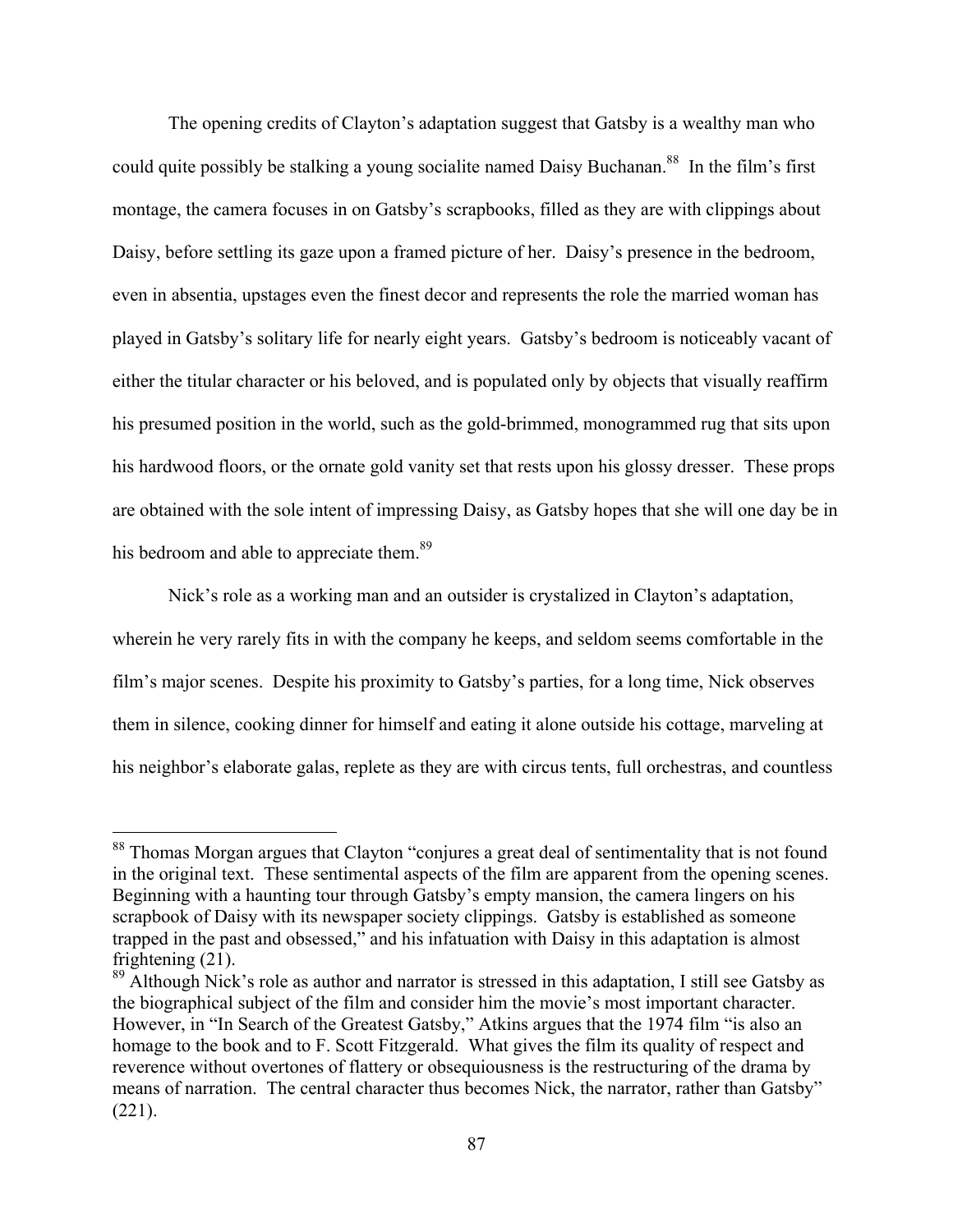The opening credits of Clayton's adaptation suggest that Gatsby is a wealthy man who could quite possibly be stalking a young socialite named Daisy Buchanan.[88] In the film's first montage, the camera focuses in on Gatsby's scrapbooks, filled as they are with clippings about Daisy, before settling its gaze upon a framed picture of her. Daisy's presence in the bedroom, even in absentia, upstages even the finest decor and represents the role the married woman has played in Gatsby's solitary life for nearly eight years. Gatsby's bedroom is noticeably vacant of either the titular character or his beloved, and is populated only by objects that visually reaffirm his presumed position in the world, such as the gold-brimmed, monogrammed rug that sits upon his hardwood floors, or the ornate gold vanity set that rests upon his glossy dresser. These props are obtained with the sole intent of impressing Daisy, as Gatsby hopes that she will one day be in his bedroom and able to appreciate them.[89]

Nick's role as a working man and an outsider is crystalized in Clayton's adaptation, wherein he very rarely fits in with the company he keeps, and seldom seems comfortable in the film's major scenes. Despite his proximity to Gatsby's parties, for a long time, Nick observes them in silence, cooking dinner for himself and eating it alone outside his cottage, marveling at his neighbor's elaborate galas, replete as they are with circus tents, full orchestras, and countless

---

[88] Thomas Morgan argues that Clayton "conjures a great deal of sentimentality that is not found in the original text. These sentimental aspects of the film are apparent from the opening scenes. Beginning with a haunting tour through Gatsby's empty mansion, the camera lingers on his scrapbook of Daisy with its newspaper society clippings. Gatsby is established as someone trapped in the past and obsessed," and his infatuation with Daisy in this adaptation is almost frightening (21).

[89] Although Nick's role as author and narrator is stressed in this adaptation, I still see Gatsby as the biographical subject of the film and consider him the movie's most important character. However, in "In Search of the Greatest Gatsby," Atkins argues that the 1974 film "is also an homage to the book and to F. Scott Fitzgerald. What gives the film its quality of respect and reverence without overtones of flattery or obsequiousness is the restructuring of the drama by means of narration. The central character thus becomes Nick, the narrator, rather than Gatsby" (221).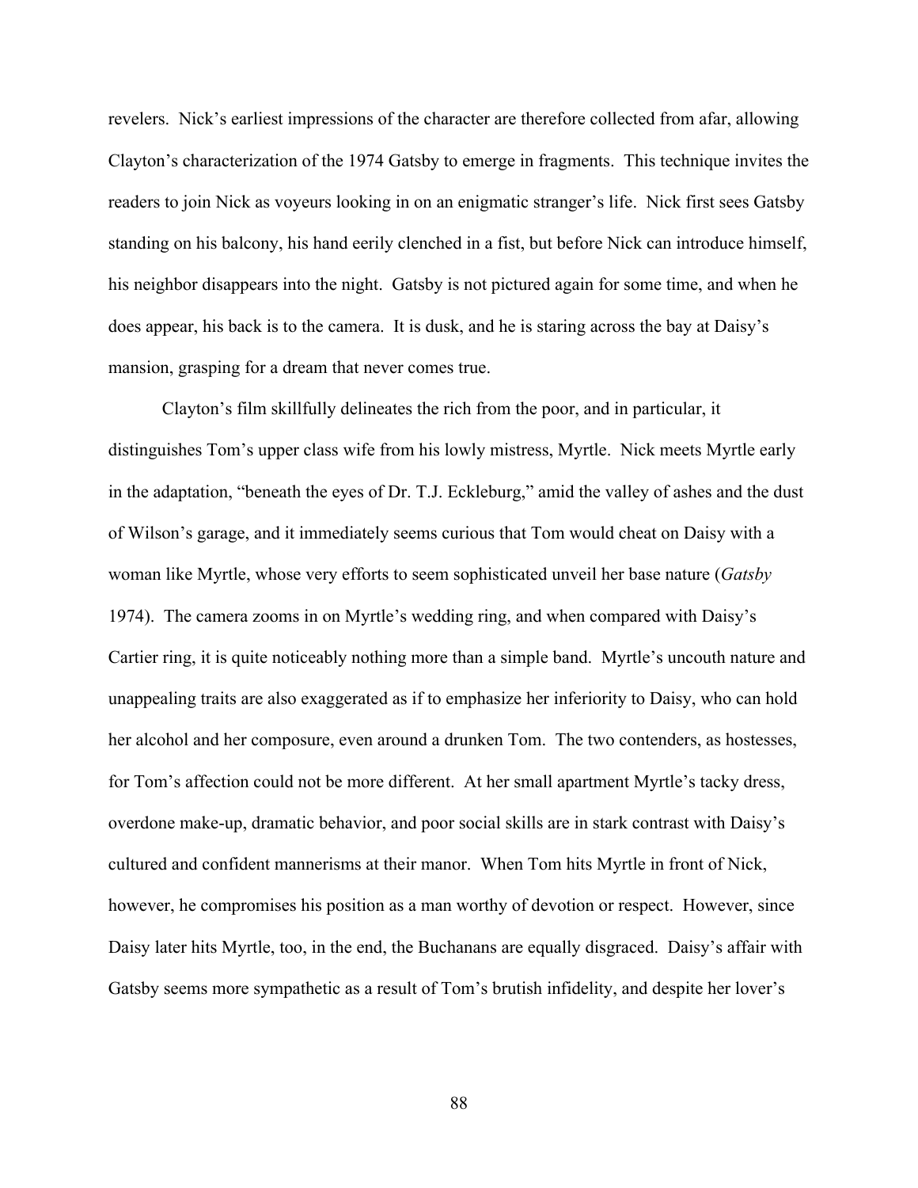revelers. Nick's earliest impressions of the character are therefore collected from afar, allowing Clayton's characterization of the 1974 Gatsby to emerge in fragments. This technique invites the readers to join Nick as voyeurs looking in on an enigmatic stranger's life. Nick first sees Gatsby standing on his balcony, his hand eerily clenched in a fist, but before Nick can introduce himself, his neighbor disappears into the night. Gatsby is not pictured again for some time, and when he does appear, his back is to the camera. It is dusk, and he is staring across the bay at Daisy's mansion, grasping for a dream that never comes true.

Clayton's film skillfully delineates the rich from the poor, and in particular, it distinguishes Tom's upper class wife from his lowly mistress, Myrtle. Nick meets Myrtle early in the adaptation, "beneath the eyes of Dr. T.J. Eckleburg," amid the valley of ashes and the dust of Wilson's garage, and it immediately seems curious that Tom would cheat on Daisy with a woman like Myrtle, whose very efforts to seem sophisticated unveil her base nature (*Gatsby* 1974). The camera zooms in on Myrtle's wedding ring, and when compared with Daisy's Cartier ring, it is quite noticeably nothing more than a simple band. Myrtle's uncouth nature and unappealing traits are also exaggerated as if to emphasize her inferiority to Daisy, who can hold her alcohol and her composure, even around a drunken Tom. The two contenders, as hostesses, for Tom's affection could not be more different. At her small apartment Myrtle's tacky dress, overdone make-up, dramatic behavior, and poor social skills are in stark contrast with Daisy's cultured and confident mannerisms at their manor. When Tom hits Myrtle in front of Nick, however, he compromises his position as a man worthy of devotion or respect. However, since Daisy later hits Myrtle, too, in the end, the Buchanans are equally disgraced. Daisy's affair with Gatsby seems more sympathetic as a result of Tom's brutish infidelity, and despite her lover's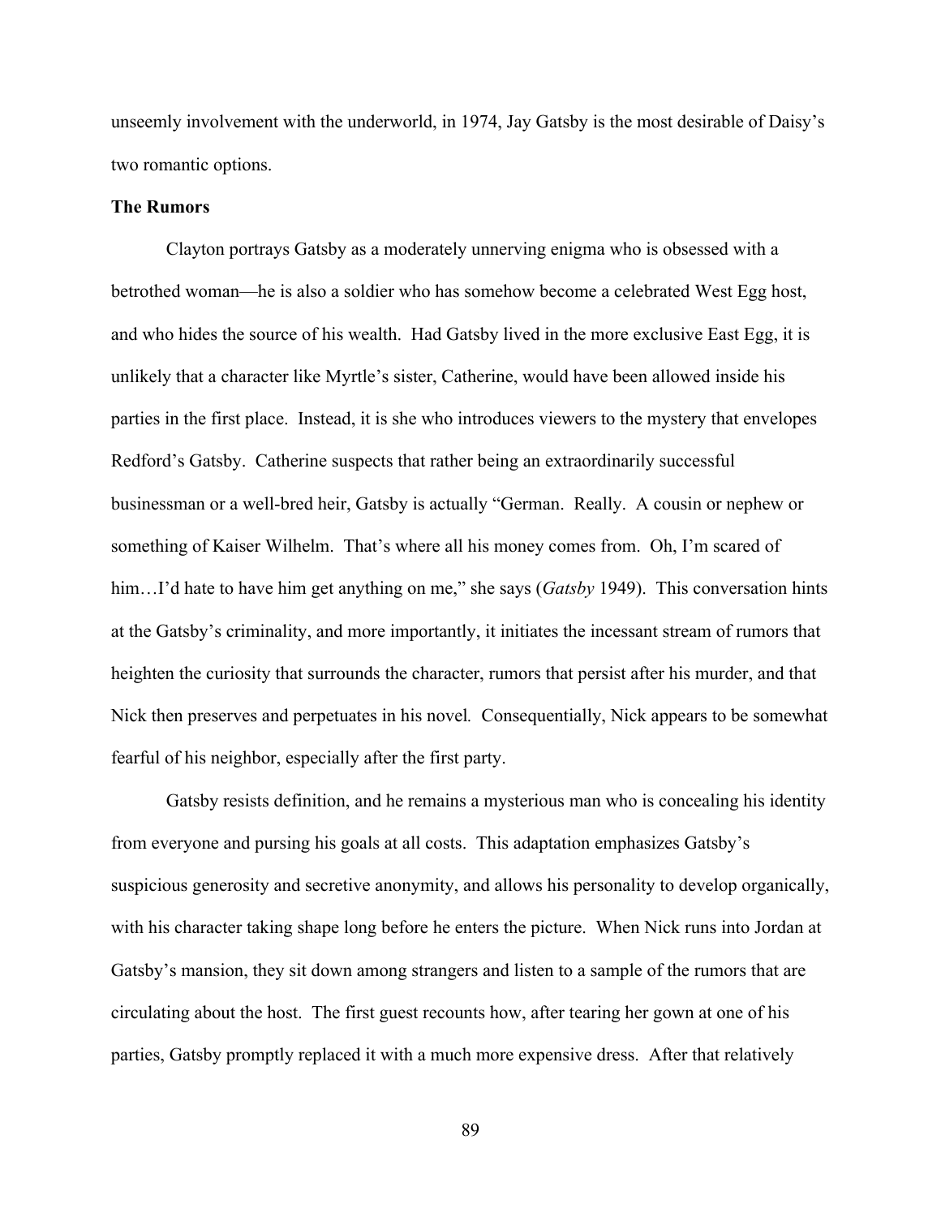unseemly involvement with the underworld, in 1974, Jay Gatsby is the most desirable of Daisy's two romantic options.

**The Rumors**

Clayton portrays Gatsby as a moderately unnerving enigma who is obsessed with a betrothed woman—he is also a soldier who has somehow become a celebrated West Egg host, and who hides the source of his wealth. Had Gatsby lived in the more exclusive East Egg, it is unlikely that a character like Myrtle's sister, Catherine, would have been allowed inside his parties in the first place. Instead, it is she who introduces viewers to the mystery that envelopes Redford's Gatsby. Catherine suspects that rather being an extraordinarily successful businessman or a well-bred heir, Gatsby is actually "German. Really. A cousin or nephew or something of Kaiser Wilhelm. That's where all his money comes from. Oh, I'm scared of him…I'd hate to have him get anything on me," she says (*Gatsby* 1949). This conversation hints at the Gatsby's criminality, and more importantly, it initiates the incessant stream of rumors that heighten the curiosity that surrounds the character, rumors that persist after his murder, and that Nick then preserves and perpetuates in his novel*.* Consequentially, Nick appears to be somewhat fearful of his neighbor, especially after the first party.

Gatsby resists definition, and he remains a mysterious man who is concealing his identity from everyone and pursing his goals at all costs. This adaptation emphasizes Gatsby's suspicious generosity and secretive anonymity, and allows his personality to develop organically, with his character taking shape long before he enters the picture. When Nick runs into Jordan at Gatsby's mansion, they sit down among strangers and listen to a sample of the rumors that are circulating about the host. The first guest recounts how, after tearing her gown at one of his parties, Gatsby promptly replaced it with a much more expensive dress. After that relatively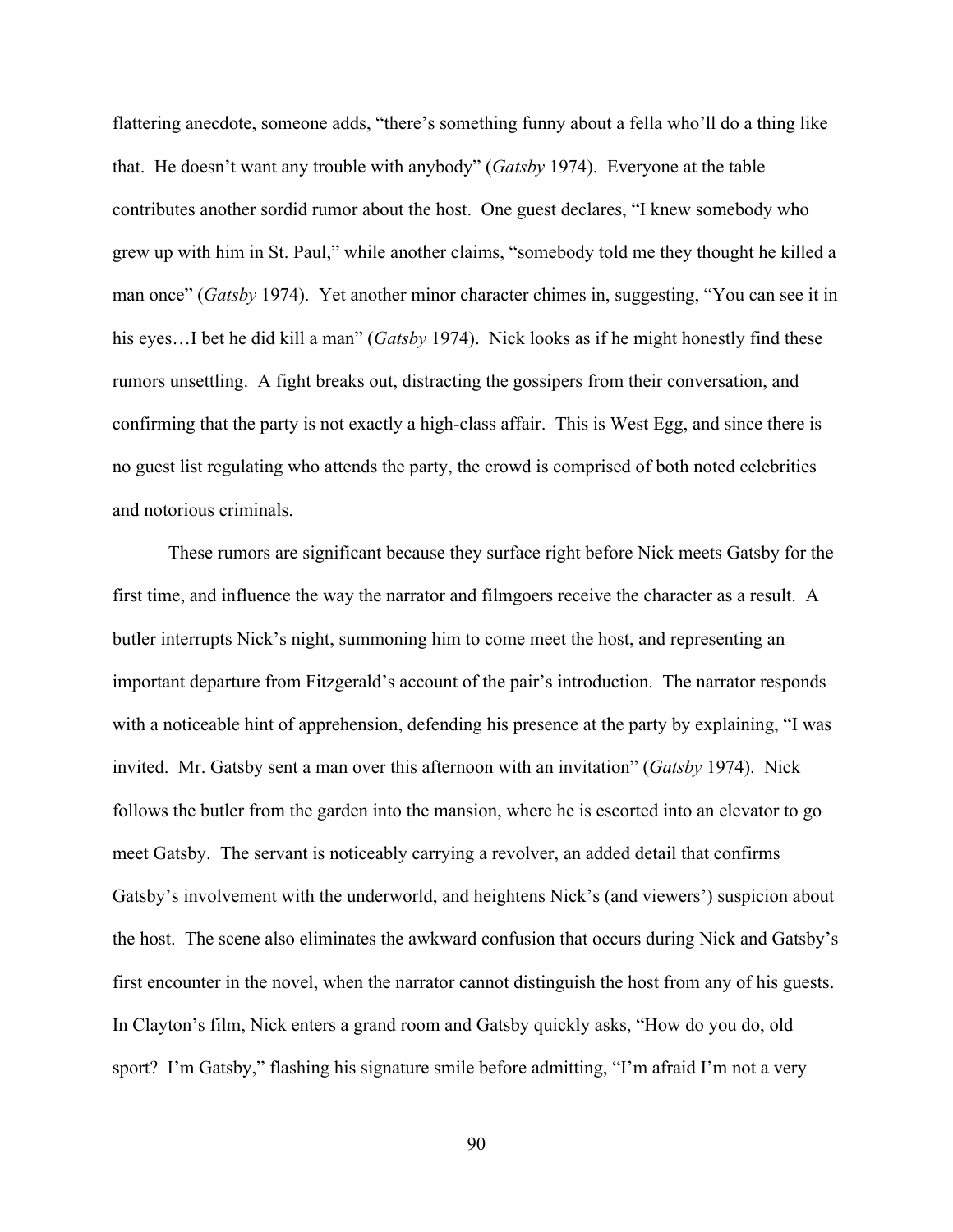flattering anecdote, someone adds, "there's something funny about a fella who'll do a thing like that. He doesn't want any trouble with anybody" (*Gatsby* 1974). Everyone at the table contributes another sordid rumor about the host. One guest declares, "I knew somebody who grew up with him in St. Paul," while another claims, "somebody told me they thought he killed a man once" (*Gatsby* 1974). Yet another minor character chimes in, suggesting, "You can see it in his eyes…I bet he did kill a man" (*Gatsby* 1974). Nick looks as if he might honestly find these rumors unsettling. A fight breaks out, distracting the gossipers from their conversation, and confirming that the party is not exactly a high-class affair. This is West Egg, and since there is no guest list regulating who attends the party, the crowd is comprised of both noted celebrities and notorious criminals.

These rumors are significant because they surface right before Nick meets Gatsby for the first time, and influence the way the narrator and filmgoers receive the character as a result. A butler interrupts Nick's night, summoning him to come meet the host, and representing an important departure from Fitzgerald's account of the pair's introduction. The narrator responds with a noticeable hint of apprehension, defending his presence at the party by explaining, "I was invited. Mr. Gatsby sent a man over this afternoon with an invitation" (*Gatsby* 1974). Nick follows the butler from the garden into the mansion, where he is escorted into an elevator to go meet Gatsby. The servant is noticeably carrying a revolver, an added detail that confirms Gatsby's involvement with the underworld, and heightens Nick's (and viewers') suspicion about the host. The scene also eliminates the awkward confusion that occurs during Nick and Gatsby's first encounter in the novel, when the narrator cannot distinguish the host from any of his guests. In Clayton's film, Nick enters a grand room and Gatsby quickly asks, "How do you do, old sport? I'm Gatsby," flashing his signature smile before admitting, "I'm afraid I'm not a very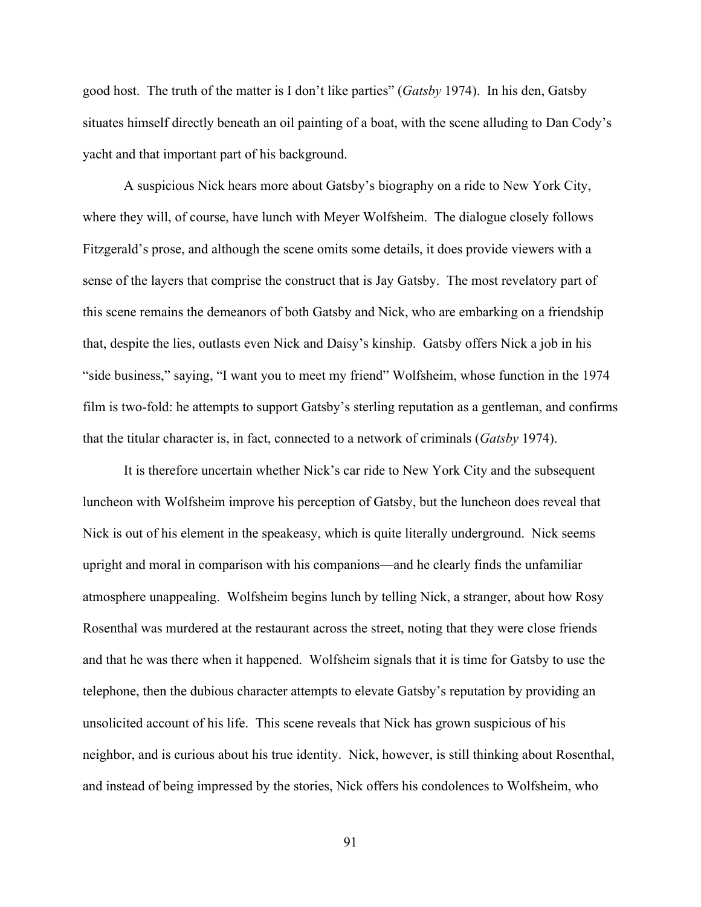good host. The truth of the matter is I don't like parties" (*Gatsby* 1974). In his den, Gatsby situates himself directly beneath an oil painting of a boat, with the scene alluding to Dan Cody's yacht and that important part of his background.

A suspicious Nick hears more about Gatsby's biography on a ride to New York City, where they will, of course, have lunch with Meyer Wolfsheim. The dialogue closely follows Fitzgerald's prose, and although the scene omits some details, it does provide viewers with a sense of the layers that comprise the construct that is Jay Gatsby. The most revelatory part of this scene remains the demeanors of both Gatsby and Nick, who are embarking on a friendship that, despite the lies, outlasts even Nick and Daisy's kinship. Gatsby offers Nick a job in his "side business," saying, "I want you to meet my friend" Wolfsheim, whose function in the 1974 film is two-fold: he attempts to support Gatsby's sterling reputation as a gentleman, and confirms that the titular character is, in fact, connected to a network of criminals (*Gatsby* 1974).

It is therefore uncertain whether Nick's car ride to New York City and the subsequent luncheon with Wolfsheim improve his perception of Gatsby, but the luncheon does reveal that Nick is out of his element in the speakeasy, which is quite literally underground. Nick seems upright and moral in comparison with his companions—and he clearly finds the unfamiliar atmosphere unappealing. Wolfsheim begins lunch by telling Nick, a stranger, about how Rosy Rosenthal was murdered at the restaurant across the street, noting that they were close friends and that he was there when it happened. Wolfsheim signals that it is time for Gatsby to use the telephone, then the dubious character attempts to elevate Gatsby's reputation by providing an unsolicited account of his life. This scene reveals that Nick has grown suspicious of his neighbor, and is curious about his true identity. Nick, however, is still thinking about Rosenthal, and instead of being impressed by the stories, Nick offers his condolences to Wolfsheim, who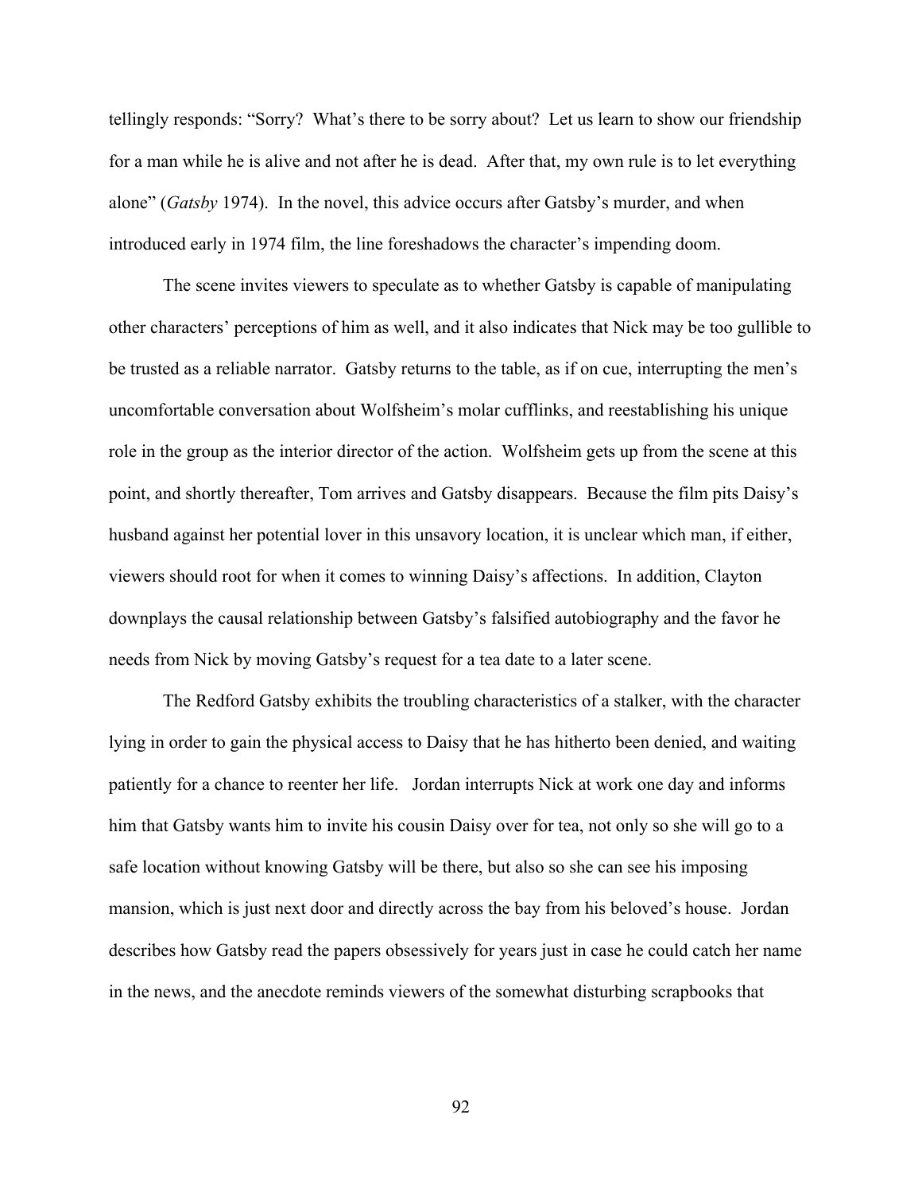tellingly responds: "Sorry? What's there to be sorry about? Let us learn to show our friendship for a man while he is alive and not after he is dead. After that, my own rule is to let everything alone" (*Gatsby* 1974). In the novel, this advice occurs after Gatsby's murder, and when introduced early in 1974 film, the line foreshadows the character's impending doom.

The scene invites viewers to speculate as to whether Gatsby is capable of manipulating other characters' perceptions of him as well, and it also indicates that Nick may be too gullible to be trusted as a reliable narrator. Gatsby returns to the table, as if on cue, interrupting the men's uncomfortable conversation about Wolfsheim's molar cufflinks, and reestablishing his unique role in the group as the interior director of the action. Wolfsheim gets up from the scene at this point, and shortly thereafter, Tom arrives and Gatsby disappears. Because the film pits Daisy's husband against her potential lover in this unsavory location, it is unclear which man, if either, viewers should root for when it comes to winning Daisy's affections. In addition, Clayton downplays the causal relationship between Gatsby's falsified autobiography and the favor he needs from Nick by moving Gatsby's request for a tea date to a later scene.

The Redford Gatsby exhibits the troubling characteristics of a stalker, with the character lying in order to gain the physical access to Daisy that he has hitherto been denied, and waiting patiently for a chance to reenter her life. Jordan interrupts Nick at work one day and informs him that Gatsby wants him to invite his cousin Daisy over for tea, not only so she will go to a safe location without knowing Gatsby will be there, but also so she can see his imposing mansion, which is just next door and directly across the bay from his beloved's house. Jordan describes how Gatsby read the papers obsessively for years just in case he could catch her name in the news, and the anecdote reminds viewers of the somewhat disturbing scrapbooks that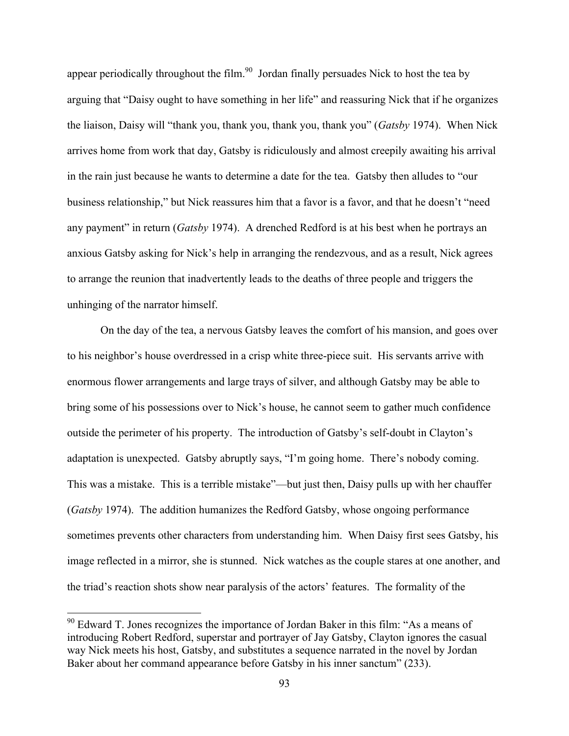appear periodically throughout the film.[90] Jordan finally persuades Nick to host the tea by arguing that "Daisy ought to have something in her life" and reassuring Nick that if he organizes the liaison, Daisy will "thank you, thank you, thank you, thank you" (*Gatsby* 1974). When Nick arrives home from work that day, Gatsby is ridiculously and almost creepily awaiting his arrival in the rain just because he wants to determine a date for the tea. Gatsby then alludes to "our business relationship," but Nick reassures him that a favor is a favor, and that he doesn't "need any payment" in return (*Gatsby* 1974). A drenched Redford is at his best when he portrays an anxious Gatsby asking for Nick's help in arranging the rendezvous, and as a result, Nick agrees to arrange the reunion that inadvertently leads to the deaths of three people and triggers the unhinging of the narrator himself.

On the day of the tea, a nervous Gatsby leaves the comfort of his mansion, and goes over to his neighbor's house overdressed in a crisp white three-piece suit. His servants arrive with enormous flower arrangements and large trays of silver, and although Gatsby may be able to bring some of his possessions over to Nick's house, he cannot seem to gather much confidence outside the perimeter of his property. The introduction of Gatsby's self-doubt in Clayton's adaptation is unexpected. Gatsby abruptly says, "I'm going home. There's nobody coming. This was a mistake. This is a terrible mistake"—but just then, Daisy pulls up with her chauffer (*Gatsby* 1974). The addition humanizes the Redford Gatsby, whose ongoing performance sometimes prevents other characters from understanding him. When Daisy first sees Gatsby, his image reflected in a mirror, she is stunned. Nick watches as the couple stares at one another, and the triad's reaction shots show near paralysis of the actors' features. The formality of the

---

[90] Edward T. Jones recognizes the importance of Jordan Baker in this film: "As a means of introducing Robert Redford, superstar and portrayer of Jay Gatsby, Clayton ignores the casual way Nick meets his host, Gatsby, and substitutes a sequence narrated in the novel by Jordan Baker about her command appearance before Gatsby in his inner sanctum" (233).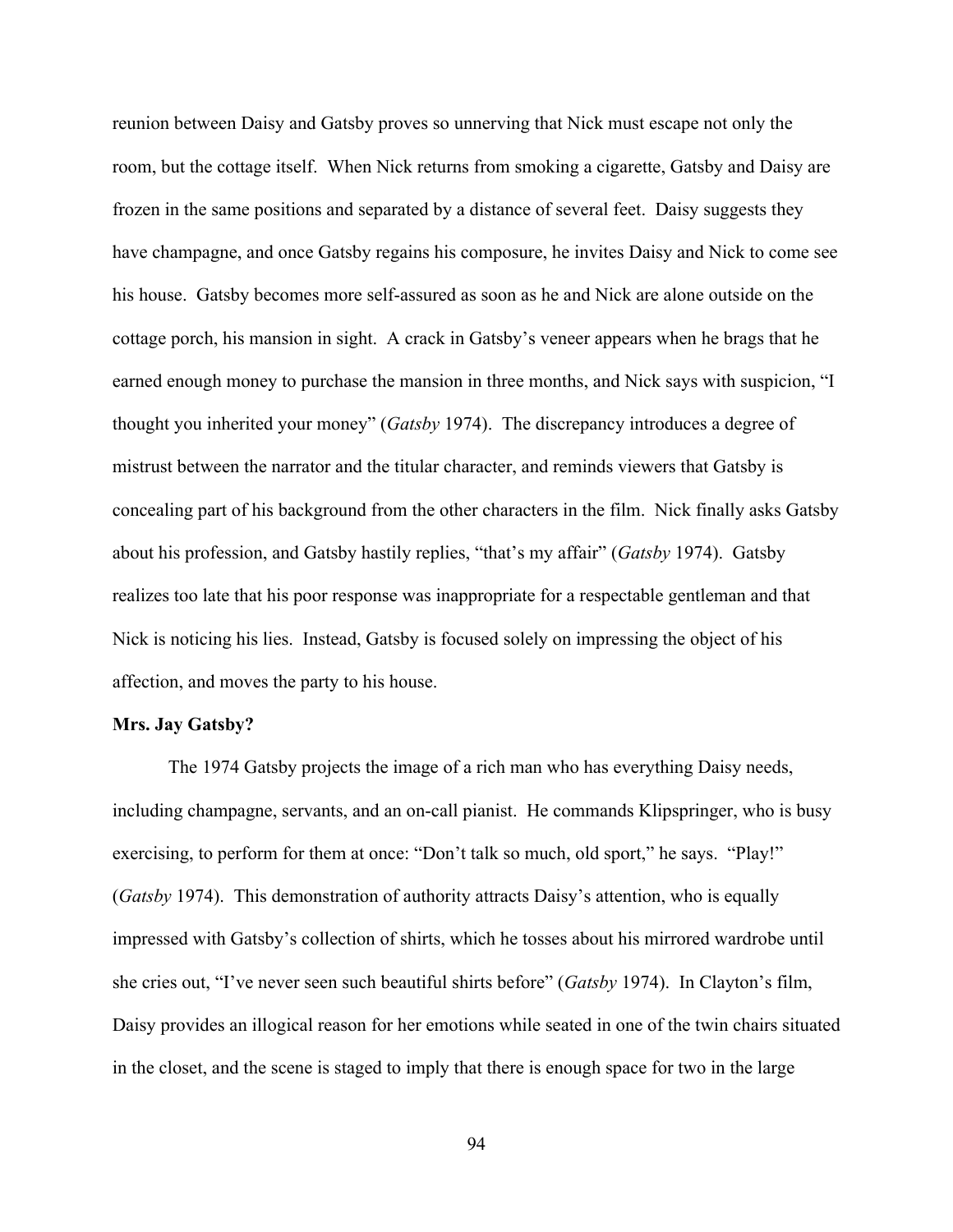reunion between Daisy and Gatsby proves so unnerving that Nick must escape not only the room, but the cottage itself. When Nick returns from smoking a cigarette, Gatsby and Daisy are frozen in the same positions and separated by a distance of several feet. Daisy suggests they have champagne, and once Gatsby regains his composure, he invites Daisy and Nick to come see his house. Gatsby becomes more self-assured as soon as he and Nick are alone outside on the cottage porch, his mansion in sight. A crack in Gatsby's veneer appears when he brags that he earned enough money to purchase the mansion in three months, and Nick says with suspicion, "I thought you inherited your money" (*Gatsby* 1974). The discrepancy introduces a degree of mistrust between the narrator and the titular character, and reminds viewers that Gatsby is concealing part of his background from the other characters in the film. Nick finally asks Gatsby about his profession, and Gatsby hastily replies, "that's my affair" (*Gatsby* 1974). Gatsby realizes too late that his poor response was inappropriate for a respectable gentleman and that Nick is noticing his lies. Instead, Gatsby is focused solely on impressing the object of his affection, and moves the party to his house.

**Mrs. Jay Gatsby?**

The 1974 Gatsby projects the image of a rich man who has everything Daisy needs, including champagne, servants, and an on-call pianist. He commands Klipspringer, who is busy exercising, to perform for them at once: "Don't talk so much, old sport," he says. "Play!" (*Gatsby* 1974). This demonstration of authority attracts Daisy's attention, who is equally impressed with Gatsby's collection of shirts, which he tosses about his mirrored wardrobe until she cries out, "I've never seen such beautiful shirts before" (*Gatsby* 1974). In Clayton's film, Daisy provides an illogical reason for her emotions while seated in one of the twin chairs situated in the closet, and the scene is staged to imply that there is enough space for two in the large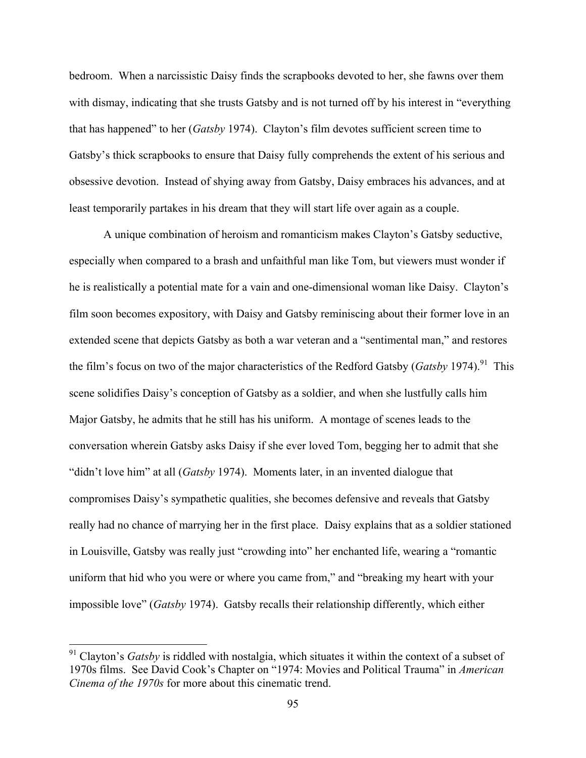bedroom. When a narcissistic Daisy finds the scrapbooks devoted to her, she fawns over them with dismay, indicating that she trusts Gatsby and is not turned off by his interest in "everything that has happened" to her (*Gatsby* 1974). Clayton's film devotes sufficient screen time to Gatsby's thick scrapbooks to ensure that Daisy fully comprehends the extent of his serious and obsessive devotion. Instead of shying away from Gatsby, Daisy embraces his advances, and at least temporarily partakes in his dream that they will start life over again as a couple.

A unique combination of heroism and romanticism makes Clayton's Gatsby seductive, especially when compared to a brash and unfaithful man like Tom, but viewers must wonder if he is realistically a potential mate for a vain and one-dimensional woman like Daisy. Clayton's film soon becomes expository, with Daisy and Gatsby reminiscing about their former love in an extended scene that depicts Gatsby as both a war veteran and a "sentimental man," and restores the film's focus on two of the major characteristics of the Redford Gatsby (*Gatsby* 1974).[91] This scene solidifies Daisy's conception of Gatsby as a soldier, and when she lustfully calls him Major Gatsby, he admits that he still has his uniform. A montage of scenes leads to the conversation wherein Gatsby asks Daisy if she ever loved Tom, begging her to admit that she "didn't love him" at all (*Gatsby* 1974). Moments later, in an invented dialogue that compromises Daisy's sympathetic qualities, she becomes defensive and reveals that Gatsby really had no chance of marrying her in the first place. Daisy explains that as a soldier stationed in Louisville, Gatsby was really just "crowding into" her enchanted life, wearing a "romantic uniform that hid who you were or where you came from," and "breaking my heart with your impossible love" (*Gatsby* 1974). Gatsby recalls their relationship differently, which either

[91] Clayton's *Gatsby* is riddled with nostalgia, which situates it within the context of a subset of 1970s films. See David Cook's Chapter on "1974: Movies and Political Trauma" in *American Cinema of the 1970s* for more about this cinematic trend.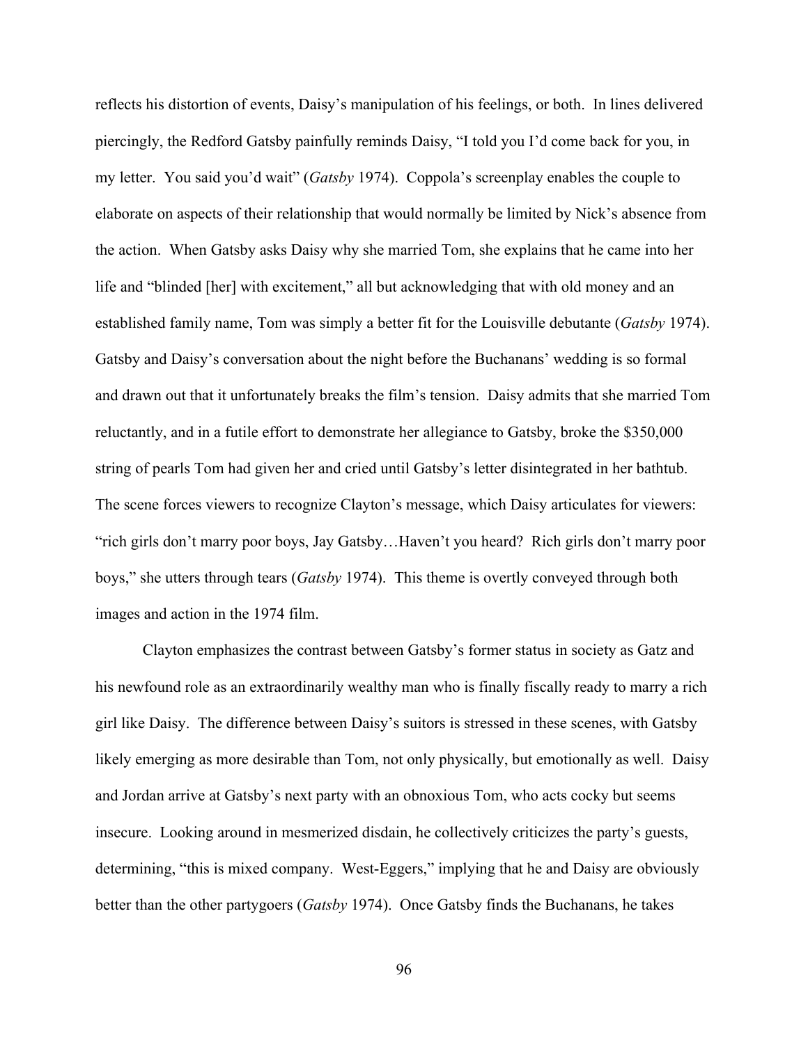reflects his distortion of events, Daisy's manipulation of his feelings, or both. In lines delivered piercingly, the Redford Gatsby painfully reminds Daisy, "I told you I'd come back for you, in my letter. You said you'd wait" (*Gatsby* 1974). Coppola's screenplay enables the couple to elaborate on aspects of their relationship that would normally be limited by Nick's absence from the action. When Gatsby asks Daisy why she married Tom, she explains that he came into her life and "blinded [her] with excitement," all but acknowledging that with old money and an established family name, Tom was simply a better fit for the Louisville debutante (*Gatsby* 1974). Gatsby and Daisy's conversation about the night before the Buchanans' wedding is so formal and drawn out that it unfortunately breaks the film's tension. Daisy admits that she married Tom reluctantly, and in a futile effort to demonstrate her allegiance to Gatsby, broke the $350,000 string of pearls Tom had given her and cried until Gatsby's letter disintegrated in her bathtub. The scene forces viewers to recognize Clayton's message, which Daisy articulates for viewers: "rich girls don't marry poor boys, Jay Gatsby…Haven't you heard? Rich girls don't marry poor boys," she utters through tears (*Gatsby* 1974). This theme is overtly conveyed through both images and action in the 1974 film.

Clayton emphasizes the contrast between Gatsby's former status in society as Gatz and his newfound role as an extraordinarily wealthy man who is finally fiscally ready to marry a rich girl like Daisy. The difference between Daisy's suitors is stressed in these scenes, with Gatsby likely emerging as more desirable than Tom, not only physically, but emotionally as well. Daisy and Jordan arrive at Gatsby's next party with an obnoxious Tom, who acts cocky but seems insecure. Looking around in mesmerized disdain, he collectively criticizes the party's guests, determining, "this is mixed company. West-Eggers," implying that he and Daisy are obviously better than the other partygoers (*Gatsby* 1974). Once Gatsby finds the Buchanans, he takes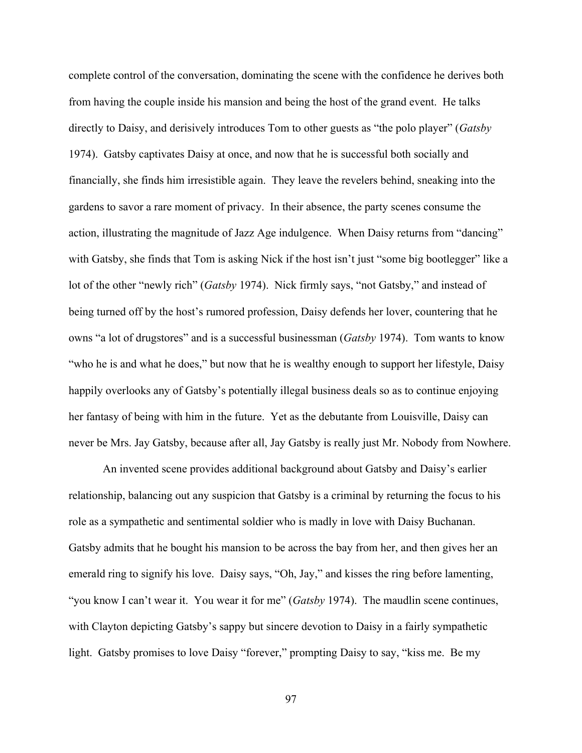complete control of the conversation, dominating the scene with the confidence he derives both from having the couple inside his mansion and being the host of the grand event. He talks directly to Daisy, and derisively introduces Tom to other guests as "the polo player" (*Gatsby* 1974). Gatsby captivates Daisy at once, and now that he is successful both socially and financially, she finds him irresistible again. They leave the revelers behind, sneaking into the gardens to savor a rare moment of privacy. In their absence, the party scenes consume the action, illustrating the magnitude of Jazz Age indulgence. When Daisy returns from "dancing" with Gatsby, she finds that Tom is asking Nick if the host isn't just "some big bootlegger" like a lot of the other "newly rich" (*Gatsby* 1974). Nick firmly says, "not Gatsby," and instead of being turned off by the host's rumored profession, Daisy defends her lover, countering that he owns "a lot of drugstores" and is a successful businessman (*Gatsby* 1974). Tom wants to know "who he is and what he does," but now that he is wealthy enough to support her lifestyle, Daisy happily overlooks any of Gatsby's potentially illegal business deals so as to continue enjoying her fantasy of being with him in the future. Yet as the debutante from Louisville, Daisy can never be Mrs. Jay Gatsby, because after all, Jay Gatsby is really just Mr. Nobody from Nowhere.

An invented scene provides additional background about Gatsby and Daisy's earlier relationship, balancing out any suspicion that Gatsby is a criminal by returning the focus to his role as a sympathetic and sentimental soldier who is madly in love with Daisy Buchanan. Gatsby admits that he bought his mansion to be across the bay from her, and then gives her an emerald ring to signify his love. Daisy says, "Oh, Jay," and kisses the ring before lamenting, "you know I can't wear it. You wear it for me" (*Gatsby* 1974). The maudlin scene continues, with Clayton depicting Gatsby's sappy but sincere devotion to Daisy in a fairly sympathetic light. Gatsby promises to love Daisy "forever," prompting Daisy to say, "kiss me. Be my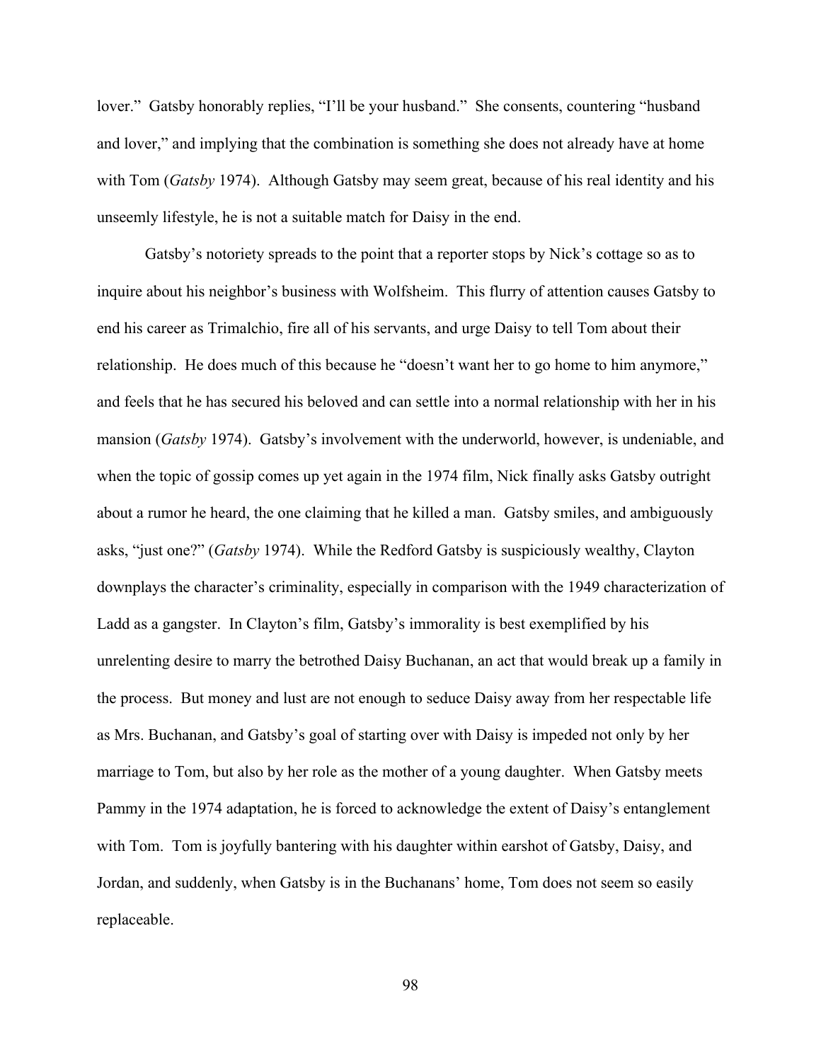lover." Gatsby honorably replies, "I'll be your husband." She consents, countering "husband and lover," and implying that the combination is something she does not already have at home with Tom (*Gatsby* 1974). Although Gatsby may seem great, because of his real identity and his unseemly lifestyle, he is not a suitable match for Daisy in the end.

Gatsby's notoriety spreads to the point that a reporter stops by Nick's cottage so as to inquire about his neighbor's business with Wolfsheim. This flurry of attention causes Gatsby to end his career as Trimalchio, fire all of his servants, and urge Daisy to tell Tom about their relationship. He does much of this because he "doesn't want her to go home to him anymore," and feels that he has secured his beloved and can settle into a normal relationship with her in his mansion (*Gatsby* 1974). Gatsby's involvement with the underworld, however, is undeniable, and when the topic of gossip comes up yet again in the 1974 film, Nick finally asks Gatsby outright about a rumor he heard, the one claiming that he killed a man. Gatsby smiles, and ambiguously asks, "just one?" (*Gatsby* 1974). While the Redford Gatsby is suspiciously wealthy, Clayton downplays the character's criminality, especially in comparison with the 1949 characterization of Ladd as a gangster. In Clayton's film, Gatsby's immorality is best exemplified by his unrelenting desire to marry the betrothed Daisy Buchanan, an act that would break up a family in the process. But money and lust are not enough to seduce Daisy away from her respectable life as Mrs. Buchanan, and Gatsby's goal of starting over with Daisy is impeded not only by her marriage to Tom, but also by her role as the mother of a young daughter. When Gatsby meets Pammy in the 1974 adaptation, he is forced to acknowledge the extent of Daisy's entanglement with Tom. Tom is joyfully bantering with his daughter within earshot of Gatsby, Daisy, and Jordan, and suddenly, when Gatsby is in the Buchanans' home, Tom does not seem so easily replaceable.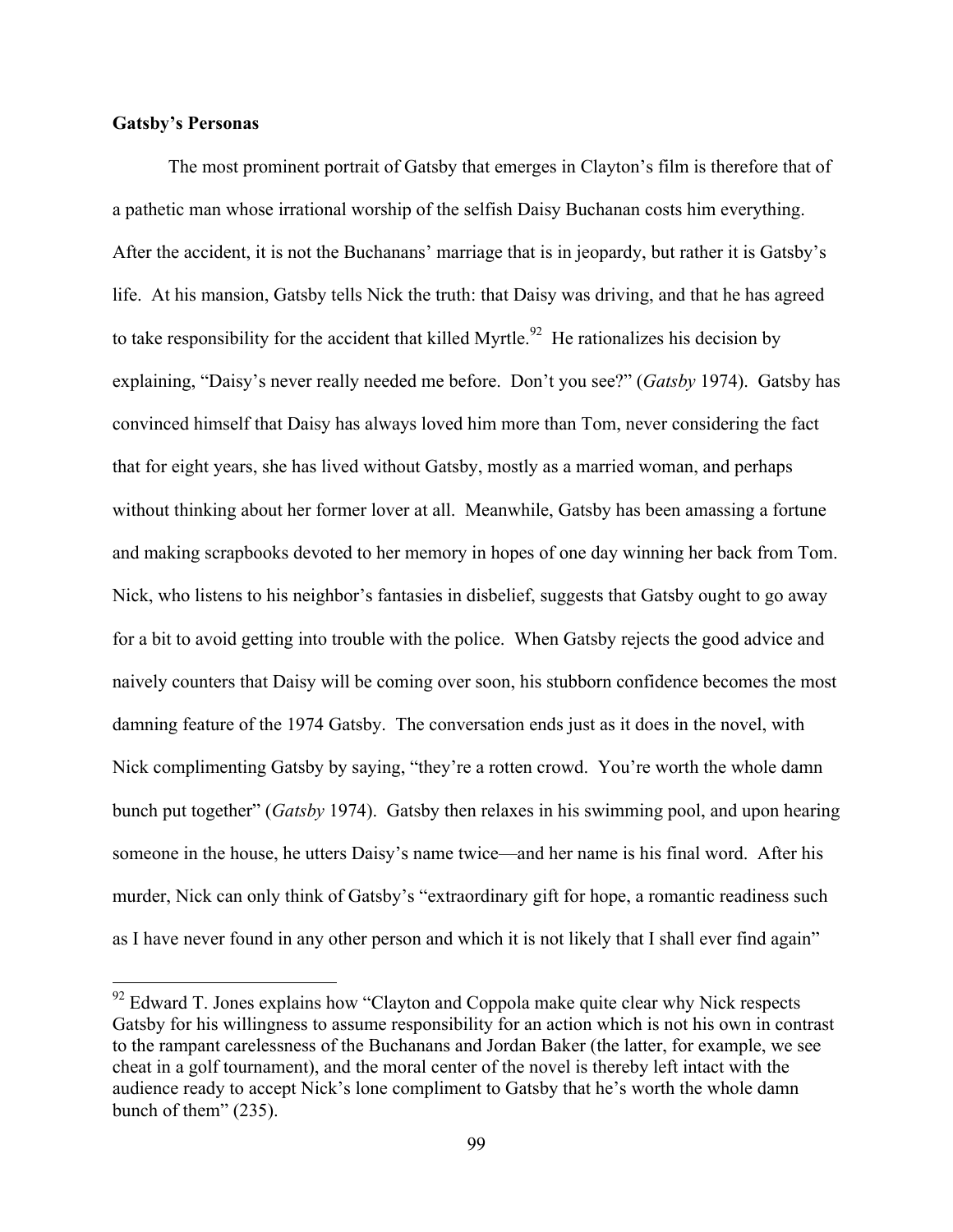**Gatsby's Personas**

The most prominent portrait of Gatsby that emerges in Clayton's film is therefore that of a pathetic man whose irrational worship of the selfish Daisy Buchanan costs him everything. After the accident, it is not the Buchanans' marriage that is in jeopardy, but rather it is Gatsby's life. At his mansion, Gatsby tells Nick the truth: that Daisy was driving, and that he has agreed to take responsibility for the accident that killed Myrtle.[92] He rationalizes his decision by explaining, "Daisy's never really needed me before. Don't you see?" (*Gatsby* 1974). Gatsby has convinced himself that Daisy has always loved him more than Tom, never considering the fact that for eight years, she has lived without Gatsby, mostly as a married woman, and perhaps without thinking about her former lover at all. Meanwhile, Gatsby has been amassing a fortune and making scrapbooks devoted to her memory in hopes of one day winning her back from Tom. Nick, who listens to his neighbor's fantasies in disbelief, suggests that Gatsby ought to go away for a bit to avoid getting into trouble with the police. When Gatsby rejects the good advice and naively counters that Daisy will be coming over soon, his stubborn confidence becomes the most damning feature of the 1974 Gatsby. The conversation ends just as it does in the novel, with Nick complimenting Gatsby by saying, "they're a rotten crowd. You're worth the whole damn bunch put together" (*Gatsby* 1974). Gatsby then relaxes in his swimming pool, and upon hearing someone in the house, he utters Daisy's name twice—and her name is his final word. After his murder, Nick can only think of Gatsby's "extraordinary gift for hope, a romantic readiness such as I have never found in any other person and which it is not likely that I shall ever find again"

[92] Edward T. Jones explains how "Clayton and Coppola make quite clear why Nick respects Gatsby for his willingness to assume responsibility for an action which is not his own in contrast to the rampant carelessness of the Buchanans and Jordan Baker (the latter, for example, we see cheat in a golf tournament), and the moral center of the novel is thereby left intact with the audience ready to accept Nick's lone compliment to Gatsby that he's worth the whole damn bunch of them" (235).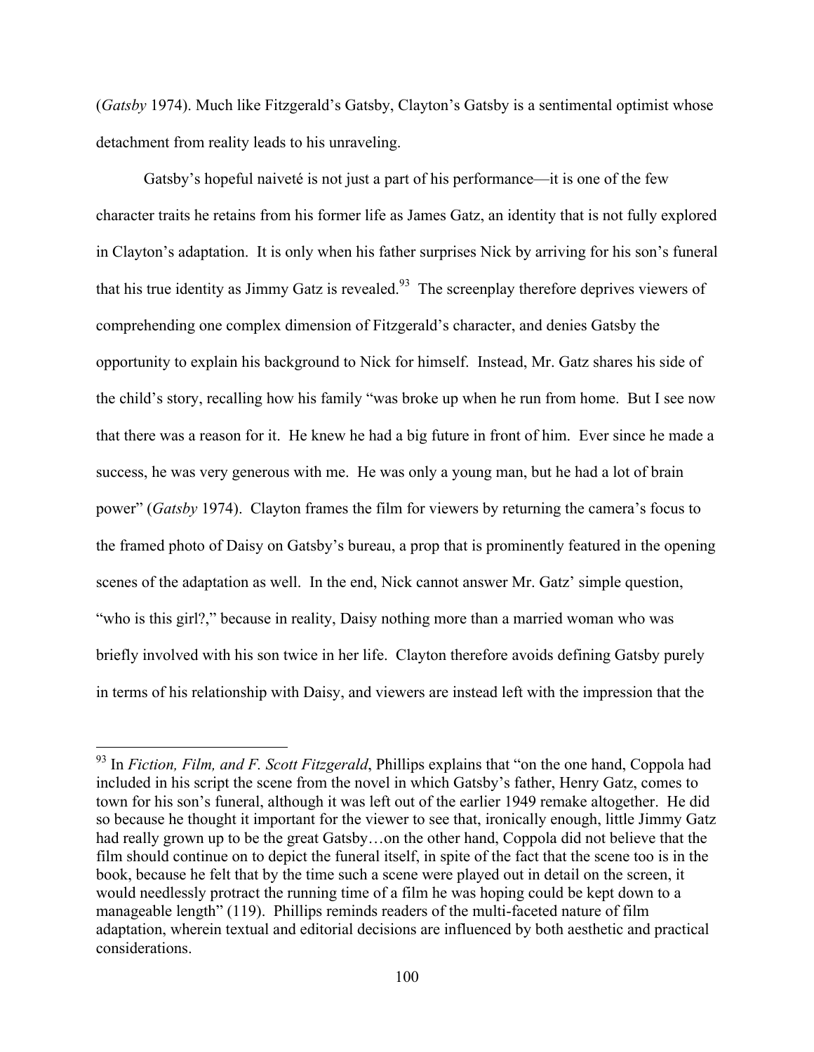(*Gatsby* 1974). Much like Fitzgerald's Gatsby, Clayton's Gatsby is a sentimental optimist whose detachment from reality leads to his unraveling.

Gatsby's hopeful naiveté is not just a part of his performance—it is one of the few character traits he retains from his former life as James Gatz, an identity that is not fully explored in Clayton's adaptation. It is only when his father surprises Nick by arriving for his son's funeral that his true identity as Jimmy Gatz is revealed.[93] The screenplay therefore deprives viewers of comprehending one complex dimension of Fitzgerald's character, and denies Gatsby the opportunity to explain his background to Nick for himself. Instead, Mr. Gatz shares his side of the child's story, recalling how his family "was broke up when he run from home. But I see now that there was a reason for it. He knew he had a big future in front of him. Ever since he made a success, he was very generous with me. He was only a young man, but he had a lot of brain power" (*Gatsby* 1974). Clayton frames the film for viewers by returning the camera's focus to the framed photo of Daisy on Gatsby's bureau, a prop that is prominently featured in the opening scenes of the adaptation as well. In the end, Nick cannot answer Mr. Gatz' simple question, "who is this girl?," because in reality, Daisy nothing more than a married woman who was briefly involved with his son twice in her life. Clayton therefore avoids defining Gatsby purely in terms of his relationship with Daisy, and viewers are instead left with the impression that the

---

[93] In *Fiction, Film, and F. Scott Fitzgerald*, Phillips explains that "on the one hand, Coppola had included in his script the scene from the novel in which Gatsby's father, Henry Gatz, comes to town for his son's funeral, although it was left out of the earlier 1949 remake altogether. He did so because he thought it important for the viewer to see that, ironically enough, little Jimmy Gatz had really grown up to be the great Gatsby…on the other hand, Coppola did not believe that the film should continue on to depict the funeral itself, in spite of the fact that the scene too is in the book, because he felt that by the time such a scene were played out in detail on the screen, it would needlessly protract the running time of a film he was hoping could be kept down to a manageable length" (119). Phillips reminds readers of the multi-faceted nature of film adaptation, wherein textual and editorial decisions are influenced by both aesthetic and practical considerations.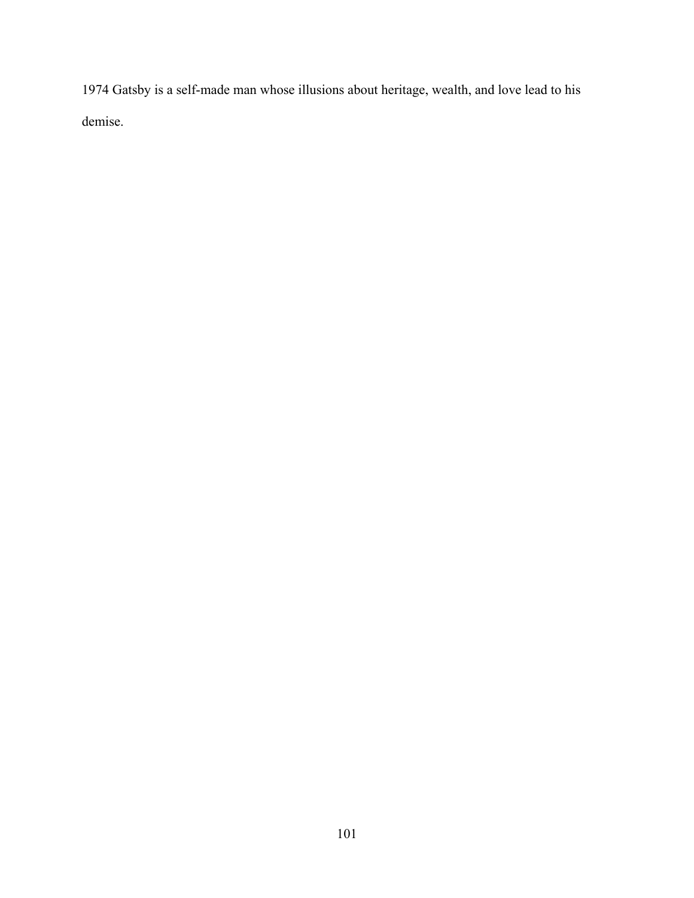1974 Gatsby is a self-made man whose illusions about heritage, wealth, and love lead to his demise.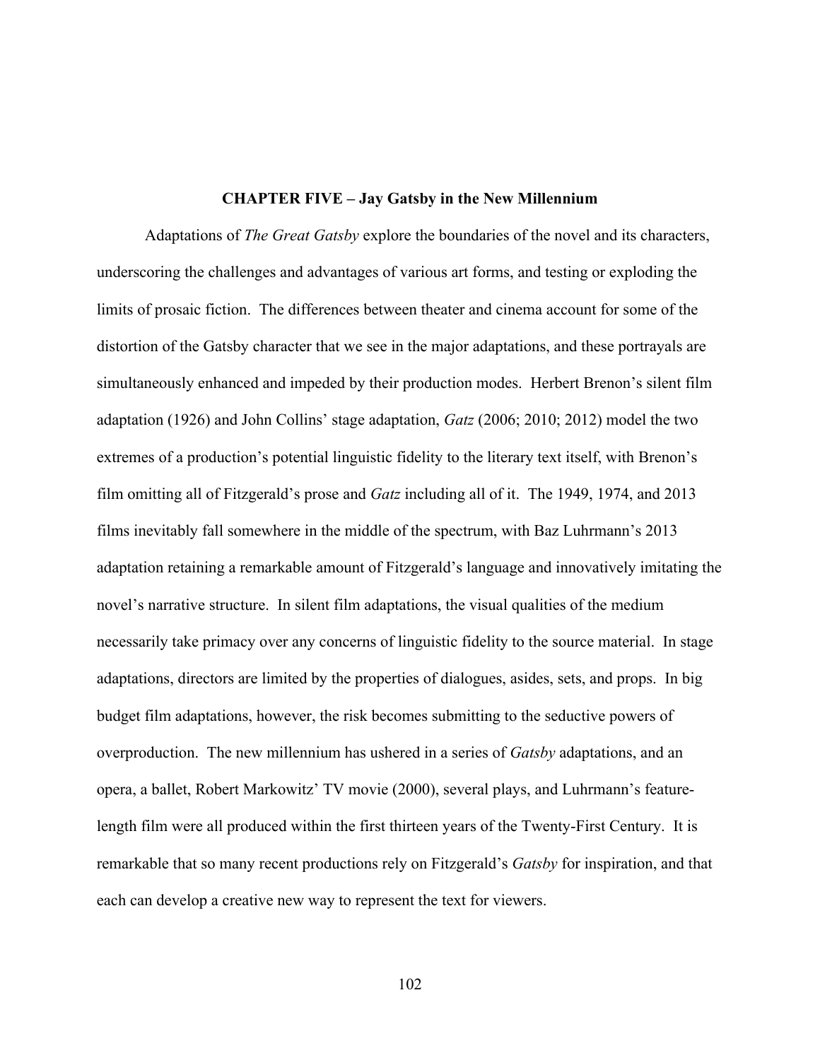## CHAPTER FIVE – Jay Gatsby in the New Millennium

Adaptations of *The Great Gatsby* explore the boundaries of the novel and its characters, underscoring the challenges and advantages of various art forms, and testing or exploding the limits of prosaic fiction. The differences between theater and cinema account for some of the distortion of the Gatsby character that we see in the major adaptations, and these portrayals are simultaneously enhanced and impeded by their production modes. Herbert Brenon's silent film adaptation (1926) and John Collins' stage adaptation, *Gatz* (2006; 2010; 2012) model the two extremes of a production's potential linguistic fidelity to the literary text itself, with Brenon's film omitting all of Fitzgerald's prose and *Gatz* including all of it. The 1949, 1974, and 2013 films inevitably fall somewhere in the middle of the spectrum, with Baz Luhrmann's 2013 adaptation retaining a remarkable amount of Fitzgerald's language and innovatively imitating the novel's narrative structure. In silent film adaptations, the visual qualities of the medium necessarily take primacy over any concerns of linguistic fidelity to the source material. In stage adaptations, directors are limited by the properties of dialogues, asides, sets, and props. In big budget film adaptations, however, the risk becomes submitting to the seductive powers of overproduction. The new millennium has ushered in a series of *Gatsby* adaptations, and an opera, a ballet, Robert Markowitz' TV movie (2000), several plays, and Luhrmann's feature-length film were all produced within the first thirteen years of the Twenty-First Century. It is remarkable that so many recent productions rely on Fitzgerald's *Gatsby* for inspiration, and that each can develop a creative new way to represent the text for viewers.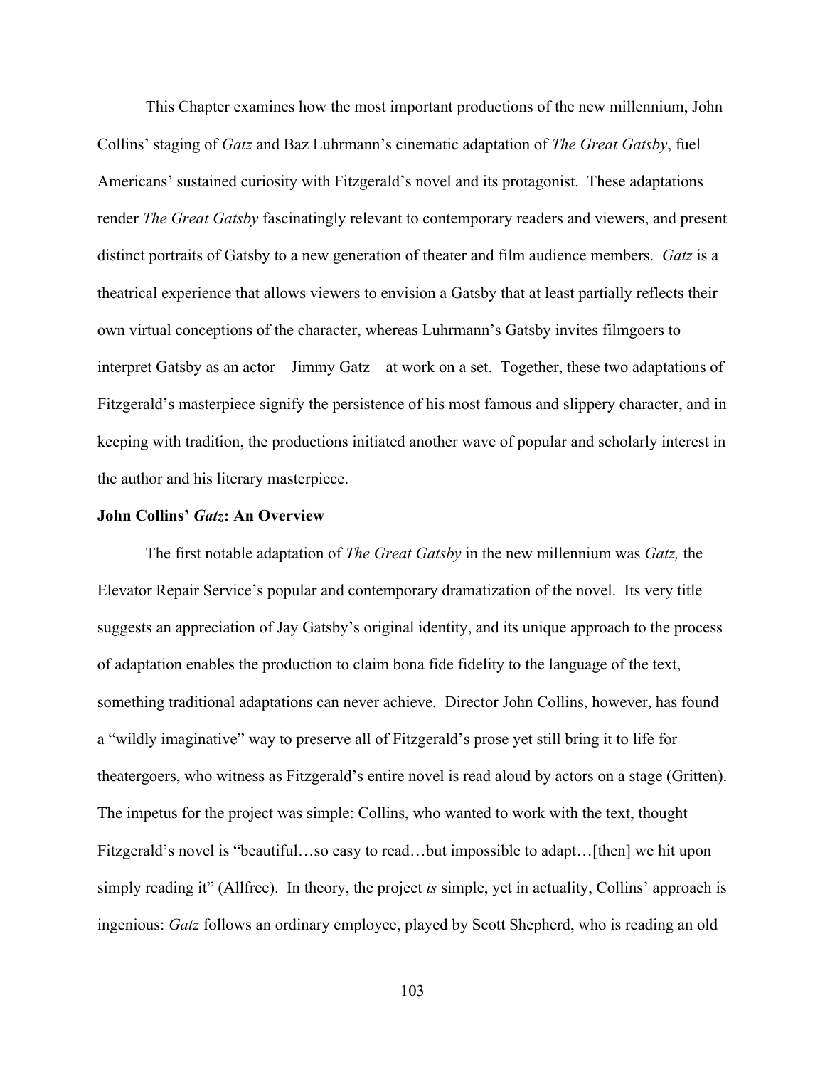This Chapter examines how the most important productions of the new millennium, John Collins' staging of *Gatz* and Baz Luhrmann's cinematic adaptation of *The Great Gatsby*, fuel Americans' sustained curiosity with Fitzgerald's novel and its protagonist. These adaptations render *The Great Gatsby* fascinatingly relevant to contemporary readers and viewers, and present distinct portraits of Gatsby to a new generation of theater and film audience members. *Gatz* is a theatrical experience that allows viewers to envision a Gatsby that at least partially reflects their own virtual conceptions of the character, whereas Luhrmann's Gatsby invites filmgoers to interpret Gatsby as an actor—Jimmy Gatz—at work on a set. Together, these two adaptations of Fitzgerald's masterpiece signify the persistence of his most famous and slippery character, and in keeping with tradition, the productions initiated another wave of popular and scholarly interest in the author and his literary masterpiece.

**John Collins' *Gatz*: An Overview**

The first notable adaptation of *The Great Gatsby* in the new millennium was *Gatz,* the Elevator Repair Service's popular and contemporary dramatization of the novel. Its very title suggests an appreciation of Jay Gatsby's original identity, and its unique approach to the process of adaptation enables the production to claim bona fide fidelity to the language of the text, something traditional adaptations can never achieve. Director John Collins, however, has found a "wildly imaginative" way to preserve all of Fitzgerald's prose yet still bring it to life for theatergoers, who witness as Fitzgerald's entire novel is read aloud by actors on a stage (Gritten). The impetus for the project was simple: Collins, who wanted to work with the text, thought Fitzgerald's novel is "beautiful…so easy to read…but impossible to adapt…[then] we hit upon simply reading it" (Allfree). In theory, the project *is* simple, yet in actuality, Collins' approach is ingenious: *Gatz* follows an ordinary employee, played by Scott Shepherd, who is reading an old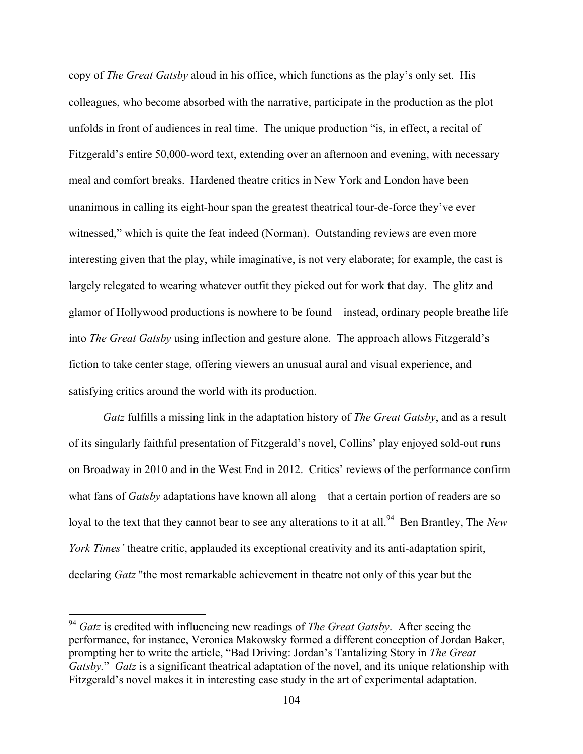copy of *The Great Gatsby* aloud in his office, which functions as the play's only set. His colleagues, who become absorbed with the narrative, participate in the production as the plot unfolds in front of audiences in real time. The unique production "is, in effect, a recital of Fitzgerald's entire 50,000-word text, extending over an afternoon and evening, with necessary meal and comfort breaks. Hardened theatre critics in New York and London have been unanimous in calling its eight-hour span the greatest theatrical tour-de-force they've ever witnessed," which is quite the feat indeed (Norman). Outstanding reviews are even more interesting given that the play, while imaginative, is not very elaborate; for example, the cast is largely relegated to wearing whatever outfit they picked out for work that day. The glitz and glamor of Hollywood productions is nowhere to be found—instead, ordinary people breathe life into *The Great Gatsby* using inflection and gesture alone. The approach allows Fitzgerald's fiction to take center stage, offering viewers an unusual aural and visual experience, and satisfying critics around the world with its production.

*Gatz* fulfills a missing link in the adaptation history of *The Great Gatsby*, and as a result of its singularly faithful presentation of Fitzgerald's novel, Collins' play enjoyed sold-out runs on Broadway in 2010 and in the West End in 2012. Critics' reviews of the performance confirm what fans of *Gatsby* adaptations have known all along—that a certain portion of readers are so loyal to the text that they cannot bear to see any alterations to it at all.[94] Ben Brantley, The *New York Times'* theatre critic, applauded its exceptional creativity and its anti-adaptation spirit, declaring *Gatz* "the most remarkable achievement in theatre not only of this year but the

---

[94] *Gatz* is credited with influencing new readings of *The Great Gatsby*. After seeing the performance, for instance, Veronica Makowsky formed a different conception of Jordan Baker, prompting her to write the article, "Bad Driving: Jordan's Tantalizing Story in *The Great Gatsby*." *Gatz* is a significant theatrical adaptation of the novel, and its unique relationship with Fitzgerald's novel makes it in interesting case study in the art of experimental adaptation.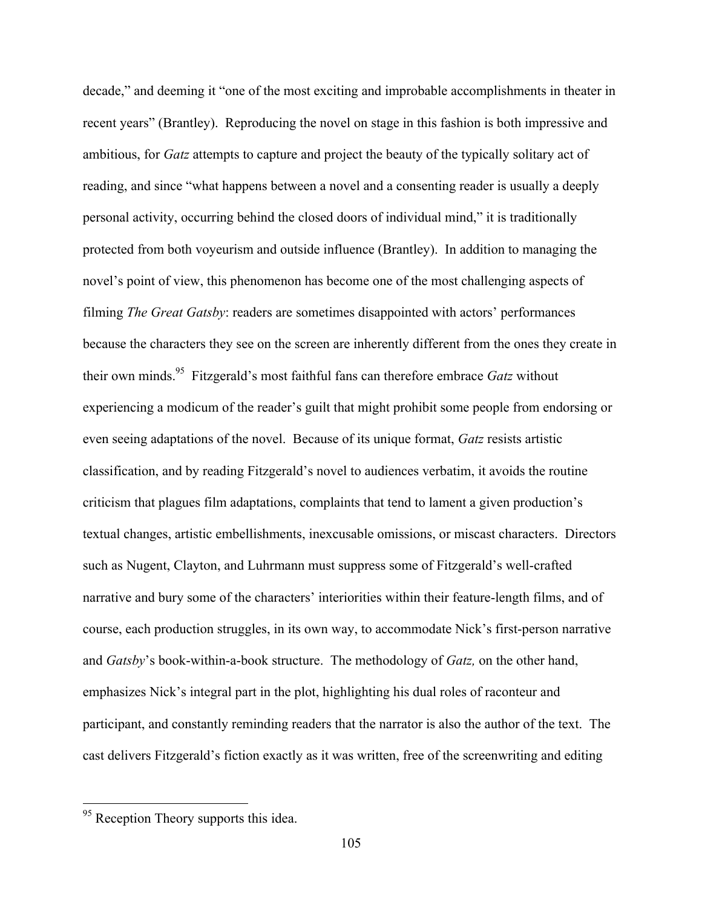decade," and deeming it "one of the most exciting and improbable accomplishments in theater in recent years" (Brantley). Reproducing the novel on stage in this fashion is both impressive and ambitious, for *Gatz* attempts to capture and project the beauty of the typically solitary act of reading, and since "what happens between a novel and a consenting reader is usually a deeply personal activity, occurring behind the closed doors of individual mind," it is traditionally protected from both voyeurism and outside influence (Brantley). In addition to managing the novel's point of view, this phenomenon has become one of the most challenging aspects of filming *The Great Gatsby*: readers are sometimes disappointed with actors' performances because the characters they see on the screen are inherently different from the ones they create in their own minds.[95] Fitzgerald's most faithful fans can therefore embrace *Gatz* without experiencing a modicum of the reader's guilt that might prohibit some people from endorsing or even seeing adaptations of the novel. Because of its unique format, *Gatz* resists artistic classification, and by reading Fitzgerald's novel to audiences verbatim, it avoids the routine criticism that plagues film adaptations, complaints that tend to lament a given production's textual changes, artistic embellishments, inexcusable omissions, or miscast characters. Directors such as Nugent, Clayton, and Luhrmann must suppress some of Fitzgerald's well-crafted narrative and bury some of the characters' interiorities within their feature-length films, and of course, each production struggles, in its own way, to accommodate Nick's first-person narrative and *Gatsby*'s book-within-a-book structure. The methodology of *Gatz,* on the other hand, emphasizes Nick's integral part in the plot, highlighting his dual roles of raconteur and participant, and constantly reminding readers that the narrator is also the author of the text. The cast delivers Fitzgerald's fiction exactly as it was written, free of the screenwriting and editing

[95] Reception Theory supports this idea.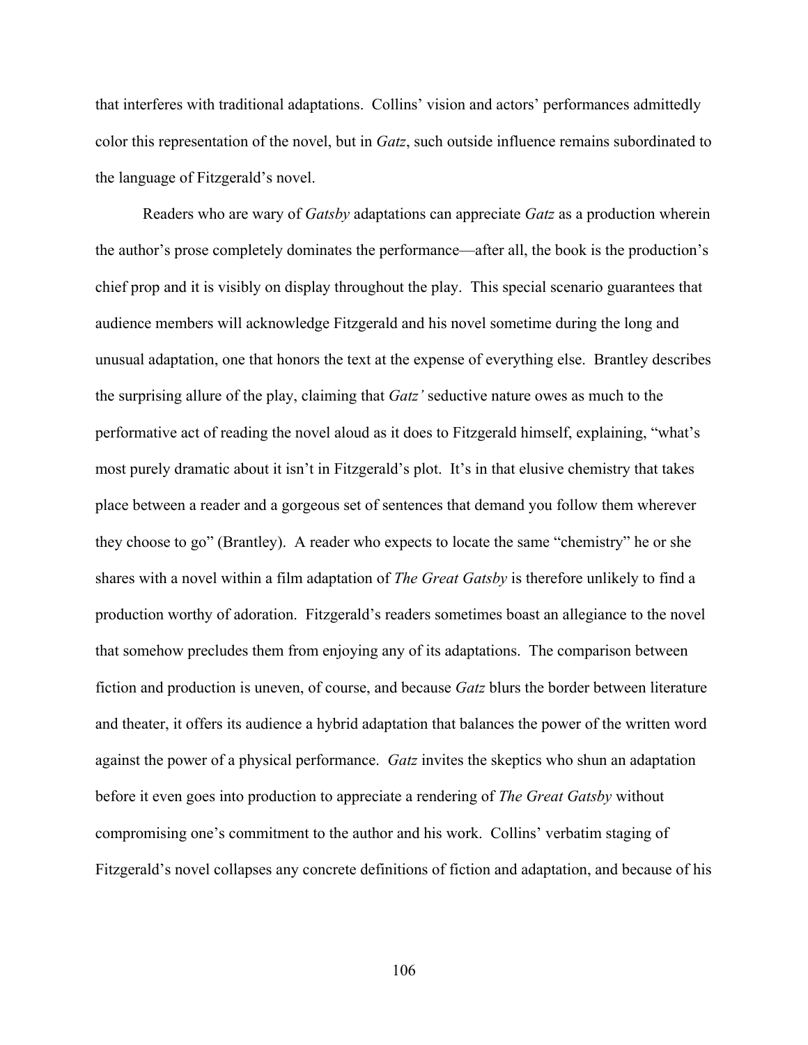that interferes with traditional adaptations. Collins' vision and actors' performances admittedly color this representation of the novel, but in *Gatz*, such outside influence remains subordinated to the language of Fitzgerald's novel.

Readers who are wary of *Gatsby* adaptations can appreciate *Gatz* as a production wherein the author's prose completely dominates the performance—after all, the book is the production's chief prop and it is visibly on display throughout the play. This special scenario guarantees that audience members will acknowledge Fitzgerald and his novel sometime during the long and unusual adaptation, one that honors the text at the expense of everything else. Brantley describes the surprising allure of the play, claiming that *Gatz'* seductive nature owes as much to the performative act of reading the novel aloud as it does to Fitzgerald himself, explaining, "what's most purely dramatic about it isn't in Fitzgerald's plot. It's in that elusive chemistry that takes place between a reader and a gorgeous set of sentences that demand you follow them wherever they choose to go" (Brantley). A reader who expects to locate the same "chemistry" he or she shares with a novel within a film adaptation of *The Great Gatsby* is therefore unlikely to find a production worthy of adoration. Fitzgerald's readers sometimes boast an allegiance to the novel that somehow precludes them from enjoying any of its adaptations. The comparison between fiction and production is uneven, of course, and because *Gatz* blurs the border between literature and theater, it offers its audience a hybrid adaptation that balances the power of the written word against the power of a physical performance. *Gatz* invites the skeptics who shun an adaptation before it even goes into production to appreciate a rendering of *The Great Gatsby* without compromising one's commitment to the author and his work. Collins' verbatim staging of Fitzgerald's novel collapses any concrete definitions of fiction and adaptation, and because of his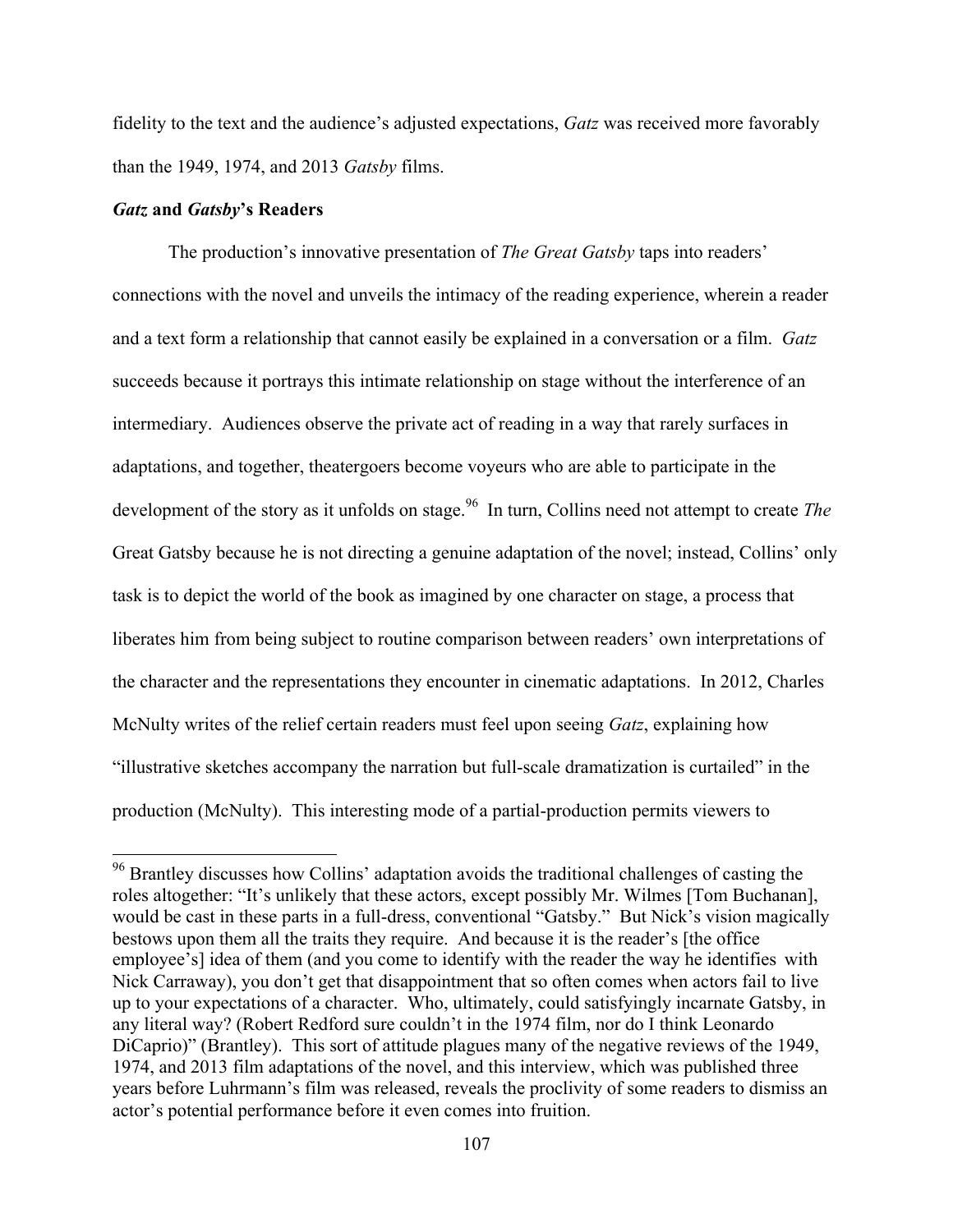fidelity to the text and the audience's adjusted expectations, *Gatz* was received more favorably than the 1949, 1974, and 2013 *Gatsby* films.

### *Gatz* and *Gatsby*'s Readers

The production's innovative presentation of *The Great Gatsby* taps into readers' connections with the novel and unveils the intimacy of the reading experience, wherein a reader and a text form a relationship that cannot easily be explained in a conversation or a film. *Gatz* succeeds because it portrays this intimate relationship on stage without the interference of an intermediary. Audiences observe the private act of reading in a way that rarely surfaces in adaptations, and together, theatergoers become voyeurs who are able to participate in the development of the story as it unfolds on stage.[96] In turn, Collins need not attempt to create *The* Great Gatsby because he is not directing a genuine adaptation of the novel; instead, Collins' only task is to depict the world of the book as imagined by one character on stage, a process that liberates him from being subject to routine comparison between readers' own interpretations of the character and the representations they encounter in cinematic adaptations. In 2012, Charles McNulty writes of the relief certain readers must feel upon seeing *Gatz*, explaining how "illustrative sketches accompany the narration but full-scale dramatization is curtailed" in the production (McNulty). This interesting mode of a partial-production permits viewers to

---

[96] Brantley discusses how Collins' adaptation avoids the traditional challenges of casting the roles altogether: "It's unlikely that these actors, except possibly Mr. Wilmes [Tom Buchanan], would be cast in these parts in a full-dress, conventional "Gatsby." But Nick's vision magically bestows upon them all the traits they require. And because it is the reader's [the office employee's] idea of them (and you come to identify with the reader the way he identifies with Nick Carraway), you don't get that disappointment that so often comes when actors fail to live up to your expectations of a character. Who, ultimately, could satisfyingly incarnate Gatsby, in any literal way? (Robert Redford sure couldn't in the 1974 film, nor do I think Leonardo DiCaprio)" (Brantley). This sort of attitude plagues many of the negative reviews of the 1949, 1974, and 2013 film adaptations of the novel, and this interview, which was published three years before Luhrmann's film was released, reveals the proclivity of some readers to dismiss an actor's potential performance before it even comes into fruition.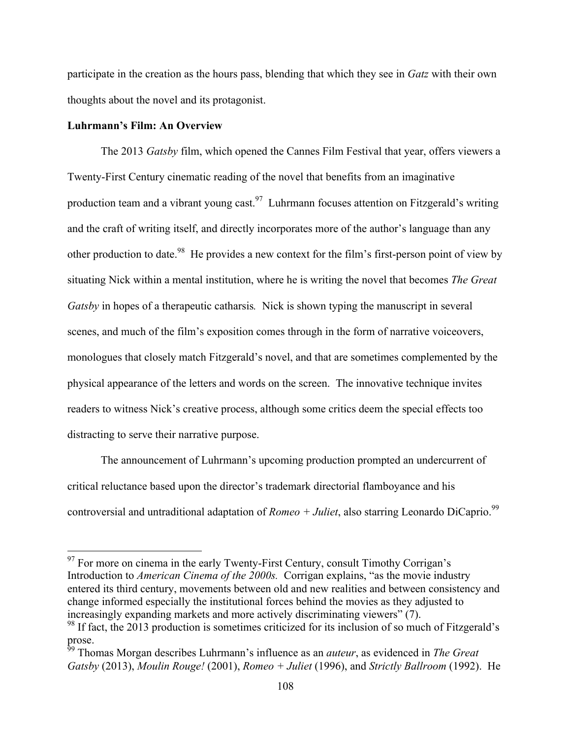participate in the creation as the hours pass, blending that which they see in *Gatz* with their own thoughts about the novel and its protagonist.

**Luhrmann's Film: An Overview**

The 2013 *Gatsby* film, which opened the Cannes Film Festival that year, offers viewers a Twenty-First Century cinematic reading of the novel that benefits from an imaginative production team and a vibrant young cast.[97] Luhrmann focuses attention on Fitzgerald's writing and the craft of writing itself, and directly incorporates more of the author's language than any other production to date.[98] He provides a new context for the film's first-person point of view by situating Nick within a mental institution, where he is writing the novel that becomes *The Great Gatsby* in hopes of a therapeutic catharsis. Nick is shown typing the manuscript in several scenes, and much of the film's exposition comes through in the form of narrative voiceovers, monologues that closely match Fitzgerald's novel, and that are sometimes complemented by the physical appearance of the letters and words on the screen. The innovative technique invites readers to witness Nick's creative process, although some critics deem the special effects too distracting to serve their narrative purpose.

The announcement of Luhrmann's upcoming production prompted an undercurrent of critical reluctance based upon the director's trademark directorial flamboyance and his controversial and untraditional adaptation of *Romeo + Juliet*, also starring Leonardo DiCaprio.[99]

---

[97] For more on cinema in the early Twenty-First Century, consult Timothy Corrigan's Introduction to *American Cinema of the 2000s.* Corrigan explains, "as the movie industry entered its third century, movements between old and new realities and between consistency and change informed especially the institutional forces behind the movies as they adjusted to increasingly expanding markets and more actively discriminating viewers" (7).

[98] If fact, the 2013 production is sometimes criticized for its inclusion of so much of Fitzgerald's prose.

[99] Thomas Morgan describes Luhrmann's influence as an *auteur*, as evidenced in *The Great Gatsby* (2013), *Moulin Rouge!* (2001), *Romeo + Juliet* (1996), and *Strictly Ballroom* (1992). He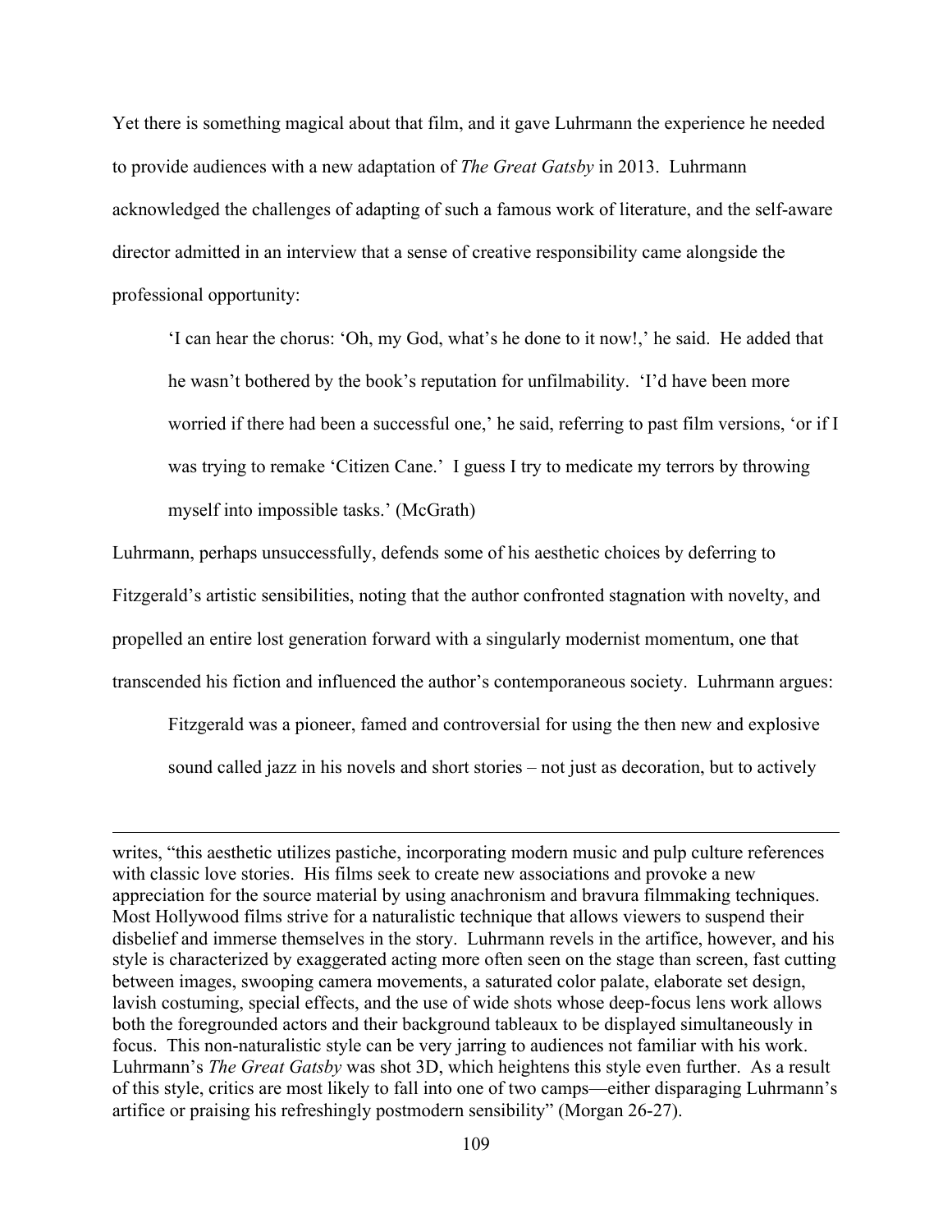Yet there is something magical about that film, and it gave Luhrmann the experience he needed to provide audiences with a new adaptation of *The Great Gatsby* in 2013. Luhrmann acknowledged the challenges of adapting of such a famous work of literature, and the self-aware director admitted in an interview that a sense of creative responsibility came alongside the professional opportunity:

> 'I can hear the chorus: 'Oh, my God, what's he done to it now!,' he said. He added that he wasn't bothered by the book's reputation for unfilmability. 'I'd have been more worried if there had been a successful one,' he said, referring to past film versions, 'or if I was trying to remake 'Citizen Cane.' I guess I try to medicate my terrors by throwing myself into impossible tasks.' (McGrath)

Luhrmann, perhaps unsuccessfully, defends some of his aesthetic choices by deferring to Fitzgerald's artistic sensibilities, noting that the author confronted stagnation with novelty, and propelled an entire lost generation forward with a singularly modernist momentum, one that transcended his fiction and influenced the author's contemporaneous society. Luhrmann argues:

> Fitzgerald was a pioneer, famed and controversial for using the then new and explosive sound called jazz in his novels and short stories – not just as decoration, but to actively

---

writes, "this aesthetic utilizes pastiche, incorporating modern music and pulp culture references with classic love stories. His films seek to create new associations and provoke a new appreciation for the source material by using anachronism and bravura filmmaking techniques. Most Hollywood films strive for a naturalistic technique that allows viewers to suspend their disbelief and immerse themselves in the story. Luhrmann revels in the artifice, however, and his style is characterized by exaggerated acting more often seen on the stage than screen, fast cutting between images, swooping camera movements, a saturated color palate, elaborate set design, lavish costuming, special effects, and the use of wide shots whose deep-focus lens work allows both the foregrounded actors and their background tableaux to be displayed simultaneously in focus. This non-naturalistic style can be very jarring to audiences not familiar with his work. Luhrmann's *The Great Gatsby* was shot 3D, which heightens this style even further. As a result of this style, critics are most likely to fall into one of two camps—either disparaging Luhrmann's artifice or praising his refreshingly postmodern sensibility" (Morgan 26-27).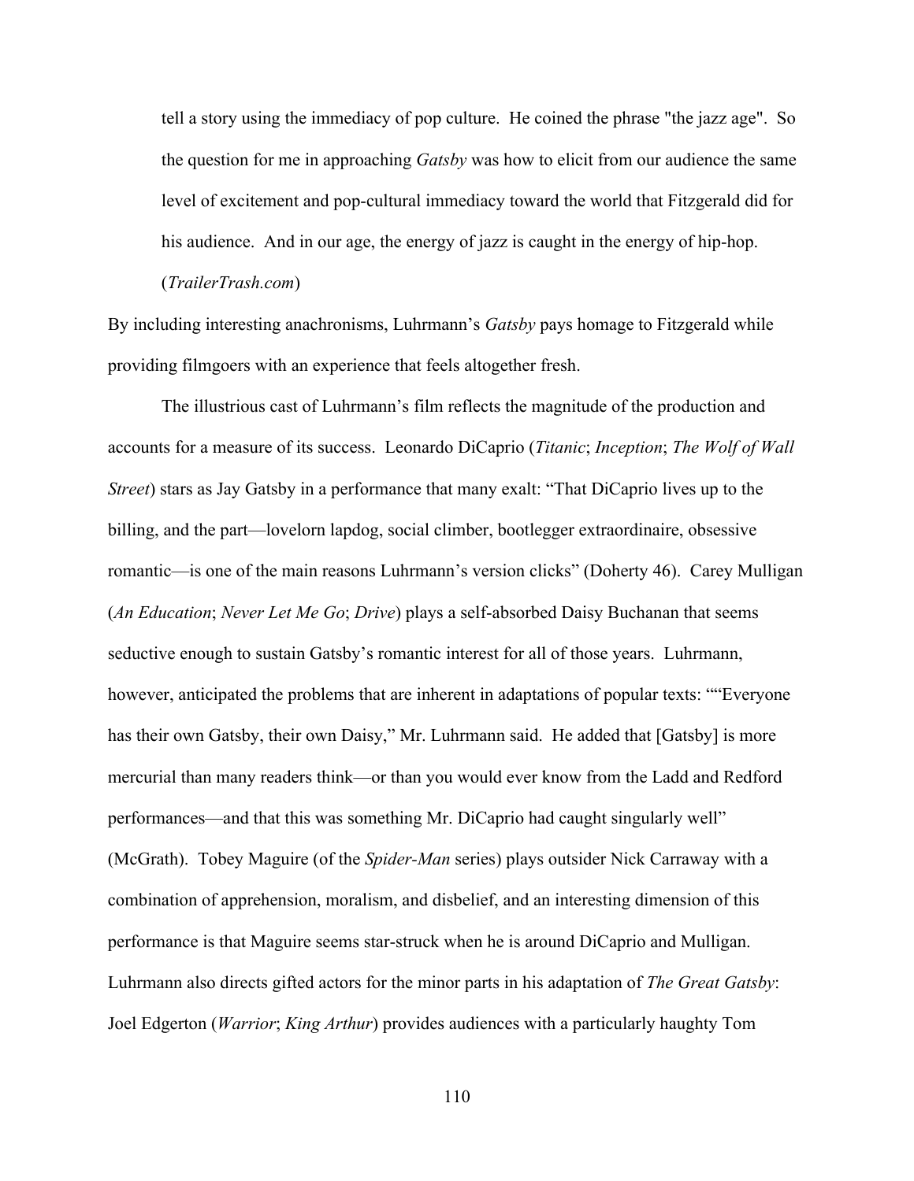> tell a story using the immediacy of pop culture. He coined the phrase "the jazz age". So the question for me in approaching *Gatsby* was how to elicit from our audience the same level of excitement and pop-cultural immediacy toward the world that Fitzgerald did for his audience. And in our age, the energy of jazz is caught in the energy of hip-hop. (*TrailerTrash.com*)

By including interesting anachronisms, Luhrmann's *Gatsby* pays homage to Fitzgerald while providing filmgoers with an experience that feels altogether fresh.

The illustrious cast of Luhrmann's film reflects the magnitude of the production and accounts for a measure of its success. Leonardo DiCaprio (*Titanic*; *Inception*; *The Wolf of Wall Street*) stars as Jay Gatsby in a performance that many exalt: "That DiCaprio lives up to the billing, and the part—lovelorn lapdog, social climber, bootlegger extraordinaire, obsessive romantic—is one of the main reasons Luhrmann's version clicks" (Doherty 46). Carey Mulligan (*An Education*; *Never Let Me Go*; *Drive*) plays a self-absorbed Daisy Buchanan that seems seductive enough to sustain Gatsby's romantic interest for all of those years. Luhrmann, however, anticipated the problems that are inherent in adaptations of popular texts: ""Everyone has their own Gatsby, their own Daisy," Mr. Luhrmann said. He added that [Gatsby] is more mercurial than many readers think—or than you would ever know from the Ladd and Redford performances—and that this was something Mr. DiCaprio had caught singularly well" (McGrath). Tobey Maguire (of the *Spider-Man* series) plays outsider Nick Carraway with a combination of apprehension, moralism, and disbelief, and an interesting dimension of this performance is that Maguire seems star-struck when he is around DiCaprio and Mulligan. Luhrmann also directs gifted actors for the minor parts in his adaptation of *The Great Gatsby*: Joel Edgerton (*Warrior*; *King Arthur*) provides audiences with a particularly haughty Tom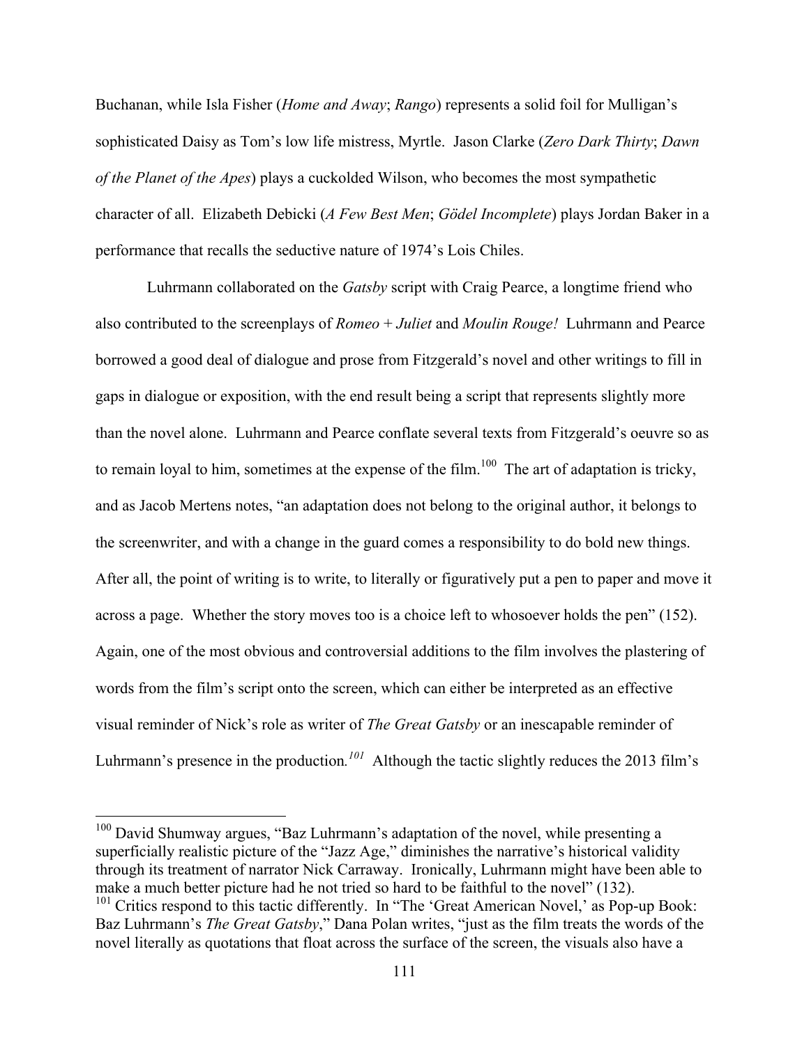Buchanan, while Isla Fisher (*Home and Away*; *Rango*) represents a solid foil for Mulligan's sophisticated Daisy as Tom's low life mistress, Myrtle. Jason Clarke (*Zero Dark Thirty*; *Dawn of the Planet of the Apes*) plays a cuckolded Wilson, who becomes the most sympathetic character of all. Elizabeth Debicki (*A Few Best Men*; *Gödel Incomplete*) plays Jordan Baker in a performance that recalls the seductive nature of 1974's Lois Chiles.

Luhrmann collaborated on the *Gatsby* script with Craig Pearce, a longtime friend who also contributed to the screenplays of *Romeo + Juliet* and *Moulin Rouge!* Luhrmann and Pearce borrowed a good deal of dialogue and prose from Fitzgerald's novel and other writings to fill in gaps in dialogue or exposition, with the end result being a script that represents slightly more than the novel alone. Luhrmann and Pearce conflate several texts from Fitzgerald's oeuvre so as to remain loyal to him, sometimes at the expense of the film.[100] The art of adaptation is tricky, and as Jacob Mertens notes, "an adaptation does not belong to the original author, it belongs to the screenwriter, and with a change in the guard comes a responsibility to do bold new things. After all, the point of writing is to write, to literally or figuratively put a pen to paper and move it across a page. Whether the story moves too is a choice left to whosoever holds the pen" (152). Again, one of the most obvious and controversial additions to the film involves the plastering of words from the film's script onto the screen, which can either be interpreted as an effective visual reminder of Nick's role as writer of *The Great Gatsby* or an inescapable reminder of Luhrmann's presence in the production.[101] Although the tactic slightly reduces the 2013 film's

---

[100] David Shumway argues, "Baz Luhrmann's adaptation of the novel, while presenting a superficially realistic picture of the "Jazz Age," diminishes the narrative's historical validity through its treatment of narrator Nick Carraway. Ironically, Luhrmann might have been able to make a much better picture had he not tried so hard to be faithful to the novel" (132).

[101] Critics respond to this tactic differently. In "The 'Great American Novel,' as Pop-up Book: Baz Luhrmann's *The Great Gatsby*," Dana Polan writes, "just as the film treats the words of the novel literally as quotations that float across the surface of the screen, the visuals also have a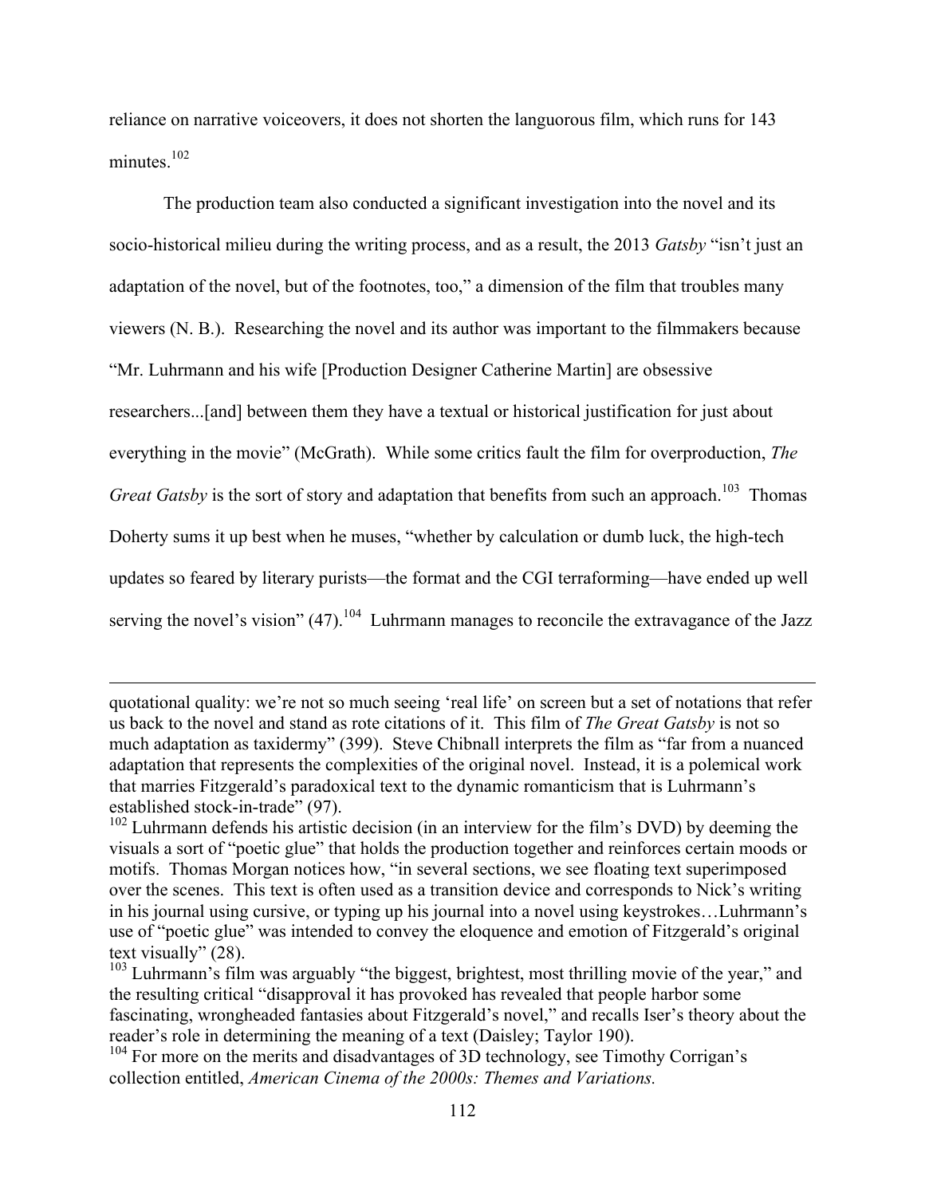reliance on narrative voiceovers, it does not shorten the languorous film, which runs for 143 minutes.[102]

The production team also conducted a significant investigation into the novel and its socio-historical milieu during the writing process, and as a result, the 2013 *Gatsby* "isn't just an adaptation of the novel, but of the footnotes, too," a dimension of the film that troubles many viewers (N. B.). Researching the novel and its author was important to the filmmakers because "Mr. Luhrmann and his wife [Production Designer Catherine Martin] are obsessive researchers...[and] between them they have a textual or historical justification for just about everything in the movie" (McGrath). While some critics fault the film for overproduction, *The Great Gatsby* is the sort of story and adaptation that benefits from such an approach.[103] Thomas Doherty sums it up best when he muses, "whether by calculation or dumb luck, the high-tech updates so feared by literary purists—the format and the CGI terraforming—have ended up well serving the novel's vision" (47).[104] Luhrmann manages to reconcile the extravagance of the Jazz

---

quotational quality: we're not so much seeing 'real life' on screen but a set of notations that refer us back to the novel and stand as rote citations of it. This film of *The Great Gatsby* is not so much adaptation as taxidermy" (399). Steve Chibnall interprets the film as "far from a nuanced adaptation that represents the complexities of the original novel. Instead, it is a polemical work that marries Fitzgerald's paradoxical text to the dynamic romanticism that is Luhrmann's established stock-in-trade" (97).

[102] Luhrmann defends his artistic decision (in an interview for the film's DVD) by deeming the visuals a sort of "poetic glue" that holds the production together and reinforces certain moods or motifs. Thomas Morgan notices how, "in several sections, we see floating text superimposed over the scenes. This text is often used as a transition device and corresponds to Nick's writing in his journal using cursive, or typing up his journal into a novel using keystrokes…Luhrmann's use of "poetic glue" was intended to convey the eloquence and emotion of Fitzgerald's original text visually" (28).

[103] Luhrmann's film was arguably "the biggest, brightest, most thrilling movie of the year," and the resulting critical "disapproval it has provoked has revealed that people harbor some fascinating, wrongheaded fantasies about Fitzgerald's novel," and recalls Iser's theory about the reader's role in determining the meaning of a text (Daisley; Taylor 190).

[104] For more on the merits and disadvantages of 3D technology, see Timothy Corrigan's collection entitled, *American Cinema of the 2000s: Themes and Variations.*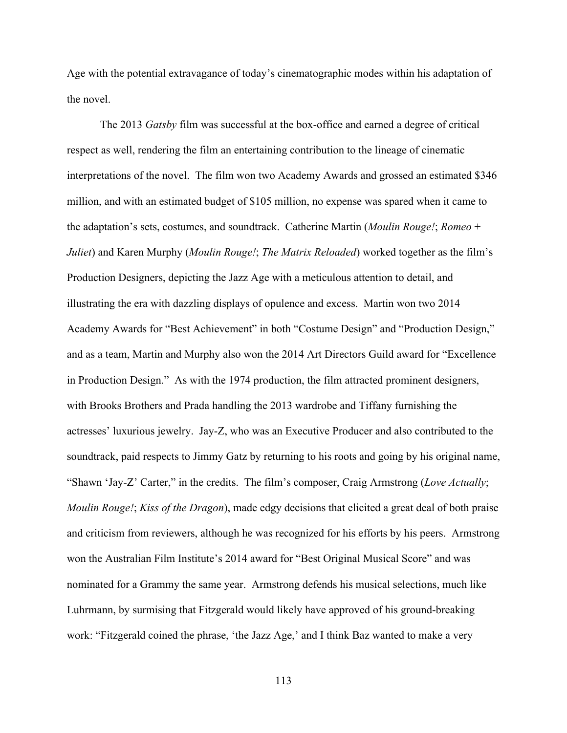Age with the potential extravagance of today's cinematographic modes within his adaptation of the novel.

The 2013 *Gatsby* film was successful at the box-office and earned a degree of critical respect as well, rendering the film an entertaining contribution to the lineage of cinematic interpretations of the novel. The film won two Academy Awards and grossed an estimated $346 million, and with an estimated budget of $105 million, no expense was spared when it came to the adaptation's sets, costumes, and soundtrack. Catherine Martin (*Moulin Rouge!*; *Romeo + Juliet*) and Karen Murphy (*Moulin Rouge!*; *The Matrix Reloaded*) worked together as the film's Production Designers, depicting the Jazz Age with a meticulous attention to detail, and illustrating the era with dazzling displays of opulence and excess. Martin won two 2014 Academy Awards for "Best Achievement" in both "Costume Design" and "Production Design," and as a team, Martin and Murphy also won the 2014 Art Directors Guild award for "Excellence in Production Design." As with the 1974 production, the film attracted prominent designers, with Brooks Brothers and Prada handling the 2013 wardrobe and Tiffany furnishing the actresses' luxurious jewelry. Jay-Z, who was an Executive Producer and also contributed to the soundtrack, paid respects to Jimmy Gatz by returning to his roots and going by his original name, "Shawn 'Jay-Z' Carter," in the credits. The film's composer, Craig Armstrong (*Love Actually*; *Moulin Rouge!*; *Kiss of the Dragon*), made edgy decisions that elicited a great deal of both praise and criticism from reviewers, although he was recognized for his efforts by his peers. Armstrong won the Australian Film Institute's 2014 award for "Best Original Musical Score" and was nominated for a Grammy the same year. Armstrong defends his musical selections, much like Luhrmann, by surmising that Fitzgerald would likely have approved of his ground-breaking work: "Fitzgerald coined the phrase, 'the Jazz Age,' and I think Baz wanted to make a very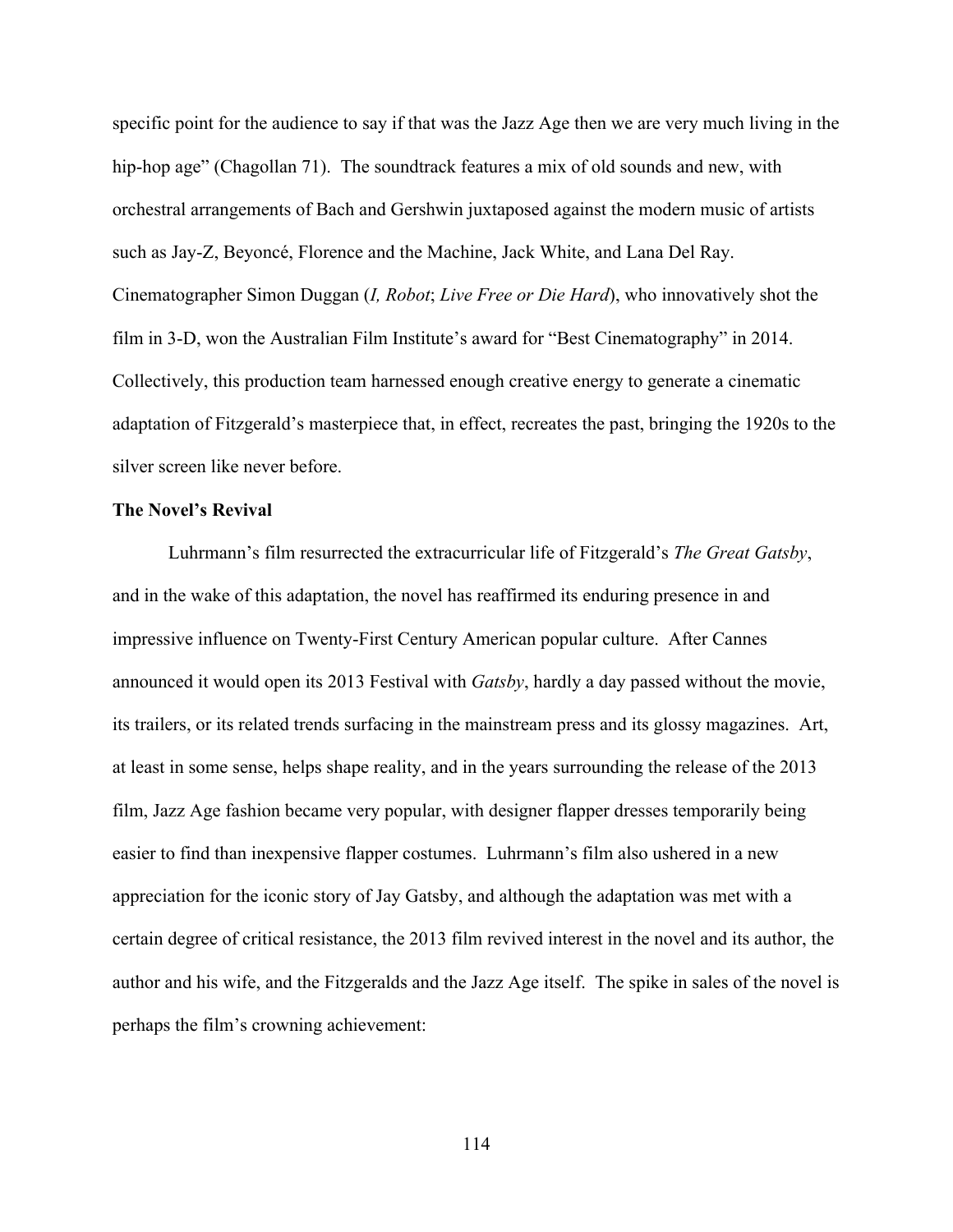specific point for the audience to say if that was the Jazz Age then we are very much living in the hip-hop age" (Chagollan 71). The soundtrack features a mix of old sounds and new, with orchestral arrangements of Bach and Gershwin juxtaposed against the modern music of artists such as Jay-Z, Beyoncé, Florence and the Machine, Jack White, and Lana Del Ray. Cinematographer Simon Duggan (*I, Robot*; *Live Free or Die Hard*), who innovatively shot the film in 3-D, won the Australian Film Institute's award for "Best Cinematography" in 2014. Collectively, this production team harnessed enough creative energy to generate a cinematic adaptation of Fitzgerald's masterpiece that, in effect, recreates the past, bringing the 1920s to the silver screen like never before.

**The Novel's Revival**

Luhrmann's film resurrected the extracurricular life of Fitzgerald's *The Great Gatsby*, and in the wake of this adaptation, the novel has reaffirmed its enduring presence in and impressive influence on Twenty-First Century American popular culture. After Cannes announced it would open its 2013 Festival with *Gatsby*, hardly a day passed without the movie, its trailers, or its related trends surfacing in the mainstream press and its glossy magazines. Art, at least in some sense, helps shape reality, and in the years surrounding the release of the 2013 film, Jazz Age fashion became very popular, with designer flapper dresses temporarily being easier to find than inexpensive flapper costumes. Luhrmann's film also ushered in a new appreciation for the iconic story of Jay Gatsby, and although the adaptation was met with a certain degree of critical resistance, the 2013 film revived interest in the novel and its author, the author and his wife, and the Fitzgeralds and the Jazz Age itself. The spike in sales of the novel is perhaps the film's crowning achievement: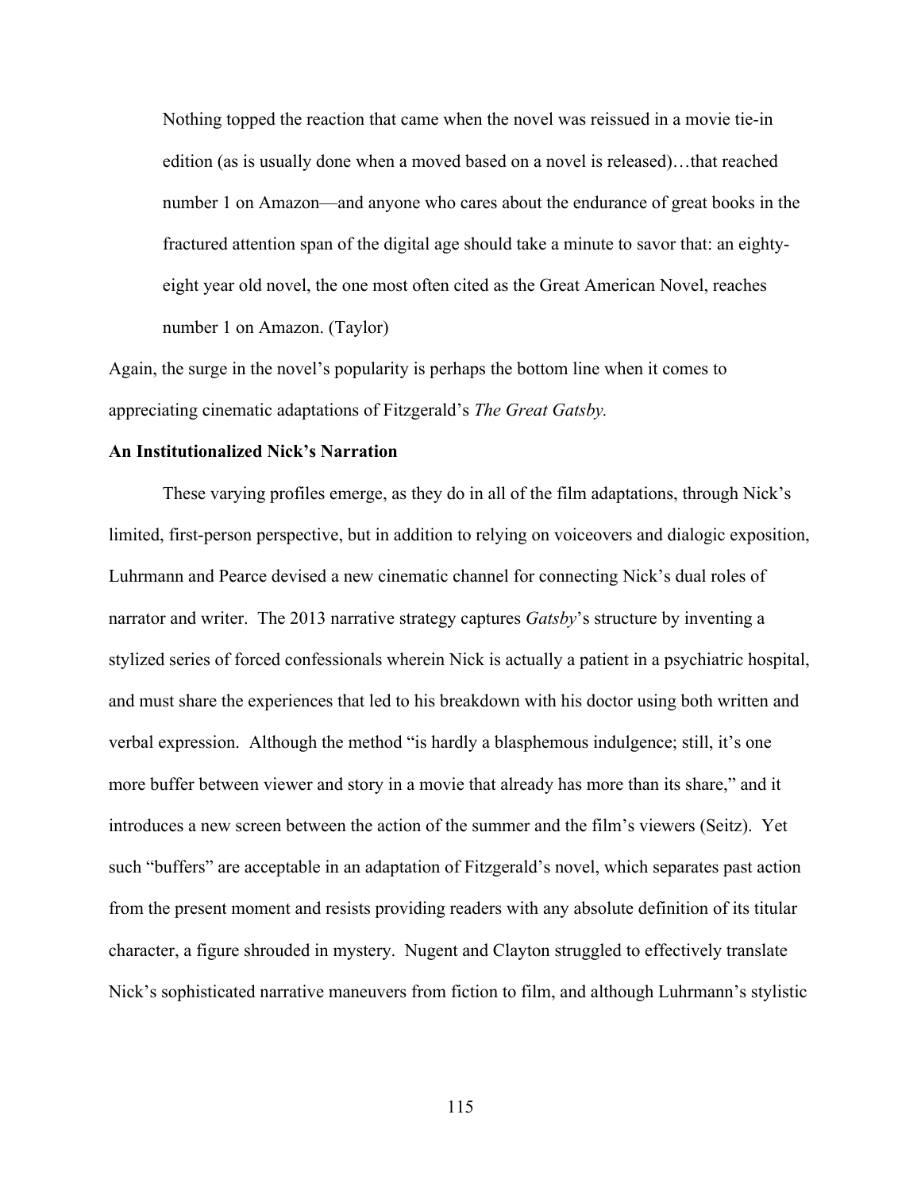> Nothing topped the reaction that came when the novel was reissued in a movie tie-in edition (as is usually done when a moved based on a novel is released)…that reached number 1 on Amazon—and anyone who cares about the endurance of great books in the fractured attention span of the digital age should take a minute to savor that: an eighty-eight year old novel, the one most often cited as the Great American Novel, reaches number 1 on Amazon. (Taylor)

Again, the surge in the novel's popularity is perhaps the bottom line when it comes to appreciating cinematic adaptations of Fitzgerald's *The Great Gatsby.*

**An Institutionalized Nick's Narration**

These varying profiles emerge, as they do in all of the film adaptations, through Nick's limited, first-person perspective, but in addition to relying on voiceovers and dialogic exposition, Luhrmann and Pearce devised a new cinematic channel for connecting Nick's dual roles of narrator and writer. The 2013 narrative strategy captures *Gatsby*'s structure by inventing a stylized series of forced confessionals wherein Nick is actually a patient in a psychiatric hospital, and must share the experiences that led to his breakdown with his doctor using both written and verbal expression. Although the method "is hardly a blasphemous indulgence; still, it's one more buffer between viewer and story in a movie that already has more than its share," and it introduces a new screen between the action of the summer and the film's viewers (Seitz). Yet such "buffers" are acceptable in an adaptation of Fitzgerald's novel, which separates past action from the present moment and resists providing readers with any absolute definition of its titular character, a figure shrouded in mystery. Nugent and Clayton struggled to effectively translate Nick's sophisticated narrative maneuvers from fiction to film, and although Luhrmann's stylistic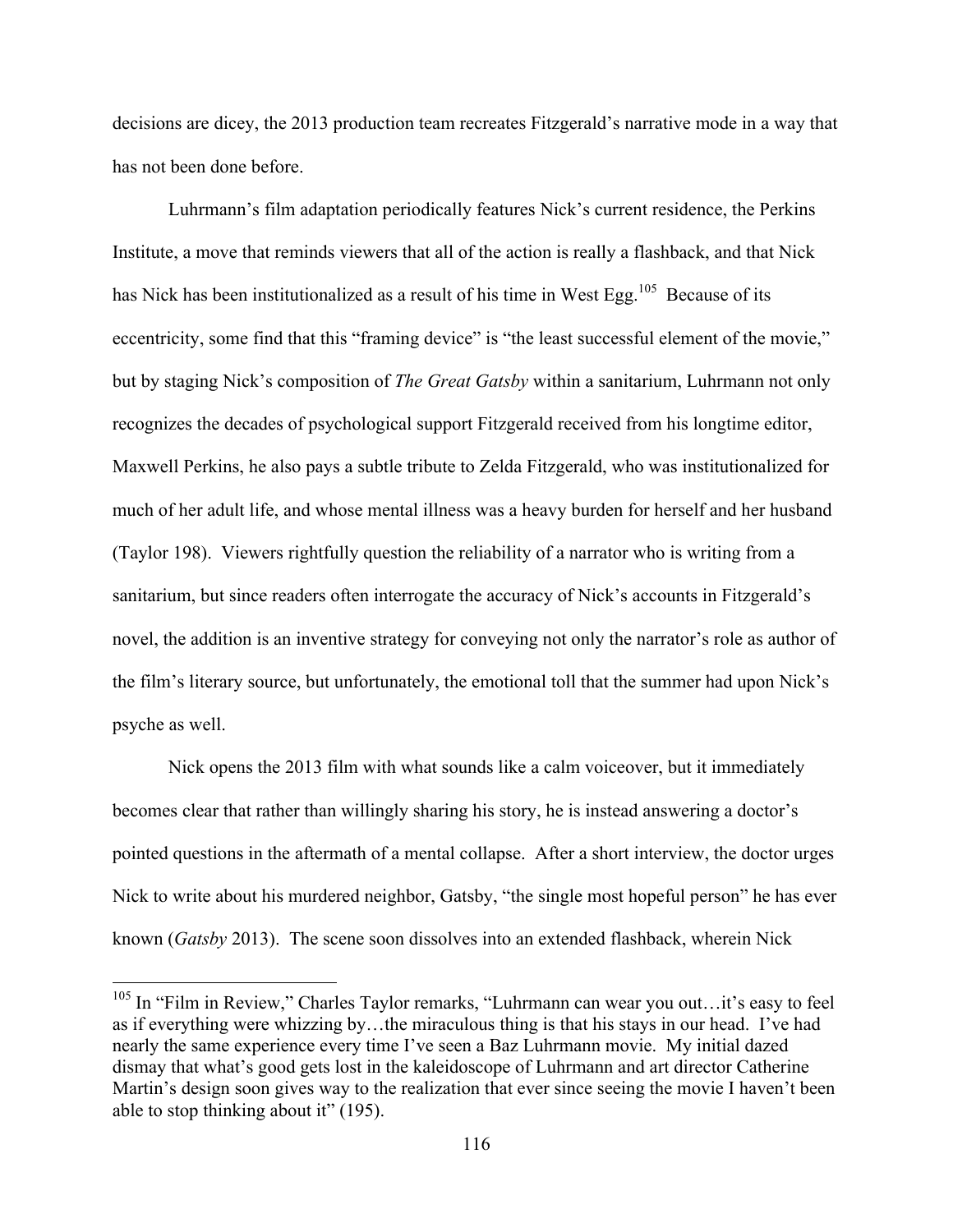decisions are dicey, the 2013 production team recreates Fitzgerald's narrative mode in a way that has not been done before.

Luhrmann's film adaptation periodically features Nick's current residence, the Perkins Institute, a move that reminds viewers that all of the action is really a flashback, and that Nick has Nick has been institutionalized as a result of his time in West Egg.[105] Because of its eccentricity, some find that this "framing device" is "the least successful element of the movie," but by staging Nick's composition of *The Great Gatsby* within a sanitarium, Luhrmann not only recognizes the decades of psychological support Fitzgerald received from his longtime editor, Maxwell Perkins, he also pays a subtle tribute to Zelda Fitzgerald, who was institutionalized for much of her adult life, and whose mental illness was a heavy burden for herself and her husband (Taylor 198). Viewers rightfully question the reliability of a narrator who is writing from a sanitarium, but since readers often interrogate the accuracy of Nick's accounts in Fitzgerald's novel, the addition is an inventive strategy for conveying not only the narrator's role as author of the film's literary source, but unfortunately, the emotional toll that the summer had upon Nick's psyche as well.

Nick opens the 2013 film with what sounds like a calm voiceover, but it immediately becomes clear that rather than willingly sharing his story, he is instead answering a doctor's pointed questions in the aftermath of a mental collapse. After a short interview, the doctor urges Nick to write about his murdered neighbor, Gatsby, "the single most hopeful person" he has ever known (*Gatsby* 2013). The scene soon dissolves into an extended flashback, wherein Nick

[105] In "Film in Review," Charles Taylor remarks, "Luhrmann can wear you out…it's easy to feel as if everything were whizzing by…the miraculous thing is that his stays in our head. I've had nearly the same experience every time I've seen a Baz Luhrmann movie. My initial dazed dismay that what's good gets lost in the kaleidoscope of Luhrmann and art director Catherine Martin's design soon gives way to the realization that ever since seeing the movie I haven't been able to stop thinking about it" (195).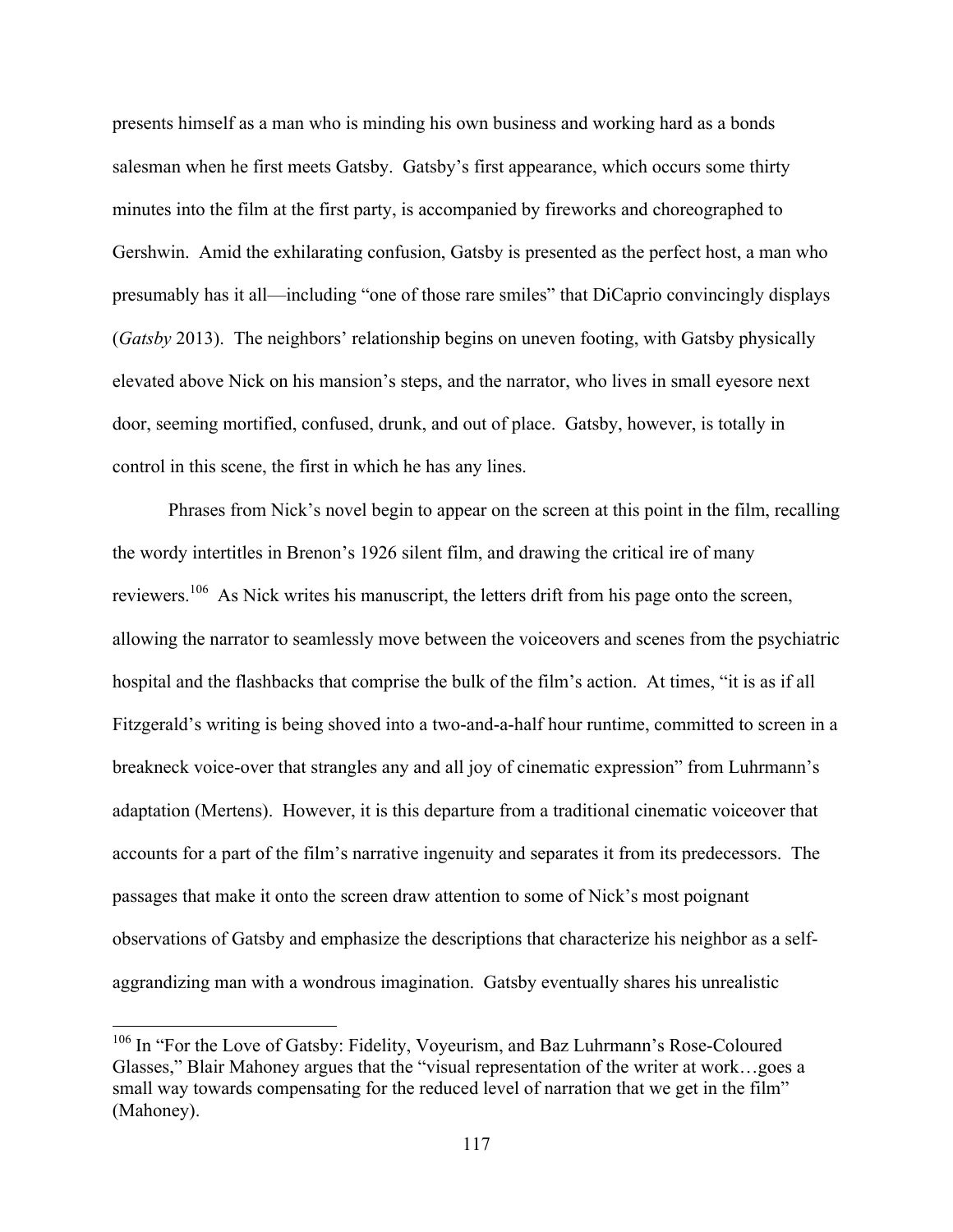presents himself as a man who is minding his own business and working hard as a bonds salesman when he first meets Gatsby. Gatsby's first appearance, which occurs some thirty minutes into the film at the first party, is accompanied by fireworks and choreographed to Gershwin. Amid the exhilarating confusion, Gatsby is presented as the perfect host, a man who presumably has it all—including "one of those rare smiles" that DiCaprio convincingly displays (*Gatsby* 2013). The neighbors' relationship begins on uneven footing, with Gatsby physically elevated above Nick on his mansion's steps, and the narrator, who lives in small eyesore next door, seeming mortified, confused, drunk, and out of place. Gatsby, however, is totally in control in this scene, the first in which he has any lines.

Phrases from Nick's novel begin to appear on the screen at this point in the film, recalling the wordy intertitles in Brenon's 1926 silent film, and drawing the critical ire of many reviewers.[106] As Nick writes his manuscript, the letters drift from his page onto the screen, allowing the narrator to seamlessly move between the voiceovers and scenes from the psychiatric hospital and the flashbacks that comprise the bulk of the film's action. At times, "it is as if all Fitzgerald's writing is being shoved into a two-and-a-half hour runtime, committed to screen in a breakneck voice-over that strangles any and all joy of cinematic expression" from Luhrmann's adaptation (Mertens). However, it is this departure from a traditional cinematic voiceover that accounts for a part of the film's narrative ingenuity and separates it from its predecessors. The passages that make it onto the screen draw attention to some of Nick's most poignant observations of Gatsby and emphasize the descriptions that characterize his neighbor as a self-aggrandizing man with a wondrous imagination. Gatsby eventually shares his unrealistic

[106] In "For the Love of Gatsby: Fidelity, Voyeurism, and Baz Luhrmann's Rose-Coloured Glasses," Blair Mahoney argues that the "visual representation of the writer at work…goes a small way towards compensating for the reduced level of narration that we get in the film" (Mahoney).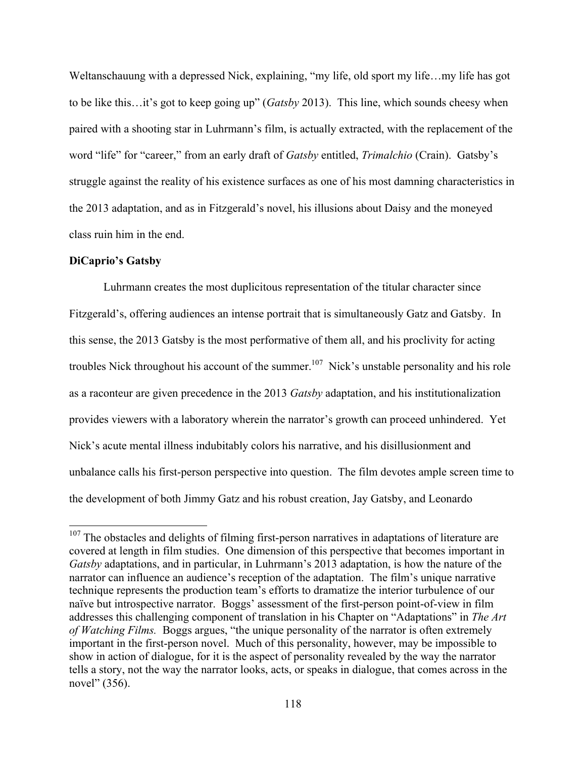Weltanschauung with a depressed Nick, explaining, "my life, old sport my life…my life has got to be like this…it's got to keep going up" (*Gatsby* 2013). This line, which sounds cheesy when paired with a shooting star in Luhrmann's film, is actually extracted, with the replacement of the word "life" for "career," from an early draft of *Gatsby* entitled, *Trimalchio* (Crain). Gatsby's struggle against the reality of his existence surfaces as one of his most damning characteristics in the 2013 adaptation, and as in Fitzgerald's novel, his illusions about Daisy and the moneyed class ruin him in the end.

**DiCaprio's Gatsby**

Luhrmann creates the most duplicitous representation of the titular character since Fitzgerald's, offering audiences an intense portrait that is simultaneously Gatz and Gatsby. In this sense, the 2013 Gatsby is the most performative of them all, and his proclivity for acting troubles Nick throughout his account of the summer.[107] Nick's unstable personality and his role as a raconteur are given precedence in the 2013 *Gatsby* adaptation, and his institutionalization provides viewers with a laboratory wherein the narrator's growth can proceed unhindered. Yet Nick's acute mental illness indubitably colors his narrative, and his disillusionment and unbalance calls his first-person perspective into question. The film devotes ample screen time to the development of both Jimmy Gatz and his robust creation, Jay Gatsby, and Leonardo

[107] The obstacles and delights of filming first-person narratives in adaptations of literature are covered at length in film studies. One dimension of this perspective that becomes important in *Gatsby* adaptations, and in particular, in Luhrmann's 2013 adaptation, is how the nature of the narrator can influence an audience's reception of the adaptation. The film's unique narrative technique represents the production team's efforts to dramatize the interior turbulence of our naïve but introspective narrator. Boggs' assessment of the first-person point-of-view in film addresses this challenging component of translation in his Chapter on "Adaptations" in *The Art of Watching Films.* Boggs argues, "the unique personality of the narrator is often extremely important in the first-person novel. Much of this personality, however, may be impossible to show in action of dialogue, for it is the aspect of personality revealed by the way the narrator tells a story, not the way the narrator looks, acts, or speaks in dialogue, that comes across in the novel" (356).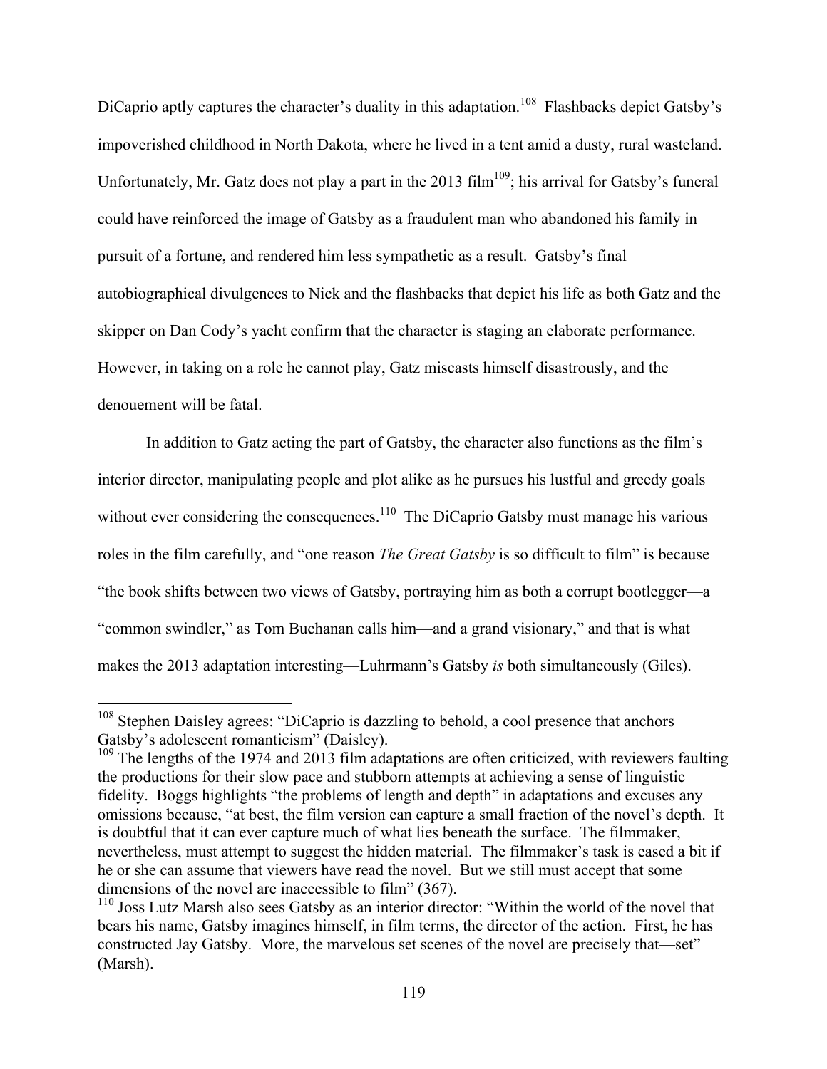DiCaprio aptly captures the character's duality in this adaptation.[108] Flashbacks depict Gatsby's impoverished childhood in North Dakota, where he lived in a tent amid a dusty, rural wasteland. Unfortunately, Mr. Gatz does not play a part in the 2013 film[109]; his arrival for Gatsby's funeral could have reinforced the image of Gatsby as a fraudulent man who abandoned his family in pursuit of a fortune, and rendered him less sympathetic as a result. Gatsby's final autobiographical divulgences to Nick and the flashbacks that depict his life as both Gatz and the skipper on Dan Cody's yacht confirm that the character is staging an elaborate performance. However, in taking on a role he cannot play, Gatz miscasts himself disastrously, and the denouement will be fatal.

In addition to Gatz acting the part of Gatsby, the character also functions as the film's interior director, manipulating people and plot alike as he pursues his lustful and greedy goals without ever considering the consequences.[110] The DiCaprio Gatsby must manage his various roles in the film carefully, and "one reason *The Great Gatsby* is so difficult to film" is because "the book shifts between two views of Gatsby, portraying him as both a corrupt bootlegger—a "common swindler," as Tom Buchanan calls him—and a grand visionary," and that is what makes the 2013 adaptation interesting—Luhrmann's Gatsby *is* both simultaneously (Giles).

---

[108] Stephen Daisley agrees: "DiCaprio is dazzling to behold, a cool presence that anchors Gatsby's adolescent romanticism" (Daisley).

[109] The lengths of the 1974 and 2013 film adaptations are often criticized, with reviewers faulting the productions for their slow pace and stubborn attempts at achieving a sense of linguistic fidelity. Boggs highlights "the problems of length and depth" in adaptations and excuses any omissions because, "at best, the film version can capture a small fraction of the novel's depth. It is doubtful that it can ever capture much of what lies beneath the surface. The filmmaker, nevertheless, must attempt to suggest the hidden material. The filmmaker's task is eased a bit if he or she can assume that viewers have read the novel. But we still must accept that some dimensions of the novel are inaccessible to film" (367).

[110] Joss Lutz Marsh also sees Gatsby as an interior director: "Within the world of the novel that bears his name, Gatsby imagines himself, in film terms, the director of the action. First, he has constructed Jay Gatsby. More, the marvelous set scenes of the novel are precisely that—set" (Marsh).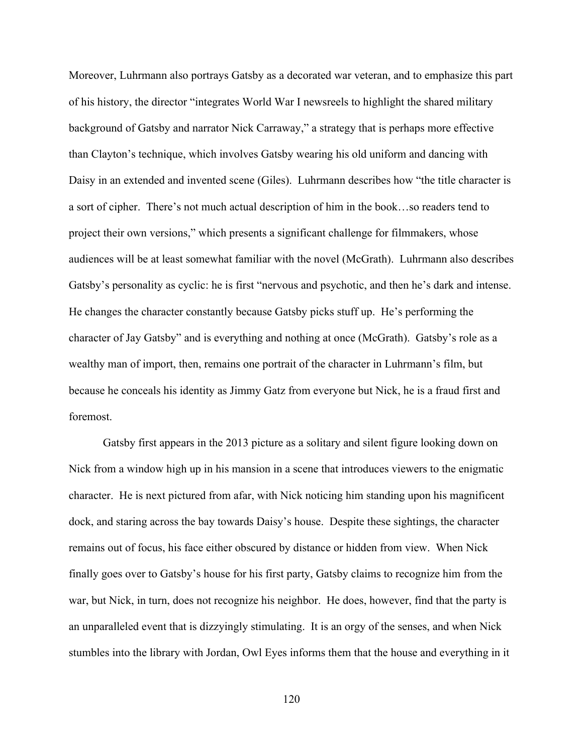Moreover, Luhrmann also portrays Gatsby as a decorated war veteran, and to emphasize this part of his history, the director "integrates World War I newsreels to highlight the shared military background of Gatsby and narrator Nick Carraway," a strategy that is perhaps more effective than Clayton's technique, which involves Gatsby wearing his old uniform and dancing with Daisy in an extended and invented scene (Giles). Luhrmann describes how "the title character is a sort of cipher. There's not much actual description of him in the book…so readers tend to project their own versions," which presents a significant challenge for filmmakers, whose audiences will be at least somewhat familiar with the novel (McGrath). Luhrmann also describes Gatsby's personality as cyclic: he is first "nervous and psychotic, and then he's dark and intense. He changes the character constantly because Gatsby picks stuff up. He's performing the character of Jay Gatsby" and is everything and nothing at once (McGrath). Gatsby's role as a wealthy man of import, then, remains one portrait of the character in Luhrmann's film, but because he conceals his identity as Jimmy Gatz from everyone but Nick, he is a fraud first and foremost.

Gatsby first appears in the 2013 picture as a solitary and silent figure looking down on Nick from a window high up in his mansion in a scene that introduces viewers to the enigmatic character. He is next pictured from afar, with Nick noticing him standing upon his magnificent dock, and staring across the bay towards Daisy's house. Despite these sightings, the character remains out of focus, his face either obscured by distance or hidden from view. When Nick finally goes over to Gatsby's house for his first party, Gatsby claims to recognize him from the war, but Nick, in turn, does not recognize his neighbor. He does, however, find that the party is an unparalleled event that is dizzyingly stimulating. It is an orgy of the senses, and when Nick stumbles into the library with Jordan, Owl Eyes informs them that the house and everything in it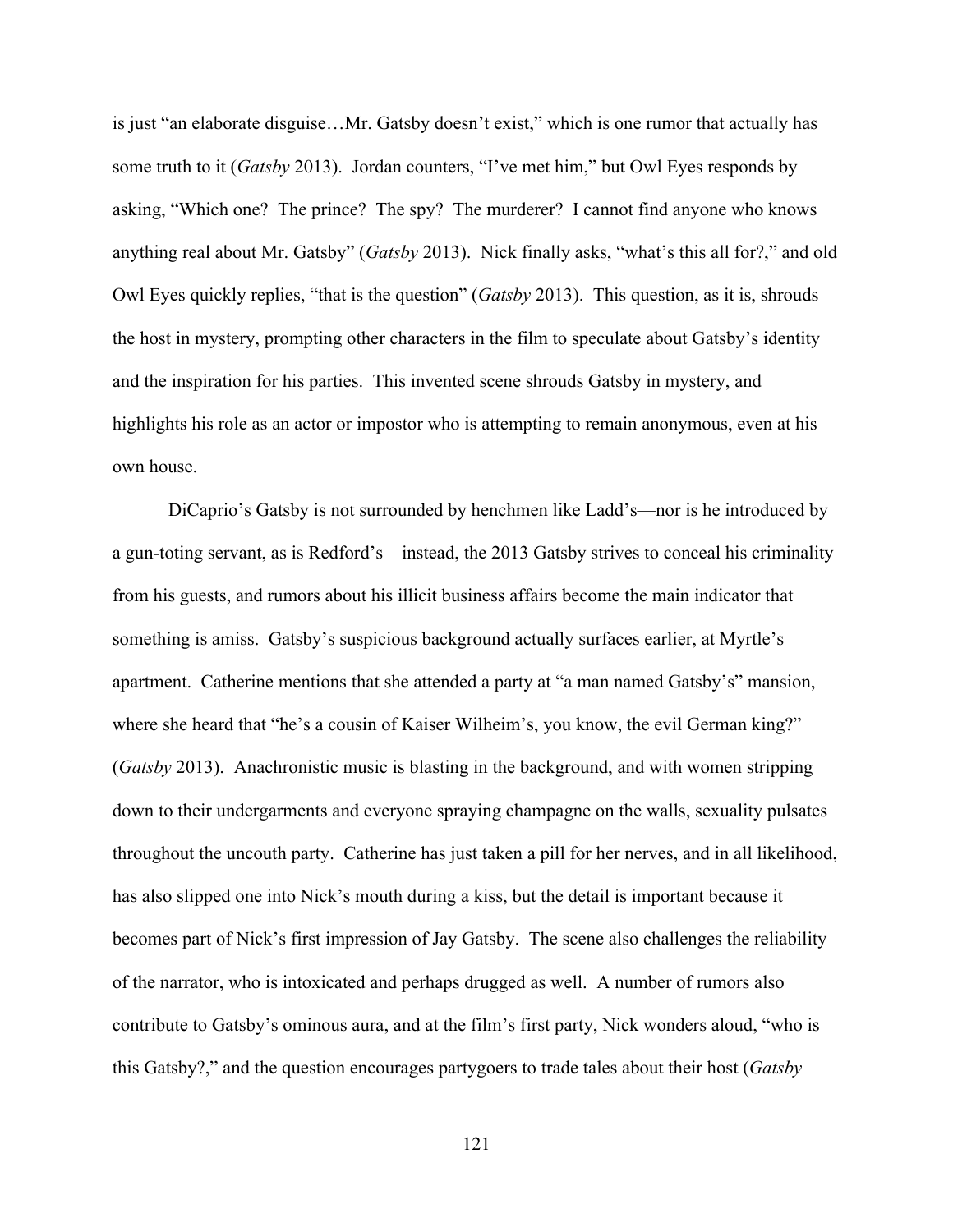is just "an elaborate disguise…Mr. Gatsby doesn't exist," which is one rumor that actually has some truth to it (*Gatsby* 2013). Jordan counters, "I've met him," but Owl Eyes responds by asking, "Which one? The prince? The spy? The murderer? I cannot find anyone who knows anything real about Mr. Gatsby" (*Gatsby* 2013). Nick finally asks, "what's this all for?," and old Owl Eyes quickly replies, "that is the question" (*Gatsby* 2013). This question, as it is, shrouds the host in mystery, prompting other characters in the film to speculate about Gatsby's identity and the inspiration for his parties. This invented scene shrouds Gatsby in mystery, and highlights his role as an actor or impostor who is attempting to remain anonymous, even at his own house.

DiCaprio's Gatsby is not surrounded by henchmen like Ladd's—nor is he introduced by a gun-toting servant, as is Redford's—instead, the 2013 Gatsby strives to conceal his criminality from his guests, and rumors about his illicit business affairs become the main indicator that something is amiss. Gatsby's suspicious background actually surfaces earlier, at Myrtle's apartment. Catherine mentions that she attended a party at "a man named Gatsby's" mansion, where she heard that "he's a cousin of Kaiser Wilheim's, you know, the evil German king?" (*Gatsby* 2013). Anachronistic music is blasting in the background, and with women stripping down to their undergarments and everyone spraying champagne on the walls, sexuality pulsates throughout the uncouth party. Catherine has just taken a pill for her nerves, and in all likelihood, has also slipped one into Nick's mouth during a kiss, but the detail is important because it becomes part of Nick's first impression of Jay Gatsby. The scene also challenges the reliability of the narrator, who is intoxicated and perhaps drugged as well. A number of rumors also contribute to Gatsby's ominous aura, and at the film's first party, Nick wonders aloud, "who is this Gatsby?," and the question encourages partygoers to trade tales about their host (*Gatsby*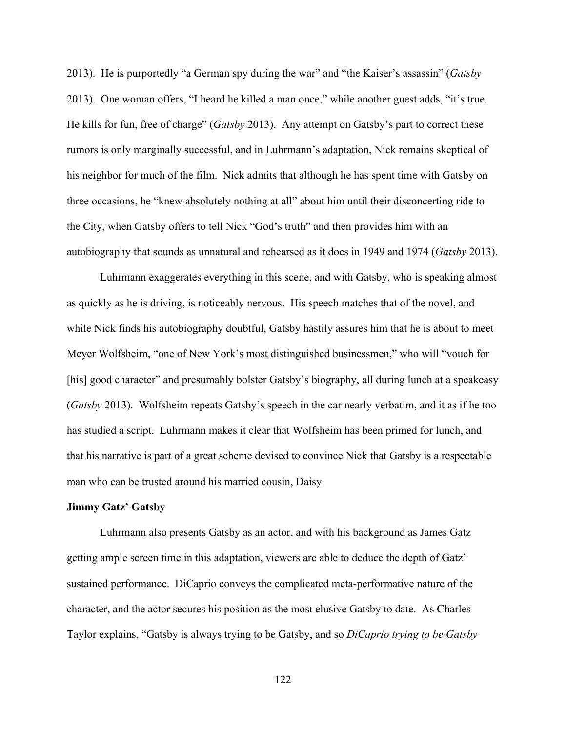2013). He is purportedly "a German spy during the war" and "the Kaiser's assassin" (*Gatsby* 2013). One woman offers, "I heard he killed a man once," while another guest adds, "it's true. He kills for fun, free of charge" (*Gatsby* 2013). Any attempt on Gatsby's part to correct these rumors is only marginally successful, and in Luhrmann's adaptation, Nick remains skeptical of his neighbor for much of the film. Nick admits that although he has spent time with Gatsby on three occasions, he "knew absolutely nothing at all" about him until their disconcerting ride to the City, when Gatsby offers to tell Nick "God's truth" and then provides him with an autobiography that sounds as unnatural and rehearsed as it does in 1949 and 1974 (*Gatsby* 2013).

Luhrmann exaggerates everything in this scene, and with Gatsby, who is speaking almost as quickly as he is driving, is noticeably nervous. His speech matches that of the novel, and while Nick finds his autobiography doubtful, Gatsby hastily assures him that he is about to meet Meyer Wolfsheim, "one of New York's most distinguished businessmen," who will "vouch for [his] good character" and presumably bolster Gatsby's biography, all during lunch at a speakeasy (*Gatsby* 2013). Wolfsheim repeats Gatsby's speech in the car nearly verbatim, and it as if he too has studied a script. Luhrmann makes it clear that Wolfsheim has been primed for lunch, and that his narrative is part of a great scheme devised to convince Nick that Gatsby is a respectable man who can be trusted around his married cousin, Daisy.

**Jimmy Gatz' Gatsby**

Luhrmann also presents Gatsby as an actor, and with his background as James Gatz getting ample screen time in this adaptation, viewers are able to deduce the depth of Gatz' sustained performance. DiCaprio conveys the complicated meta-performative nature of the character, and the actor secures his position as the most elusive Gatsby to date. As Charles Taylor explains, "Gatsby is always trying to be Gatsby, and so *DiCaprio trying to be Gatsby*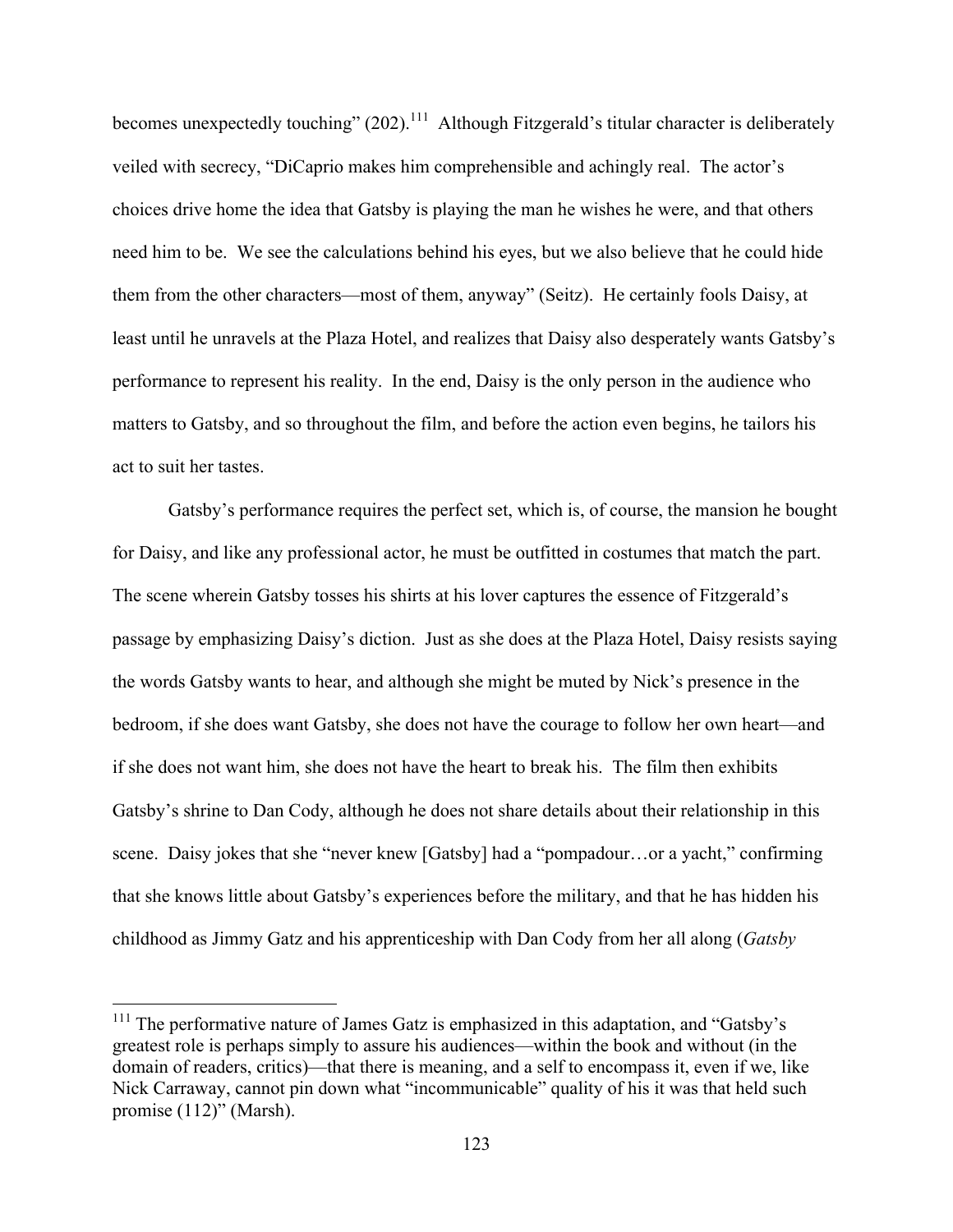becomes unexpectedly touching" (202).[111] Although Fitzgerald's titular character is deliberately veiled with secrecy, "DiCaprio makes him comprehensible and achingly real. The actor's choices drive home the idea that Gatsby is playing the man he wishes he were, and that others need him to be. We see the calculations behind his eyes, but we also believe that he could hide them from the other characters—most of them, anyway" (Seitz). He certainly fools Daisy, at least until he unravels at the Plaza Hotel, and realizes that Daisy also desperately wants Gatsby's performance to represent his reality. In the end, Daisy is the only person in the audience who matters to Gatsby, and so throughout the film, and before the action even begins, he tailors his act to suit her tastes.

Gatsby's performance requires the perfect set, which is, of course, the mansion he bought for Daisy, and like any professional actor, he must be outfitted in costumes that match the part. The scene wherein Gatsby tosses his shirts at his lover captures the essence of Fitzgerald's passage by emphasizing Daisy's diction. Just as she does at the Plaza Hotel, Daisy resists saying the words Gatsby wants to hear, and although she might be muted by Nick's presence in the bedroom, if she does want Gatsby, she does not have the courage to follow her own heart—and if she does not want him, she does not have the heart to break his. The film then exhibits Gatsby's shrine to Dan Cody, although he does not share details about their relationship in this scene. Daisy jokes that she "never knew [Gatsby] had a "pompadour…or a yacht," confirming that she knows little about Gatsby's experiences before the military, and that he has hidden his childhood as Jimmy Gatz and his apprenticeship with Dan Cody from her all along (*Gatsby*

[111] The performative nature of James Gatz is emphasized in this adaptation, and "Gatsby's greatest role is perhaps simply to assure his audiences—within the book and without (in the domain of readers, critics)—that there is meaning, and a self to encompass it, even if we, like Nick Carraway, cannot pin down what "incommunicable" quality of his it was that held such promise (112)" (Marsh).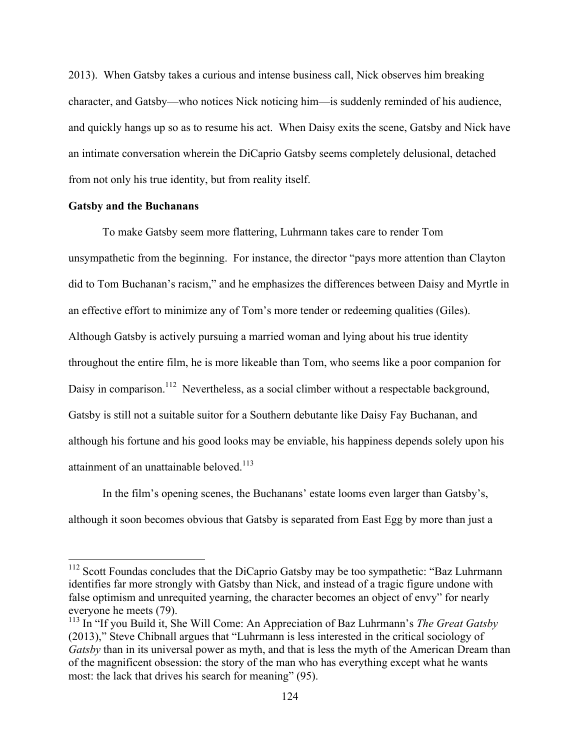2013). When Gatsby takes a curious and intense business call, Nick observes him breaking character, and Gatsby—who notices Nick noticing him—is suddenly reminded of his audience, and quickly hangs up so as to resume his act. When Daisy exits the scene, Gatsby and Nick have an intimate conversation wherein the DiCaprio Gatsby seems completely delusional, detached from not only his true identity, but from reality itself.

**Gatsby and the Buchanans**

To make Gatsby seem more flattering, Luhrmann takes care to render Tom unsympathetic from the beginning. For instance, the director "pays more attention than Clayton did to Tom Buchanan's racism," and he emphasizes the differences between Daisy and Myrtle in an effective effort to minimize any of Tom's more tender or redeeming qualities (Giles). Although Gatsby is actively pursuing a married woman and lying about his true identity throughout the entire film, he is more likeable than Tom, who seems like a poor companion for Daisy in comparison.[112] Nevertheless, as a social climber without a respectable background, Gatsby is still not a suitable suitor for a Southern debutante like Daisy Fay Buchanan, and although his fortune and his good looks may be enviable, his happiness depends solely upon his attainment of an unattainable beloved.[113]

In the film's opening scenes, the Buchanans' estate looms even larger than Gatsby's, although it soon becomes obvious that Gatsby is separated from East Egg by more than just a

---

[112] Scott Foundas concludes that the DiCaprio Gatsby may be too sympathetic: "Baz Luhrmann identifies far more strongly with Gatsby than Nick, and instead of a tragic figure undone with false optimism and unrequited yearning, the character becomes an object of envy" for nearly everyone he meets (79).

[113] In "If you Build it, She Will Come: An Appreciation of Baz Luhrmann's *The Great Gatsby* (2013)," Steve Chibnall argues that "Luhrmann is less interested in the critical sociology of *Gatsby* than in its universal power as myth, and that is less the myth of the American Dream than of the magnificent obsession: the story of the man who has everything except what he wants most: the lack that drives his search for meaning" (95).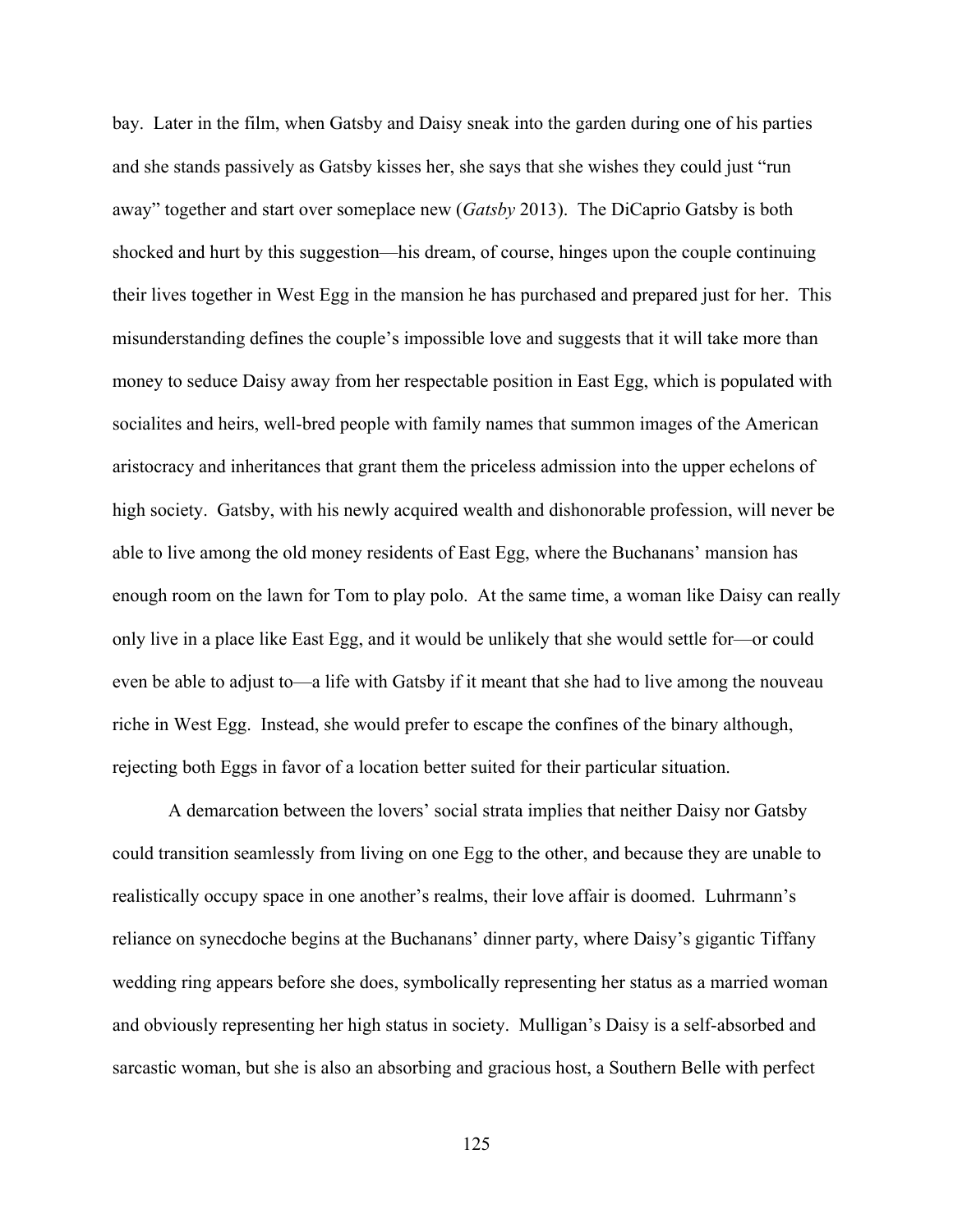bay. Later in the film, when Gatsby and Daisy sneak into the garden during one of his parties and she stands passively as Gatsby kisses her, she says that she wishes they could just "run away" together and start over someplace new (*Gatsby* 2013). The DiCaprio Gatsby is both shocked and hurt by this suggestion—his dream, of course, hinges upon the couple continuing their lives together in West Egg in the mansion he has purchased and prepared just for her. This misunderstanding defines the couple's impossible love and suggests that it will take more than money to seduce Daisy away from her respectable position in East Egg, which is populated with socialites and heirs, well-bred people with family names that summon images of the American aristocracy and inheritances that grant them the priceless admission into the upper echelons of high society. Gatsby, with his newly acquired wealth and dishonorable profession, will never be able to live among the old money residents of East Egg, where the Buchanans' mansion has enough room on the lawn for Tom to play polo. At the same time, a woman like Daisy can really only live in a place like East Egg, and it would be unlikely that she would settle for—or could even be able to adjust to—a life with Gatsby if it meant that she had to live among the nouveau riche in West Egg. Instead, she would prefer to escape the confines of the binary although, rejecting both Eggs in favor of a location better suited for their particular situation.

A demarcation between the lovers' social strata implies that neither Daisy nor Gatsby could transition seamlessly from living on one Egg to the other, and because they are unable to realistically occupy space in one another's realms, their love affair is doomed. Luhrmann's reliance on synecdoche begins at the Buchanans' dinner party, where Daisy's gigantic Tiffany wedding ring appears before she does, symbolically representing her status as a married woman and obviously representing her high status in society. Mulligan's Daisy is a self-absorbed and sarcastic woman, but she is also an absorbing and gracious host, a Southern Belle with perfect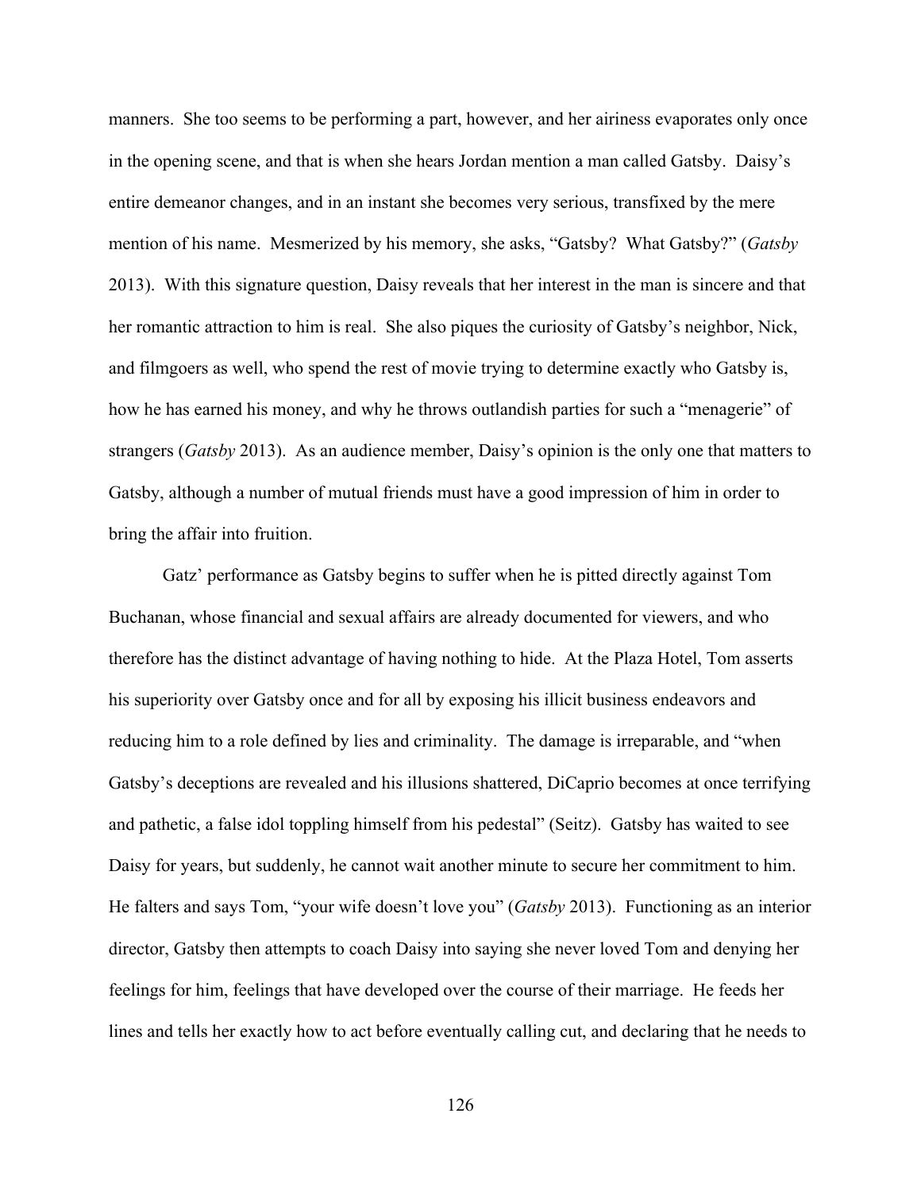manners. She too seems to be performing a part, however, and her airiness evaporates only once in the opening scene, and that is when she hears Jordan mention a man called Gatsby. Daisy's entire demeanor changes, and in an instant she becomes very serious, transfixed by the mere mention of his name. Mesmerized by his memory, she asks, "Gatsby? What Gatsby?" (*Gatsby* 2013). With this signature question, Daisy reveals that her interest in the man is sincere and that her romantic attraction to him is real. She also piques the curiosity of Gatsby's neighbor, Nick, and filmgoers as well, who spend the rest of movie trying to determine exactly who Gatsby is, how he has earned his money, and why he throws outlandish parties for such a "menagerie" of strangers (*Gatsby* 2013). As an audience member, Daisy's opinion is the only one that matters to Gatsby, although a number of mutual friends must have a good impression of him in order to bring the affair into fruition.

Gatz' performance as Gatsby begins to suffer when he is pitted directly against Tom Buchanan, whose financial and sexual affairs are already documented for viewers, and who therefore has the distinct advantage of having nothing to hide. At the Plaza Hotel, Tom asserts his superiority over Gatsby once and for all by exposing his illicit business endeavors and reducing him to a role defined by lies and criminality. The damage is irreparable, and "when Gatsby's deceptions are revealed and his illusions shattered, DiCaprio becomes at once terrifying and pathetic, a false idol toppling himself from his pedestal" (Seitz). Gatsby has waited to see Daisy for years, but suddenly, he cannot wait another minute to secure her commitment to him. He falters and says Tom, "your wife doesn't love you" (*Gatsby* 2013). Functioning as an interior director, Gatsby then attempts to coach Daisy into saying she never loved Tom and denying her feelings for him, feelings that have developed over the course of their marriage. He feeds her lines and tells her exactly how to act before eventually calling cut, and declaring that he needs to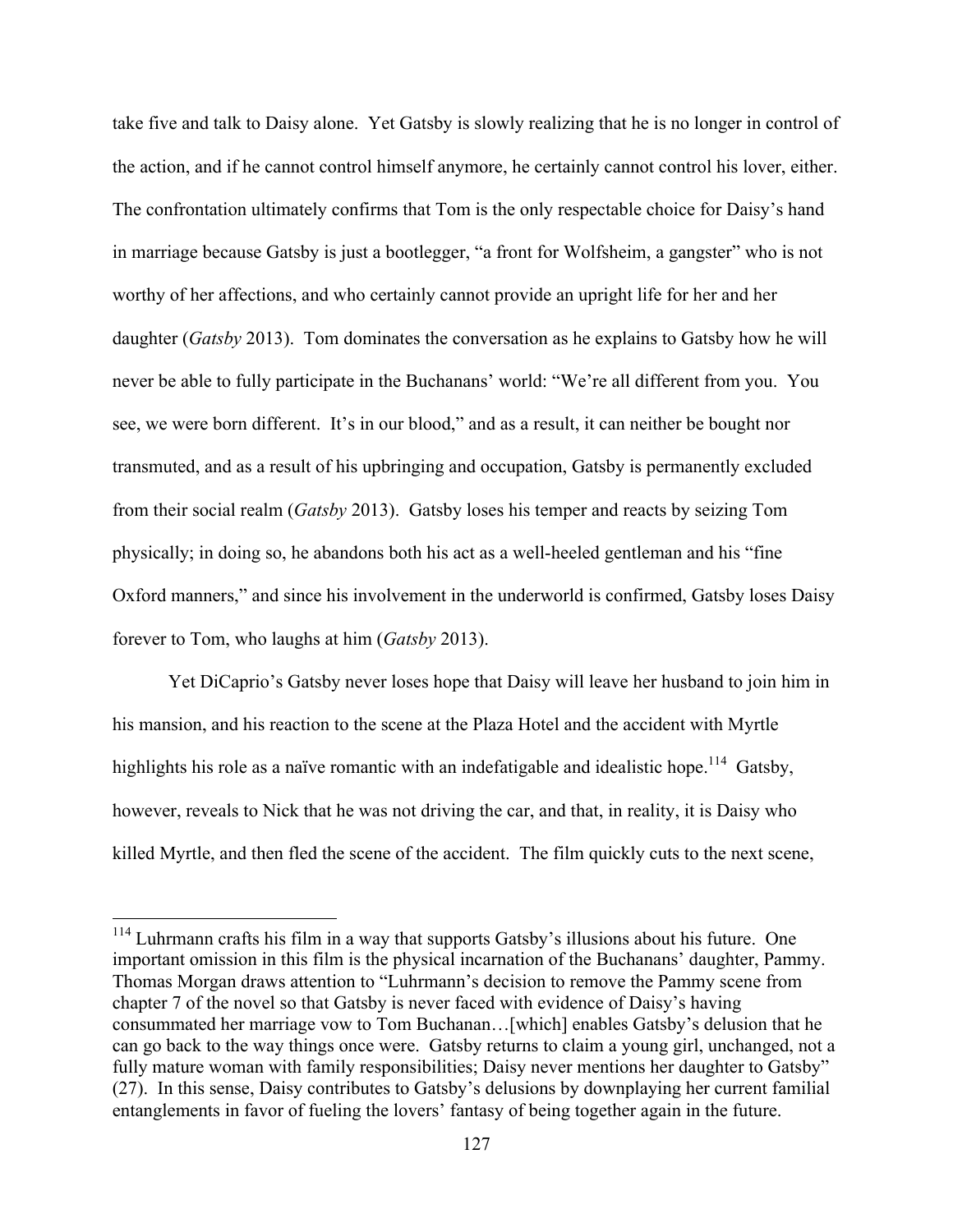take five and talk to Daisy alone. Yet Gatsby is slowly realizing that he is no longer in control of the action, and if he cannot control himself anymore, he certainly cannot control his lover, either. The confrontation ultimately confirms that Tom is the only respectable choice for Daisy's hand in marriage because Gatsby is just a bootlegger, "a front for Wolfsheim, a gangster" who is not worthy of her affections, and who certainly cannot provide an upright life for her and her daughter (*Gatsby* 2013). Tom dominates the conversation as he explains to Gatsby how he will never be able to fully participate in the Buchanans' world: "We're all different from you. You see, we were born different. It's in our blood," and as a result, it can neither be bought nor transmuted, and as a result of his upbringing and occupation, Gatsby is permanently excluded from their social realm (*Gatsby* 2013). Gatsby loses his temper and reacts by seizing Tom physically; in doing so, he abandons both his act as a well-heeled gentleman and his "fine Oxford manners," and since his involvement in the underworld is confirmed, Gatsby loses Daisy forever to Tom, who laughs at him (*Gatsby* 2013).

Yet DiCaprio's Gatsby never loses hope that Daisy will leave her husband to join him in his mansion, and his reaction to the scene at the Plaza Hotel and the accident with Myrtle highlights his role as a naïve romantic with an indefatigable and idealistic hope.[114] Gatsby, however, reveals to Nick that he was not driving the car, and that, in reality, it is Daisy who killed Myrtle, and then fled the scene of the accident. The film quickly cuts to the next scene,

---

[114] Luhrmann crafts his film in a way that supports Gatsby's illusions about his future. One important omission in this film is the physical incarnation of the Buchanans' daughter, Pammy. Thomas Morgan draws attention to "Luhrmann's decision to remove the Pammy scene from chapter 7 of the novel so that Gatsby is never faced with evidence of Daisy's having consummated her marriage vow to Tom Buchanan…[which] enables Gatsby's delusion that he can go back to the way things once were. Gatsby returns to claim a young girl, unchanged, not a fully mature woman with family responsibilities; Daisy never mentions her daughter to Gatsby" (27). In this sense, Daisy contributes to Gatsby's delusions by downplaying her current familial entanglements in favor of fueling the lovers' fantasy of being together again in the future.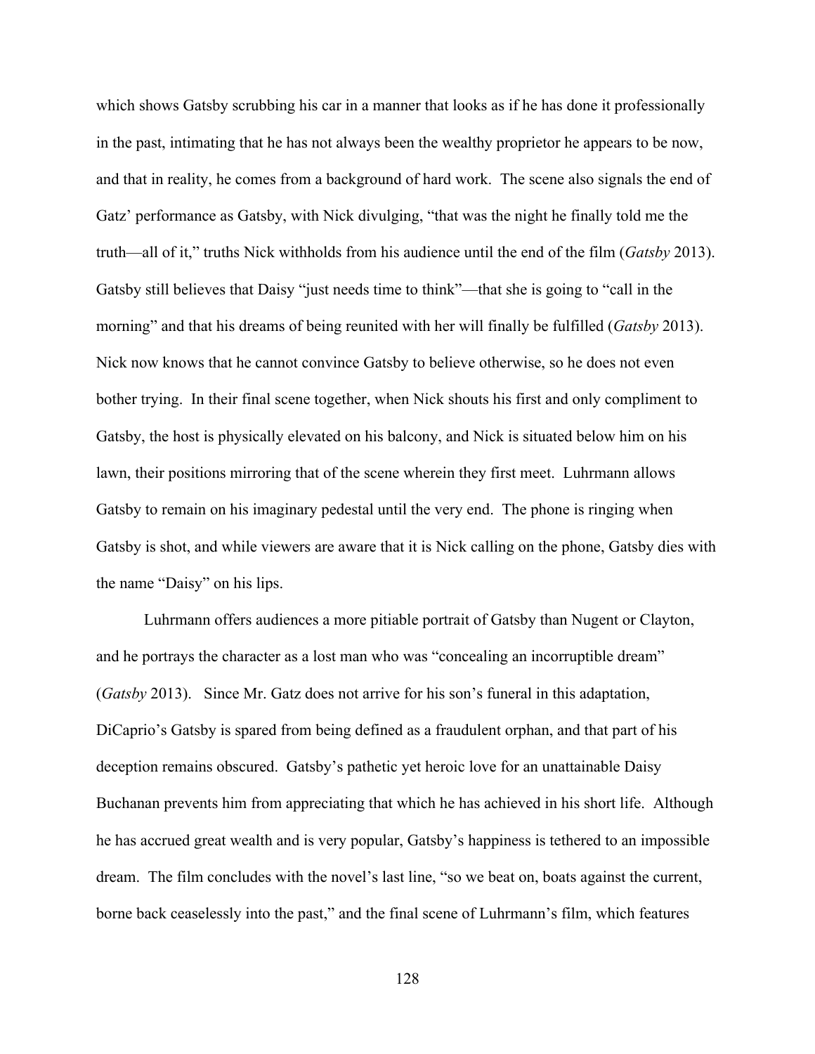which shows Gatsby scrubbing his car in a manner that looks as if he has done it professionally in the past, intimating that he has not always been the wealthy proprietor he appears to be now, and that in reality, he comes from a background of hard work. The scene also signals the end of Gatz' performance as Gatsby, with Nick divulging, "that was the night he finally told me the truth—all of it," truths Nick withholds from his audience until the end of the film (*Gatsby* 2013). Gatsby still believes that Daisy "just needs time to think"—that she is going to "call in the morning" and that his dreams of being reunited with her will finally be fulfilled (*Gatsby* 2013). Nick now knows that he cannot convince Gatsby to believe otherwise, so he does not even bother trying. In their final scene together, when Nick shouts his first and only compliment to Gatsby, the host is physically elevated on his balcony, and Nick is situated below him on his lawn, their positions mirroring that of the scene wherein they first meet. Luhrmann allows Gatsby to remain on his imaginary pedestal until the very end. The phone is ringing when Gatsby is shot, and while viewers are aware that it is Nick calling on the phone, Gatsby dies with the name "Daisy" on his lips.

Luhrmann offers audiences a more pitiable portrait of Gatsby than Nugent or Clayton, and he portrays the character as a lost man who was "concealing an incorruptible dream" (*Gatsby* 2013). Since Mr. Gatz does not arrive for his son's funeral in this adaptation, DiCaprio's Gatsby is spared from being defined as a fraudulent orphan, and that part of his deception remains obscured. Gatsby's pathetic yet heroic love for an unattainable Daisy Buchanan prevents him from appreciating that which he has achieved in his short life. Although he has accrued great wealth and is very popular, Gatsby's happiness is tethered to an impossible dream. The film concludes with the novel's last line, "so we beat on, boats against the current, borne back ceaselessly into the past," and the final scene of Luhrmann's film, which features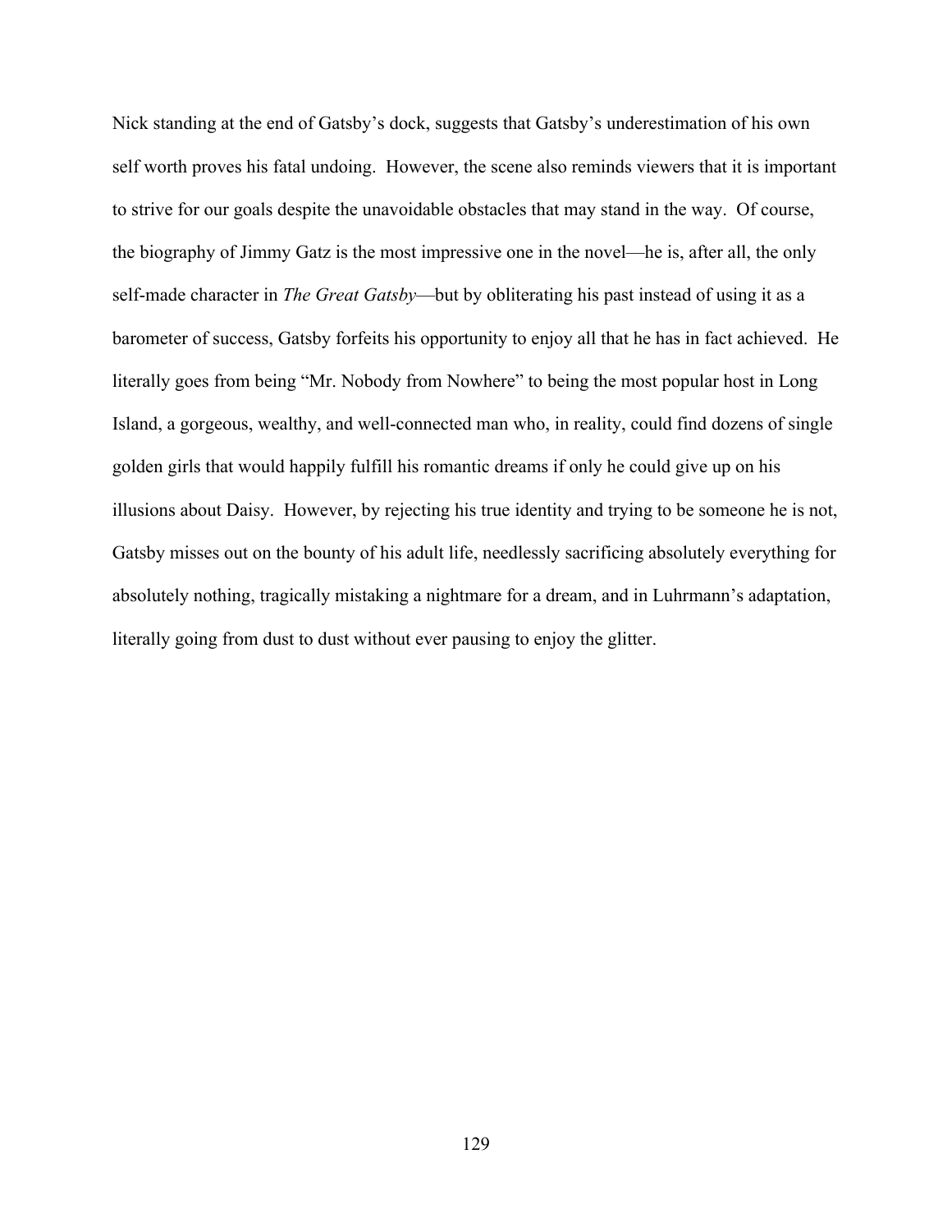Nick standing at the end of Gatsby's dock, suggests that Gatsby's underestimation of his own self worth proves his fatal undoing. However, the scene also reminds viewers that it is important to strive for our goals despite the unavoidable obstacles that may stand in the way. Of course, the biography of Jimmy Gatz is the most impressive one in the novel—he is, after all, the only self-made character in *The Great Gatsby*—but by obliterating his past instead of using it as a barometer of success, Gatsby forfeits his opportunity to enjoy all that he has in fact achieved. He literally goes from being "Mr. Nobody from Nowhere" to being the most popular host in Long Island, a gorgeous, wealthy, and well-connected man who, in reality, could find dozens of single golden girls that would happily fulfill his romantic dreams if only he could give up on his illusions about Daisy. However, by rejecting his true identity and trying to be someone he is not, Gatsby misses out on the bounty of his adult life, needlessly sacrificing absolutely everything for absolutely nothing, tragically mistaking a nightmare for a dream, and in Luhrmann's adaptation, literally going from dust to dust without ever pausing to enjoy the glitter.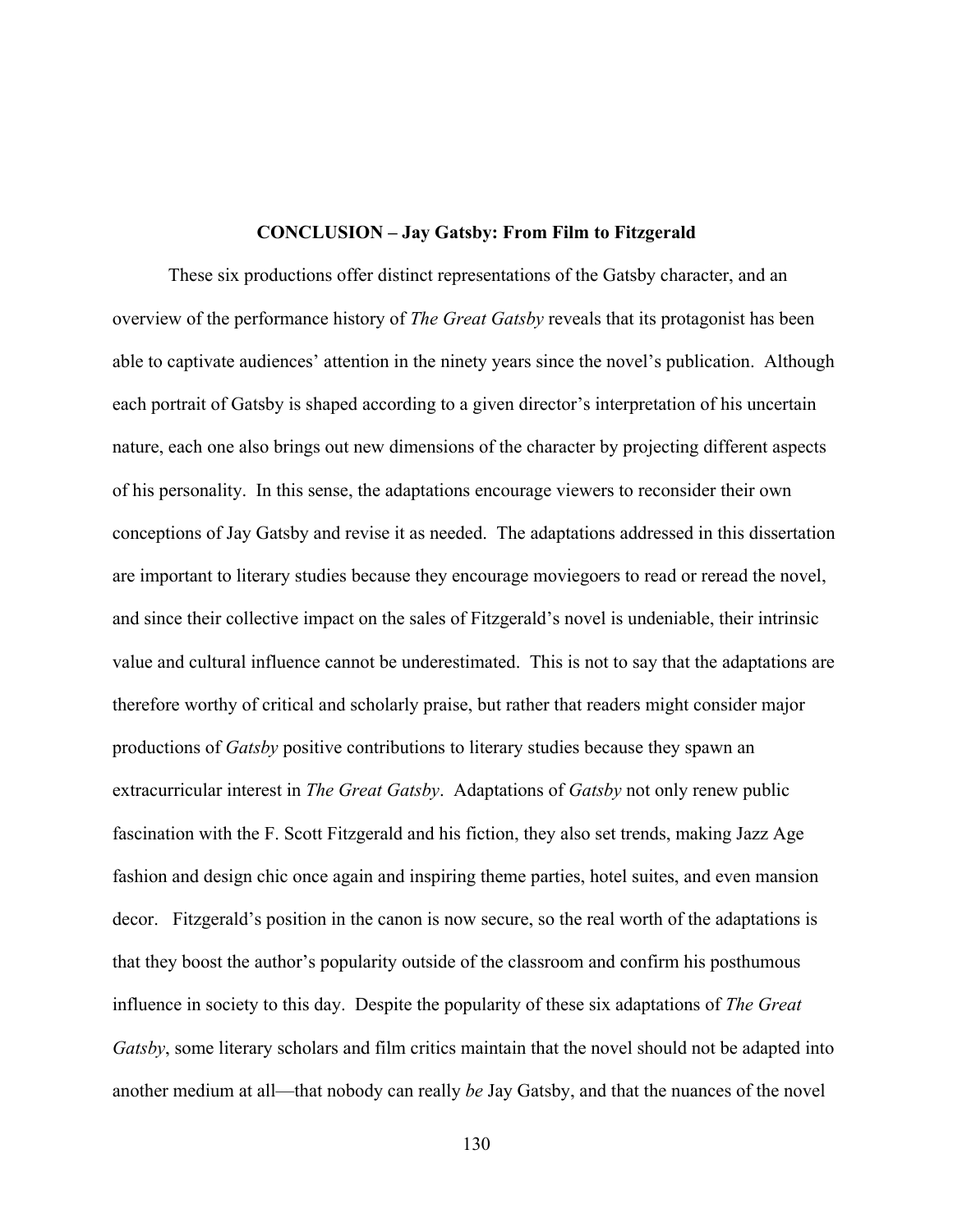# CONCLUSION – Jay Gatsby: From Film to Fitzgerald

These six productions offer distinct representations of the Gatsby character, and an overview of the performance history of *The Great Gatsby* reveals that its protagonist has been able to captivate audiences' attention in the ninety years since the novel's publication. Although each portrait of Gatsby is shaped according to a given director's interpretation of his uncertain nature, each one also brings out new dimensions of the character by projecting different aspects of his personality. In this sense, the adaptations encourage viewers to reconsider their own conceptions of Jay Gatsby and revise it as needed. The adaptations addressed in this dissertation are important to literary studies because they encourage moviegoers to read or reread the novel, and since their collective impact on the sales of Fitzgerald's novel is undeniable, their intrinsic value and cultural influence cannot be underestimated. This is not to say that the adaptations are therefore worthy of critical and scholarly praise, but rather that readers might consider major productions of *Gatsby* positive contributions to literary studies because they spawn an extracurricular interest in *The Great Gatsby*. Adaptations of *Gatsby* not only renew public fascination with the F. Scott Fitzgerald and his fiction, they also set trends, making Jazz Age fashion and design chic once again and inspiring theme parties, hotel suites, and even mansion decor. Fitzgerald's position in the canon is now secure, so the real worth of the adaptations is that they boost the author's popularity outside of the classroom and confirm his posthumous influence in society to this day. Despite the popularity of these six adaptations of *The Great Gatsby*, some literary scholars and film critics maintain that the novel should not be adapted into another medium at all—that nobody can really *be* Jay Gatsby, and that the nuances of the novel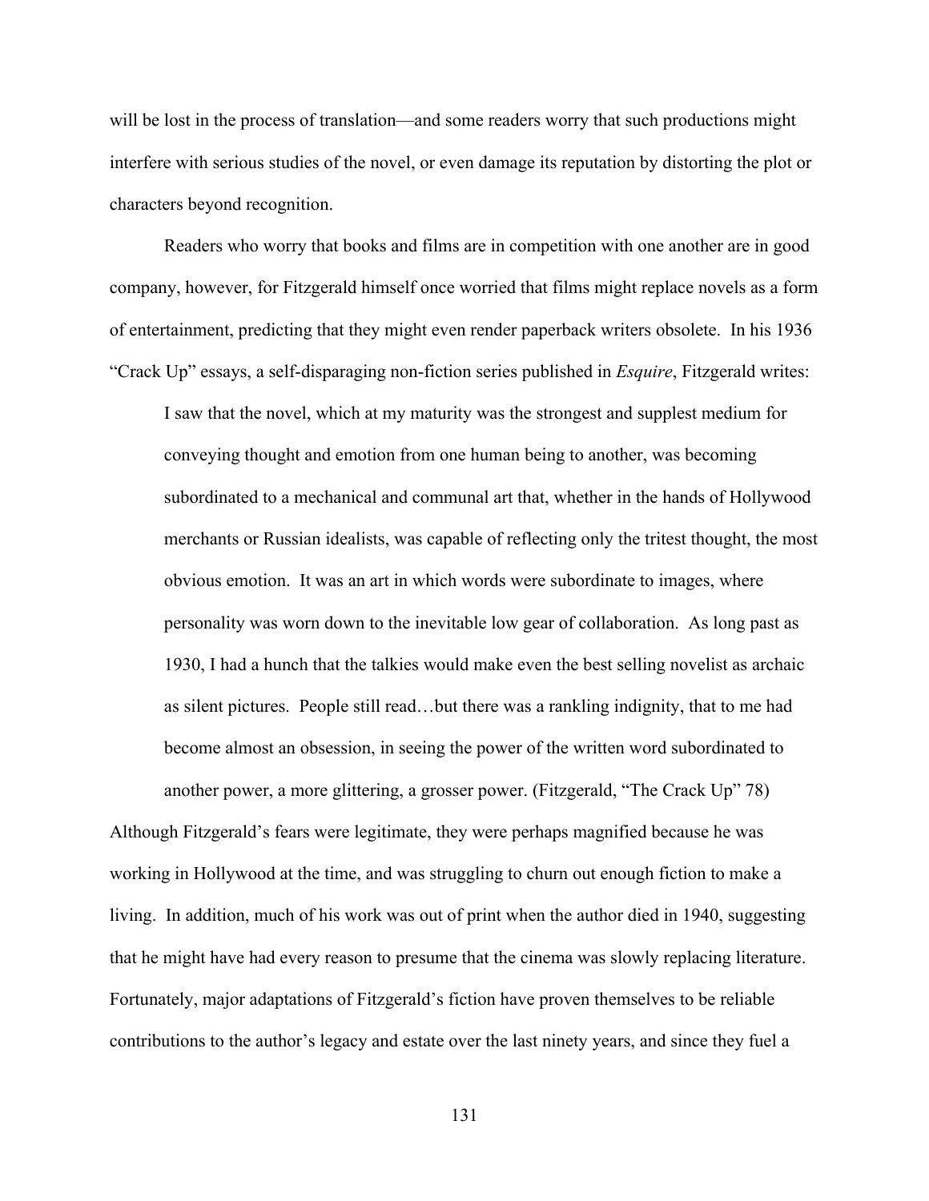will be lost in the process of translation—and some readers worry that such productions might interfere with serious studies of the novel, or even damage its reputation by distorting the plot or characters beyond recognition.

Readers who worry that books and films are in competition with one another are in good company, however, for Fitzgerald himself once worried that films might replace novels as a form of entertainment, predicting that they might even render paperback writers obsolete. In his 1936 "Crack Up" essays, a self-disparaging non-fiction series published in *Esquire*, Fitzgerald writes:

> I saw that the novel, which at my maturity was the strongest and supplest medium for conveying thought and emotion from one human being to another, was becoming subordinated to a mechanical and communal art that, whether in the hands of Hollywood merchants or Russian idealists, was capable of reflecting only the tritest thought, the most obvious emotion. It was an art in which words were subordinate to images, where personality was worn down to the inevitable low gear of collaboration. As long past as 1930, I had a hunch that the talkies would make even the best selling novelist as archaic as silent pictures. People still read…but there was a rankling indignity, that to me had become almost an obsession, in seeing the power of the written word subordinated to another power, a more glittering, a grosser power. (Fitzgerald, "The Crack Up" 78)

Although Fitzgerald's fears were legitimate, they were perhaps magnified because he was working in Hollywood at the time, and was struggling to churn out enough fiction to make a living. In addition, much of his work was out of print when the author died in 1940, suggesting that he might have had every reason to presume that the cinema was slowly replacing literature. Fortunately, major adaptations of Fitzgerald's fiction have proven themselves to be reliable contributions to the author's legacy and estate over the last ninety years, and since they fuel a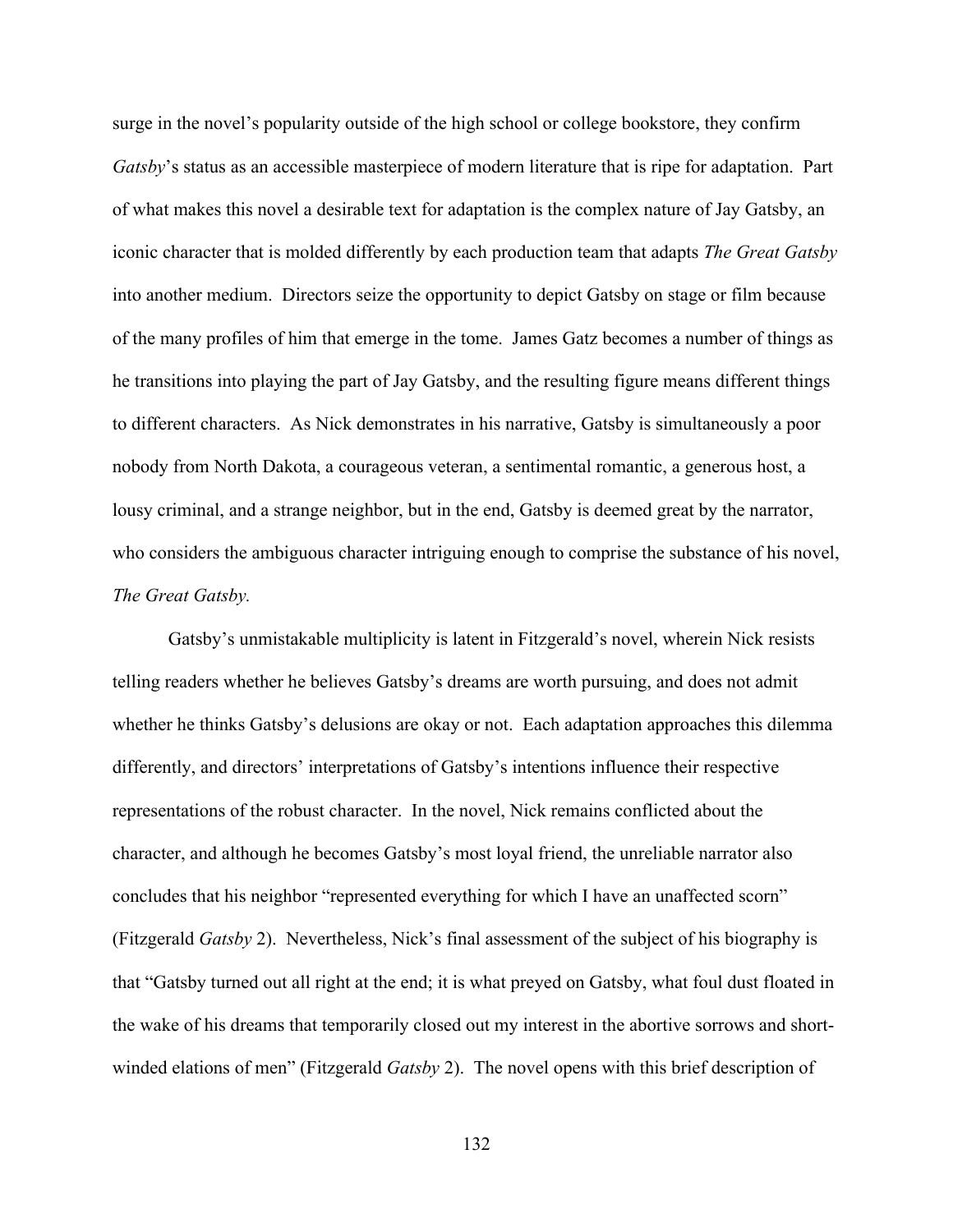surge in the novel's popularity outside of the high school or college bookstore, they confirm *Gatsby*'s status as an accessible masterpiece of modern literature that is ripe for adaptation. Part of what makes this novel a desirable text for adaptation is the complex nature of Jay Gatsby, an iconic character that is molded differently by each production team that adapts *The Great Gatsby* into another medium. Directors seize the opportunity to depict Gatsby on stage or film because of the many profiles of him that emerge in the tome. James Gatz becomes a number of things as he transitions into playing the part of Jay Gatsby, and the resulting figure means different things to different characters. As Nick demonstrates in his narrative, Gatsby is simultaneously a poor nobody from North Dakota, a courageous veteran, a sentimental romantic, a generous host, a lousy criminal, and a strange neighbor, but in the end, Gatsby is deemed great by the narrator, who considers the ambiguous character intriguing enough to comprise the substance of his novel, *The Great Gatsby.*

Gatsby's unmistakable multiplicity is latent in Fitzgerald's novel, wherein Nick resists telling readers whether he believes Gatsby's dreams are worth pursuing, and does not admit whether he thinks Gatsby's delusions are okay or not. Each adaptation approaches this dilemma differently, and directors' interpretations of Gatsby's intentions influence their respective representations of the robust character. In the novel, Nick remains conflicted about the character, and although he becomes Gatsby's most loyal friend, the unreliable narrator also concludes that his neighbor "represented everything for which I have an unaffected scorn" (Fitzgerald *Gatsby* 2). Nevertheless, Nick's final assessment of the subject of his biography is that "Gatsby turned out all right at the end; it is what preyed on Gatsby, what foul dust floated in the wake of his dreams that temporarily closed out my interest in the abortive sorrows and short-winded elations of men" (Fitzgerald *Gatsby* 2). The novel opens with this brief description of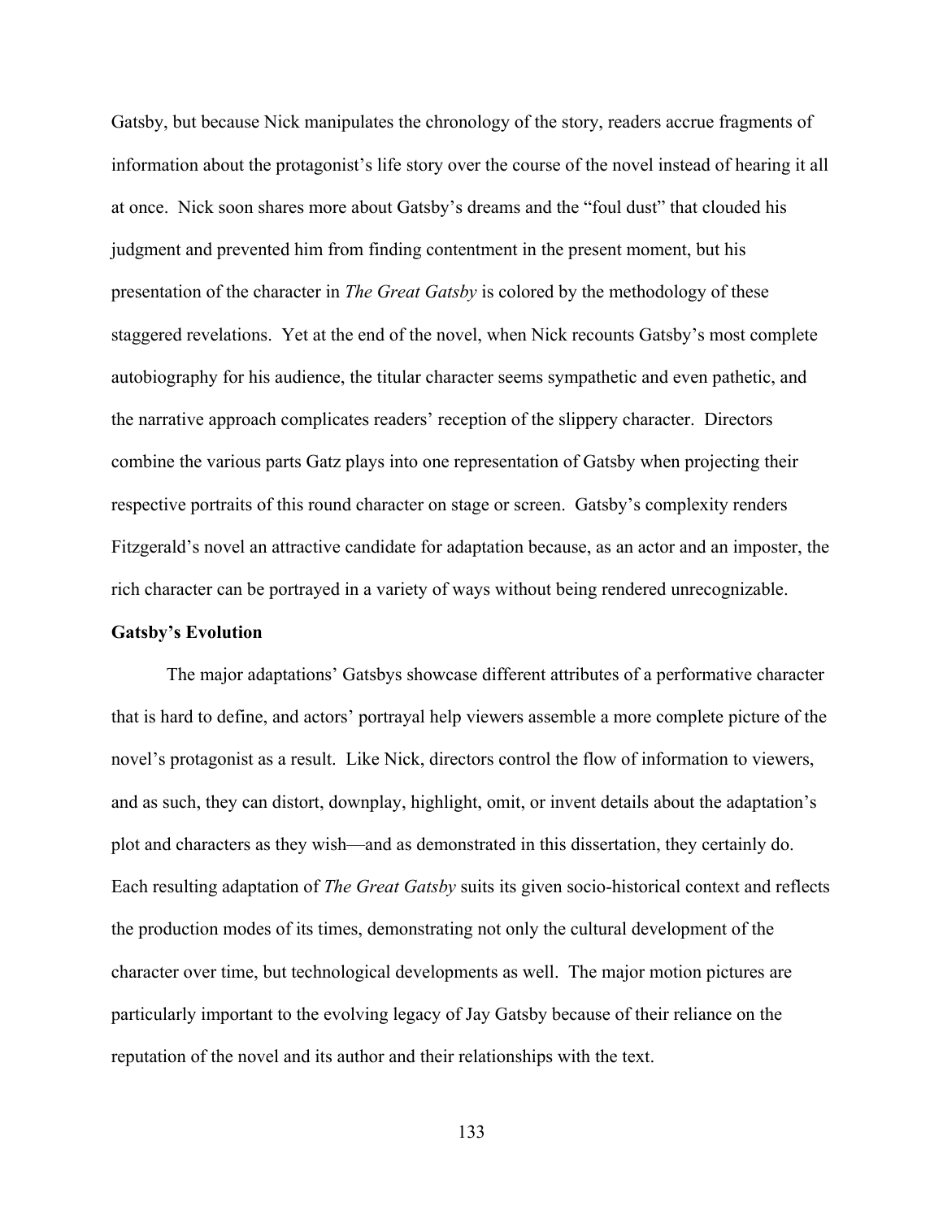Gatsby, but because Nick manipulates the chronology of the story, readers accrue fragments of information about the protagonist's life story over the course of the novel instead of hearing it all at once. Nick soon shares more about Gatsby's dreams and the "foul dust" that clouded his judgment and prevented him from finding contentment in the present moment, but his presentation of the character in *The Great Gatsby* is colored by the methodology of these staggered revelations. Yet at the end of the novel, when Nick recounts Gatsby's most complete autobiography for his audience, the titular character seems sympathetic and even pathetic, and the narrative approach complicates readers' reception of the slippery character. Directors combine the various parts Gatz plays into one representation of Gatsby when projecting their respective portraits of this round character on stage or screen. Gatsby's complexity renders Fitzgerald's novel an attractive candidate for adaptation because, as an actor and an imposter, the rich character can be portrayed in a variety of ways without being rendered unrecognizable.

**Gatsby's Evolution**

The major adaptations' Gatsbys showcase different attributes of a performative character that is hard to define, and actors' portrayal help viewers assemble a more complete picture of the novel's protagonist as a result. Like Nick, directors control the flow of information to viewers, and as such, they can distort, downplay, highlight, omit, or invent details about the adaptation's plot and characters as they wish—and as demonstrated in this dissertation, they certainly do. Each resulting adaptation of *The Great Gatsby* suits its given socio-historical context and reflects the production modes of its times, demonstrating not only the cultural development of the character over time, but technological developments as well. The major motion pictures are particularly important to the evolving legacy of Jay Gatsby because of their reliance on the reputation of the novel and its author and their relationships with the text.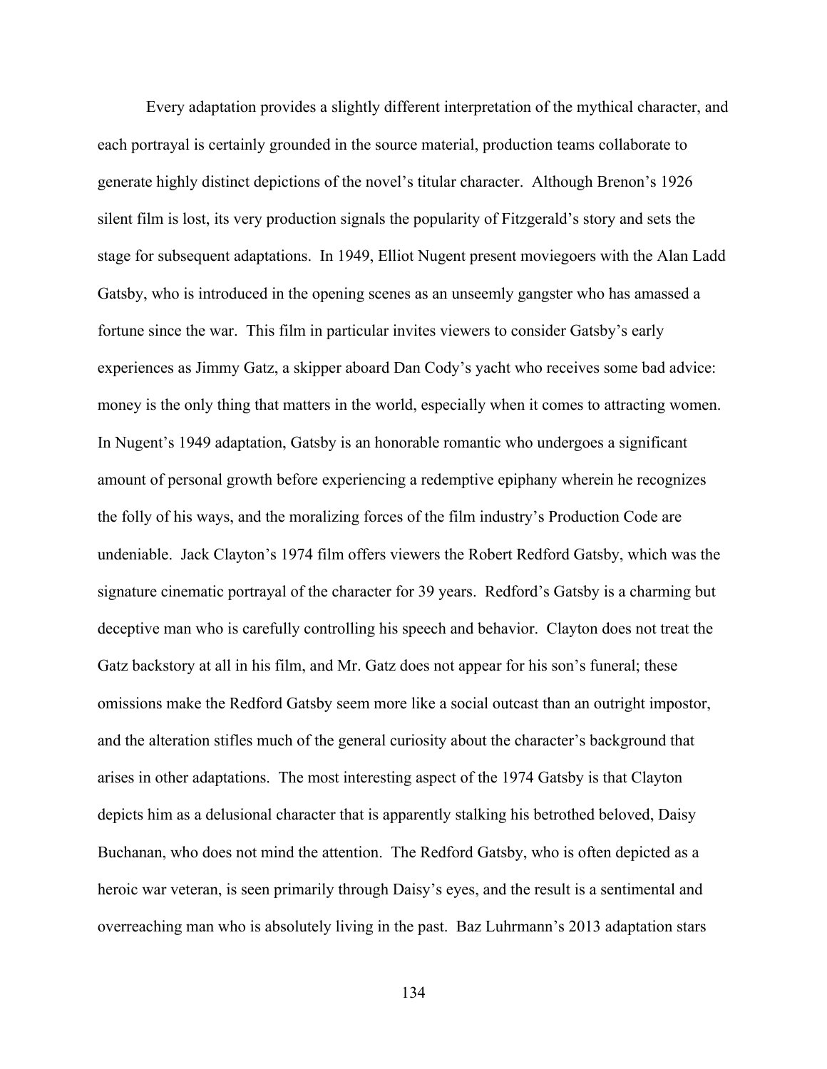Every adaptation provides a slightly different interpretation of the mythical character, and each portrayal is certainly grounded in the source material, production teams collaborate to generate highly distinct depictions of the novel's titular character. Although Brenon's 1926 silent film is lost, its very production signals the popularity of Fitzgerald's story and sets the stage for subsequent adaptations. In 1949, Elliot Nugent present moviegoers with the Alan Ladd Gatsby, who is introduced in the opening scenes as an unseemly gangster who has amassed a fortune since the war. This film in particular invites viewers to consider Gatsby's early experiences as Jimmy Gatz, a skipper aboard Dan Cody's yacht who receives some bad advice: money is the only thing that matters in the world, especially when it comes to attracting women. In Nugent's 1949 adaptation, Gatsby is an honorable romantic who undergoes a significant amount of personal growth before experiencing a redemptive epiphany wherein he recognizes the folly of his ways, and the moralizing forces of the film industry's Production Code are undeniable. Jack Clayton's 1974 film offers viewers the Robert Redford Gatsby, which was the signature cinematic portrayal of the character for 39 years. Redford's Gatsby is a charming but deceptive man who is carefully controlling his speech and behavior. Clayton does not treat the Gatz backstory at all in his film, and Mr. Gatz does not appear for his son's funeral; these omissions make the Redford Gatsby seem more like a social outcast than an outright impostor, and the alteration stifles much of the general curiosity about the character's background that arises in other adaptations. The most interesting aspect of the 1974 Gatsby is that Clayton depicts him as a delusional character that is apparently stalking his betrothed beloved, Daisy Buchanan, who does not mind the attention. The Redford Gatsby, who is often depicted as a heroic war veteran, is seen primarily through Daisy's eyes, and the result is a sentimental and overreaching man who is absolutely living in the past. Baz Luhrmann's 2013 adaptation stars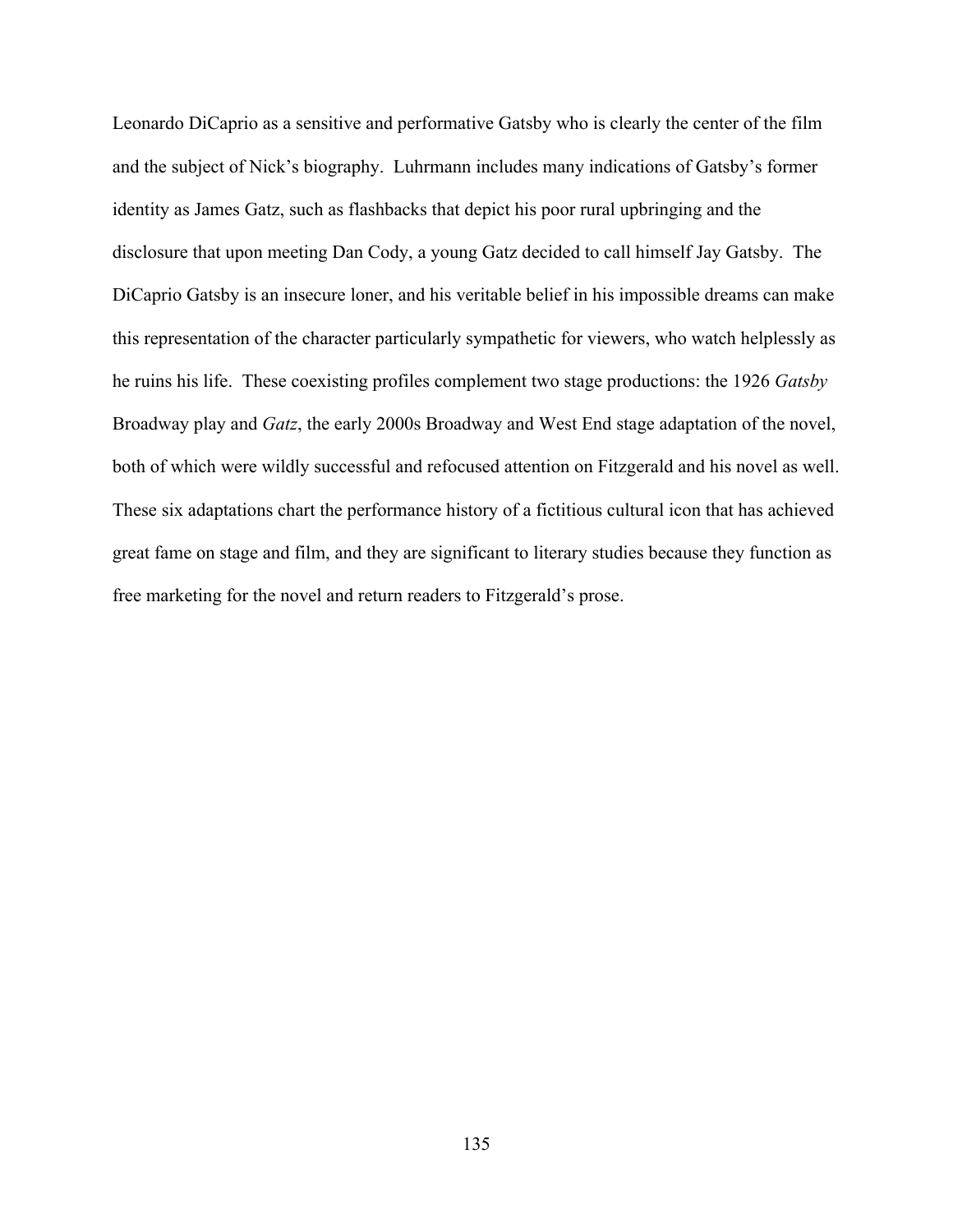Leonardo DiCaprio as a sensitive and performative Gatsby who is clearly the center of the film and the subject of Nick's biography. Luhrmann includes many indications of Gatsby's former identity as James Gatz, such as flashbacks that depict his poor rural upbringing and the disclosure that upon meeting Dan Cody, a young Gatz decided to call himself Jay Gatsby. The DiCaprio Gatsby is an insecure loner, and his veritable belief in his impossible dreams can make this representation of the character particularly sympathetic for viewers, who watch helplessly as he ruins his life. These coexisting profiles complement two stage productions: the 1926 *Gatsby* Broadway play and *Gatz*, the early 2000s Broadway and West End stage adaptation of the novel, both of which were wildly successful and refocused attention on Fitzgerald and his novel as well. These six adaptations chart the performance history of a fictitious cultural icon that has achieved great fame on stage and film, and they are significant to literary studies because they function as free marketing for the novel and return readers to Fitzgerald's prose.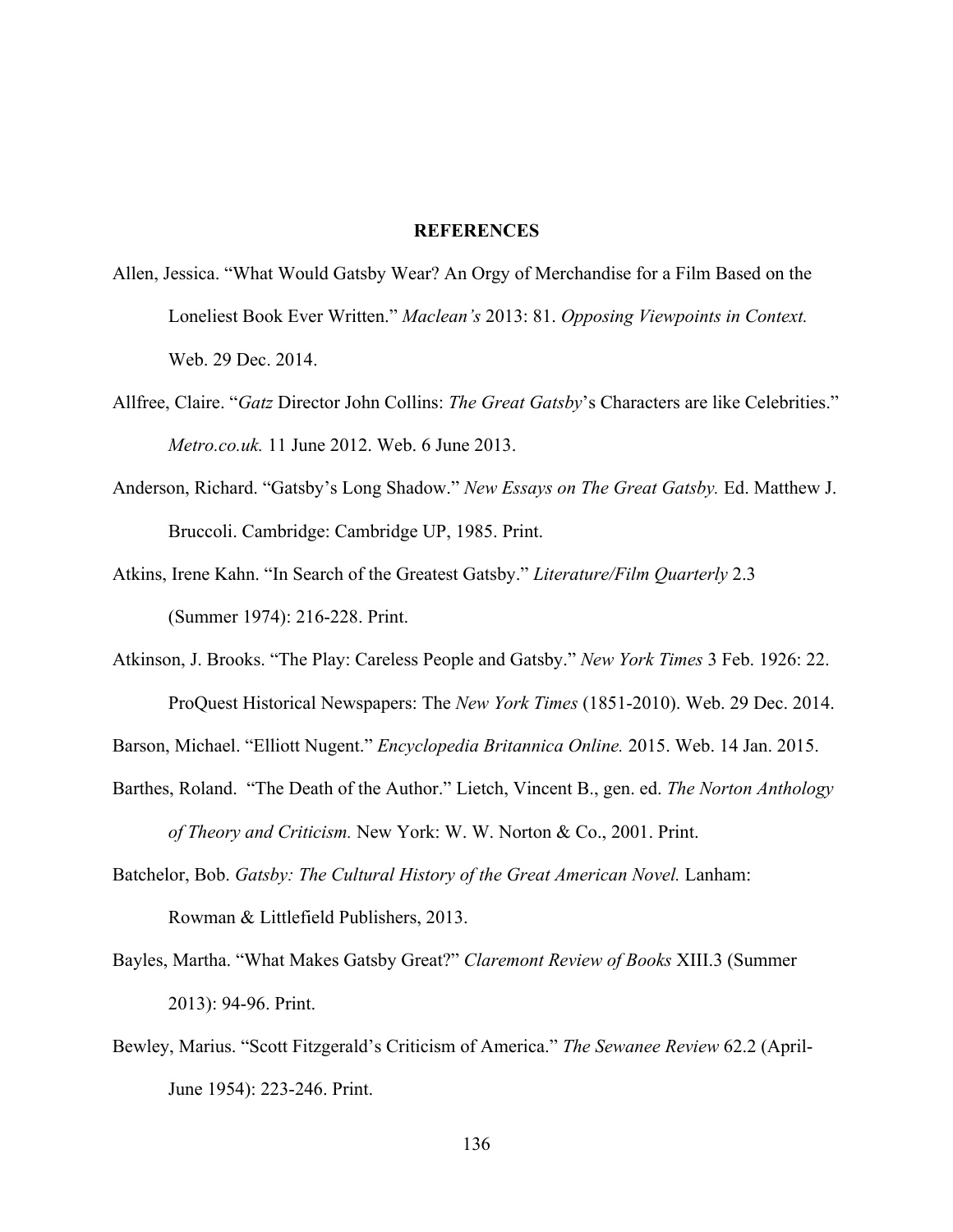# REFERENCES

Allen, Jessica. "What Would Gatsby Wear? An Orgy of Merchandise for a Film Based on the Loneliest Book Ever Written." *Maclean's* 2013: 81. *Opposing Viewpoints in Context.* Web. 29 Dec. 2014.

Allfree, Claire. "*Gatz* Director John Collins: *The Great Gatsby*'s Characters are like Celebrities." *Metro.co.uk.* 11 June 2012. Web. 6 June 2013.

Anderson, Richard. "Gatsby's Long Shadow." *New Essays on The Great Gatsby.* Ed. Matthew J. Bruccoli. Cambridge: Cambridge UP, 1985. Print.

Atkins, Irene Kahn. "In Search of the Greatest Gatsby." *Literature/Film Quarterly* 2.3 (Summer 1974): 216-228. Print.

Atkinson, J. Brooks. "The Play: Careless People and Gatsby." *New York Times* 3 Feb. 1926: 22. ProQuest Historical Newspapers: The *New York Times* (1851-2010). Web. 29 Dec. 2014.

Barson, Michael. "Elliott Nugent." *Encyclopedia Britannica Online.* 2015. Web. 14 Jan. 2015.

Barthes, Roland. "The Death of the Author." Lietch, Vincent B., gen. ed. *The Norton Anthology of Theory and Criticism.* New York: W. W. Norton & Co., 2001. Print.

Batchelor, Bob. *Gatsby: The Cultural History of the Great American Novel.* Lanham: Rowman & Littlefield Publishers, 2013.

Bayles, Martha. "What Makes Gatsby Great?" *Claremont Review of Books* XIII.3 (Summer 2013): 94-96. Print.

Bewley, Marius. "Scott Fitzgerald's Criticism of America." *The Sewanee Review* 62.2 (April-June 1954): 223-246. Print.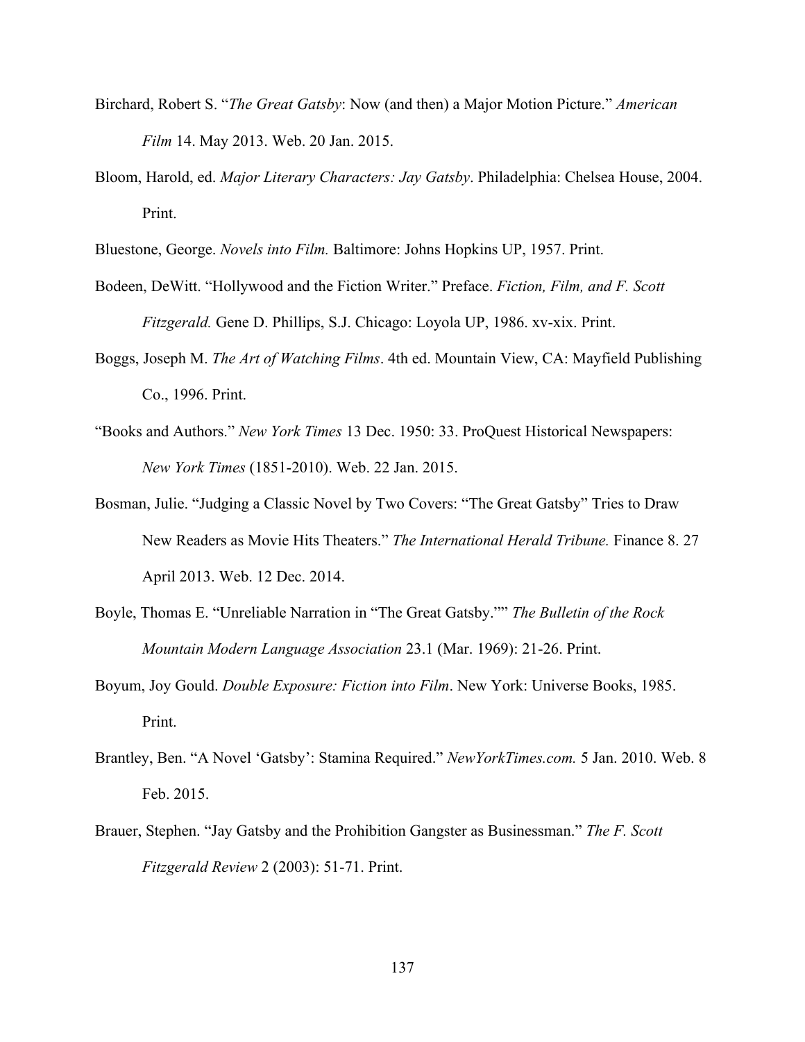Birchard, Robert S. "*The Great Gatsby*: Now (and then) a Major Motion Picture." *American Film* 14. May 2013. Web. 20 Jan. 2015.

Bloom, Harold, ed. *Major Literary Characters: Jay Gatsby*. Philadelphia: Chelsea House, 2004. Print.

Bluestone, George. *Novels into Film.* Baltimore: Johns Hopkins UP, 1957. Print.

Bodeen, DeWitt. "Hollywood and the Fiction Writer." Preface. *Fiction, Film, and F. Scott Fitzgerald.* Gene D. Phillips, S.J. Chicago: Loyola UP, 1986. xv-xix. Print.

Boggs, Joseph M. *The Art of Watching Films*. 4th ed. Mountain View, CA: Mayfield Publishing Co., 1996. Print.

"Books and Authors." *New York Times* 13 Dec. 1950: 33. ProQuest Historical Newspapers: *New York Times* (1851-2010). Web. 22 Jan. 2015.

Bosman, Julie. "Judging a Classic Novel by Two Covers: "The Great Gatsby" Tries to Draw New Readers as Movie Hits Theaters." *The International Herald Tribune.* Finance 8. 27 April 2013. Web. 12 Dec. 2014.

Boyle, Thomas E. "Unreliable Narration in "The Great Gatsby."" *The Bulletin of the Rock Mountain Modern Language Association* 23.1 (Mar. 1969): 21-26. Print.

Boyum, Joy Gould. *Double Exposure: Fiction into Film*. New York: Universe Books, 1985. Print.

Brantley, Ben. "A Novel 'Gatsby': Stamina Required." *NewYorkTimes.com.* 5 Jan. 2010. Web. 8 Feb. 2015.

Brauer, Stephen. "Jay Gatsby and the Prohibition Gangster as Businessman." *The F. Scott Fitzgerald Review* 2 (2003): 51-71. Print.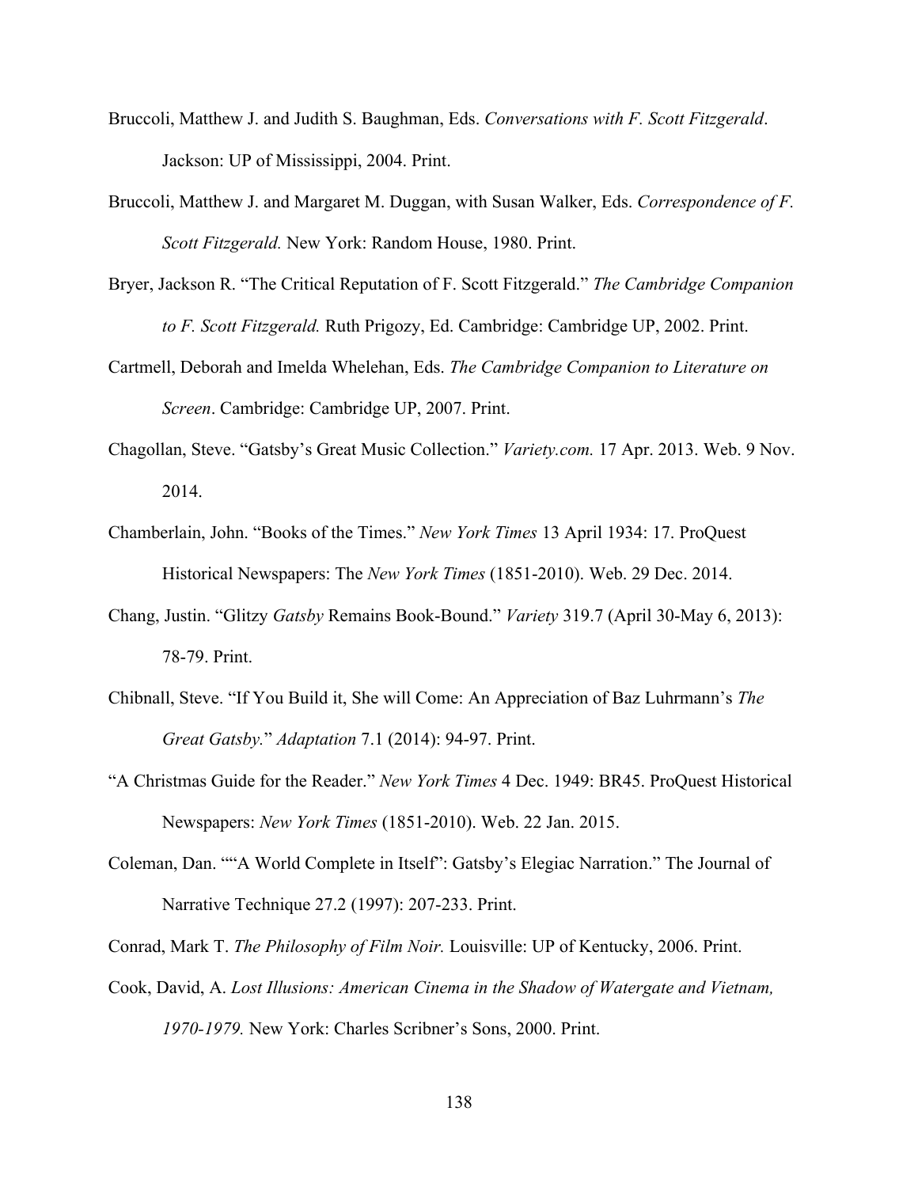Bruccoli, Matthew J. and Judith S. Baughman, Eds. *Conversations with F. Scott Fitzgerald*. Jackson: UP of Mississippi, 2004. Print.

Bruccoli, Matthew J. and Margaret M. Duggan, with Susan Walker, Eds. *Correspondence of F. Scott Fitzgerald.* New York: Random House, 1980. Print.

Bryer, Jackson R. "The Critical Reputation of F. Scott Fitzgerald." *The Cambridge Companion to F. Scott Fitzgerald.* Ruth Prigozy, Ed. Cambridge: Cambridge UP, 2002. Print.

Cartmell, Deborah and Imelda Whelehan, Eds. *The Cambridge Companion to Literature on Screen*. Cambridge: Cambridge UP, 2007. Print.

Chagollan, Steve. "Gatsby's Great Music Collection." *Variety.com.* 17 Apr. 2013. Web. 9 Nov. 2014.

Chamberlain, John. "Books of the Times." *New York Times* 13 April 1934: 17. ProQuest Historical Newspapers: The *New York Times* (1851-2010). Web. 29 Dec. 2014.

Chang, Justin. "Glitzy *Gatsby* Remains Book-Bound." *Variety* 319.7 (April 30-May 6, 2013): 78-79. Print.

Chibnall, Steve. "If You Build it, She will Come: An Appreciation of Baz Luhrmann's *The Great Gatsby.*" *Adaptation* 7.1 (2014): 94-97. Print.

"A Christmas Guide for the Reader." *New York Times* 4 Dec. 1949: BR45. ProQuest Historical Newspapers: *New York Times* (1851-2010). Web. 22 Jan. 2015.

Coleman, Dan. ""A World Complete in Itself": Gatsby's Elegiac Narration." The Journal of Narrative Technique 27.2 (1997): 207-233. Print.

Conrad, Mark T. *The Philosophy of Film Noir.* Louisville: UP of Kentucky, 2006. Print.

Cook, David, A. *Lost Illusions: American Cinema in the Shadow of Watergate and Vietnam, 1970-1979.* New York: Charles Scribner's Sons, 2000. Print.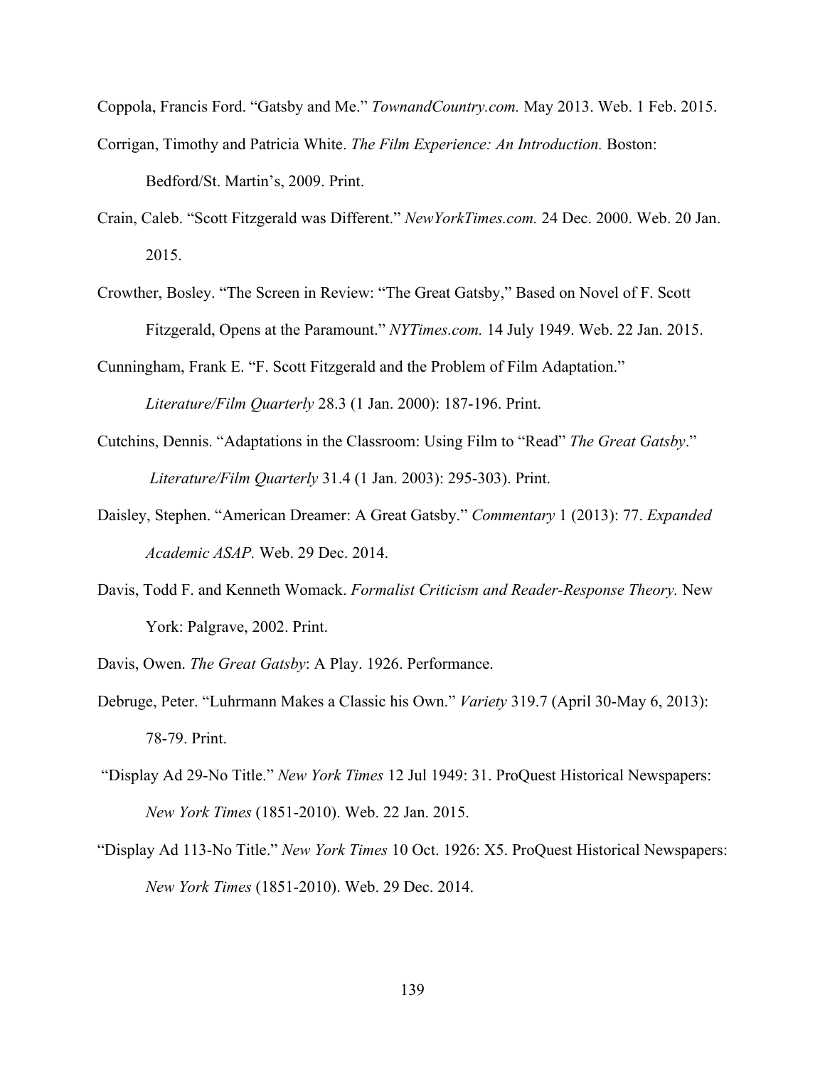Coppola, Francis Ford. “Gatsby and Me.” *TownandCountry.com.* May 2013. Web. 1 Feb. 2015.

Corrigan, Timothy and Patricia White. *The Film Experience: An Introduction.* Boston: Bedford/St. Martin’s, 2009. Print.

Crain, Caleb. “Scott Fitzgerald was Different.” *NewYorkTimes.com.* 24 Dec. 2000. Web. 20 Jan. 2015.

Crowther, Bosley. “The Screen in Review: “The Great Gatsby,” Based on Novel of F. Scott Fitzgerald, Opens at the Paramount.” *NYTimes.com.* 14 July 1949. Web. 22 Jan. 2015.

Cunningham, Frank E. “F. Scott Fitzgerald and the Problem of Film Adaptation.” *Literature/Film Quarterly* 28.3 (1 Jan. 2000): 187-196. Print.

Cutchins, Dennis. “Adaptations in the Classroom: Using Film to “Read” *The Great Gatsby*.” *Literature/Film Quarterly* 31.4 (1 Jan. 2003): 295-303). Print.

Daisley, Stephen. “American Dreamer: A Great Gatsby.” *Commentary* 1 (2013): 77. *Expanded Academic ASAP.* Web. 29 Dec. 2014.

Davis, Todd F. and Kenneth Womack. *Formalist Criticism and Reader-Response Theory.* New York: Palgrave, 2002. Print.

Davis, Owen. *The Great Gatsby*: A Play. 1926. Performance.

Debruge, Peter. “Luhrmann Makes a Classic his Own.” *Variety* 319.7 (April 30-May 6, 2013): 78-79. Print.

“Display Ad 29-No Title.” *New York Times* 12 Jul 1949: 31. ProQuest Historical Newspapers: *New York Times* (1851-2010). Web. 22 Jan. 2015.

“Display Ad 113-No Title.” *New York Times* 10 Oct. 1926: X5. ProQuest Historical Newspapers: *New York Times* (1851-2010). Web. 29 Dec. 2014.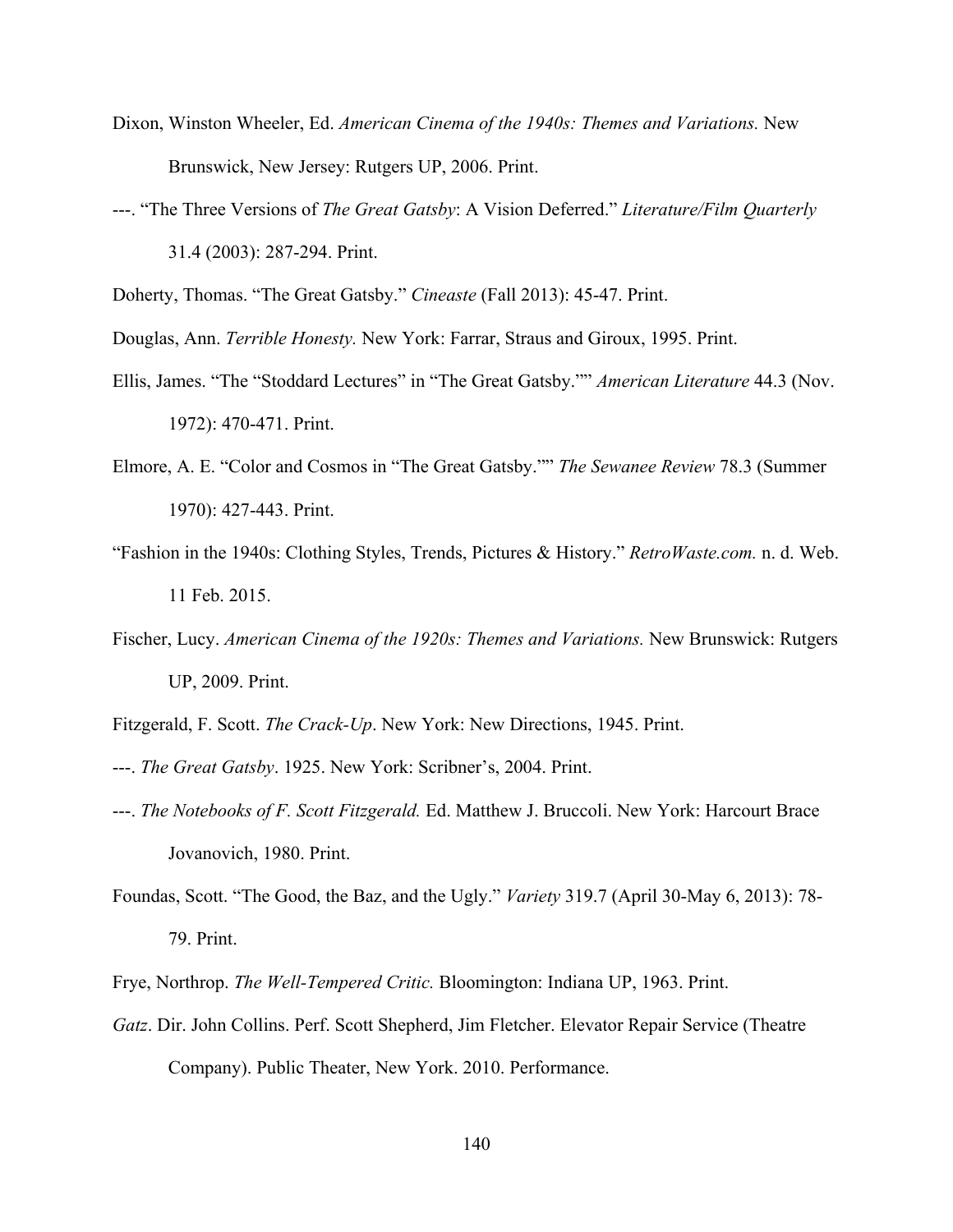Dixon, Winston Wheeler, Ed. *American Cinema of the 1940s: Themes and Variations.* New Brunswick, New Jersey: Rutgers UP, 2006. Print.

---. "The Three Versions of *The Great Gatsby*: A Vision Deferred." *Literature/Film Quarterly* 31.4 (2003): 287-294. Print.

Doherty, Thomas. "The Great Gatsby." *Cineaste* (Fall 2013): 45-47. Print.

Douglas, Ann. *Terrible Honesty.* New York: Farrar, Straus and Giroux, 1995. Print.

Ellis, James. "The "Stoddard Lectures" in "The Great Gatsby."" *American Literature* 44.3 (Nov. 1972): 470-471. Print.

Elmore, A. E. "Color and Cosmos in "The Great Gatsby."" *The Sewanee Review* 78.3 (Summer 1970): 427-443. Print.

"Fashion in the 1940s: Clothing Styles, Trends, Pictures & History." *RetroWaste.com.* n. d. Web. 11 Feb. 2015.

Fischer, Lucy. *American Cinema of the 1920s: Themes and Variations.* New Brunswick: Rutgers UP, 2009. Print.

Fitzgerald, F. Scott. *The Crack-Up*. New York: New Directions, 1945. Print.

---. *The Great Gatsby*. 1925. New York: Scribner's, 2004. Print.

---. *The Notebooks of F. Scott Fitzgerald.* Ed. Matthew J. Bruccoli. New York: Harcourt Brace Jovanovich, 1980. Print.

Foundas, Scott. "The Good, the Baz, and the Ugly." *Variety* 319.7 (April 30-May 6, 2013): 78-79. Print.

Frye, Northrop. *The Well-Tempered Critic.* Bloomington: Indiana UP, 1963. Print.

*Gatz*. Dir. John Collins. Perf. Scott Shepherd, Jim Fletcher. Elevator Repair Service (Theatre Company). Public Theater, New York. 2010. Performance.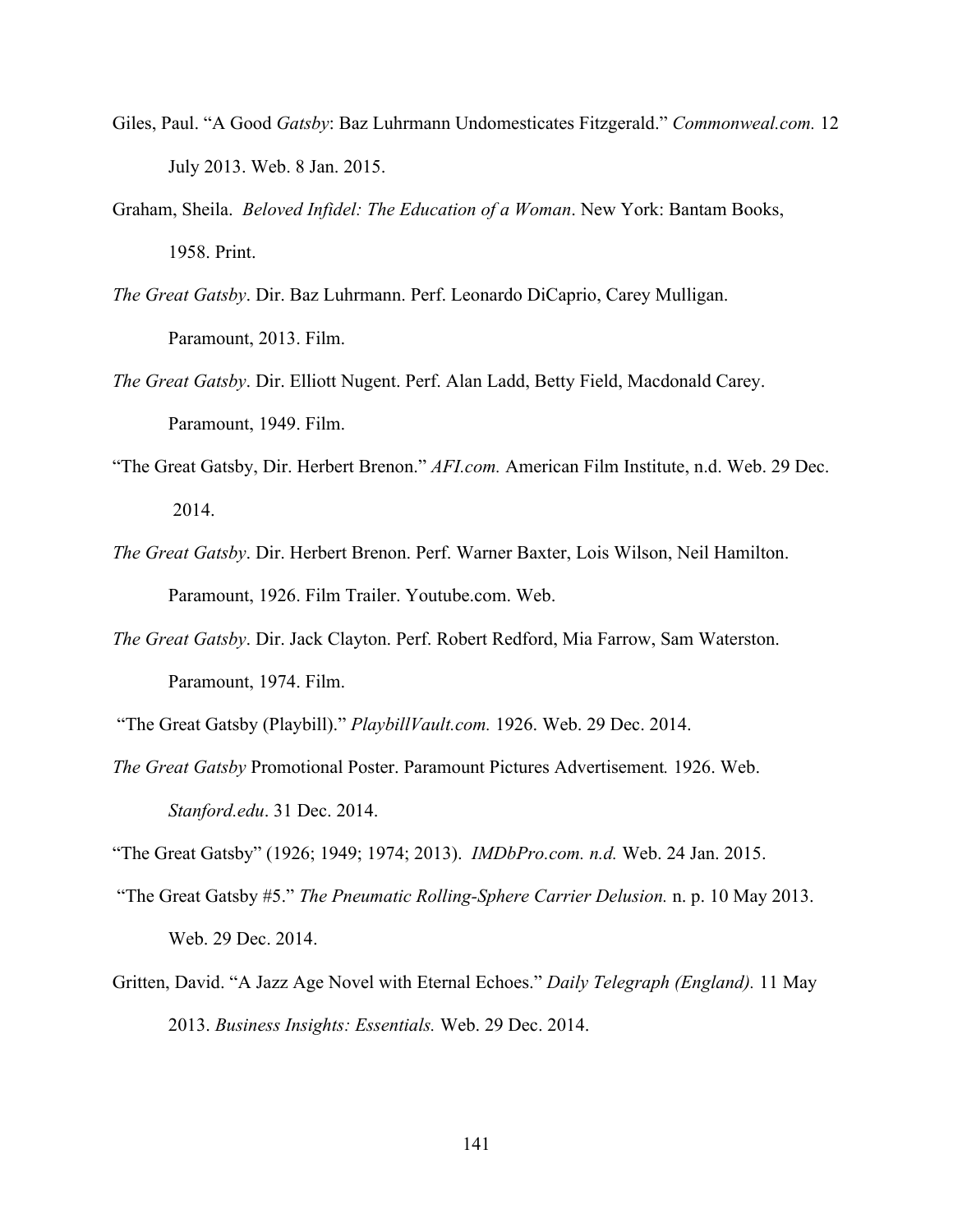Giles, Paul. "A Good *Gatsby*: Baz Luhrmann Undomesticates Fitzgerald." *Commonweal.com.* 12 July 2013. Web. 8 Jan. 2015.

Graham, Sheila. *Beloved Infidel: The Education of a Woman*. New York: Bantam Books, 1958. Print.

*The Great Gatsby*. Dir. Baz Luhrmann. Perf. Leonardo DiCaprio, Carey Mulligan. Paramount, 2013. Film.

*The Great Gatsby*. Dir. Elliott Nugent. Perf. Alan Ladd, Betty Field, Macdonald Carey. Paramount, 1949. Film.

"The Great Gatsby, Dir. Herbert Brenon." *AFI.com.* American Film Institute, n.d. Web. 29 Dec. 2014.

*The Great Gatsby*. Dir. Herbert Brenon. Perf. Warner Baxter, Lois Wilson, Neil Hamilton. Paramount, 1926. Film Trailer. Youtube.com. Web.

*The Great Gatsby*. Dir. Jack Clayton. Perf. Robert Redford, Mia Farrow, Sam Waterston. Paramount, 1974. Film.

"The Great Gatsby (Playbill)." *PlaybillVault.com.* 1926. Web. 29 Dec. 2014.

*The Great Gatsby* Promotional Poster. Paramount Pictures Advertisement*.* 1926. Web. *Stanford.edu*. 31 Dec. 2014.

"The Great Gatsby" (1926; 1949; 1974; 2013). *IMDbPro.com. n.d.* Web. 24 Jan. 2015.

"The Great Gatsby #5." *The Pneumatic Rolling-Sphere Carrier Delusion.* n. p. 10 May 2013. Web. 29 Dec. 2014.

Gritten, David. "A Jazz Age Novel with Eternal Echoes." *Daily Telegraph (England).* 11 May 2013. *Business Insights: Essentials.* Web. 29 Dec. 2014.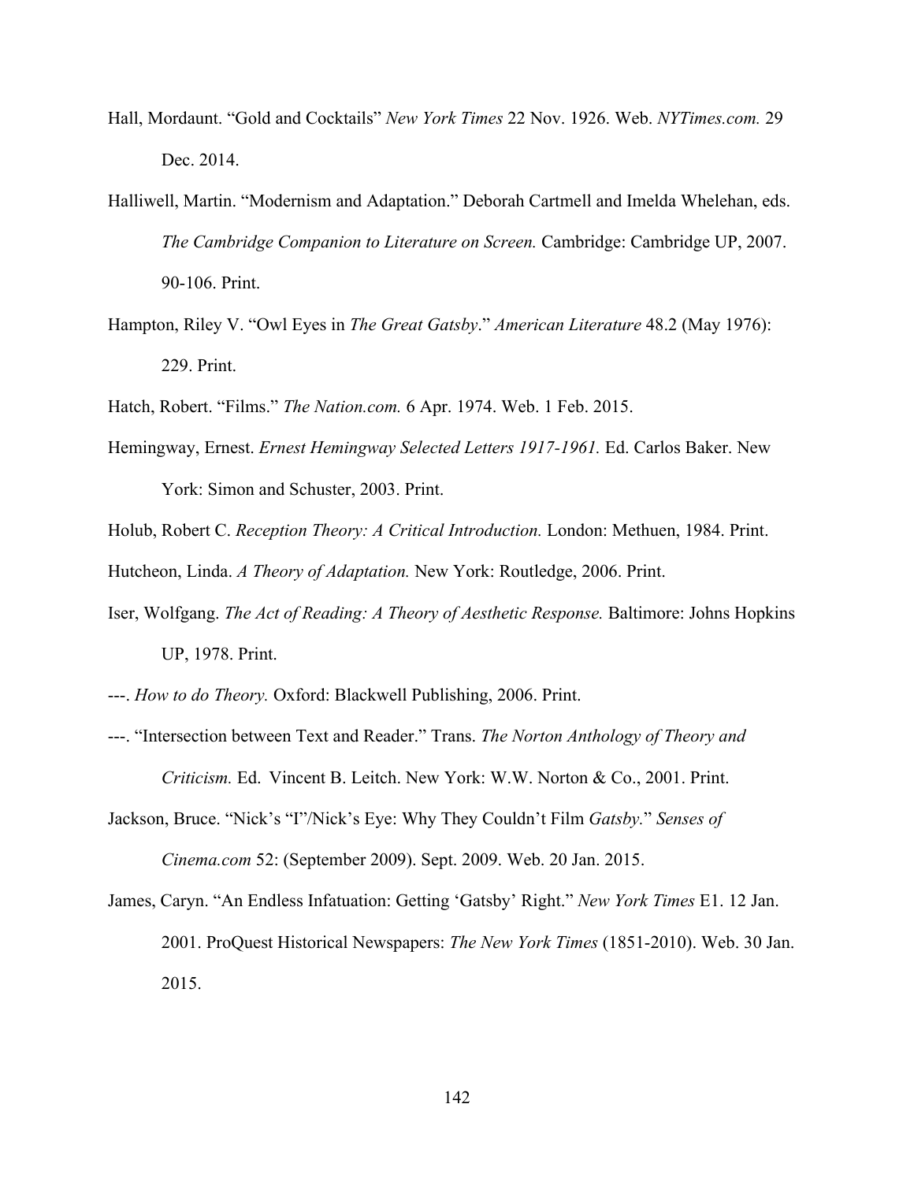Hall, Mordaunt. "Gold and Cocktails" *New York Times* 22 Nov. 1926. Web. *NYTimes.com.* 29 Dec. 2014.

Halliwell, Martin. "Modernism and Adaptation." Deborah Cartmell and Imelda Whelehan, eds. *The Cambridge Companion to Literature on Screen.* Cambridge: Cambridge UP, 2007. 90-106. Print.

Hampton, Riley V. "Owl Eyes in *The Great Gatsby*." *American Literature* 48.2 (May 1976): 229. Print.

Hatch, Robert. "Films." *The Nation.com.* 6 Apr. 1974. Web. 1 Feb. 2015.

Hemingway, Ernest. *Ernest Hemingway Selected Letters 1917-1961.* Ed. Carlos Baker. New York: Simon and Schuster, 2003. Print.

Holub, Robert C. *Reception Theory: A Critical Introduction.* London: Methuen, 1984. Print.

Hutcheon, Linda. *A Theory of Adaptation.* New York: Routledge, 2006. Print.

Iser, Wolfgang. *The Act of Reading: A Theory of Aesthetic Response.* Baltimore: Johns Hopkins UP, 1978. Print.

---. *How to do Theory.* Oxford: Blackwell Publishing, 2006. Print.

---. "Intersection between Text and Reader." Trans. *The Norton Anthology of Theory and Criticism.* Ed. Vincent B. Leitch. New York: W.W. Norton & Co., 2001. Print.

Jackson, Bruce. "Nick's "I"/Nick's Eye: Why They Couldn't Film *Gatsby.*" *Senses of Cinema.com* 52: (September 2009). Sept. 2009. Web. 20 Jan. 2015.

James, Caryn. "An Endless Infatuation: Getting 'Gatsby' Right." *New York Times* E1. 12 Jan. 2001. ProQuest Historical Newspapers: *The New York Times* (1851-2010). Web. 30 Jan. 2015.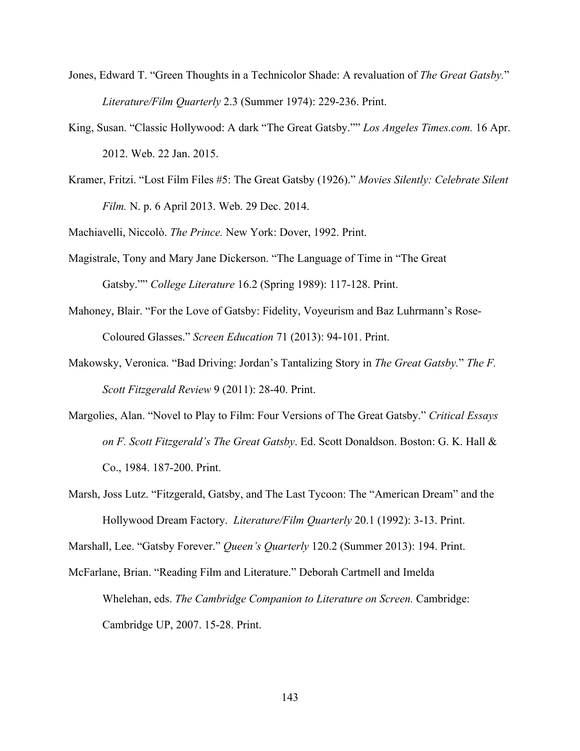Jones, Edward T. “Green Thoughts in a Technicolor Shade: A revaluation of *The Great Gatsby.*” *Literature/Film Quarterly* 2.3 (Summer 1974): 229-236. Print.

King, Susan. “Classic Hollywood: A dark “The Great Gatsby.”” *Los Angeles Times.com.* 16 Apr. 2012. Web. 22 Jan. 2015.

Kramer, Fritzi. “Lost Film Files #5: The Great Gatsby (1926).” *Movies Silently: Celebrate Silent Film.* N. p. 6 April 2013. Web. 29 Dec. 2014.

Machiavelli, Niccolò. *The Prince.* New York: Dover, 1992. Print.

Magistrale, Tony and Mary Jane Dickerson. “The Language of Time in “The Great Gatsby.”” *College Literature* 16.2 (Spring 1989): 117-128. Print.

Mahoney, Blair. “For the Love of Gatsby: Fidelity, Voyeurism and Baz Luhrmann’s Rose-Coloured Glasses.” *Screen Education* 71 (2013): 94-101. Print.

Makowsky, Veronica. “Bad Driving: Jordan’s Tantalizing Story in *The Great Gatsby.*” *The F. Scott Fitzgerald Review* 9 (2011): 28-40. Print.

Margolies, Alan. “Novel to Play to Film: Four Versions of The Great Gatsby.” *Critical Essays on F. Scott Fitzgerald’s The Great Gatsby*. Ed. Scott Donaldson. Boston: G. K. Hall & Co., 1984. 187-200. Print.

Marsh, Joss Lutz. “Fitzgerald, Gatsby, and The Last Tycoon: The “American Dream” and the Hollywood Dream Factory. *Literature/Film Quarterly* 20.1 (1992): 3-13. Print.

Marshall, Lee. “Gatsby Forever.” *Queen’s Quarterly* 120.2 (Summer 2013): 194. Print.

McFarlane, Brian. “Reading Film and Literature.” Deborah Cartmell and Imelda Whelehan, eds. *The Cambridge Companion to Literature on Screen.* Cambridge: Cambridge UP, 2007. 15-28. Print.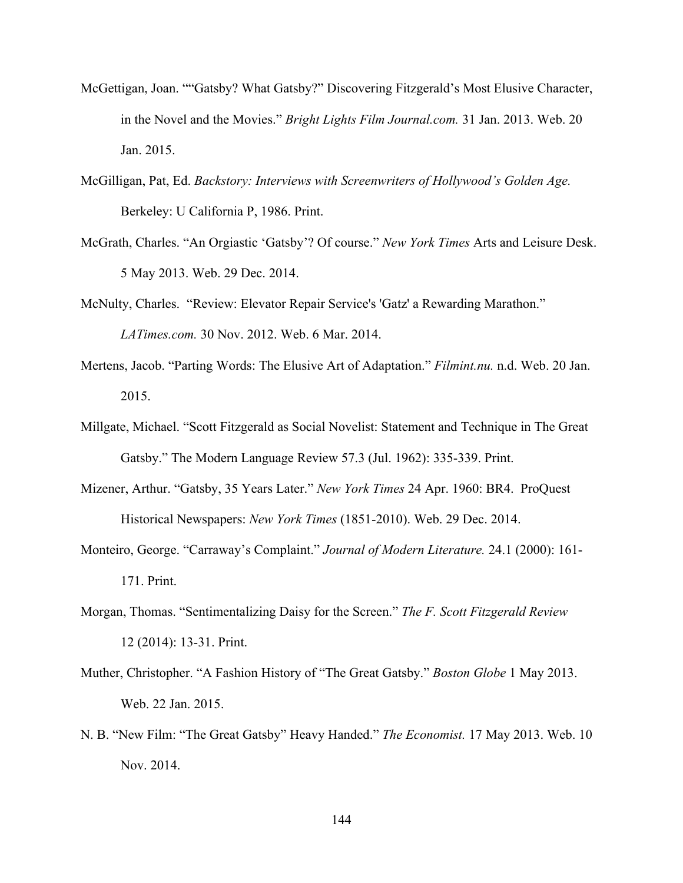McGettigan, Joan. ""Gatsby? What Gatsby?" Discovering Fitzgerald's Most Elusive Character, in the Novel and the Movies." *Bright Lights Film Journal.com.* 31 Jan. 2013. Web. 20 Jan. 2015.

McGilligan, Pat, Ed. *Backstory: Interviews with Screenwriters of Hollywood's Golden Age.* Berkeley: U California P, 1986. Print.

McGrath, Charles. "An Orgiastic 'Gatsby'? Of course." *New York Times* Arts and Leisure Desk. 5 May 2013. Web. 29 Dec. 2014.

McNulty, Charles. "Review: Elevator Repair Service's 'Gatz' a Rewarding Marathon." *LATimes.com.* 30 Nov. 2012. Web. 6 Mar. 2014.

Mertens, Jacob. "Parting Words: The Elusive Art of Adaptation." *Filmint.nu.* n.d. Web. 20 Jan. 2015.

Millgate, Michael. "Scott Fitzgerald as Social Novelist: Statement and Technique in The Great Gatsby." The Modern Language Review 57.3 (Jul. 1962): 335-339. Print.

Mizener, Arthur. "Gatsby, 35 Years Later." *New York Times* 24 Apr. 1960: BR4. ProQuest Historical Newspapers: *New York Times* (1851-2010). Web. 29 Dec. 2014.

Monteiro, George. "Carraway's Complaint." *Journal of Modern Literature.* 24.1 (2000): 161-171. Print.

Morgan, Thomas. "Sentimentalizing Daisy for the Screen." *The F. Scott Fitzgerald Review* 12 (2014): 13-31. Print.

Muther, Christopher. "A Fashion History of "The Great Gatsby." *Boston Globe* 1 May 2013. Web. 22 Jan. 2015.

N. B. "New Film: "The Great Gatsby" Heavy Handed." *The Economist.* 17 May 2013. Web. 10 Nov. 2014.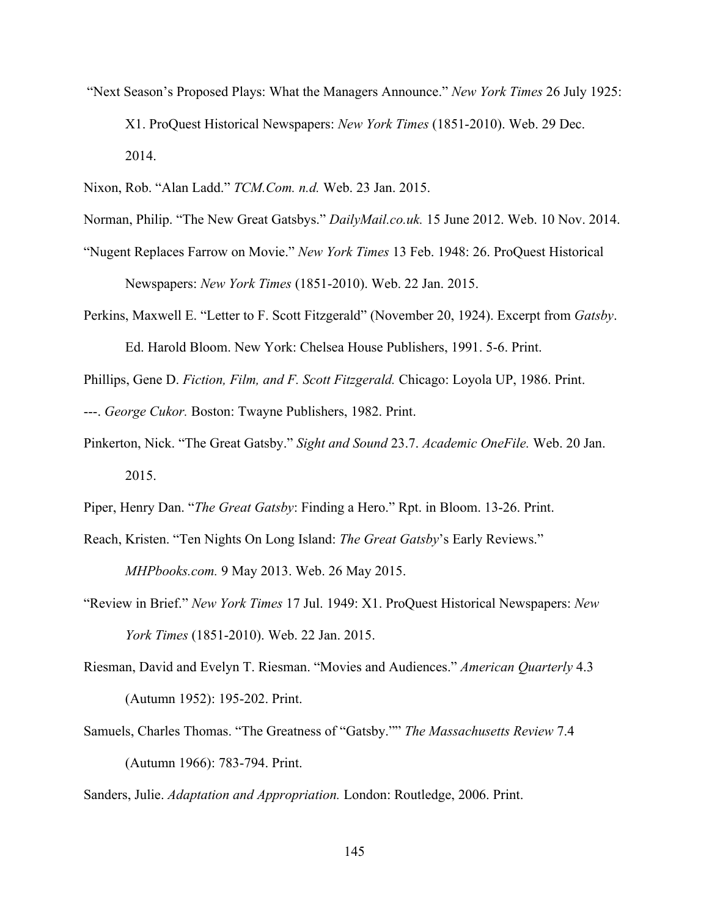"Next Season's Proposed Plays: What the Managers Announce." *New York Times* 26 July 1925: X1. ProQuest Historical Newspapers: *New York Times* (1851-2010). Web. 29 Dec. 2014.

Nixon, Rob. "Alan Ladd." *TCM.Com. n.d.* Web. 23 Jan. 2015.

Norman, Philip. "The New Great Gatsbys." *DailyMail.co.uk.* 15 June 2012. Web. 10 Nov. 2014.

"Nugent Replaces Farrow on Movie." *New York Times* 13 Feb. 1948: 26. ProQuest Historical Newspapers: *New York Times* (1851-2010). Web. 22 Jan. 2015.

Perkins, Maxwell E. "Letter to F. Scott Fitzgerald" (November 20, 1924). Excerpt from *Gatsby*. Ed. Harold Bloom. New York: Chelsea House Publishers, 1991. 5-6. Print.

Phillips, Gene D. *Fiction, Film, and F. Scott Fitzgerald.* Chicago: Loyola UP, 1986. Print.

---. *George Cukor.* Boston: Twayne Publishers, 1982. Print.

Pinkerton, Nick. "The Great Gatsby." *Sight and Sound* 23.7. *Academic OneFile.* Web. 20 Jan. 2015.

Piper, Henry Dan. "*The Great Gatsby*: Finding a Hero." Rpt. in Bloom. 13-26. Print.

Reach, Kristen. "Ten Nights On Long Island: *The Great Gatsby*'s Early Reviews." *MHPbooks.com.* 9 May 2013. Web. 26 May 2015.

"Review in Brief." *New York Times* 17 Jul. 1949: X1. ProQuest Historical Newspapers: *New York Times* (1851-2010). Web. 22 Jan. 2015.

Riesman, David and Evelyn T. Riesman. "Movies and Audiences." *American Quarterly* 4.3 (Autumn 1952): 195-202. Print.

Samuels, Charles Thomas. "The Greatness of "Gatsby."" *The Massachusetts Review* 7.4 (Autumn 1966): 783-794. Print.

Sanders, Julie. *Adaptation and Appropriation.* London: Routledge, 2006. Print.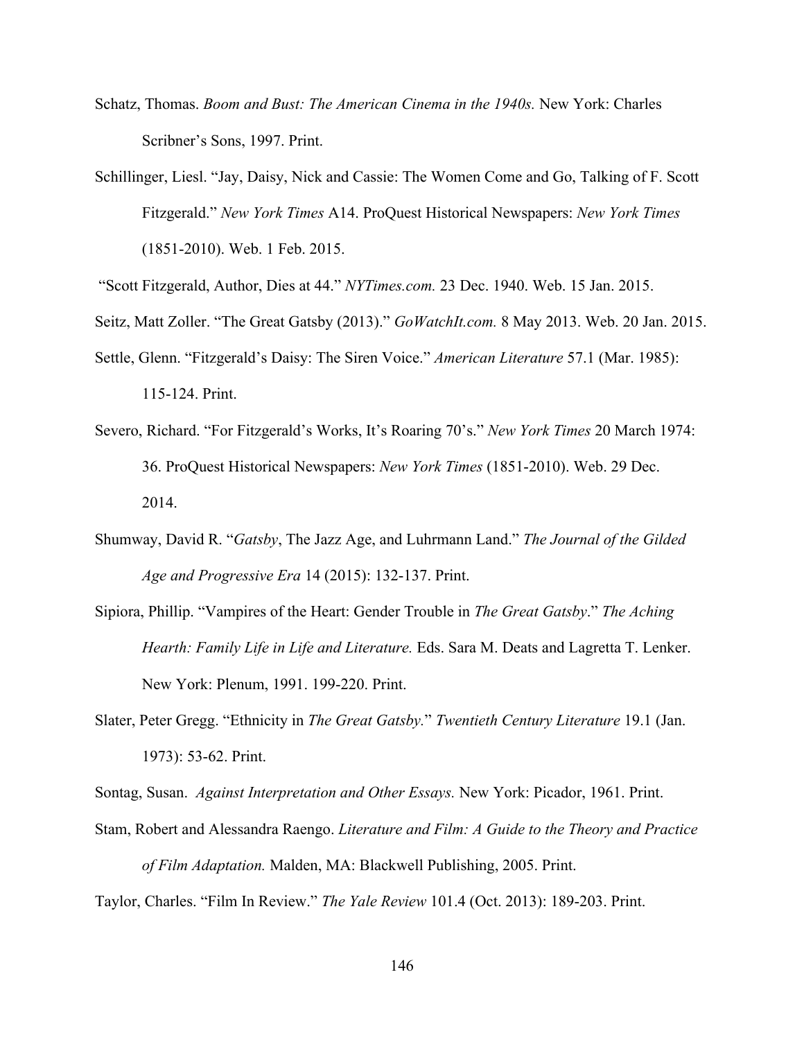Schatz, Thomas. *Boom and Bust: The American Cinema in the 1940s.* New York: Charles Scribner's Sons, 1997. Print.

Schillinger, Liesl. "Jay, Daisy, Nick and Cassie: The Women Come and Go, Talking of F. Scott Fitzgerald." *New York Times* A14. ProQuest Historical Newspapers: *New York Times* (1851-2010). Web. 1 Feb. 2015.

"Scott Fitzgerald, Author, Dies at 44." *NYTimes.com.* 23 Dec. 1940. Web. 15 Jan. 2015.

Seitz, Matt Zoller. "The Great Gatsby (2013)." *GoWatchIt.com.* 8 May 2013. Web. 20 Jan. 2015.

Settle, Glenn. "Fitzgerald's Daisy: The Siren Voice." *American Literature* 57.1 (Mar. 1985): 115-124. Print.

Severo, Richard. "For Fitzgerald's Works, It's Roaring 70's." *New York Times* 20 March 1974: 36. ProQuest Historical Newspapers: *New York Times* (1851-2010). Web. 29 Dec. 2014.

Shumway, David R. "*Gatsby*, The Jazz Age, and Luhrmann Land." *The Journal of the Gilded Age and Progressive Era* 14 (2015): 132-137. Print.

Sipiora, Phillip. "Vampires of the Heart: Gender Trouble in *The Great Gatsby*." *The Aching Hearth: Family Life in Life and Literature.* Eds. Sara M. Deats and Lagretta T. Lenker. New York: Plenum, 1991. 199-220. Print.

Slater, Peter Gregg. "Ethnicity in *The Great Gatsby.*" *Twentieth Century Literature* 19.1 (Jan. 1973): 53-62. Print.

Sontag, Susan. *Against Interpretation and Other Essays.* New York: Picador, 1961. Print.

Stam, Robert and Alessandra Raengo. *Literature and Film: A Guide to the Theory and Practice of Film Adaptation.* Malden, MA: Blackwell Publishing, 2005. Print.

Taylor, Charles. "Film In Review." *The Yale Review* 101.4 (Oct. 2013): 189-203. Print.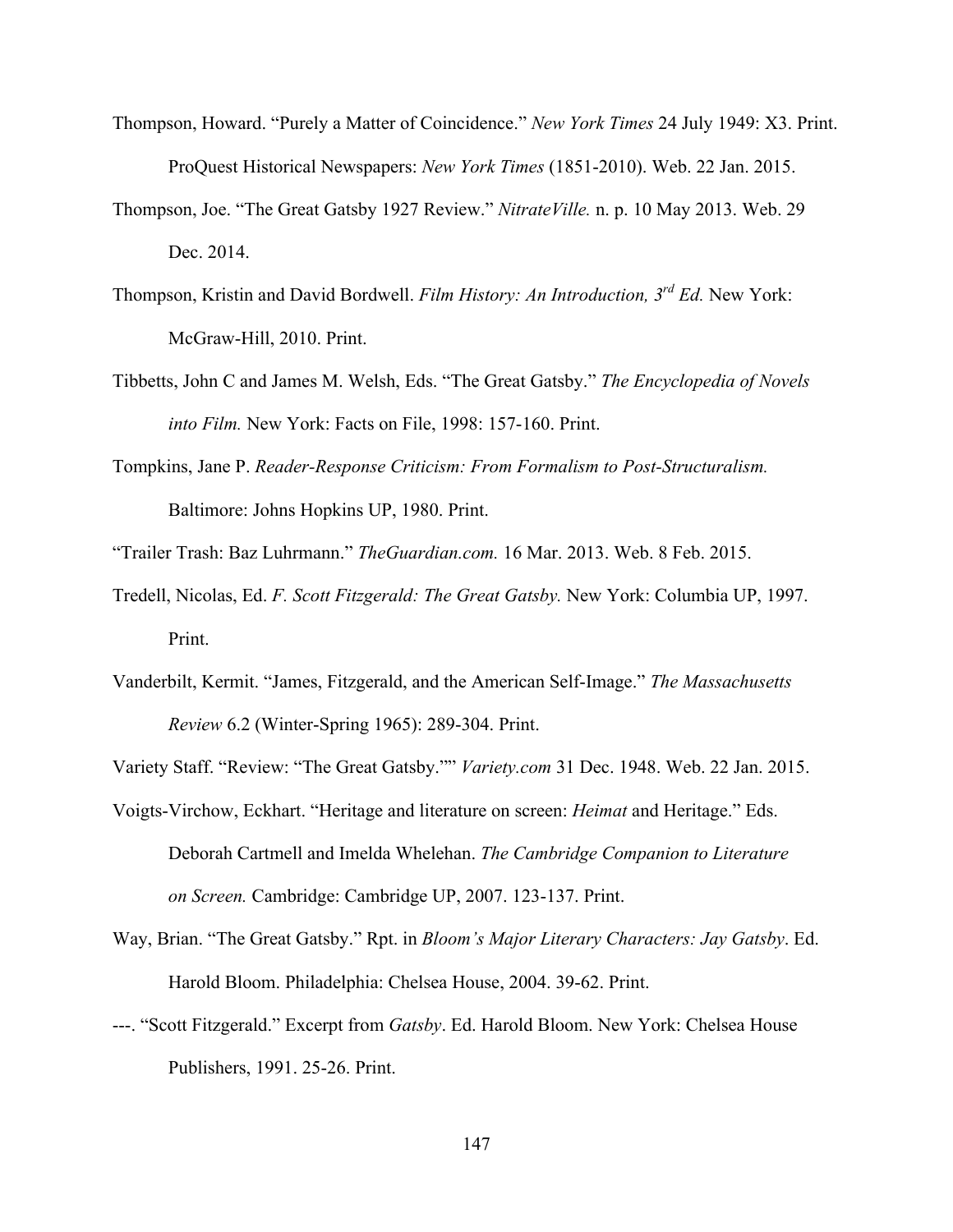Thompson, Howard. "Purely a Matter of Coincidence." *New York Times* 24 July 1949: X3. Print. ProQuest Historical Newspapers: *New York Times* (1851-2010). Web. 22 Jan. 2015.

Thompson, Joe. "The Great Gatsby 1927 Review." *NitrateVille.* n. p. 10 May 2013. Web. 29 Dec. 2014.

Thompson, Kristin and David Bordwell. *Film History: An Introduction, 3rd Ed.* New York: McGraw-Hill, 2010. Print.

Tibbetts, John C and James M. Welsh, Eds. "The Great Gatsby." *The Encyclopedia of Novels into Film.* New York: Facts on File, 1998: 157-160. Print.

Tompkins, Jane P. *Reader-Response Criticism: From Formalism to Post-Structuralism.* Baltimore: Johns Hopkins UP, 1980. Print.

"Trailer Trash: Baz Luhrmann." *TheGuardian.com.* 16 Mar. 2013. Web. 8 Feb. 2015.

Tredell, Nicolas, Ed. *F. Scott Fitzgerald: The Great Gatsby.* New York: Columbia UP, 1997. Print.

Vanderbilt, Kermit. "James, Fitzgerald, and the American Self-Image." *The Massachusetts Review* 6.2 (Winter-Spring 1965): 289-304. Print.

Variety Staff. "Review: "The Great Gatsby."" *Variety.com* 31 Dec. 1948. Web. 22 Jan. 2015.

Voigts-Virchow, Eckhart. "Heritage and literature on screen: *Heimat* and Heritage." Eds. Deborah Cartmell and Imelda Whelehan. *The Cambridge Companion to Literature on Screen.* Cambridge: Cambridge UP, 2007. 123-137. Print.

Way, Brian. "The Great Gatsby." Rpt. in *Bloom's Major Literary Characters: Jay Gatsby*. Ed. Harold Bloom. Philadelphia: Chelsea House, 2004. 39-62. Print.

---. "Scott Fitzgerald." Excerpt from *Gatsby*. Ed. Harold Bloom. New York: Chelsea House Publishers, 1991. 25-26. Print.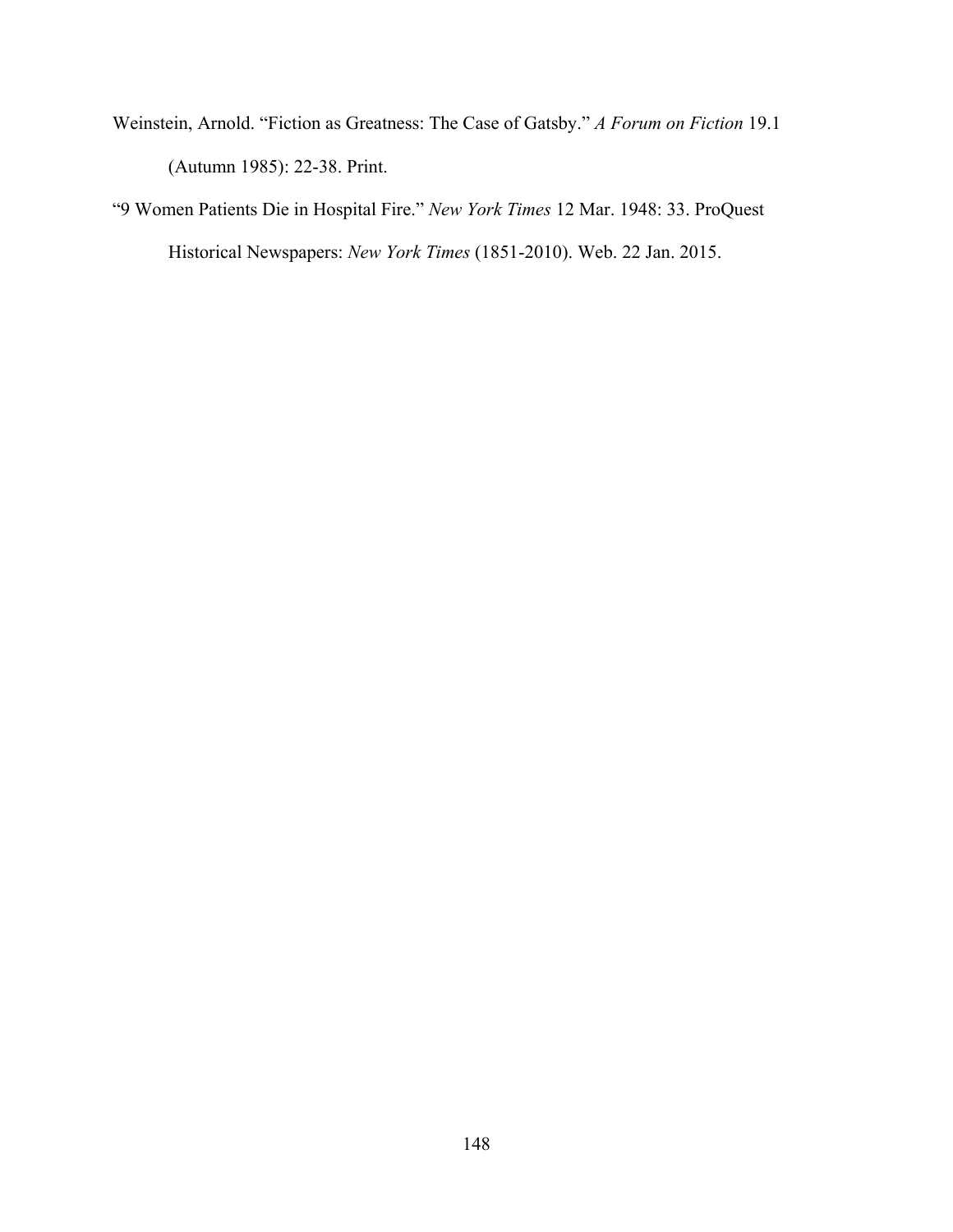Weinstein, Arnold. "Fiction as Greatness: The Case of Gatsby." *A Forum on Fiction* 19.1 (Autumn 1985): 22-38. Print.

"9 Women Patients Die in Hospital Fire." *New York Times* 12 Mar. 1948: 33. ProQuest Historical Newspapers: *New York Times* (1851-2010). Web. 22 Jan. 2015.